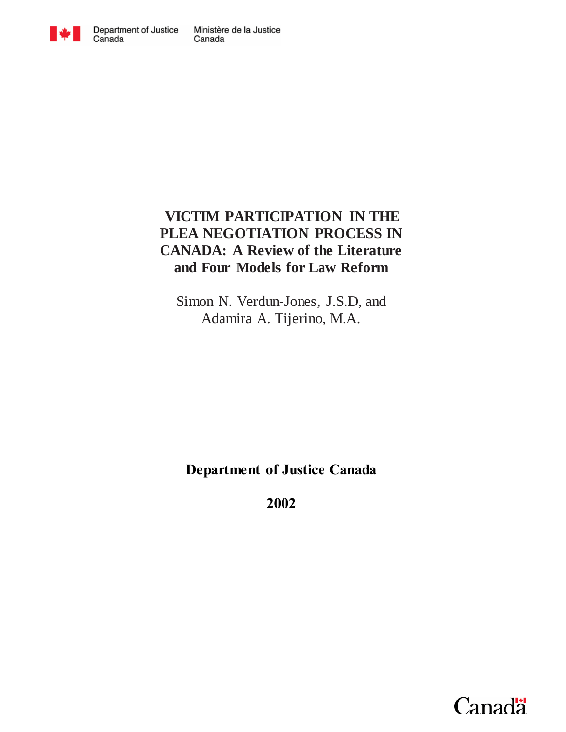Department of Justice Canada | Ministère de la Justice Canada

# VICTIM PARTICIPATION IN THE PLEA NEGOTIATION PROCESS IN CANADA: A Review of the Literature and Four Models for Law Reform

Simon N. Verdun-Jones, J.S.D, and
Adamira A. Tijerino, M.A.

**Department of Justice Canada**

**2002**

Canada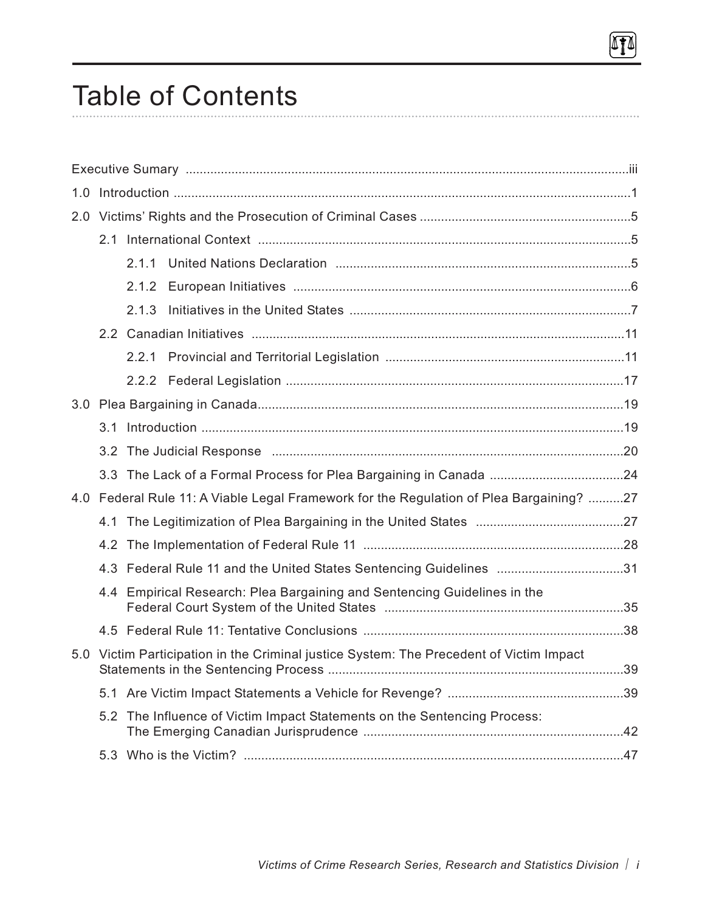# Table of Contents

Executive Sumary .....iii

1.0 Introduction .....1

2.0 Victims' Rights and the Prosecution of Criminal Cases .....5

- 2.1 International Context .....5
  - 2.1.1 United Nations Declaration .....5
  - 2.1.2 European Initiatives .....6
  - 2.1.3 Initiatives in the United States .....7
- 2.2 Canadian Initiatives .....11
  - 2.2.1 Provincial and Territorial Legislation .....11
  - 2.2.2 Federal Legislation .....17

3.0 Plea Bargaining in Canada .....19

- 3.1 Introduction .....19
- 3.2 The Judicial Response .....20
- 3.3 The Lack of a Formal Process for Plea Bargaining in Canada .....24

4.0 Federal Rule 11: A Viable Legal Framework for the Regulation of Plea Bargaining? .....27

- 4.1 The Legitimization of Plea Bargaining in the United States .....27
- 4.2 The Implementation of Federal Rule 11 .....28
- 4.3 Federal Rule 11 and the United States Sentencing Guidelines .....31
- 4.4 Empirical Research: Plea Bargaining and Sentencing Guidelines in the Federal Court System of the United States .....35
- 4.5 Federal Rule 11: Tentative Conclusions .....38

5.0 Victim Participation in the Criminal justice System: The Precedent of Victim Impact Statements in the Sentencing Process .....39

- 5.1 Are Victim Impact Statements a Vehicle for Revenge? .....39
- 5.2 The Influence of Victim Impact Statements on the Sentencing Process: The Emerging Canadian Jurisprudence .....42
- 5.3 Who is the Victim? .....47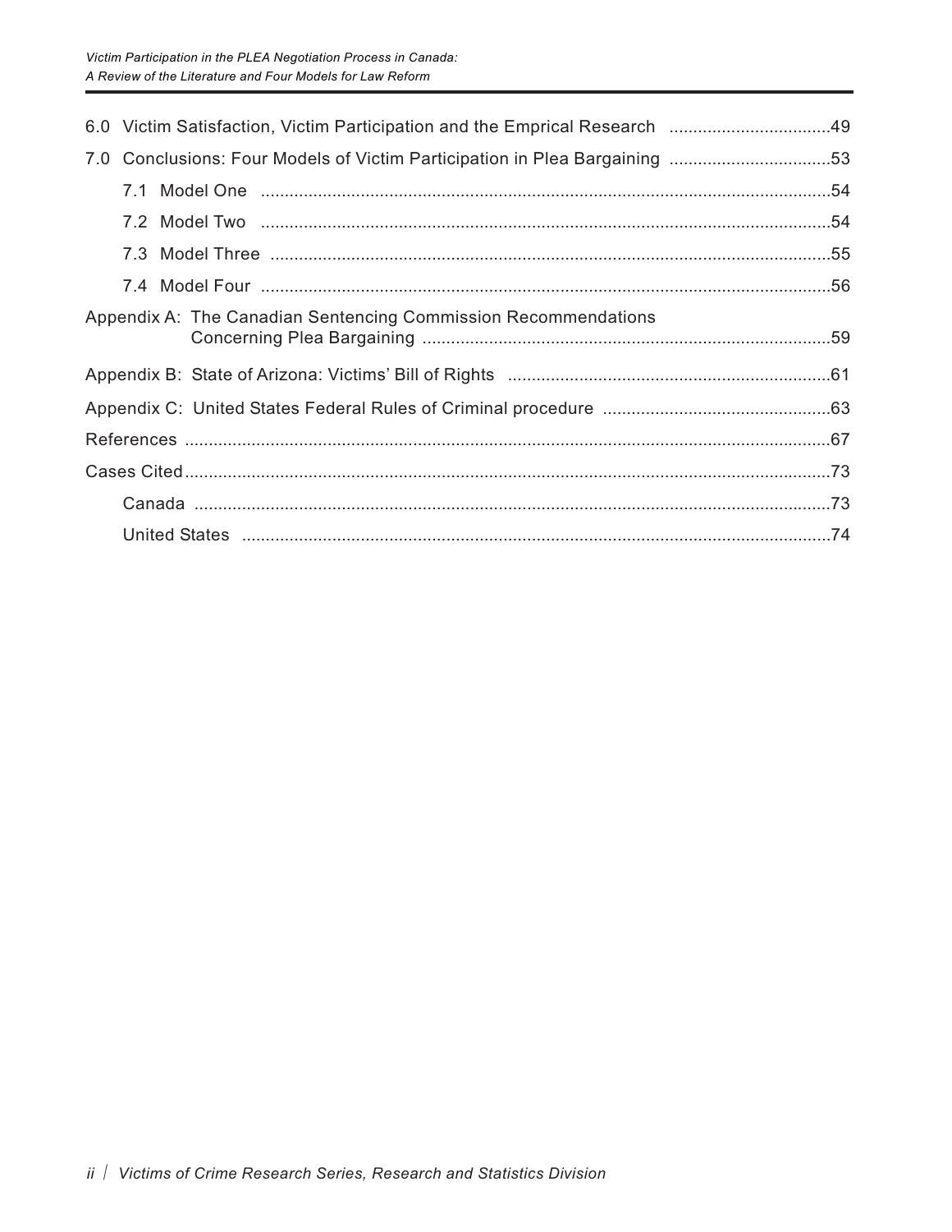6.0 Victim Satisfaction, Victim Participation and the Emprical Research ..................................49

7.0 Conclusions: Four Models of Victim Participation in Plea Bargaining ..................................53

- 7.1 Model One ........................................................................................................................54
- 7.2 Model Two ........................................................................................................................54
- 7.3 Model Three ......................................................................................................................55
- 7.4 Model Four ........................................................................................................................56

Appendix A: The Canadian Sentencing Commission Recommendations Concerning Plea Bargaining ......................................................................................59

Appendix B: State of Arizona: Victims' Bill of Rights ....................................................................61

Appendix C: United States Federal Rules of Criminal procedure ................................................63

References ........................................................................................................................................67

Cases Cited........................................................................................................................................73

- Canada ......................................................................................................................................73
- United States ............................................................................................................................74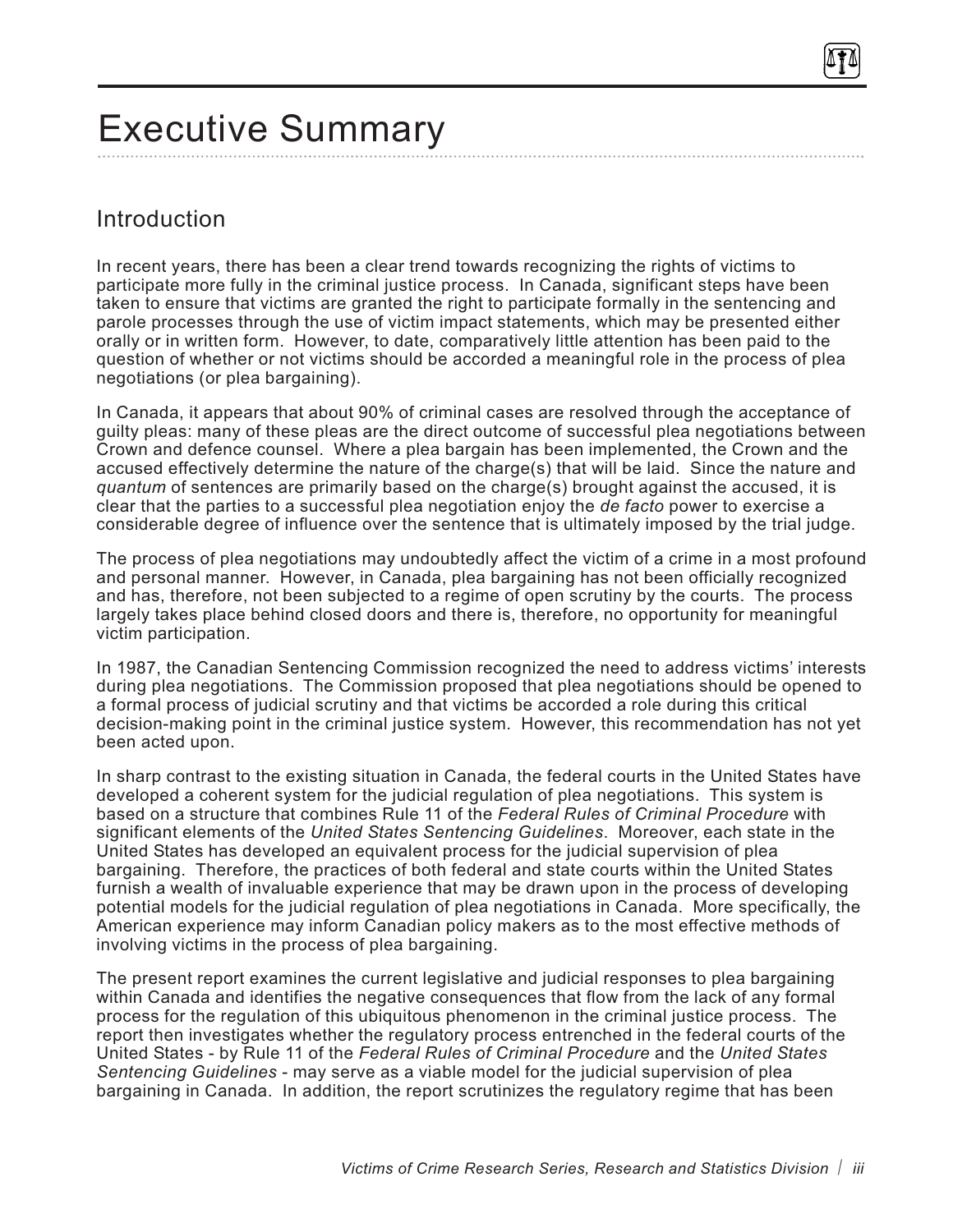# Executive Summary

## Introduction

In recent years, there has been a clear trend towards recognizing the rights of victims to participate more fully in the criminal justice process. In Canada, significant steps have been taken to ensure that victims are granted the right to participate formally in the sentencing and parole processes through the use of victim impact statements, which may be presented either orally or in written form. However, to date, comparatively little attention has been paid to the question of whether or not victims should be accorded a meaningful role in the process of plea negotiations (or plea bargaining).

In Canada, it appears that about 90% of criminal cases are resolved through the acceptance of guilty pleas: many of these pleas are the direct outcome of successful plea negotiations between Crown and defence counsel. Where a plea bargain has been implemented, the Crown and the accused effectively determine the nature of the charge(s) that will be laid. Since the nature and *quantum* of sentences are primarily based on the charge(s) brought against the accused, it is clear that the parties to a successful plea negotiation enjoy the *de facto* power to exercise a considerable degree of influence over the sentence that is ultimately imposed by the trial judge.

The process of plea negotiations may undoubtedly affect the victim of a crime in a most profound and personal manner. However, in Canada, plea bargaining has not been officially recognized and has, therefore, not been subjected to a regime of open scrutiny by the courts. The process largely takes place behind closed doors and there is, therefore, no opportunity for meaningful victim participation.

In 1987, the Canadian Sentencing Commission recognized the need to address victims' interests during plea negotiations. The Commission proposed that plea negotiations should be opened to a formal process of judicial scrutiny and that victims be accorded a role during this critical decision-making point in the criminal justice system. However, this recommendation has not yet been acted upon.

In sharp contrast to the existing situation in Canada, the federal courts in the United States have developed a coherent system for the judicial regulation of plea negotiations. This system is based on a structure that combines Rule 11 of the *Federal Rules of Criminal Procedure* with significant elements of the *United States Sentencing Guidelines*. Moreover, each state in the United States has developed an equivalent process for the judicial supervision of plea bargaining. Therefore, the practices of both federal and state courts within the United States furnish a wealth of invaluable experience that may be drawn upon in the process of developing potential models for the judicial regulation of plea negotiations in Canada. More specifically, the American experience may inform Canadian policy makers as to the most effective methods of involving victims in the process of plea bargaining.

The present report examines the current legislative and judicial responses to plea bargaining within Canada and identifies the negative consequences that flow from the lack of any formal process for the regulation of this ubiquitous phenomenon in the criminal justice process. The report then investigates whether the regulatory process entrenched in the federal courts of the United States - by Rule 11 of the *Federal Rules of Criminal Procedure* and the *United States Sentencing Guidelines* - may serve as a viable model for the judicial supervision of plea bargaining in Canada. In addition, the report scrutinizes the regulatory regime that has been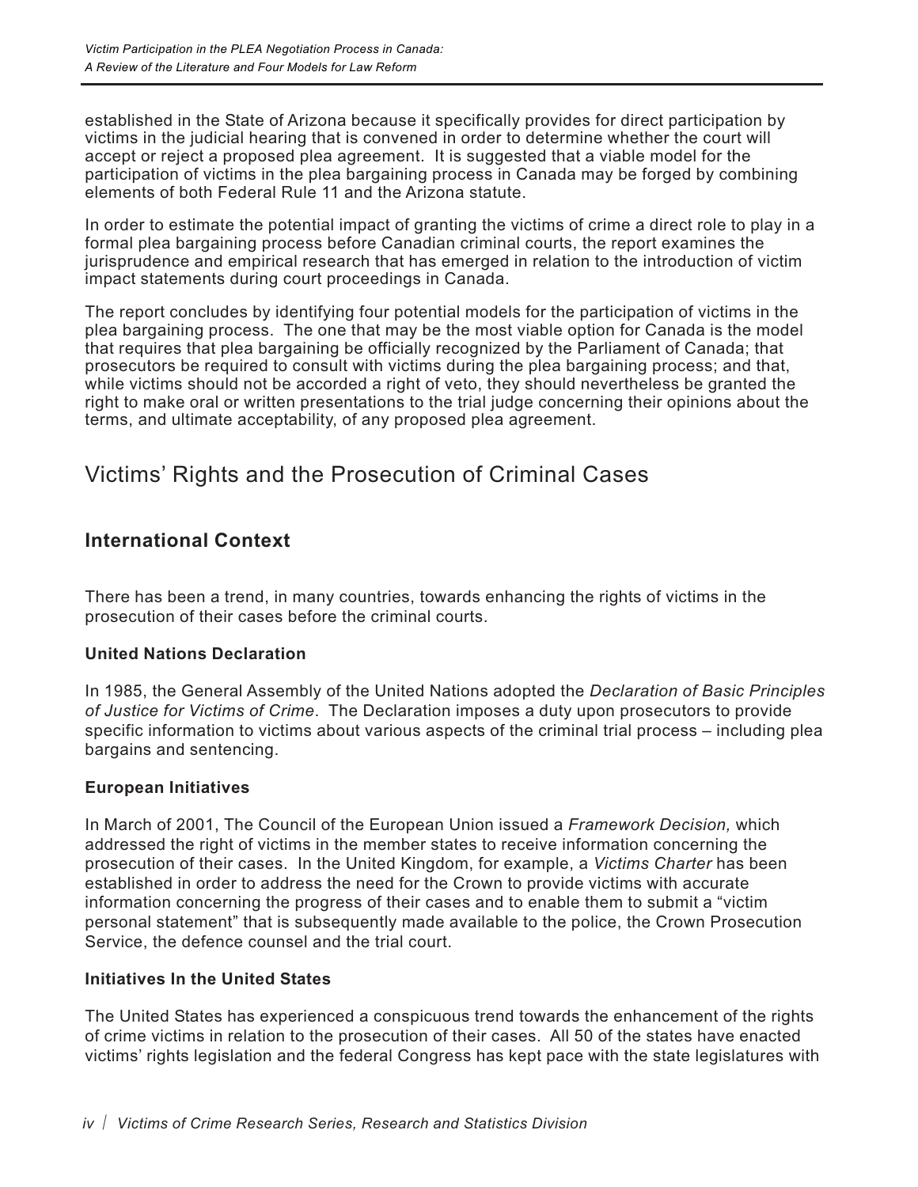established in the State of Arizona because it specifically provides for direct participation by victims in the judicial hearing that is convened in order to determine whether the court will accept or reject a proposed plea agreement. It is suggested that a viable model for the participation of victims in the plea bargaining process in Canada may be forged by combining elements of both Federal Rule 11 and the Arizona statute.

In order to estimate the potential impact of granting the victims of crime a direct role to play in a formal plea bargaining process before Canadian criminal courts, the report examines the jurisprudence and empirical research that has emerged in relation to the introduction of victim impact statements during court proceedings in Canada.

The report concludes by identifying four potential models for the participation of victims in the plea bargaining process. The one that may be the most viable option for Canada is the model that requires that plea bargaining be officially recognized by the Parliament of Canada; that prosecutors be required to consult with victims during the plea bargaining process; and that, while victims should not be accorded a right of veto, they should nevertheless be granted the right to make oral or written presentations to the trial judge concerning their opinions about the terms, and ultimate acceptability, of any proposed plea agreement.

## Victims' Rights and the Prosecution of Criminal Cases

### International Context

There has been a trend, in many countries, towards enhancing the rights of victims in the prosecution of their cases before the criminal courts.

#### United Nations Declaration

In 1985, the General Assembly of the United Nations adopted the *Declaration of Basic Principles of Justice for Victims of Crime*. The Declaration imposes a duty upon prosecutors to provide specific information to victims about various aspects of the criminal trial process – including plea bargains and sentencing.

#### European Initiatives

In March of 2001, The Council of the European Union issued a *Framework Decision,* which addressed the right of victims in the member states to receive information concerning the prosecution of their cases. In the United Kingdom, for example, a *Victims Charter* has been established in order to address the need for the Crown to provide victims with accurate information concerning the progress of their cases and to enable them to submit a "victim personal statement" that is subsequently made available to the police, the Crown Prosecution Service, the defence counsel and the trial court.

#### Initiatives In the United States

The United States has experienced a conspicuous trend towards the enhancement of the rights of crime victims in relation to the prosecution of their cases. All 50 of the states have enacted victims' rights legislation and the federal Congress has kept pace with the state legislatures with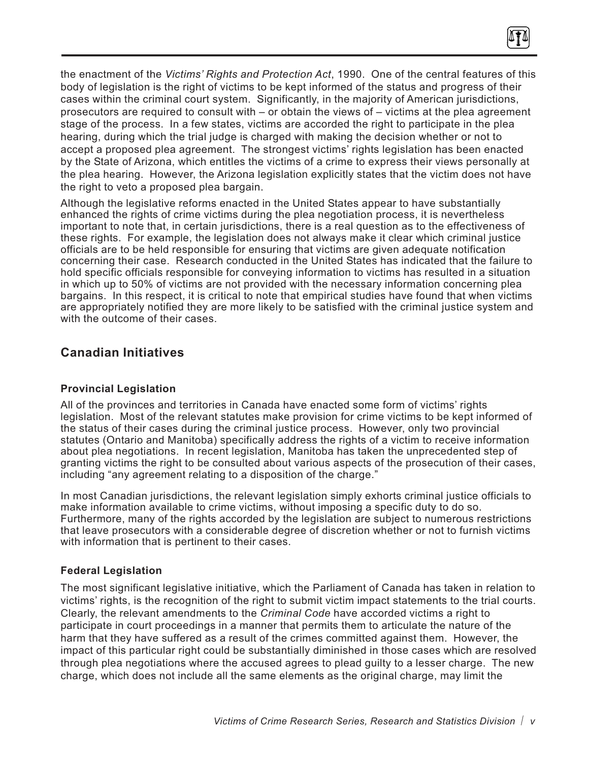the enactment of the *Victims' Rights and Protection Act*, 1990. One of the central features of this body of legislation is the right of victims to be kept informed of the status and progress of their cases within the criminal court system. Significantly, in the majority of American jurisdictions, prosecutors are required to consult with – or obtain the views of – victims at the plea agreement stage of the process. In a few states, victims are accorded the right to participate in the plea hearing, during which the trial judge is charged with making the decision whether or not to accept a proposed plea agreement. The strongest victims' rights legislation has been enacted by the State of Arizona, which entitles the victims of a crime to express their views personally at the plea hearing. However, the Arizona legislation explicitly states that the victim does not have the right to veto a proposed plea bargain.

Although the legislative reforms enacted in the United States appear to have substantially enhanced the rights of crime victims during the plea negotiation process, it is nevertheless important to note that, in certain jurisdictions, there is a real question as to the effectiveness of these rights. For example, the legislation does not always make it clear which criminal justice officials are to be held responsible for ensuring that victims are given adequate notification concerning their case. Research conducted in the United States has indicated that the failure to hold specific officials responsible for conveying information to victims has resulted in a situation in which up to 50% of victims are not provided with the necessary information concerning plea bargains. In this respect, it is critical to note that empirical studies have found that when victims are appropriately notified they are more likely to be satisfied with the criminal justice system and with the outcome of their cases.

## Canadian Initiatives

### Provincial Legislation

All of the provinces and territories in Canada have enacted some form of victims' rights legislation. Most of the relevant statutes make provision for crime victims to be kept informed of the status of their cases during the criminal justice process. However, only two provincial statutes (Ontario and Manitoba) specifically address the rights of a victim to receive information about plea negotiations. In recent legislation, Manitoba has taken the unprecedented step of granting victims the right to be consulted about various aspects of the prosecution of their cases, including "any agreement relating to a disposition of the charge."

In most Canadian jurisdictions, the relevant legislation simply exhorts criminal justice officials to make information available to crime victims, without imposing a specific duty to do so. Furthermore, many of the rights accorded by the legislation are subject to numerous restrictions that leave prosecutors with a considerable degree of discretion whether or not to furnish victims with information that is pertinent to their cases.

### Federal Legislation

The most significant legislative initiative, which the Parliament of Canada has taken in relation to victims' rights, is the recognition of the right to submit victim impact statements to the trial courts. Clearly, the relevant amendments to the *Criminal Code* have accorded victims a right to participate in court proceedings in a manner that permits them to articulate the nature of the harm that they have suffered as a result of the crimes committed against them. However, the impact of this particular right could be substantially diminished in those cases which are resolved through plea negotiations where the accused agrees to plead guilty to a lesser charge. The new charge, which does not include all the same elements as the original charge, may limit the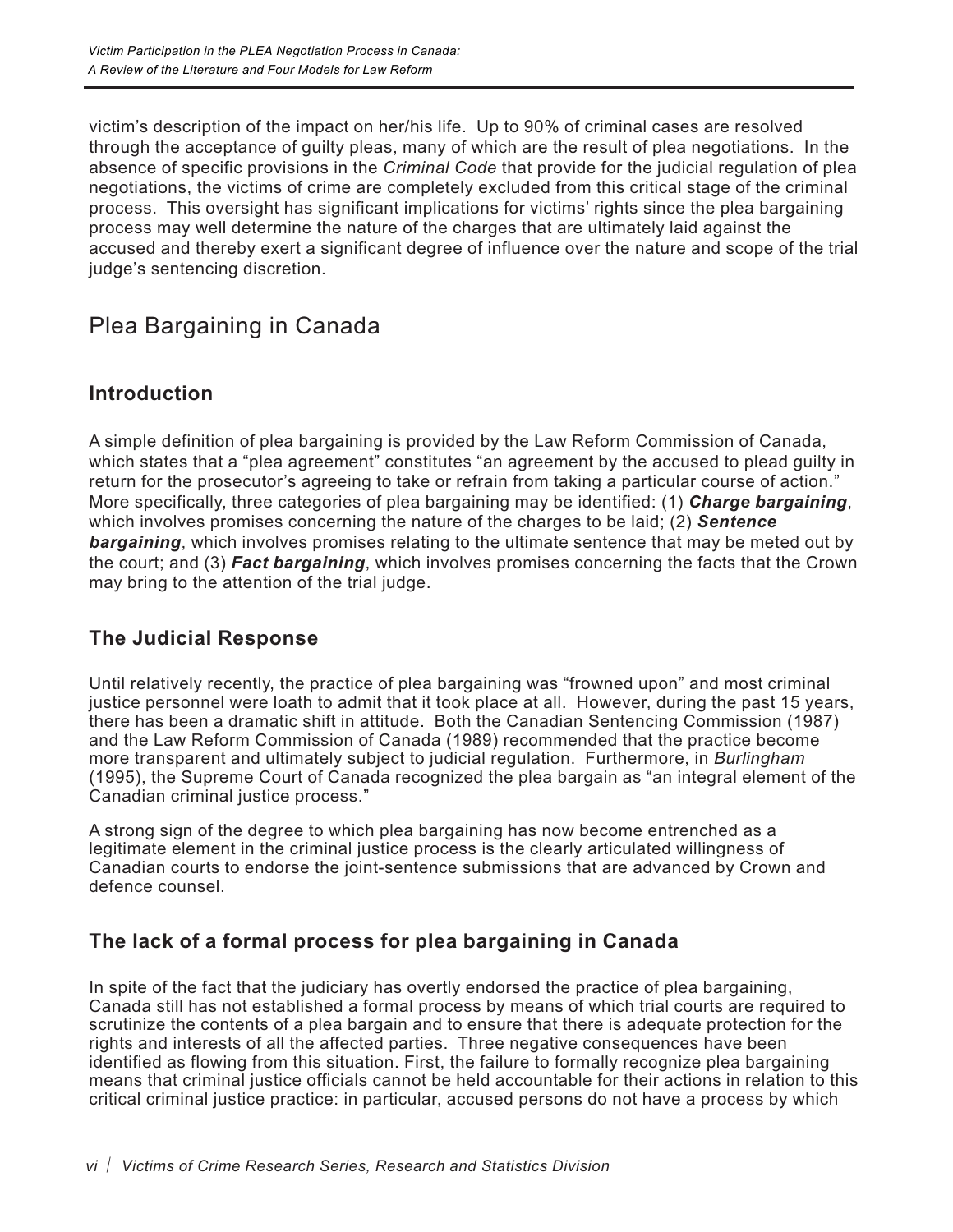victim's description of the impact on her/his life. Up to 90% of criminal cases are resolved through the acceptance of guilty pleas, many of which are the result of plea negotiations. In the absence of specific provisions in the *Criminal Code* that provide for the judicial regulation of plea negotiations, the victims of crime are completely excluded from this critical stage of the criminal process. This oversight has significant implications for victims' rights since the plea bargaining process may well determine the nature of the charges that are ultimately laid against the accused and thereby exert a significant degree of influence over the nature and scope of the trial judge's sentencing discretion.

## Plea Bargaining in Canada

### Introduction

A simple definition of plea bargaining is provided by the Law Reform Commission of Canada, which states that a "plea agreement" constitutes "an agreement by the accused to plead guilty in return for the prosecutor's agreeing to take or refrain from taking a particular course of action." More specifically, three categories of plea bargaining may be identified: (1) ***Charge bargaining***, which involves promises concerning the nature of the charges to be laid; (2) ***Sentence bargaining***, which involves promises relating to the ultimate sentence that may be meted out by the court; and (3) ***Fact bargaining***, which involves promises concerning the facts that the Crown may bring to the attention of the trial judge.

### The Judicial Response

Until relatively recently, the practice of plea bargaining was "frowned upon" and most criminal justice personnel were loath to admit that it took place at all. However, during the past 15 years, there has been a dramatic shift in attitude. Both the Canadian Sentencing Commission (1987) and the Law Reform Commission of Canada (1989) recommended that the practice become more transparent and ultimately subject to judicial regulation. Furthermore, in *Burlingham* (1995), the Supreme Court of Canada recognized the plea bargain as "an integral element of the Canadian criminal justice process."

A strong sign of the degree to which plea bargaining has now become entrenched as a legitimate element in the criminal justice process is the clearly articulated willingness of Canadian courts to endorse the joint-sentence submissions that are advanced by Crown and defence counsel.

### The lack of a formal process for plea bargaining in Canada

In spite of the fact that the judiciary has overtly endorsed the practice of plea bargaining, Canada still has not established a formal process by means of which trial courts are required to scrutinize the contents of a plea bargain and to ensure that there is adequate protection for the rights and interests of all the affected parties. Three negative consequences have been identified as flowing from this situation. First, the failure to formally recognize plea bargaining means that criminal justice officials cannot be held accountable for their actions in relation to this critical criminal justice practice: in particular, accused persons do not have a process by which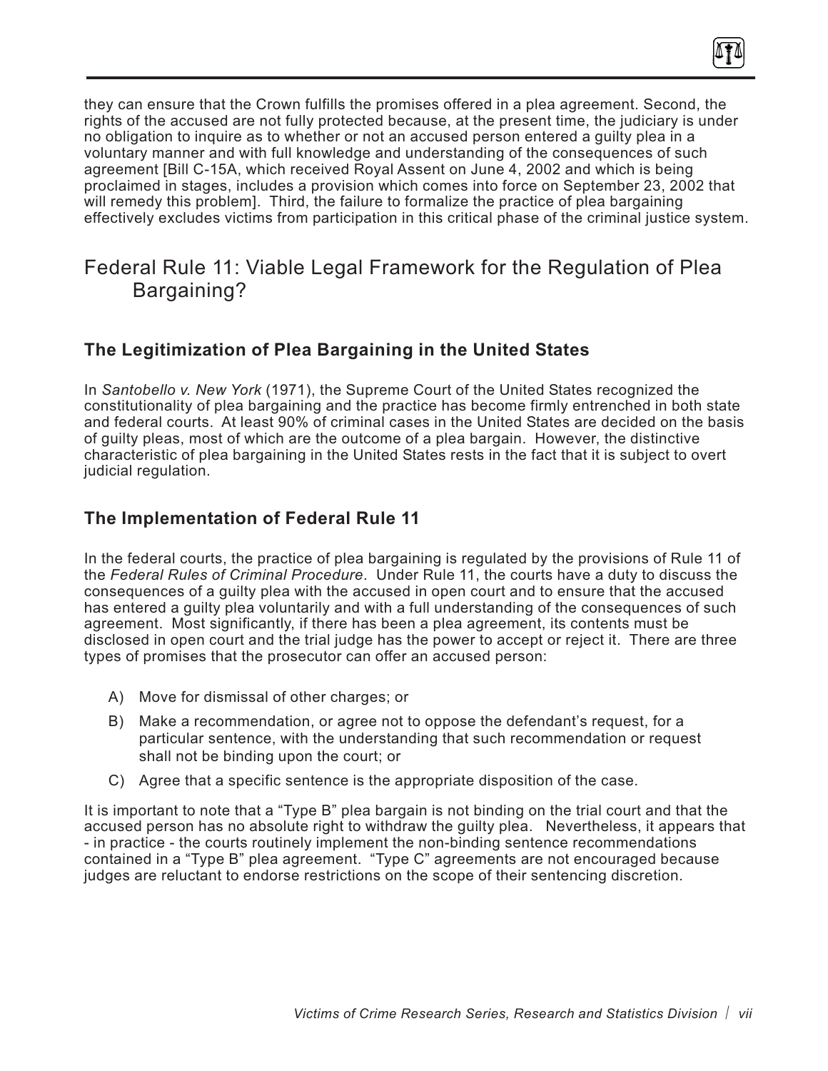they can ensure that the Crown fulfills the promises offered in a plea agreement. Second, the rights of the accused are not fully protected because, at the present time, the judiciary is under no obligation to inquire as to whether or not an accused person entered a guilty plea in a voluntary manner and with full knowledge and understanding of the consequences of such agreement [Bill C-15A, which received Royal Assent on June 4, 2002 and which is being proclaimed in stages, includes a provision which comes into force on September 23, 2002 that will remedy this problem]. Third, the failure to formalize the practice of plea bargaining effectively excludes victims from participation in this critical phase of the criminal justice system.

## Federal Rule 11: Viable Legal Framework for the Regulation of Plea Bargaining?

### The Legitimization of Plea Bargaining in the United States

In *Santobello v. New York* (1971), the Supreme Court of the United States recognized the constitutionality of plea bargaining and the practice has become firmly entrenched in both state and federal courts. At least 90% of criminal cases in the United States are decided on the basis of guilty pleas, most of which are the outcome of a plea bargain. However, the distinctive characteristic of plea bargaining in the United States rests in the fact that it is subject to overt judicial regulation.

### The Implementation of Federal Rule 11

In the federal courts, the practice of plea bargaining is regulated by the provisions of Rule 11 of the *Federal Rules of Criminal Procedure*. Under Rule 11, the courts have a duty to discuss the consequences of a guilty plea with the accused in open court and to ensure that the accused has entered a guilty plea voluntarily and with a full understanding of the consequences of such agreement. Most significantly, if there has been a plea agreement, its contents must be disclosed in open court and the trial judge has the power to accept or reject it. There are three types of promises that the prosecutor can offer an accused person:

A) Move for dismissal of other charges; or

B) Make a recommendation, or agree not to oppose the defendant's request, for a particular sentence, with the understanding that such recommendation or request shall not be binding upon the court; or

C) Agree that a specific sentence is the appropriate disposition of the case.

It is important to note that a "Type B" plea bargain is not binding on the trial court and that the accused person has no absolute right to withdraw the guilty plea. Nevertheless, it appears that - in practice - the courts routinely implement the non-binding sentence recommendations contained in a "Type B" plea agreement. "Type C" agreements are not encouraged because judges are reluctant to endorse restrictions on the scope of their sentencing discretion.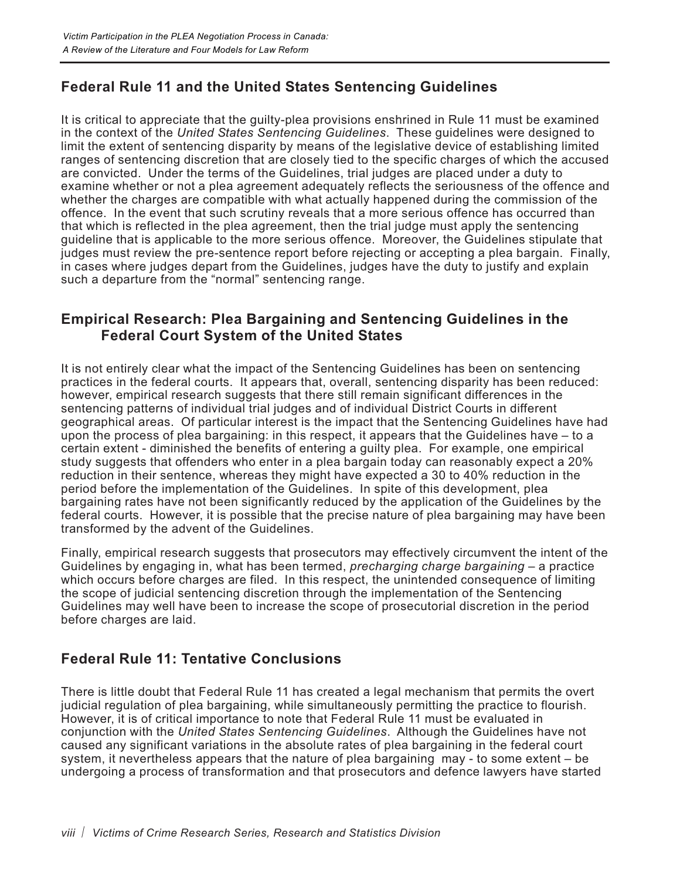## Federal Rule 11 and the United States Sentencing Guidelines

It is critical to appreciate that the guilty-plea provisions enshrined in Rule 11 must be examined in the context of the *United States Sentencing Guidelines*. These guidelines were designed to limit the extent of sentencing disparity by means of the legislative device of establishing limited ranges of sentencing discretion that are closely tied to the specific charges of which the accused are convicted. Under the terms of the Guidelines, trial judges are placed under a duty to examine whether or not a plea agreement adequately reflects the seriousness of the offence and whether the charges are compatible with what actually happened during the commission of the offence. In the event that such scrutiny reveals that a more serious offence has occurred than that which is reflected in the plea agreement, then the trial judge must apply the sentencing guideline that is applicable to the more serious offence. Moreover, the Guidelines stipulate that judges must review the pre-sentence report before rejecting or accepting a plea bargain. Finally, in cases where judges depart from the Guidelines, judges have the duty to justify and explain such a departure from the "normal" sentencing range.

## Empirical Research: Plea Bargaining and Sentencing Guidelines in the Federal Court System of the United States

It is not entirely clear what the impact of the Sentencing Guidelines has been on sentencing practices in the federal courts. It appears that, overall, sentencing disparity has been reduced: however, empirical research suggests that there still remain significant differences in the sentencing patterns of individual trial judges and of individual District Courts in different geographical areas. Of particular interest is the impact that the Sentencing Guidelines have had upon the process of plea bargaining: in this respect, it appears that the Guidelines have – to a certain extent - diminished the benefits of entering a guilty plea. For example, one empirical study suggests that offenders who enter in a plea bargain today can reasonably expect a 20% reduction in their sentence, whereas they might have expected a 30 to 40% reduction in the period before the implementation of the Guidelines. In spite of this development, plea bargaining rates have not been significantly reduced by the application of the Guidelines by the federal courts. However, it is possible that the precise nature of plea bargaining may have been transformed by the advent of the Guidelines.

Finally, empirical research suggests that prosecutors may effectively circumvent the intent of the Guidelines by engaging in, what has been termed, *precharging charge bargaining* – a practice which occurs before charges are filed. In this respect, the unintended consequence of limiting the scope of judicial sentencing discretion through the implementation of the Sentencing Guidelines may well have been to increase the scope of prosecutorial discretion in the period before charges are laid.

## Federal Rule 11: Tentative Conclusions

There is little doubt that Federal Rule 11 has created a legal mechanism that permits the overt judicial regulation of plea bargaining, while simultaneously permitting the practice to flourish. However, it is of critical importance to note that Federal Rule 11 must be evaluated in conjunction with the *United States Sentencing Guidelines*. Although the Guidelines have not caused any significant variations in the absolute rates of plea bargaining in the federal court system, it nevertheless appears that the nature of plea bargaining may - to some extent – be undergoing a process of transformation and that prosecutors and defence lawyers have started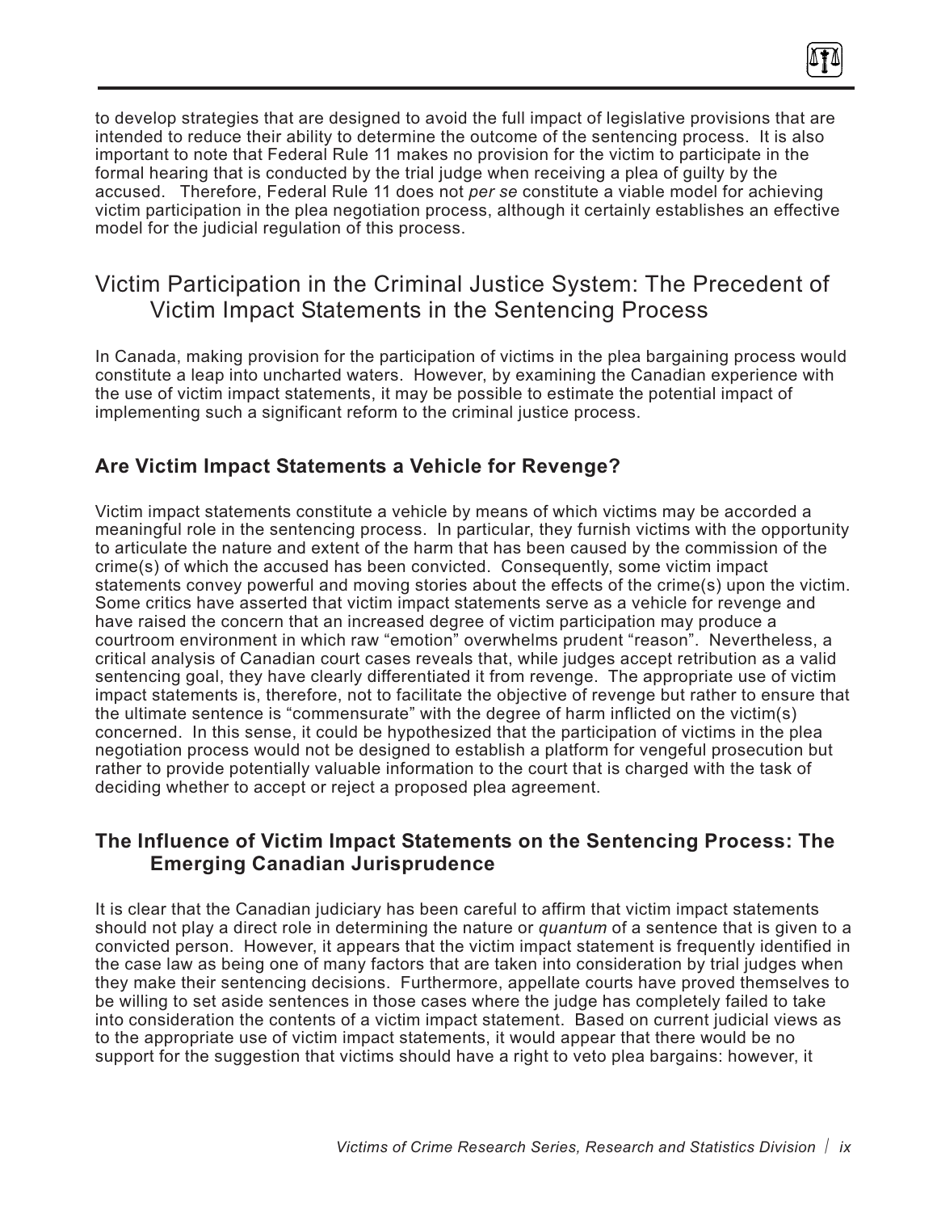to develop strategies that are designed to avoid the full impact of legislative provisions that are intended to reduce their ability to determine the outcome of the sentencing process. It is also important to note that Federal Rule 11 makes no provision for the victim to participate in the formal hearing that is conducted by the trial judge when receiving a plea of guilty by the accused. Therefore, Federal Rule 11 does not *per se* constitute a viable model for achieving victim participation in the plea negotiation process, although it certainly establishes an effective model for the judicial regulation of this process.

## Victim Participation in the Criminal Justice System: The Precedent of Victim Impact Statements in the Sentencing Process

In Canada, making provision for the participation of victims in the plea bargaining process would constitute a leap into uncharted waters. However, by examining the Canadian experience with the use of victim impact statements, it may be possible to estimate the potential impact of implementing such a significant reform to the criminal justice process.

### Are Victim Impact Statements a Vehicle for Revenge?

Victim impact statements constitute a vehicle by means of which victims may be accorded a meaningful role in the sentencing process. In particular, they furnish victims with the opportunity to articulate the nature and extent of the harm that has been caused by the commission of the crime(s) of which the accused has been convicted. Consequently, some victim impact statements convey powerful and moving stories about the effects of the crime(s) upon the victim. Some critics have asserted that victim impact statements serve as a vehicle for revenge and have raised the concern that an increased degree of victim participation may produce a courtroom environment in which raw "emotion" overwhelms prudent "reason". Nevertheless, a critical analysis of Canadian court cases reveals that, while judges accept retribution as a valid sentencing goal, they have clearly differentiated it from revenge. The appropriate use of victim impact statements is, therefore, not to facilitate the objective of revenge but rather to ensure that the ultimate sentence is "commensurate" with the degree of harm inflicted on the victim(s) concerned. In this sense, it could be hypothesized that the participation of victims in the plea negotiation process would not be designed to establish a platform for vengeful prosecution but rather to provide potentially valuable information to the court that is charged with the task of deciding whether to accept or reject a proposed plea agreement.

### The Influence of Victim Impact Statements on the Sentencing Process: The Emerging Canadian Jurisprudence

It is clear that the Canadian judiciary has been careful to affirm that victim impact statements should not play a direct role in determining the nature or *quantum* of a sentence that is given to a convicted person. However, it appears that the victim impact statement is frequently identified in the case law as being one of many factors that are taken into consideration by trial judges when they make their sentencing decisions. Furthermore, appellate courts have proved themselves to be willing to set aside sentences in those cases where the judge has completely failed to take into consideration the contents of a victim impact statement. Based on current judicial views as to the appropriate use of victim impact statements, it would appear that there would be no support for the suggestion that victims should have a right to veto plea bargains: however, it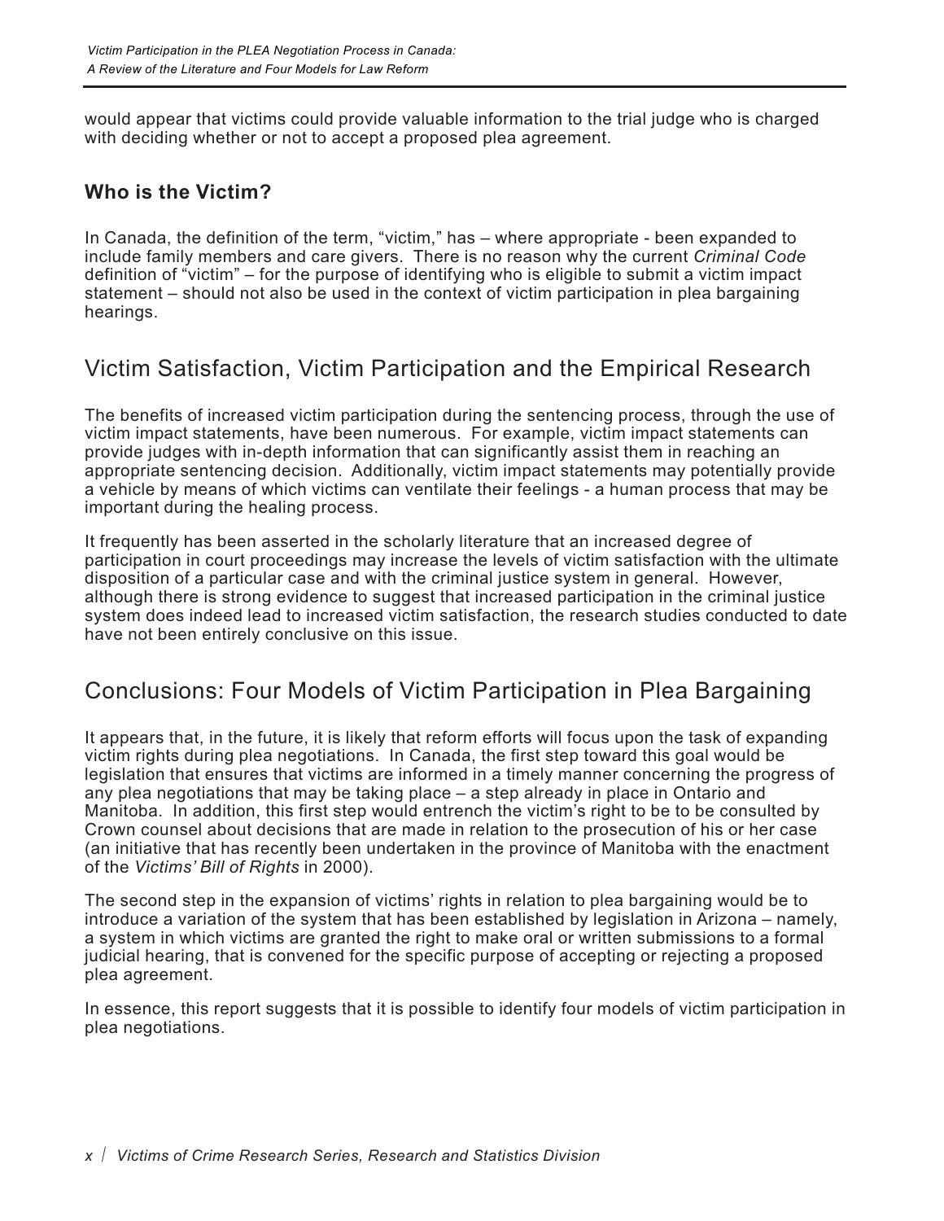would appear that victims could provide valuable information to the trial judge who is charged with deciding whether or not to accept a proposed plea agreement.

### Who is the Victim?

In Canada, the definition of the term, “victim,” has – where appropriate - been expanded to include family members and care givers. There is no reason why the current *Criminal Code* definition of “victim” – for the purpose of identifying who is eligible to submit a victim impact statement – should not also be used in the context of victim participation in plea bargaining hearings.

## Victim Satisfaction, Victim Participation and the Empirical Research

The benefits of increased victim participation during the sentencing process, through the use of victim impact statements, have been numerous. For example, victim impact statements can provide judges with in-depth information that can significantly assist them in reaching an appropriate sentencing decision. Additionally, victim impact statements may potentially provide a vehicle by means of which victims can ventilate their feelings - a human process that may be important during the healing process.

It frequently has been asserted in the scholarly literature that an increased degree of participation in court proceedings may increase the levels of victim satisfaction with the ultimate disposition of a particular case and with the criminal justice system in general. However, although there is strong evidence to suggest that increased participation in the criminal justice system does indeed lead to increased victim satisfaction, the research studies conducted to date have not been entirely conclusive on this issue.

## Conclusions: Four Models of Victim Participation in Plea Bargaining

It appears that, in the future, it is likely that reform efforts will focus upon the task of expanding victim rights during plea negotiations. In Canada, the first step toward this goal would be legislation that ensures that victims are informed in a timely manner concerning the progress of any plea negotiations that may be taking place – a step already in place in Ontario and Manitoba. In addition, this first step would entrench the victim’s right to be to be consulted by Crown counsel about decisions that are made in relation to the prosecution of his or her case (an initiative that has recently been undertaken in the province of Manitoba with the enactment of the *Victims’ Bill of Rights* in 2000).

The second step in the expansion of victims’ rights in relation to plea bargaining would be to introduce a variation of the system that has been established by legislation in Arizona – namely, a system in which victims are granted the right to make oral or written submissions to a formal judicial hearing, that is convened for the specific purpose of accepting or rejecting a proposed plea agreement.

In essence, this report suggests that it is possible to identify four models of victim participation in plea negotiations.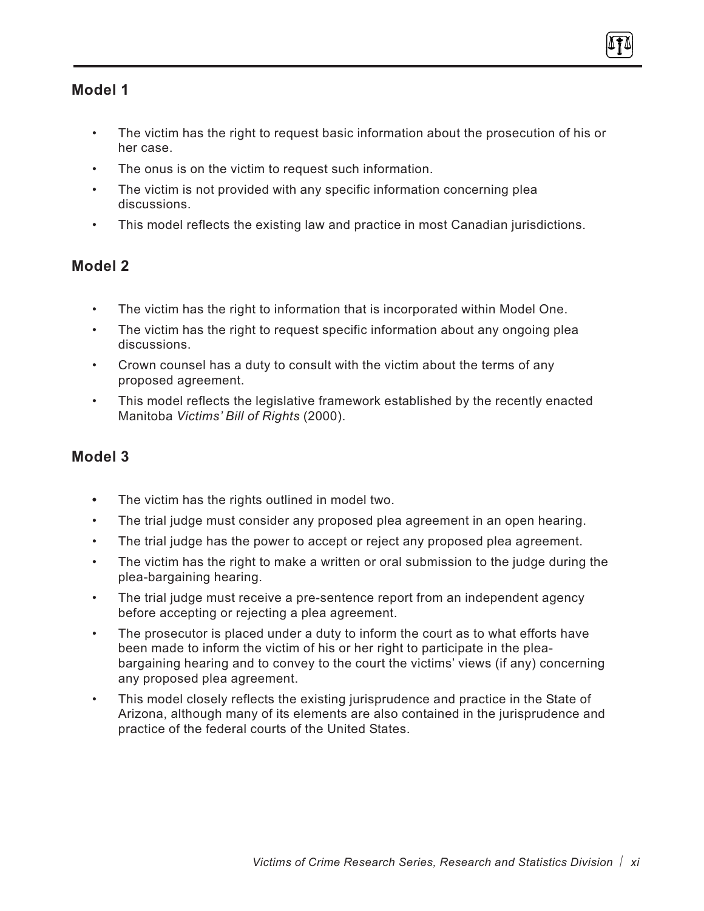## Model 1

- The victim has the right to request basic information about the prosecution of his or her case.
- The onus is on the victim to request such information.
- The victim is not provided with any specific information concerning plea discussions.
- This model reflects the existing law and practice in most Canadian jurisdictions.

## Model 2

- The victim has the right to information that is incorporated within Model One.
- The victim has the right to request specific information about any ongoing plea discussions.
- Crown counsel has a duty to consult with the victim about the terms of any proposed agreement.
- This model reflects the legislative framework established by the recently enacted Manitoba *Victims' Bill of Rights* (2000).

## Model 3

- The victim has the rights outlined in model two.
- The trial judge must consider any proposed plea agreement in an open hearing.
- The trial judge has the power to accept or reject any proposed plea agreement.
- The victim has the right to make a written or oral submission to the judge during the plea-bargaining hearing.
- The trial judge must receive a pre-sentence report from an independent agency before accepting or rejecting a plea agreement.
- The prosecutor is placed under a duty to inform the court as to what efforts have been made to inform the victim of his or her right to participate in the plea-bargaining hearing and to convey to the court the victims' views (if any) concerning any proposed plea agreement.
- This model closely reflects the existing jurisprudence and practice in the State of Arizona, although many of its elements are also contained in the jurisprudence and practice of the federal courts of the United States.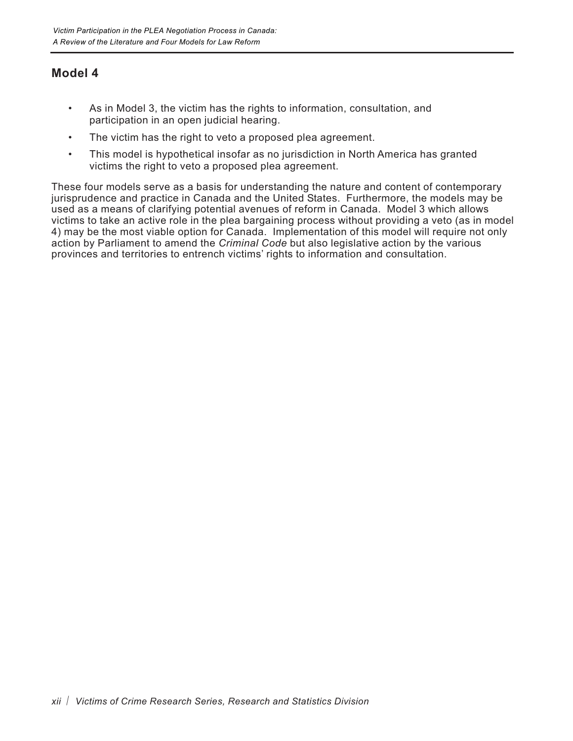## Model 4

- As in Model 3, the victim has the rights to information, consultation, and participation in an open judicial hearing.
- The victim has the right to veto a proposed plea agreement.
- This model is hypothetical insofar as no jurisdiction in North America has granted victims the right to veto a proposed plea agreement.

These four models serve as a basis for understanding the nature and content of contemporary jurisprudence and practice in Canada and the United States. Furthermore, the models may be used as a means of clarifying potential avenues of reform in Canada. Model 3 which allows victims to take an active role in the plea bargaining process without providing a veto (as in model 4) may be the most viable option for Canada. Implementation of this model will require not only action by Parliament to amend the *Criminal Code* but also legislative action by the various provinces and territories to entrench victims' rights to information and consultation.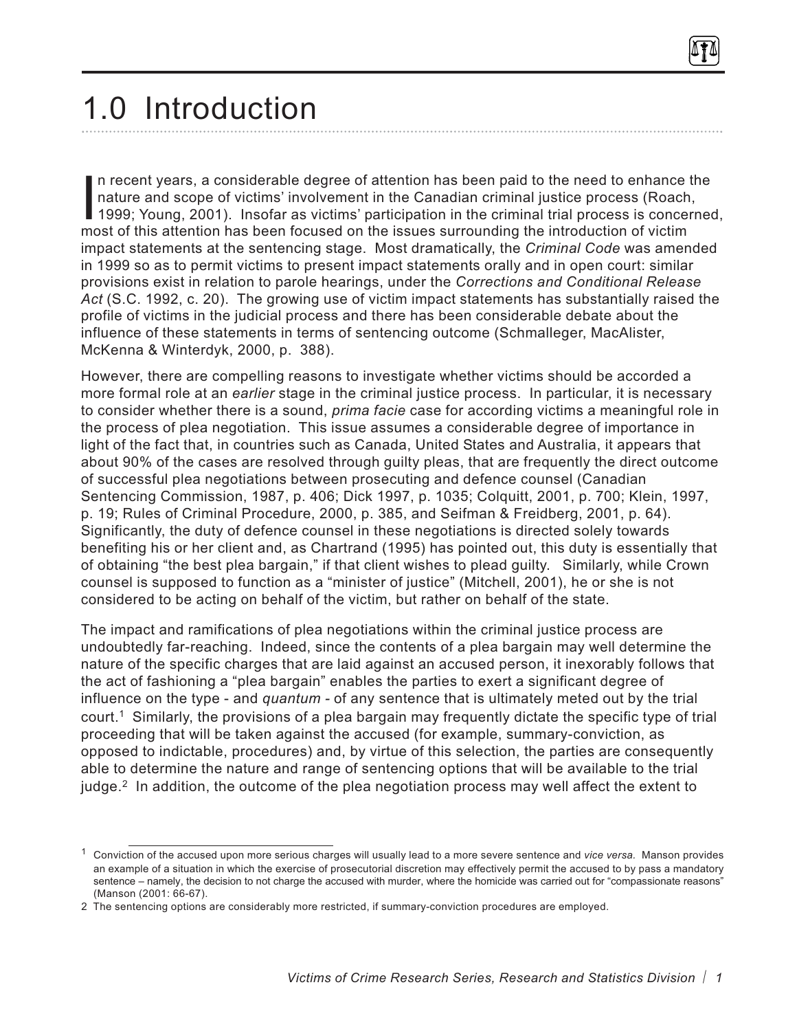# 1.0 Introduction

In recent years, a considerable degree of attention has been paid to the need to enhance the nature and scope of victims' involvement in the Canadian criminal justice process (Roach, 1999; Young, 2001). Insofar as victims' participation in the criminal trial process is concerned, most of this attention has been focused on the issues surrounding the introduction of victim impact statements at the sentencing stage. Most dramatically, the *Criminal Code* was amended in 1999 so as to permit victims to present impact statements orally and in open court: similar provisions exist in relation to parole hearings, under the *Corrections and Conditional Release Act* (S.C. 1992, c. 20). The growing use of victim impact statements has substantially raised the profile of victims in the judicial process and there has been considerable debate about the influence of these statements in terms of sentencing outcome (Schmalleger, MacAlister, McKenna & Winterdyk, 2000, p. 388).

However, there are compelling reasons to investigate whether victims should be accorded a more formal role at an *earlier* stage in the criminal justice process. In particular, it is necessary to consider whether there is a sound, *prima facie* case for according victims a meaningful role in the process of plea negotiation. This issue assumes a considerable degree of importance in light of the fact that, in countries such as Canada, United States and Australia, it appears that about 90% of the cases are resolved through guilty pleas, that are frequently the direct outcome of successful plea negotiations between prosecuting and defence counsel (Canadian Sentencing Commission, 1987, p. 406; Dick 1997, p. 1035; Colquitt, 2001, p. 700; Klein, 1997, p. 19; Rules of Criminal Procedure, 2000, p. 385, and Seifman & Freidberg, 2001, p. 64). Significantly, the duty of defence counsel in these negotiations is directed solely towards benefiting his or her client and, as Chartrand (1995) has pointed out, this duty is essentially that of obtaining "the best plea bargain," if that client wishes to plead guilty. Similarly, while Crown counsel is supposed to function as a "minister of justice" (Mitchell, 2001), he or she is not considered to be acting on behalf of the victim, but rather on behalf of the state.

The impact and ramifications of plea negotiations within the criminal justice process are undoubtedly far-reaching. Indeed, since the contents of a plea bargain may well determine the nature of the specific charges that are laid against an accused person, it inexorably follows that the act of fashioning a "plea bargain" enables the parties to exert a significant degree of influence on the type - and *quantum* - of any sentence that is ultimately meted out by the trial court.[1] Similarly, the provisions of a plea bargain may frequently dictate the specific type of trial proceeding that will be taken against the accused (for example, summary-conviction, as opposed to indictable, procedures) and, by virtue of this selection, the parties are consequently able to determine the nature and range of sentencing options that will be available to the trial judge.[2] In addition, the outcome of the plea negotiation process may well affect the extent to

---

[1] Conviction of the accused upon more serious charges will usually lead to a more severe sentence and *vice versa.* Manson provides an example of a situation in which the exercise of prosecutorial discretion may effectively permit the accused to by pass a mandatory sentence – namely, the decision to not charge the accused with murder, where the homicide was carried out for "compassionate reasons" (Manson (2001: 66-67).

[2] The sentencing options are considerably more restricted, if summary-conviction procedures are employed.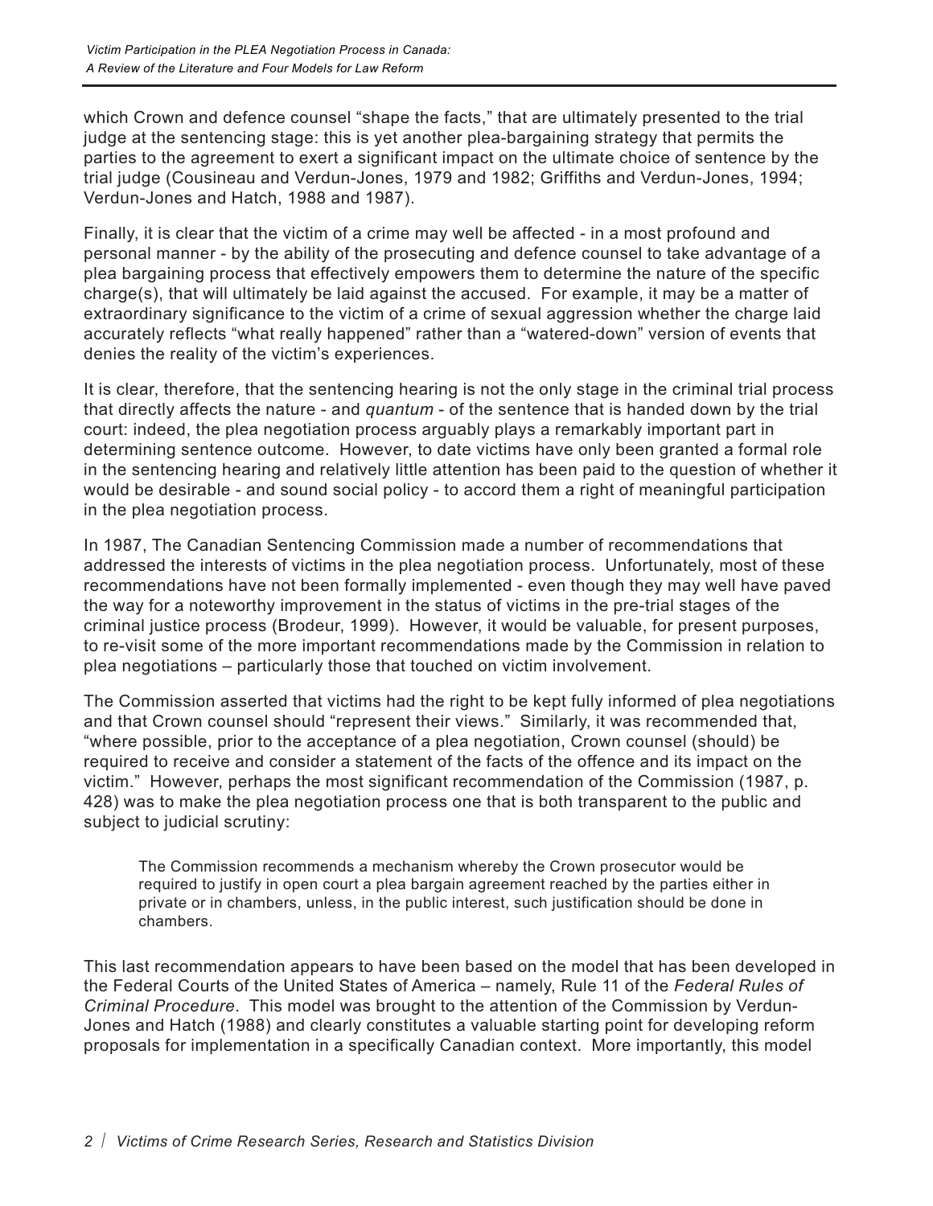which Crown and defence counsel “shape the facts,” that are ultimately presented to the trial judge at the sentencing stage: this is yet another plea-bargaining strategy that permits the parties to the agreement to exert a significant impact on the ultimate choice of sentence by the trial judge (Cousineau and Verdun-Jones, 1979 and 1982; Griffiths and Verdun-Jones, 1994; Verdun-Jones and Hatch, 1988 and 1987).

Finally, it is clear that the victim of a crime may well be affected - in a most profound and personal manner - by the ability of the prosecuting and defence counsel to take advantage of a plea bargaining process that effectively empowers them to determine the nature of the specific charge(s), that will ultimately be laid against the accused. For example, it may be a matter of extraordinary significance to the victim of a crime of sexual aggression whether the charge laid accurately reflects “what really happened” rather than a “watered-down” version of events that denies the reality of the victim’s experiences.

It is clear, therefore, that the sentencing hearing is not the only stage in the criminal trial process that directly affects the nature - and *quantum* - of the sentence that is handed down by the trial court: indeed, the plea negotiation process arguably plays a remarkably important part in determining sentence outcome. However, to date victims have only been granted a formal role in the sentencing hearing and relatively little attention has been paid to the question of whether it would be desirable - and sound social policy - to accord them a right of meaningful participation in the plea negotiation process.

In 1987, The Canadian Sentencing Commission made a number of recommendations that addressed the interests of victims in the plea negotiation process. Unfortunately, most of these recommendations have not been formally implemented - even though they may well have paved the way for a noteworthy improvement in the status of victims in the pre-trial stages of the criminal justice process (Brodeur, 1999). However, it would be valuable, for present purposes, to re-visit some of the more important recommendations made by the Commission in relation to plea negotiations – particularly those that touched on victim involvement.

The Commission asserted that victims had the right to be kept fully informed of plea negotiations and that Crown counsel should “represent their views.” Similarly, it was recommended that, “where possible, prior to the acceptance of a plea negotiation, Crown counsel (should) be required to receive and consider a statement of the facts of the offence and its impact on the victim.” However, perhaps the most significant recommendation of the Commission (1987, p. 428) was to make the plea negotiation process one that is both transparent to the public and subject to judicial scrutiny:

> The Commission recommends a mechanism whereby the Crown prosecutor would be required to justify in open court a plea bargain agreement reached by the parties either in private or in chambers, unless, in the public interest, such justification should be done in chambers.

This last recommendation appears to have been based on the model that has been developed in the Federal Courts of the United States of America – namely, Rule 11 of the *Federal Rules of Criminal Procedure*. This model was brought to the attention of the Commission by Verdun-Jones and Hatch (1988) and clearly constitutes a valuable starting point for developing reform proposals for implementation in a specifically Canadian context. More importantly, this model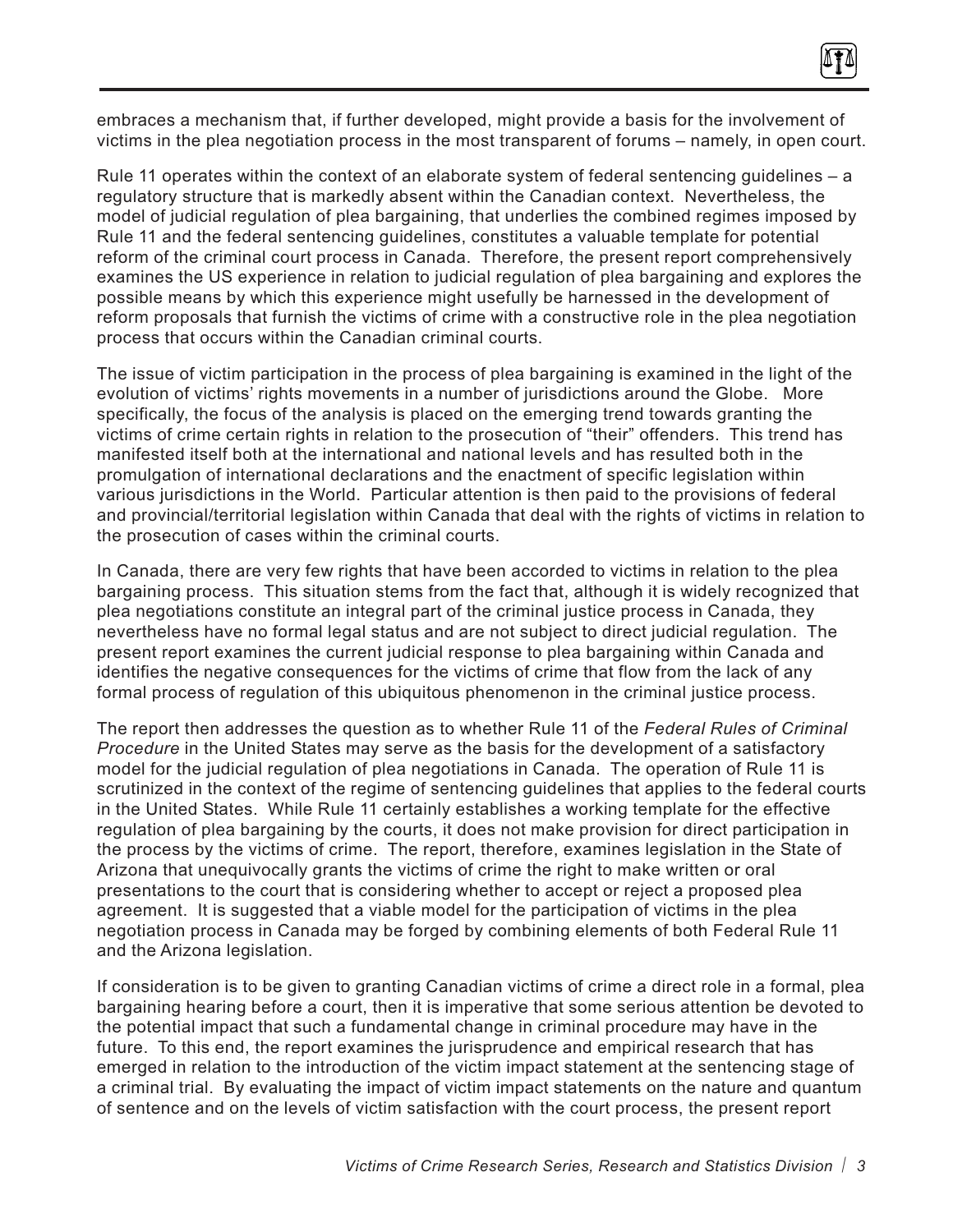embraces a mechanism that, if further developed, might provide a basis for the involvement of victims in the plea negotiation process in the most transparent of forums – namely, in open court.

Rule 11 operates within the context of an elaborate system of federal sentencing guidelines – a regulatory structure that is markedly absent within the Canadian context. Nevertheless, the model of judicial regulation of plea bargaining, that underlies the combined regimes imposed by Rule 11 and the federal sentencing guidelines, constitutes a valuable template for potential reform of the criminal court process in Canada. Therefore, the present report comprehensively examines the US experience in relation to judicial regulation of plea bargaining and explores the possible means by which this experience might usefully be harnessed in the development of reform proposals that furnish the victims of crime with a constructive role in the plea negotiation process that occurs within the Canadian criminal courts.

The issue of victim participation in the process of plea bargaining is examined in the light of the evolution of victims' rights movements in a number of jurisdictions around the Globe. More specifically, the focus of the analysis is placed on the emerging trend towards granting the victims of crime certain rights in relation to the prosecution of "their" offenders. This trend has manifested itself both at the international and national levels and has resulted both in the promulgation of international declarations and the enactment of specific legislation within various jurisdictions in the World. Particular attention is then paid to the provisions of federal and provincial/territorial legislation within Canada that deal with the rights of victims in relation to the prosecution of cases within the criminal courts.

In Canada, there are very few rights that have been accorded to victims in relation to the plea bargaining process. This situation stems from the fact that, although it is widely recognized that plea negotiations constitute an integral part of the criminal justice process in Canada, they nevertheless have no formal legal status and are not subject to direct judicial regulation. The present report examines the current judicial response to plea bargaining within Canada and identifies the negative consequences for the victims of crime that flow from the lack of any formal process of regulation of this ubiquitous phenomenon in the criminal justice process.

The report then addresses the question as to whether Rule 11 of the *Federal Rules of Criminal Procedure* in the United States may serve as the basis for the development of a satisfactory model for the judicial regulation of plea negotiations in Canada. The operation of Rule 11 is scrutinized in the context of the regime of sentencing guidelines that applies to the federal courts in the United States. While Rule 11 certainly establishes a working template for the effective regulation of plea bargaining by the courts, it does not make provision for direct participation in the process by the victims of crime. The report, therefore, examines legislation in the State of Arizona that unequivocally grants the victims of crime the right to make written or oral presentations to the court that is considering whether to accept or reject a proposed plea agreement. It is suggested that a viable model for the participation of victims in the plea negotiation process in Canada may be forged by combining elements of both Federal Rule 11 and the Arizona legislation.

If consideration is to be given to granting Canadian victims of crime a direct role in a formal, plea bargaining hearing before a court, then it is imperative that some serious attention be devoted to the potential impact that such a fundamental change in criminal procedure may have in the future. To this end, the report examines the jurisprudence and empirical research that has emerged in relation to the introduction of the victim impact statement at the sentencing stage of a criminal trial. By evaluating the impact of victim impact statements on the nature and quantum of sentence and on the levels of victim satisfaction with the court process, the present report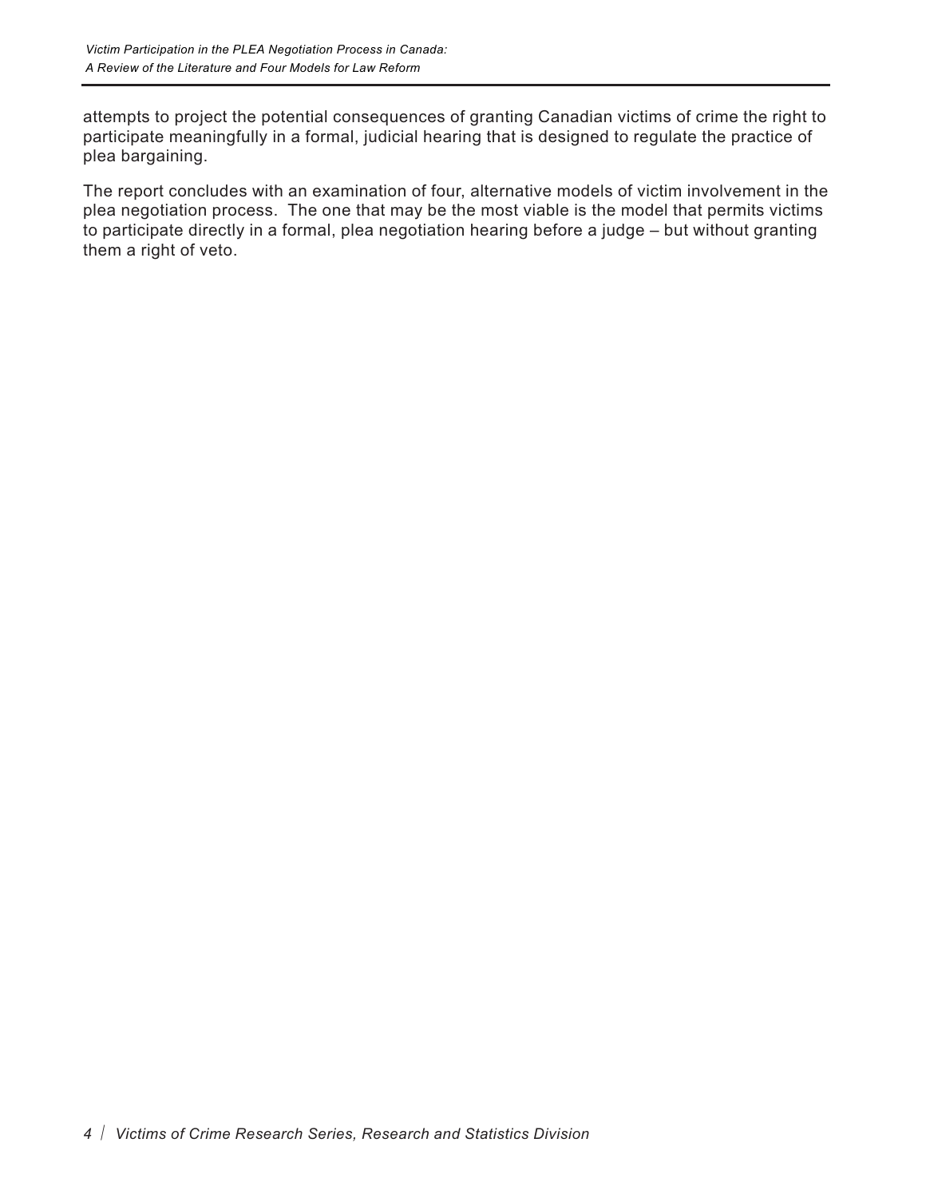attempts to project the potential consequences of granting Canadian victims of crime the right to participate meaningfully in a formal, judicial hearing that is designed to regulate the practice of plea bargaining.

The report concludes with an examination of four, alternative models of victim involvement in the plea negotiation process. The one that may be the most viable is the model that permits victims to participate directly in a formal, plea negotiation hearing before a judge – but without granting them a right of veto.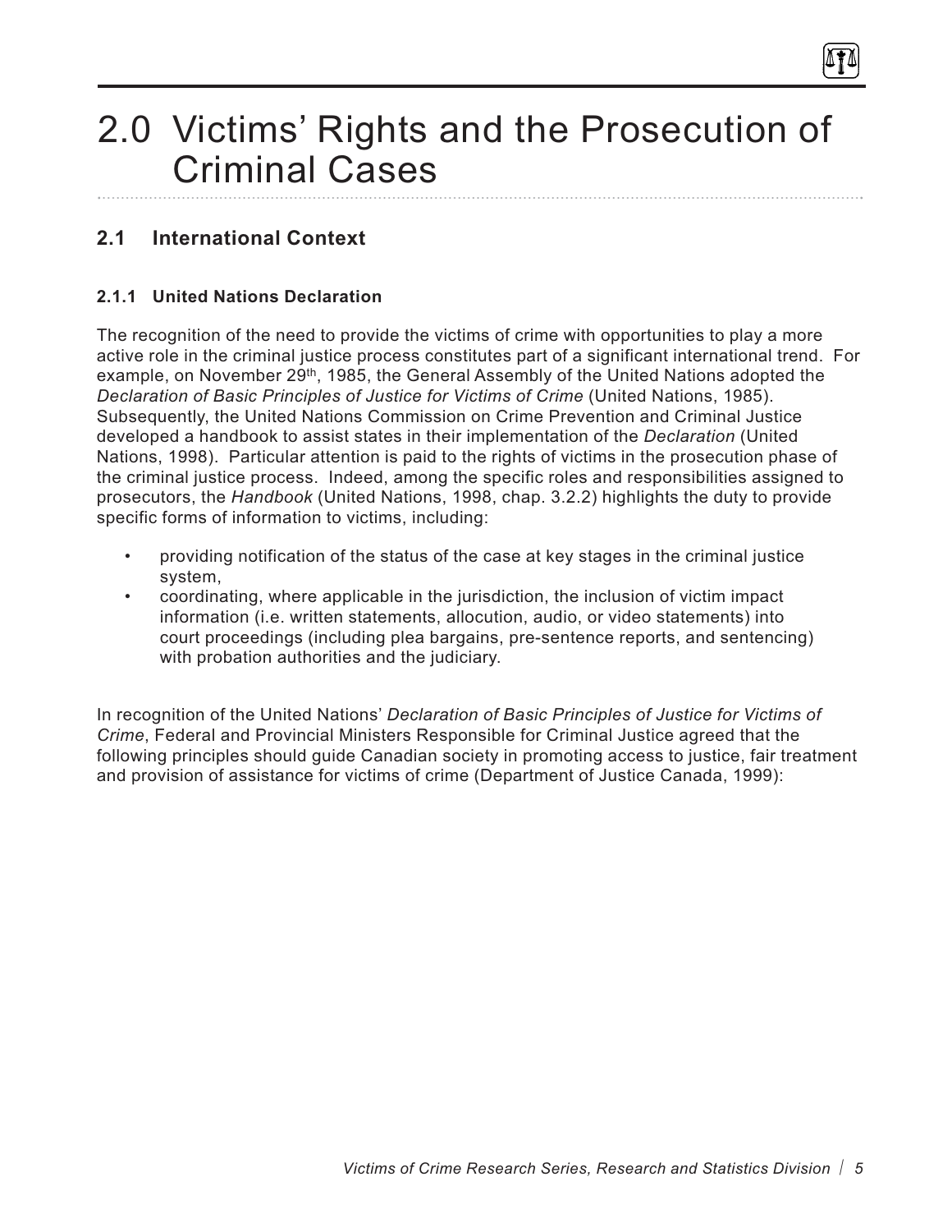# 2.0 Victims' Rights and the Prosecution of Criminal Cases

## 2.1 International Context

### 2.1.1 United Nations Declaration

The recognition of the need to provide the victims of crime with opportunities to play a more active role in the criminal justice process constitutes part of a significant international trend. For example, on November 29th, 1985, the General Assembly of the United Nations adopted the *Declaration of Basic Principles of Justice for Victims of Crime* (United Nations, 1985). Subsequently, the United Nations Commission on Crime Prevention and Criminal Justice developed a handbook to assist states in their implementation of the *Declaration* (United Nations, 1998). Particular attention is paid to the rights of victims in the prosecution phase of the criminal justice process. Indeed, among the specific roles and responsibilities assigned to prosecutors, the *Handbook* (United Nations, 1998, chap. 3.2.2) highlights the duty to provide specific forms of information to victims, including:

- providing notification of the status of the case at key stages in the criminal justice system,
- coordinating, where applicable in the jurisdiction, the inclusion of victim impact information (i.e. written statements, allocution, audio, or video statements) into court proceedings (including plea bargains, pre-sentence reports, and sentencing) with probation authorities and the judiciary.

In recognition of the United Nations' *Declaration of Basic Principles of Justice for Victims of Crime*, Federal and Provincial Ministers Responsible for Criminal Justice agreed that the following principles should guide Canadian society in promoting access to justice, fair treatment and provision of assistance for victims of crime (Department of Justice Canada, 1999):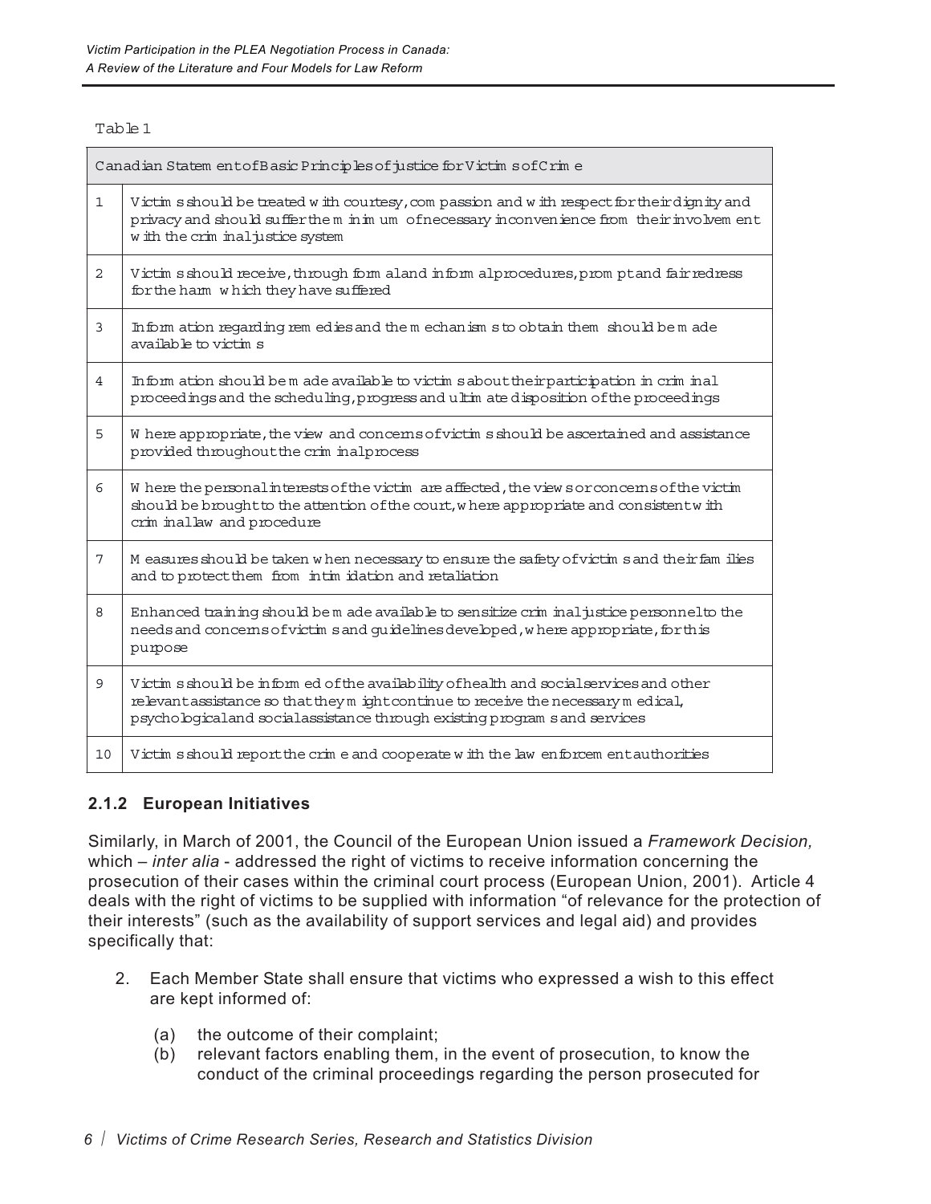Table 1

| Canadian Statement of Basic Principles of justice for Victims of Crime | |
|---|---|
| 1 | Victims should be treated with courtesy, compassion and with respect for their dignity and privacy and should suffer the minimum of necessary inconvenience from their involvement with the criminal justice system |
| 2 | Victims should receive, through formal and informal procedures, prompt and fair redress for the harm which they have suffered |
| 3 | Information regarding remedies and the mechanisms to obtain them should be made available to victims |
| 4 | Information should be made available to victims about their participation in criminal proceedings and the scheduling, progress and ultimate disposition of the proceedings |
| 5 | Where appropriate, the view and concerns of victims should be ascertained and assistance provided throughout the criminal process |
| 6 | Where the personal interests of the victim are affected, the views or concerns of the victim should be brought to the attention of the court, where appropriate and consistent with criminal law and procedure |
| 7 | Measures should be taken when necessary to ensure the safety of victims and their families and to protect them from intimidation and retaliation |
| 8 | Enhanced training should be made available to sensitize criminal justice personnel to the needs and concerns of victims and guidelines developed, where appropriate, for this purpose |
| 9 | Victims should be informed of the availability of health and social services and other relevant assistance so that they might continue to receive the necessary medical, psychological and social assistance through existing programs and services |
| 10 | Victims should report the crime and cooperate with the law enforcement authorities |

### 2.1.2 European Initiatives

Similarly, in March of 2001, the Council of the European Union issued a *Framework Decision,* which – *inter alia* - addressed the right of victims to receive information concerning the prosecution of their cases within the criminal court process (European Union, 2001). Article 4 deals with the right of victims to be supplied with information "of relevance for the protection of their interests" (such as the availability of support services and legal aid) and provides specifically that:

2. Each Member State shall ensure that victims who expressed a wish to this effect are kept informed of:

    (a) the outcome of their complaint;
    (b) relevant factors enabling them, in the event of prosecution, to know the conduct of the criminal proceedings regarding the person prosecuted for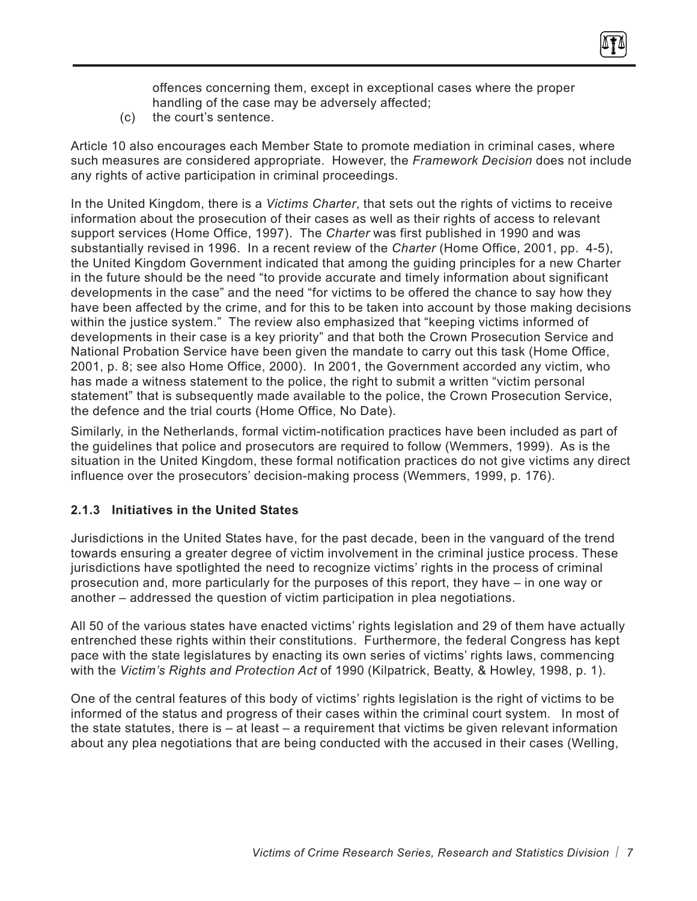offences concerning them, except in exceptional cases where the proper handling of the case may be adversely affected;

(c) the court's sentence.

Article 10 also encourages each Member State to promote mediation in criminal cases, where such measures are considered appropriate. However, the *Framework Decision* does not include any rights of active participation in criminal proceedings.

In the United Kingdom, there is a *Victims Charter*, that sets out the rights of victims to receive information about the prosecution of their cases as well as their rights of access to relevant support services (Home Office, 1997). The *Charter* was first published in 1990 and was substantially revised in 1996. In a recent review of the *Charter* (Home Office, 2001, pp. 4-5), the United Kingdom Government indicated that among the guiding principles for a new Charter in the future should be the need "to provide accurate and timely information about significant developments in the case" and the need "for victims to be offered the chance to say how they have been affected by the crime, and for this to be taken into account by those making decisions within the justice system." The review also emphasized that "keeping victims informed of developments in their case is a key priority" and that both the Crown Prosecution Service and National Probation Service have been given the mandate to carry out this task (Home Office, 2001, p. 8; see also Home Office, 2000). In 2001, the Government accorded any victim, who has made a witness statement to the police, the right to submit a written "victim personal statement" that is subsequently made available to the police, the Crown Prosecution Service, the defence and the trial courts (Home Office, No Date).

Similarly, in the Netherlands, formal victim-notification practices have been included as part of the guidelines that police and prosecutors are required to follow (Wemmers, 1999). As is the situation in the United Kingdom, these formal notification practices do not give victims any direct influence over the prosecutors' decision-making process (Wemmers, 1999, p. 176).

### 2.1.3 Initiatives in the United States

Jurisdictions in the United States have, for the past decade, been in the vanguard of the trend towards ensuring a greater degree of victim involvement in the criminal justice process. These jurisdictions have spotlighted the need to recognize victims' rights in the process of criminal prosecution and, more particularly for the purposes of this report, they have – in one way or another – addressed the question of victim participation in plea negotiations.

All 50 of the various states have enacted victims' rights legislation and 29 of them have actually entrenched these rights within their constitutions. Furthermore, the federal Congress has kept pace with the state legislatures by enacting its own series of victims' rights laws, commencing with the *Victim's Rights and Protection Act* of 1990 (Kilpatrick, Beatty, & Howley, 1998, p. 1).

One of the central features of this body of victims' rights legislation is the right of victims to be informed of the status and progress of their cases within the criminal court system. In most of the state statutes, there is – at least – a requirement that victims be given relevant information about any plea negotiations that are being conducted with the accused in their cases (Welling,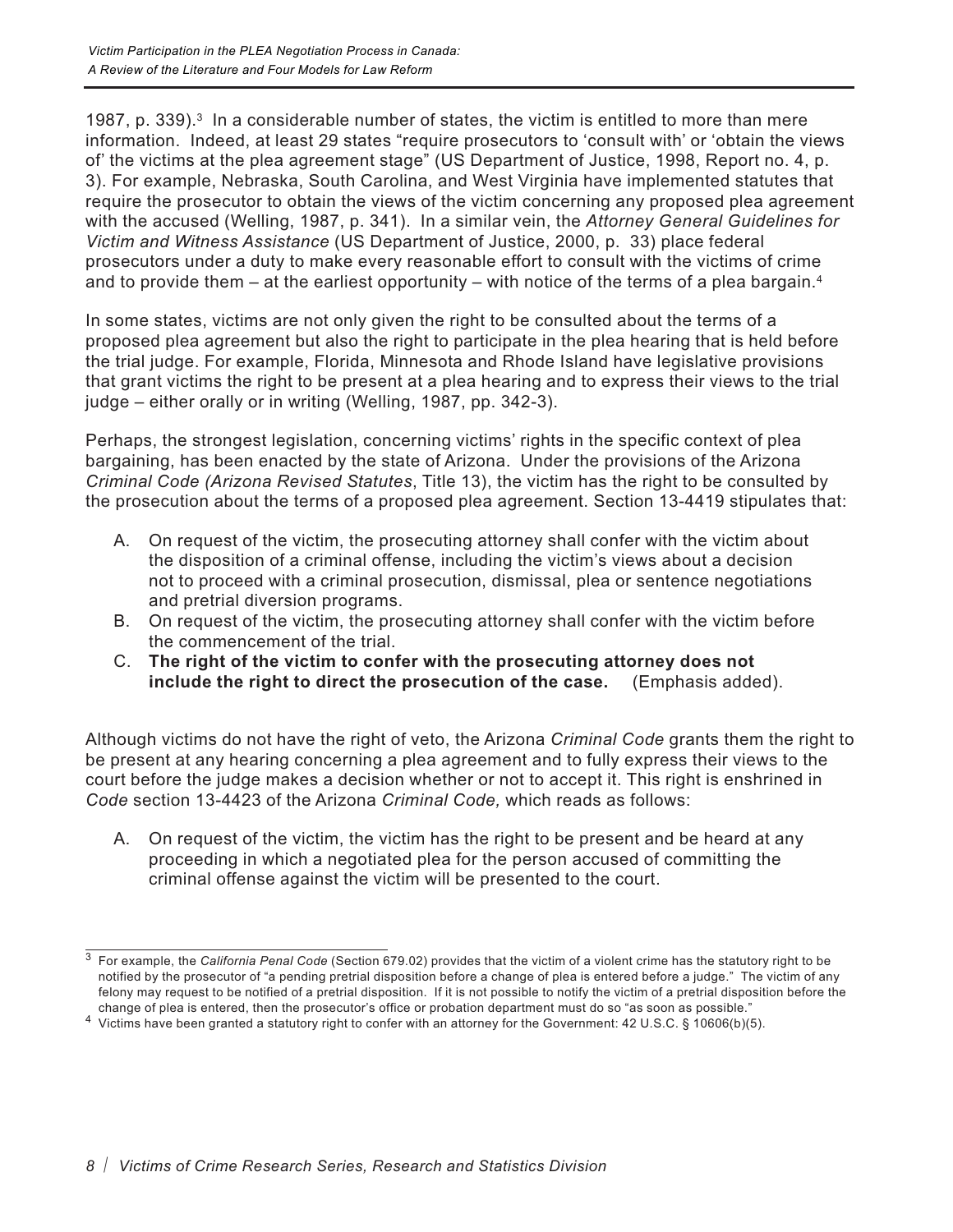1987, p. 339).[3] In a considerable number of states, the victim is entitled to more than mere information. Indeed, at least 29 states "require prosecutors to 'consult with' or 'obtain the views of' the victims at the plea agreement stage" (US Department of Justice, 1998, Report no. 4, p. 3). For example, Nebraska, South Carolina, and West Virginia have implemented statutes that require the prosecutor to obtain the views of the victim concerning any proposed plea agreement with the accused (Welling, 1987, p. 341). In a similar vein, the *Attorney General Guidelines for Victim and Witness Assistance* (US Department of Justice, 2000, p. 33) place federal prosecutors under a duty to make every reasonable effort to consult with the victims of crime and to provide them – at the earliest opportunity – with notice of the terms of a plea bargain.[4]

In some states, victims are not only given the right to be consulted about the terms of a proposed plea agreement but also the right to participate in the plea hearing that is held before the trial judge. For example, Florida, Minnesota and Rhode Island have legislative provisions that grant victims the right to be present at a plea hearing and to express their views to the trial judge – either orally or in writing (Welling, 1987, pp. 342-3).

Perhaps, the strongest legislation, concerning victims' rights in the specific context of plea bargaining, has been enacted by the state of Arizona. Under the provisions of the Arizona *Criminal Code (Arizona Revised Statutes*, Title 13), the victim has the right to be consulted by the prosecution about the terms of a proposed plea agreement. Section 13-4419 stipulates that:

A. On request of the victim, the prosecuting attorney shall confer with the victim about the disposition of a criminal offense, including the victim's views about a decision not to proceed with a criminal prosecution, dismissal, plea or sentence negotiations and pretrial diversion programs.
B. On request of the victim, the prosecuting attorney shall confer with the victim before the commencement of the trial.
C. **The right of the victim to confer with the prosecuting attorney does not include the right to direct the prosecution of the case.** (Emphasis added).

Although victims do not have the right of veto, the Arizona *Criminal Code* grants them the right to be present at any hearing concerning a plea agreement and to fully express their views to the court before the judge makes a decision whether or not to accept it. This right is enshrined in *Code* section 13-4423 of the Arizona *Criminal Code,* which reads as follows:

A. On request of the victim, the victim has the right to be present and be heard at any proceeding in which a negotiated plea for the person accused of committing the criminal offense against the victim will be presented to the court.

---

[3] For example, the *California Penal Code* (Section 679.02) provides that the victim of a violent crime has the statutory right to be notified by the prosecutor of "a pending pretrial disposition before a change of plea is entered before a judge." The victim of any felony may request to be notified of a pretrial disposition. If it is not possible to notify the victim of a pretrial disposition before the change of plea is entered, then the prosecutor's office or probation department must do so "as soon as possible."

[4] Victims have been granted a statutory right to confer with an attorney for the Government: 42 U.S.C. § 10606(b)(5).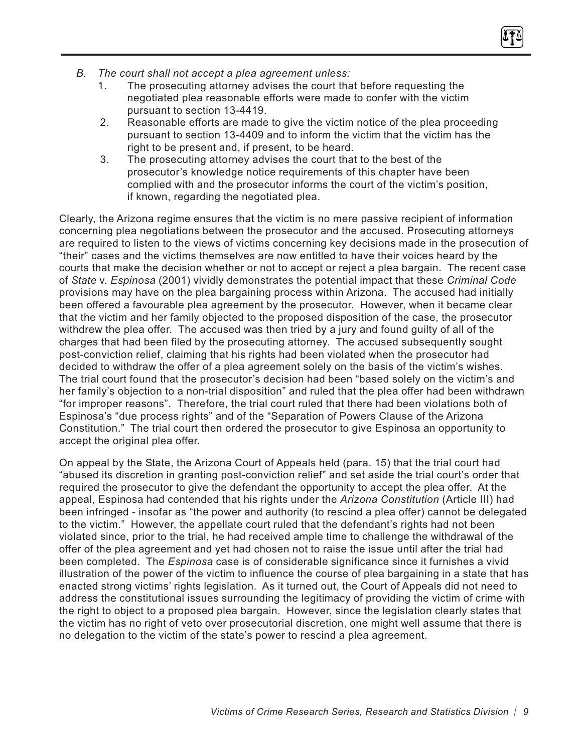*B. The court shall not accept a plea agreement unless:*

1. The prosecuting attorney advises the court that before requesting the negotiated plea reasonable efforts were made to confer with the victim pursuant to section 13-4419.
2. Reasonable efforts are made to give the victim notice of the plea proceeding pursuant to section 13-4409 and to inform the victim that the victim has the right to be present and, if present, to be heard.
3. The prosecuting attorney advises the court that to the best of the prosecutor's knowledge notice requirements of this chapter have been complied with and the prosecutor informs the court of the victim's position, if known, regarding the negotiated plea.

Clearly, the Arizona regime ensures that the victim is no mere passive recipient of information concerning plea negotiations between the prosecutor and the accused. Prosecuting attorneys are required to listen to the views of victims concerning key decisions made in the prosecution of "their" cases and the victims themselves are now entitled to have their voices heard by the courts that make the decision whether or not to accept or reject a plea bargain. The recent case of *State* v. *Espinosa* (2001) vividly demonstrates the potential impact that these *Criminal Code* provisions may have on the plea bargaining process within Arizona. The accused had initially been offered a favourable plea agreement by the prosecutor. However, when it became clear that the victim and her family objected to the proposed disposition of the case, the prosecutor withdrew the plea offer. The accused was then tried by a jury and found guilty of all of the charges that had been filed by the prosecuting attorney. The accused subsequently sought post-conviction relief, claiming that his rights had been violated when the prosecutor had decided to withdraw the offer of a plea agreement solely on the basis of the victim's wishes. The trial court found that the prosecutor's decision had been "based solely on the victim's and her family's objection to a non-trial disposition" and ruled that the plea offer had been withdrawn "for improper reasons". Therefore, the trial court ruled that there had been violations both of Espinosa's "due process rights" and of the "Separation of Powers Clause of the Arizona Constitution." The trial court then ordered the prosecutor to give Espinosa an opportunity to accept the original plea offer.

On appeal by the State, the Arizona Court of Appeals held (para. 15) that the trial court had "abused its discretion in granting post-conviction relief" and set aside the trial court's order that required the prosecutor to give the defendant the opportunity to accept the plea offer. At the appeal, Espinosa had contended that his rights under the *Arizona Constitution* (Article III) had been infringed - insofar as "the power and authority (to rescind a plea offer) cannot be delegated to the victim." However, the appellate court ruled that the defendant's rights had not been violated since, prior to the trial, he had received ample time to challenge the withdrawal of the offer of the plea agreement and yet had chosen not to raise the issue until after the trial had been completed. The *Espinosa* case is of considerable significance since it furnishes a vivid illustration of the power of the victim to influence the course of plea bargaining in a state that has enacted strong victims' rights legislation. As it turned out, the Court of Appeals did not need to address the constitutional issues surrounding the legitimacy of providing the victim of crime with the right to object to a proposed plea bargain. However, since the legislation clearly states that the victim has no right of veto over prosecutorial discretion, one might well assume that there is no delegation to the victim of the state's power to rescind a plea agreement.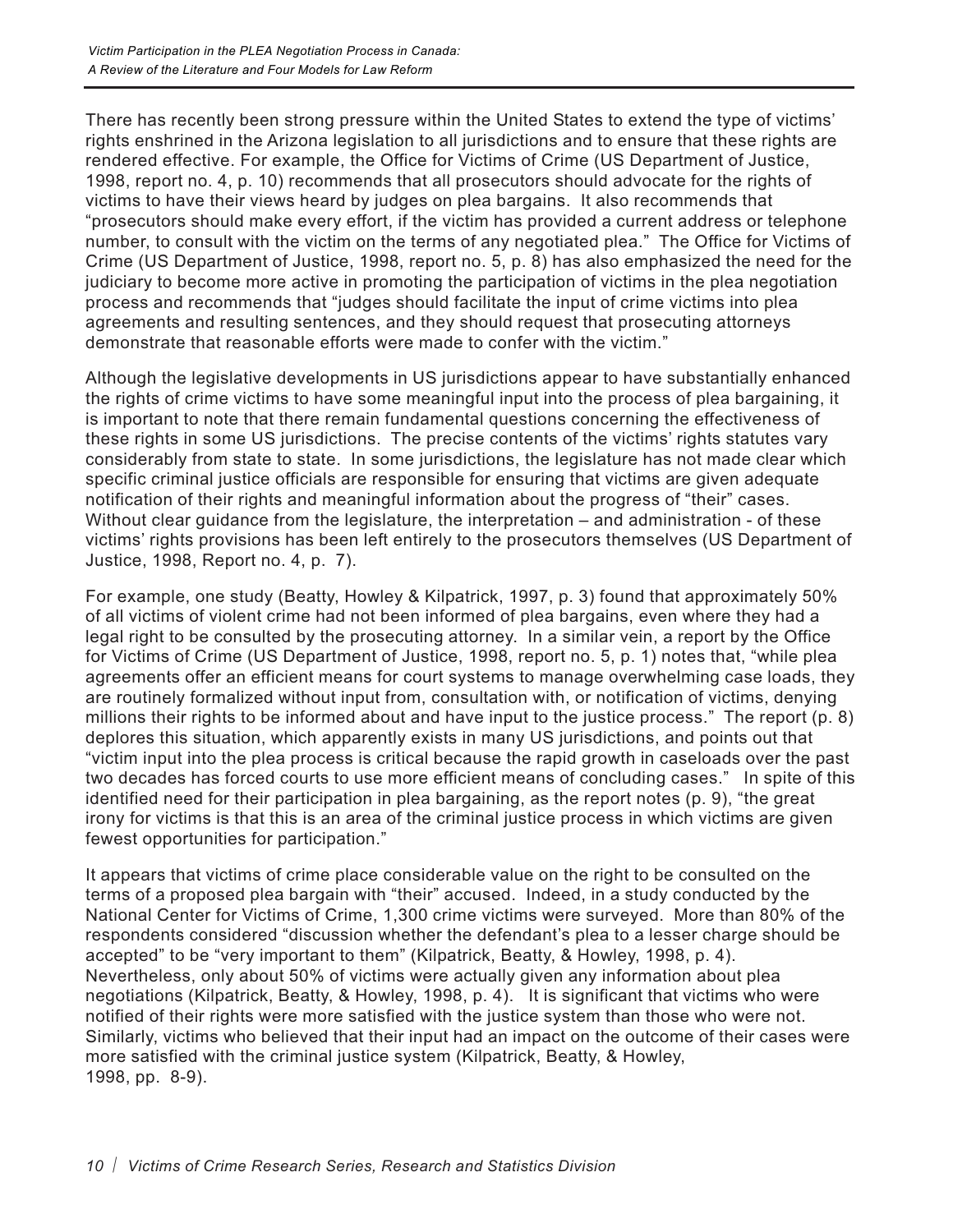There has recently been strong pressure within the United States to extend the type of victims' rights enshrined in the Arizona legislation to all jurisdictions and to ensure that these rights are rendered effective. For example, the Office for Victims of Crime (US Department of Justice, 1998, report no. 4, p. 10) recommends that all prosecutors should advocate for the rights of victims to have their views heard by judges on plea bargains. It also recommends that "prosecutors should make every effort, if the victim has provided a current address or telephone number, to consult with the victim on the terms of any negotiated plea." The Office for Victims of Crime (US Department of Justice, 1998, report no. 5, p. 8) has also emphasized the need for the judiciary to become more active in promoting the participation of victims in the plea negotiation process and recommends that "judges should facilitate the input of crime victims into plea agreements and resulting sentences, and they should request that prosecuting attorneys demonstrate that reasonable efforts were made to confer with the victim."

Although the legislative developments in US jurisdictions appear to have substantially enhanced the rights of crime victims to have some meaningful input into the process of plea bargaining, it is important to note that there remain fundamental questions concerning the effectiveness of these rights in some US jurisdictions. The precise contents of the victims' rights statutes vary considerably from state to state. In some jurisdictions, the legislature has not made clear which specific criminal justice officials are responsible for ensuring that victims are given adequate notification of their rights and meaningful information about the progress of "their" cases. Without clear guidance from the legislature, the interpretation – and administration - of these victims' rights provisions has been left entirely to the prosecutors themselves (US Department of Justice, 1998, Report no. 4, p. 7).

For example, one study (Beatty, Howley & Kilpatrick, 1997, p. 3) found that approximately 50% of all victims of violent crime had not been informed of plea bargains, even where they had a legal right to be consulted by the prosecuting attorney. In a similar vein, a report by the Office for Victims of Crime (US Department of Justice, 1998, report no. 5, p. 1) notes that, "while plea agreements offer an efficient means for court systems to manage overwhelming case loads, they are routinely formalized without input from, consultation with, or notification of victims, denying millions their rights to be informed about and have input to the justice process." The report (p. 8) deplores this situation, which apparently exists in many US jurisdictions, and points out that "victim input into the plea process is critical because the rapid growth in caseloads over the past two decades has forced courts to use more efficient means of concluding cases." In spite of this identified need for their participation in plea bargaining, as the report notes (p. 9), "the great irony for victims is that this is an area of the criminal justice process in which victims are given fewest opportunities for participation."

It appears that victims of crime place considerable value on the right to be consulted on the terms of a proposed plea bargain with "their" accused. Indeed, in a study conducted by the National Center for Victims of Crime, 1,300 crime victims were surveyed. More than 80% of the respondents considered "discussion whether the defendant's plea to a lesser charge should be accepted" to be "very important to them" (Kilpatrick, Beatty, & Howley, 1998, p. 4). Nevertheless, only about 50% of victims were actually given any information about plea negotiations (Kilpatrick, Beatty, & Howley, 1998, p. 4). It is significant that victims who were notified of their rights were more satisfied with the justice system than those who were not. Similarly, victims who believed that their input had an impact on the outcome of their cases were more satisfied with the criminal justice system (Kilpatrick, Beatty, & Howley, 1998, pp. 8-9).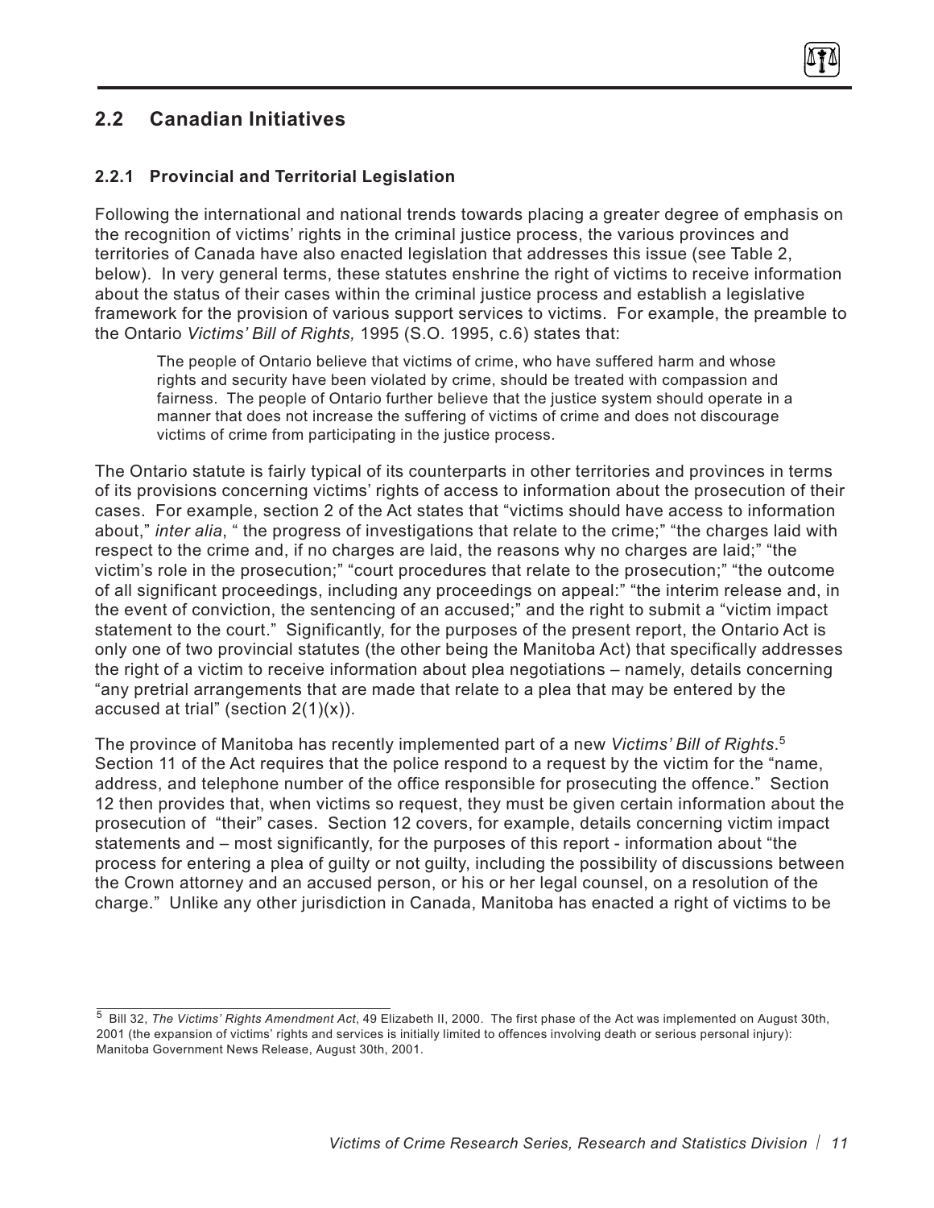## 2.2 Canadian Initiatives

### 2.2.1 Provincial and Territorial Legislation

Following the international and national trends towards placing a greater degree of emphasis on the recognition of victims' rights in the criminal justice process, the various provinces and territories of Canada have also enacted legislation that addresses this issue (see Table 2, below). In very general terms, these statutes enshrine the right of victims to receive information about the status of their cases within the criminal justice process and establish a legislative framework for the provision of various support services to victims. For example, the preamble to the Ontario *Victims' Bill of Rights,* 1995 (S.O. 1995, c.6) states that:

> The people of Ontario believe that victims of crime, who have suffered harm and whose rights and security have been violated by crime, should be treated with compassion and fairness. The people of Ontario further believe that the justice system should operate in a manner that does not increase the suffering of victims of crime and does not discourage victims of crime from participating in the justice process.

The Ontario statute is fairly typical of its counterparts in other territories and provinces in terms of its provisions concerning victims' rights of access to information about the prosecution of their cases. For example, section 2 of the Act states that "victims should have access to information about," *inter alia*, " the progress of investigations that relate to the crime;" "the charges laid with respect to the crime and, if no charges are laid, the reasons why no charges are laid;" "the victim's role in the prosecution;" "court procedures that relate to the prosecution;" "the outcome of all significant proceedings, including any proceedings on appeal:" "the interim release and, in the event of conviction, the sentencing of an accused;" and the right to submit a "victim impact statement to the court." Significantly, for the purposes of the present report, the Ontario Act is only one of two provincial statutes (the other being the Manitoba Act) that specifically addresses the right of a victim to receive information about plea negotiations – namely, details concerning "any pretrial arrangements that are made that relate to a plea that may be entered by the accused at trial" (section 2(1)(x)).

The province of Manitoba has recently implemented part of a new *Victims' Bill of Rights*.[5] Section 11 of the Act requires that the police respond to a request by the victim for the "name, address, and telephone number of the office responsible for prosecuting the offence." Section 12 then provides that, when victims so request, they must be given certain information about the prosecution of "their" cases. Section 12 covers, for example, details concerning victim impact statements and – most significantly, for the purposes of this report - information about "the process for entering a plea of guilty or not guilty, including the possibility of discussions between the Crown attorney and an accused person, or his or her legal counsel, on a resolution of the charge." Unlike any other jurisdiction in Canada, Manitoba has enacted a right of victims to be

---

[5] Bill 32, *The Victims' Rights Amendment Act*, 49 Elizabeth II, 2000. The first phase of the Act was implemented on August 30th, 2001 (the expansion of victims' rights and services is initially limited to offences involving death or serious personal injury): Manitoba Government News Release, August 30th, 2001.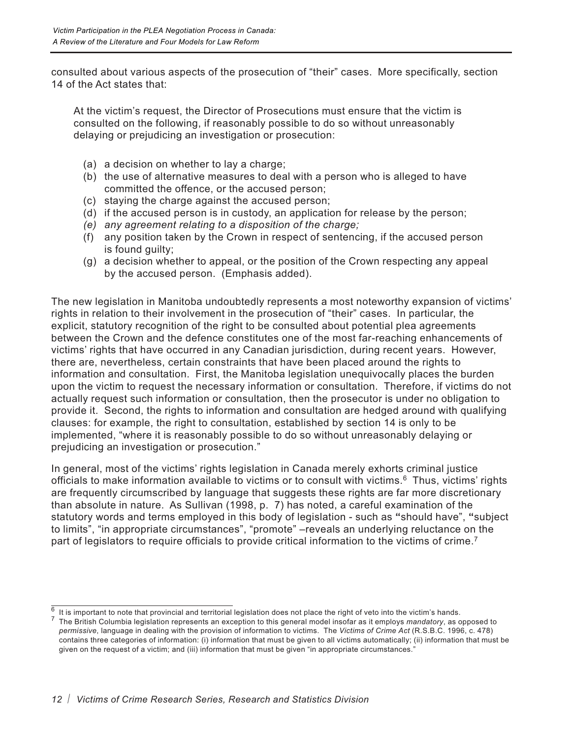consulted about various aspects of the prosecution of "their" cases. More specifically, section 14 of the Act states that:

> At the victim's request, the Director of Prosecutions must ensure that the victim is consulted on the following, if reasonably possible to do so without unreasonably delaying or prejudicing an investigation or prosecution:
>
> (a) a decision on whether to lay a charge;
> (b) the use of alternative measures to deal with a person who is alleged to have committed the offence, or the accused person;
> (c) staying the charge against the accused person;
> (d) if the accused person is in custody, an application for release by the person;
> *(e) any agreement relating to a disposition of the charge;*
> (f) any position taken by the Crown in respect of sentencing, if the accused person is found guilty;
> (g) a decision whether to appeal, or the position of the Crown respecting any appeal by the accused person. (Emphasis added).

The new legislation in Manitoba undoubtedly represents a most noteworthy expansion of victims' rights in relation to their involvement in the prosecution of "their" cases. In particular, the explicit, statutory recognition of the right to be consulted about potential plea agreements between the Crown and the defence constitutes one of the most far-reaching enhancements of victims' rights that have occurred in any Canadian jurisdiction, during recent years. However, there are, nevertheless, certain constraints that have been placed around the rights to information and consultation. First, the Manitoba legislation unequivocally places the burden upon the victim to request the necessary information or consultation. Therefore, if victims do not actually request such information or consultation, then the prosecutor is under no obligation to provide it. Second, the rights to information and consultation are hedged around with qualifying clauses: for example, the right to consultation, established by section 14 is only to be implemented, "where it is reasonably possible to do so without unreasonably delaying or prejudicing an investigation or prosecution."

In general, most of the victims' rights legislation in Canada merely exhorts criminal justice officials to make information available to victims or to consult with victims.[6] Thus, victims' rights are frequently circumscribed by language that suggests these rights are far more discretionary than absolute in nature. As Sullivan (1998, p. 7) has noted, a careful examination of the statutory words and terms employed in this body of legislation - such as **"**should have", **"**subject to limits", "in appropriate circumstances", "promote" –reveals an underlying reluctance on the part of legislators to require officials to provide critical information to the victims of crime.[7]

---

[6] It is important to note that provincial and territorial legislation does not place the right of veto into the victim's hands.

[7] The British Columbia legislation represents an exception to this general model insofar as it employs *mandatory*, as opposed to *permissive*, language in dealing with the provision of information to victims. The *Victims of Crime Act* (R.S.B.C. 1996, c. 478) contains three categories of information: (i) information that must be given to all victims automatically; (ii) information that must be given on the request of a victim; and (iii) information that must be given "in appropriate circumstances."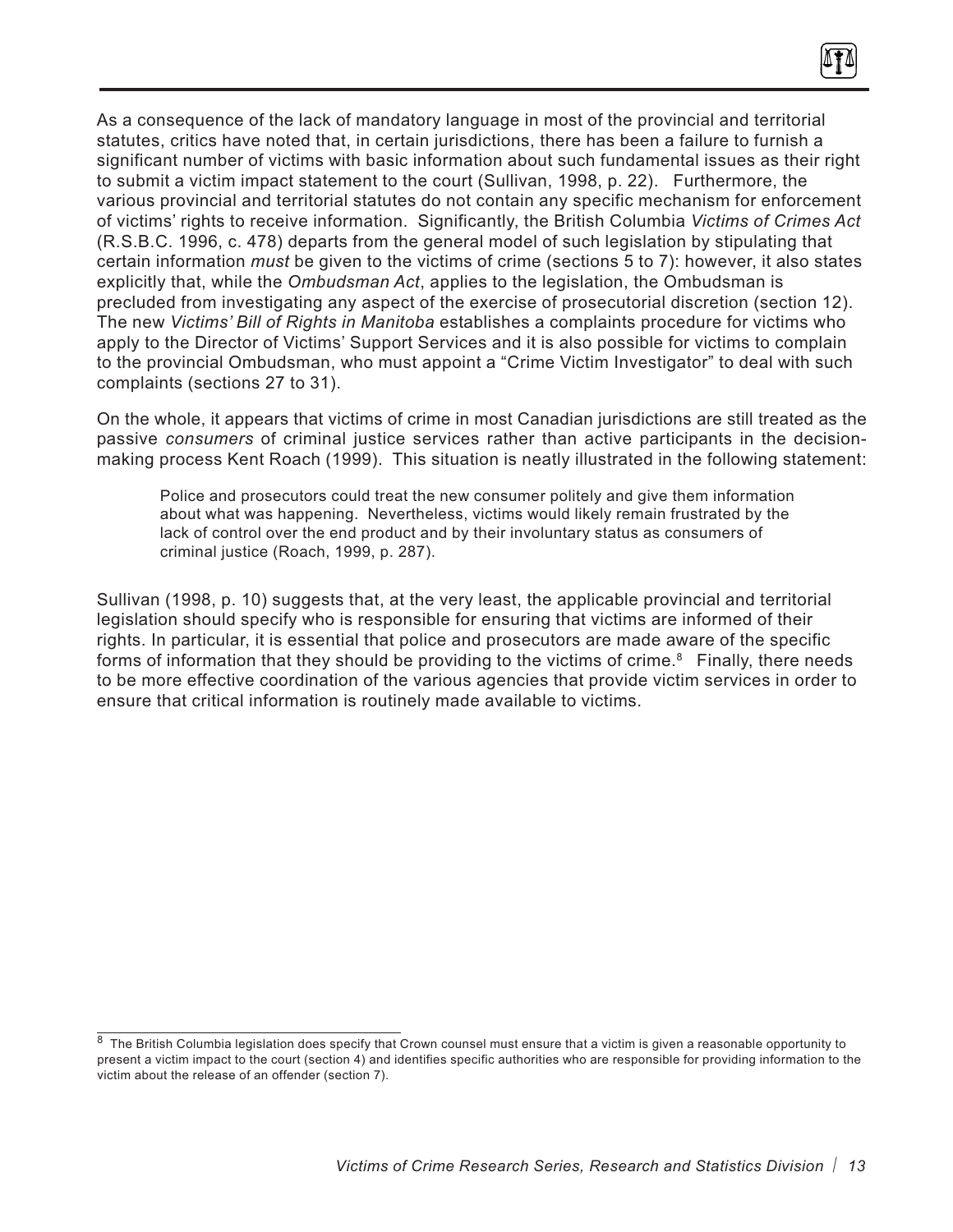As a consequence of the lack of mandatory language in most of the provincial and territorial statutes, critics have noted that, in certain jurisdictions, there has been a failure to furnish a significant number of victims with basic information about such fundamental issues as their right to submit a victim impact statement to the court (Sullivan, 1998, p. 22). Furthermore, the various provincial and territorial statutes do not contain any specific mechanism for enforcement of victims' rights to receive information. Significantly, the British Columbia *Victims of Crimes Act* (R.S.B.C. 1996, c. 478) departs from the general model of such legislation by stipulating that certain information *must* be given to the victims of crime (sections 5 to 7): however, it also states explicitly that, while the *Ombudsman Act*, applies to the legislation, the Ombudsman is precluded from investigating any aspect of the exercise of prosecutorial discretion (section 12). The new *Victims' Bill of Rights in Manitoba* establishes a complaints procedure for victims who apply to the Director of Victims' Support Services and it is also possible for victims to complain to the provincial Ombudsman, who must appoint a "Crime Victim Investigator" to deal with such complaints (sections 27 to 31).

On the whole, it appears that victims of crime in most Canadian jurisdictions are still treated as the passive *consumers* of criminal justice services rather than active participants in the decision-making process Kent Roach (1999). This situation is neatly illustrated in the following statement:

> Police and prosecutors could treat the new consumer politely and give them information about what was happening. Nevertheless, victims would likely remain frustrated by the lack of control over the end product and by their involuntary status as consumers of criminal justice (Roach, 1999, p. 287).

Sullivan (1998, p. 10) suggests that, at the very least, the applicable provincial and territorial legislation should specify who is responsible for ensuring that victims are informed of their rights. In particular, it is essential that police and prosecutors are made aware of the specific forms of information that they should be providing to the victims of crime.[8] Finally, there needs to be more effective coordination of the various agencies that provide victim services in order to ensure that critical information is routinely made available to victims.

[8] The British Columbia legislation does specify that Crown counsel must ensure that a victim is given a reasonable opportunity to present a victim impact to the court (section 4) and identifies specific authorities who are responsible for providing information to the victim about the release of an offender (section 7).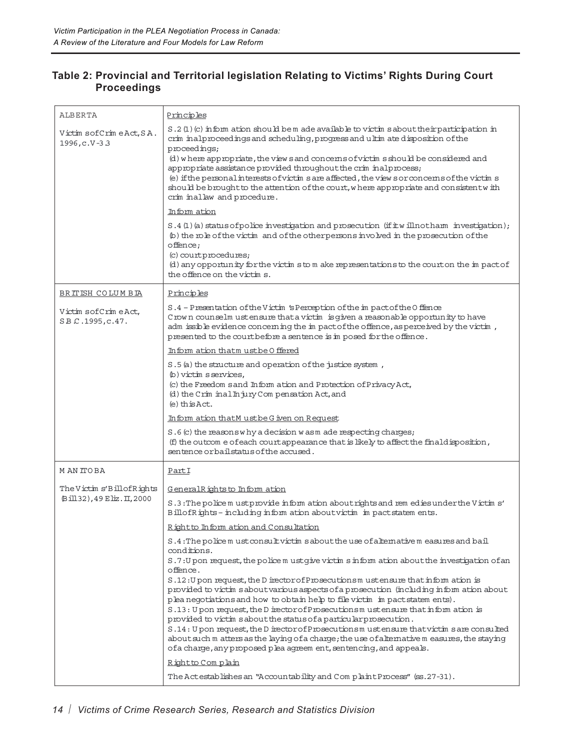## Table 2: Provincial and Territorial legislation Relating to Victims' Rights During Court Proceedings

| | |
|---|---|
| ALBERTA<br><br>Victims of Crime Act, S.A. 1996, c.V-3.3 | <u>Principles</u><br><br>S.2(1)(c) information should be made available to victims about their participation in criminal proceedings and scheduling, progress and ultimate disposition of the proceedings;<br>(d) where appropriate, the views and concerns of victims should be considered and appropriate assistance provided throughout the criminal process;<br>(e) if the personal interests of victims are affected, the views or concerns of the victims should be brought to the attention of the court, where appropriate and consistent with criminal law and procedure.<br><br><u>Information</u><br><br>S.4(1)(a) status of police investigation and prosecution (if it will not harm investigation);<br>(b) the role of the victim and of the other persons involved in the prosecution of the offence;<br>(c) court procedures;<br>(d) any opportunity for the victims to make representations to the court on the impact of the offence on the victims. |
| BRITISH COLUMBIA<br><br>Victims of Crime Act, S.B.C. 1995, c.47. | <u>Principles</u><br><br>S.4 – Presentation of the Victim's Perception of the impact of the Offence<br>Crown counsel must ensure that a victim is given a reasonable opportunity to have admissible evidence concerning the impact of the offence, as perceived by the victim, presented to the court before a sentence is imposed for the offence.<br><br><u>Information that must be Offered</u><br><br>S.5(a) the structure and operation of the justice system,<br>(b) victims services,<br>(c) the Freedoms and Information and Protection of Privacy Act,<br>(d) the Criminal Injury Compensation Act, and<br>(e) this Act.<br><br><u>Information that Must be Given on Request</u><br><br>S.6(c) the reasons why a decision was made respecting charges;<br>(f) the outcome of each court appearance that is likely to affect the final disposition, sentence or bail status of the accused. |
| MANITOBA<br><br>The Victims' Bill of Rights (Bill 32), 49 Eliz. II, 2000 | <u>Part I</u><br><br><u>General Rights to Information</u><br><br>S.3: The police must provide information about rights and remedies under the Victims' Bill of Rights – including information about victim impact statements.<br><br><u>Right to Information and Consultation</u><br><br>S.4: The police must consult victims about the use of alternative measures and bail conditions.<br>S.7: Upon request, the police must give victims information about the investigation of an offence.<br>S.12: Upon request, the Director of Prosecutions must ensure that information is provided to victims about various aspects of a prosecution (including information about plea negotiations and how to obtain help to file victim impact statements).<br>S.13: Upon request, the Director of Prosecutions must ensure that information is provided to victims about the status of a particular prosecution.<br>S.14: Upon request, the Director of Prosecutions must ensure that victims are consulted about such matters as the laying of a charge; the use of alternative measures, the staying of a charge, any proposed plea agreement, sentencing, and appeals.<br><br><u>Right to Complain</u><br><br>The Act establishes an "Accountability and Complaint Process" (ss.27-31). |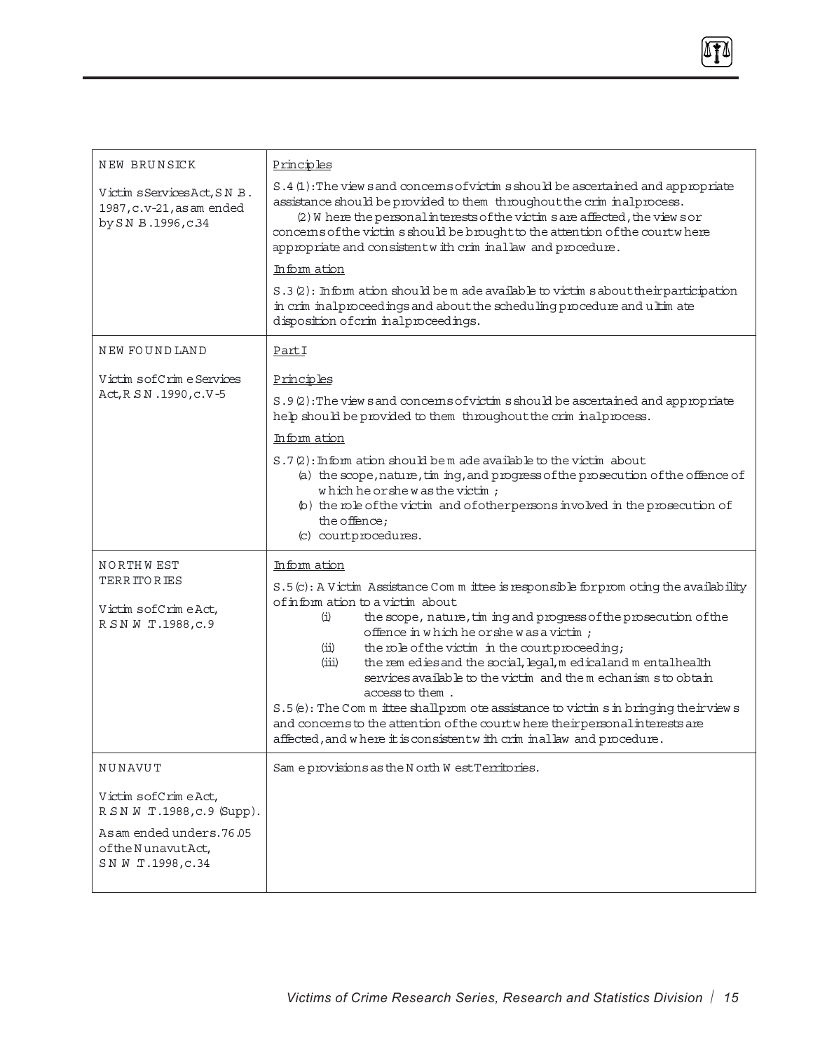| | |
|---|---|
| NEW BRUNSICK<br><br>Victims Services Act, S.N.B. 1987, c.v-21, as amended by S.N.B. 1996, c.34 | Principles<br><br>S.4(1): The views and concerns of victims should be ascertained and appropriate assistance should be provided to them throughout the criminal process.<br>(2) Where the personal interests of the victims are affected, the views or concerns of the victims should be brought to the attention of the court where appropriate and consistent with criminal law and procedure.<br><br>Information<br><br>S.3(2): Information should be made available to victims about their participation in criminal proceedings and about the scheduling procedure and ultimate disposition of criminal proceedings. |
| NEWFOUNDLAND<br><br>Victims of Crime Services Act, R.S.N. 1990, c.V-5 | Part I<br><br>Principles<br><br>S.9(2): The views and concerns of victims should be ascertained and appropriate help should be provided to them throughout the criminal process.<br><br>Information<br><br>S.7(2): Information should be made available to the victim about<br>(a) the scope, nature, timing, and progress of the prosecution of the offence of which he or she was the victim;<br>(b) the role of the victim and of other persons involved in the prosecution of the offence;<br>(c) court procedures. |
| NORTHWEST TERRITORIES<br><br>Victims of Crime Act, R.S.N.W.T. 1988, c.9 | Information<br><br>S.5(c): A Victim Assistance Committee is responsible for promoting the availability of information to a victim about<br>(i) the scope, nature, timing and progress of the prosecution of the offence in which he or she was a victim;<br>(ii) the role of the victim in the court proceeding;<br>(iii) the remedies and the social, legal, medical and mental health services available to the victim and the mechanisms to obtain access to them.<br><br>S.5(e): The Committee shall promote assistance to victims in bringing their views and concerns to the attention of the court where their personal interests are affected, and where it is consistent with criminal law and procedure. |
| NUNAVUT<br><br>Victims of Crime Act, R.S.N.W.T. 1988, c.9 (Supp).<br><br>As amended under s.76.05 of the Nunavut Act, S.N.W.T. 1998, c.34 | Same provisions as the North West Territories. |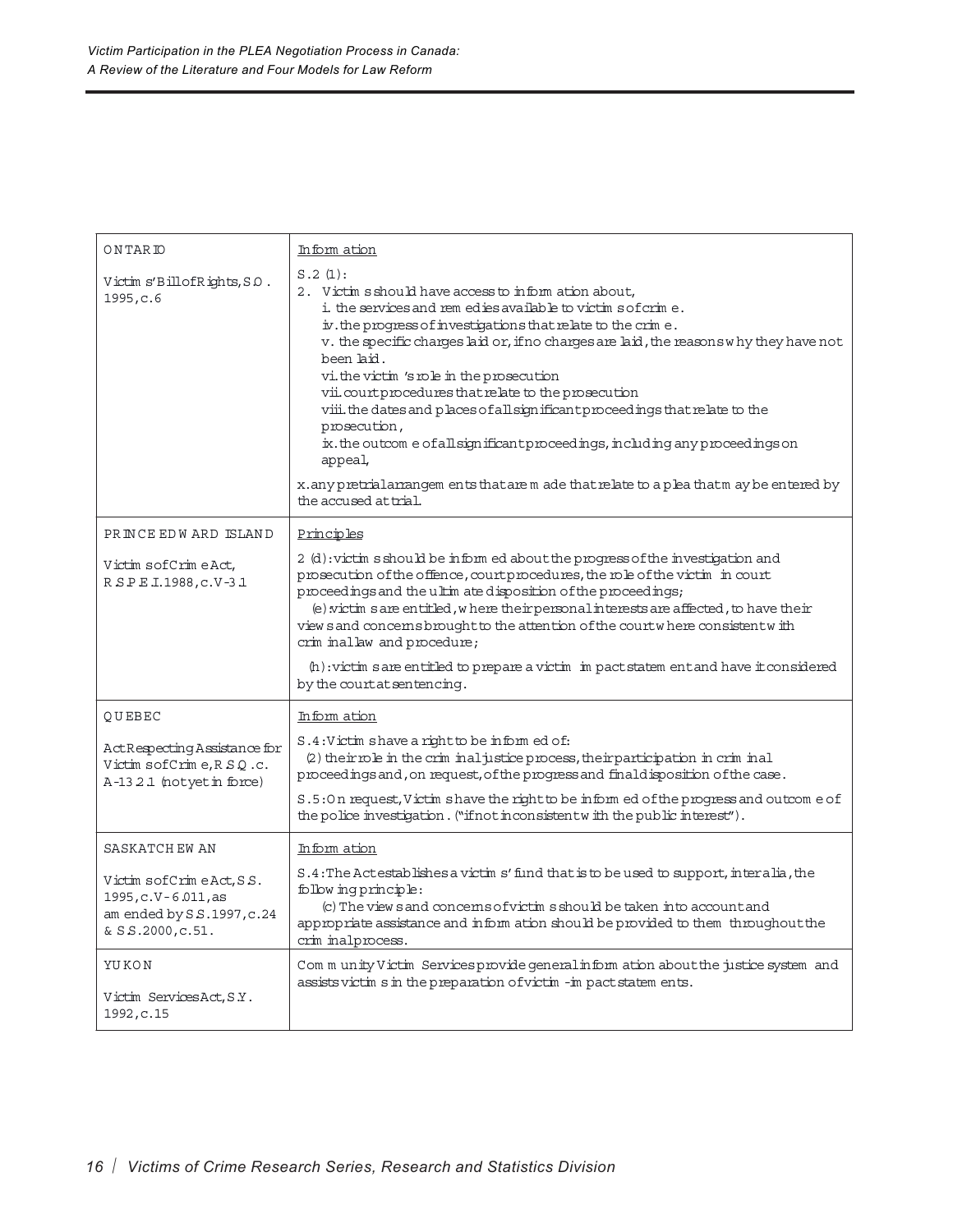| | |
|---|---|
| ONTARIO<br><br>Victims' Bill of Rights, S.O. 1995, c.6 | Information<br><br>S.2 (1):<br>2. Victims should have access to information about,<br>i. the services and remedies available to victims of crime.<br>iv. the progress of investigations that relate to the crime.<br>v. the specific charges laid or, if no charges are laid, the reasons why they have not been laid.<br>vi. the victim's role in the prosecution<br>vii. court procedures that relate to the prosecution<br>viii. the dates and places of all significant proceedings that relate to the prosecution,<br>ix. the outcome of all significant proceedings, including any proceedings on appeal,<br><br>x. any pretrial arrangements that are made that relate to a plea that may be entered by the accused at trial. |
| PRINCE EDWARD ISLAND<br><br>Victims of Crime Act, R.S.P.E.I. 1988, c.V-3.1 | Principles<br><br>2 (d): victims should be informed about the progress of the investigation and prosecution of the offence, court procedures, the role of the victim in court proceedings and the ultimate disposition of the proceedings;<br>(e): victims are entitled, where their personal interests are affected, to have their views and concerns brought to the attention of the court where consistent with criminal law and procedure;<br><br>(h): victims are entitled to prepare a victim impact statement and have it considered by the court at sentencing. |
| QUEBEC<br><br>Act Respecting Assistance for Victims of Crime, R.S.Q. c. A-13.2.1 (not yet in force) | Information<br><br>S.4: Victims have a right to be informed of:<br>(2) their role in the criminal justice process, their participation in criminal proceedings and, on request, of the progress and final disposition of the case.<br><br>S.5: On request, Victims have the right to be informed of the progress and outcome of the police investigation. ("if not inconsistent with the public interest"). |
| SASKATCHEWAN<br><br>Victims of Crime Act, S.S. 1995, c.V-6.011, as amended by S.S. 1997, c.24 & S.S. 2000, c.51. | Information<br><br>S.4: The Act establishes a victims' fund that is to be used to support, inter alia, the following principle:<br>(c) The views and concerns of victims should be taken into account and appropriate assistance and information should be provided to them throughout the criminal process. |
| YUKON<br><br>Victim Services Act, S.Y. 1992, c.15 | Community Victim Services provide general information about the justice system and assists victims in the preparation of victim-impact statements. |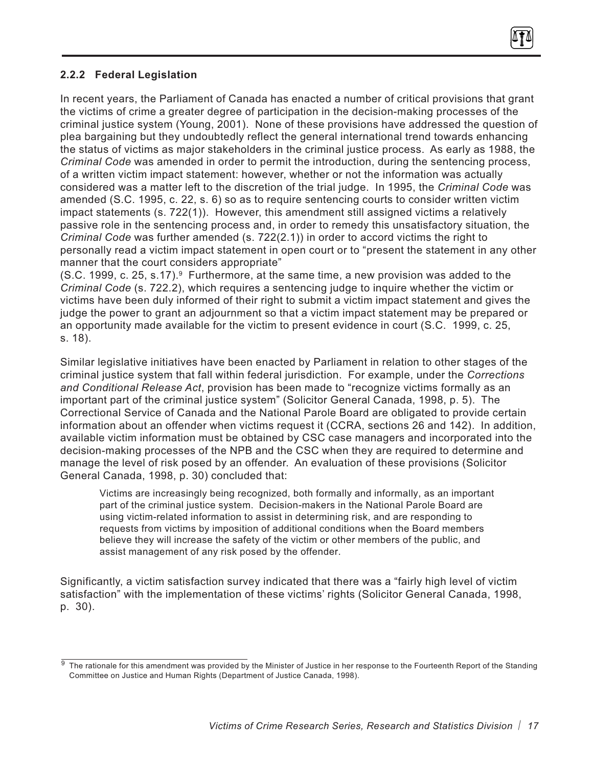### 2.2.2 Federal Legislation

In recent years, the Parliament of Canada has enacted a number of critical provisions that grant the victims of crime a greater degree of participation in the decision-making processes of the criminal justice system (Young, 2001). None of these provisions have addressed the question of plea bargaining but they undoubtedly reflect the general international trend towards enhancing the status of victims as major stakeholders in the criminal justice process. As early as 1988, the *Criminal Code* was amended in order to permit the introduction, during the sentencing process, of a written victim impact statement: however, whether or not the information was actually considered was a matter left to the discretion of the trial judge. In 1995, the *Criminal Code* was amended (S.C. 1995, c. 22, s. 6) so as to require sentencing courts to consider written victim impact statements (s. 722(1)). However, this amendment still assigned victims a relatively passive role in the sentencing process and, in order to remedy this unsatisfactory situation, the *Criminal Code* was further amended (s. 722(2.1)) in order to accord victims the right to personally read a victim impact statement in open court or to "present the statement in any other manner that the court considers appropriate" (S.C. 1999, c. 25, s.17).[9] Furthermore, at the same time, a new provision was added to the *Criminal Code* (s. 722.2), which requires a sentencing judge to inquire whether the victim or victims have been duly informed of their right to submit a victim impact statement and gives the judge the power to grant an adjournment so that a victim impact statement may be prepared or an opportunity made available for the victim to present evidence in court (S.C. 1999, c. 25, s. 18).

Similar legislative initiatives have been enacted by Parliament in relation to other stages of the criminal justice system that fall within federal jurisdiction. For example, under the *Corrections and Conditional Release Act*, provision has been made to "recognize victims formally as an important part of the criminal justice system" (Solicitor General Canada, 1998, p. 5). The Correctional Service of Canada and the National Parole Board are obligated to provide certain information about an offender when victims request it (CCRA, sections 26 and 142). In addition, available victim information must be obtained by CSC case managers and incorporated into the decision-making processes of the NPB and the CSC when they are required to determine and manage the level of risk posed by an offender. An evaluation of these provisions (Solicitor General Canada, 1998, p. 30) concluded that:

> Victims are increasingly being recognized, both formally and informally, as an important part of the criminal justice system. Decision-makers in the National Parole Board are using victim-related information to assist in determining risk, and are responding to requests from victims by imposition of additional conditions when the Board members believe they will increase the safety of the victim or other members of the public, and assist management of any risk posed by the offender.

Significantly, a victim satisfaction survey indicated that there was a "fairly high level of victim satisfaction" with the implementation of these victims' rights (Solicitor General Canada, 1998, p. 30).

---

[9] The rationale for this amendment was provided by the Minister of Justice in her response to the Fourteenth Report of the Standing Committee on Justice and Human Rights (Department of Justice Canada, 1998).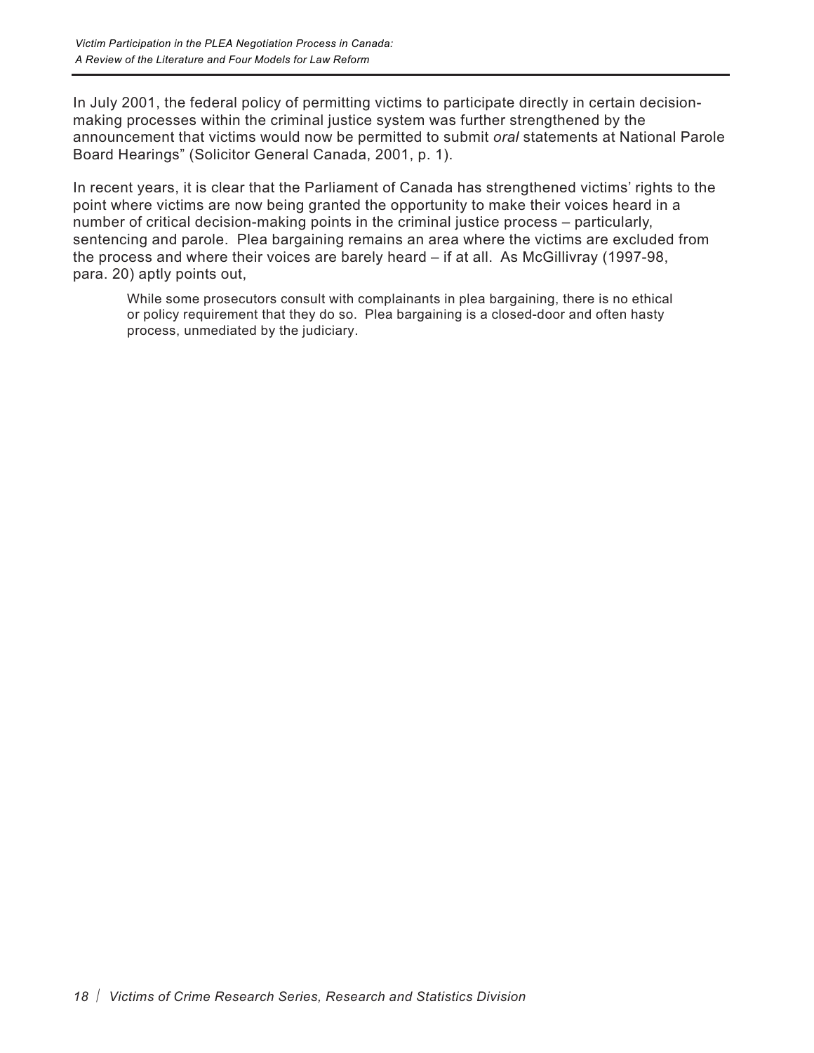In July 2001, the federal policy of permitting victims to participate directly in certain decision-making processes within the criminal justice system was further strengthened by the announcement that victims would now be permitted to submit *oral* statements at National Parole Board Hearings" (Solicitor General Canada, 2001, p. 1).

In recent years, it is clear that the Parliament of Canada has strengthened victims' rights to the point where victims are now being granted the opportunity to make their voices heard in a number of critical decision-making points in the criminal justice process – particularly, sentencing and parole. Plea bargaining remains an area where the victims are excluded from the process and where their voices are barely heard – if at all. As McGillivray (1997-98, para. 20) aptly points out,

> While some prosecutors consult with complainants in plea bargaining, there is no ethical or policy requirement that they do so. Plea bargaining is a closed-door and often hasty process, unmediated by the judiciary.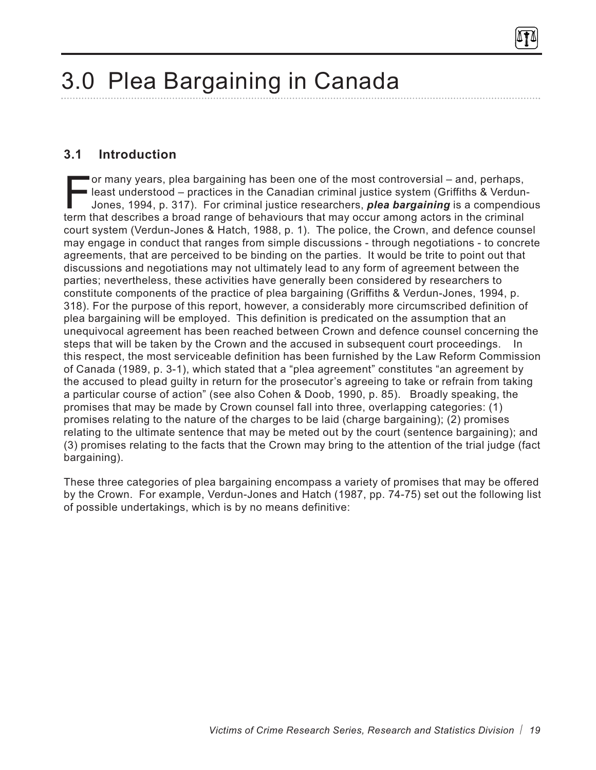# 3.0 Plea Bargaining in Canada

## 3.1 Introduction

For many years, plea bargaining has been one of the most controversial – and, perhaps, least understood – practices in the Canadian criminal justice system (Griffiths & Verdun-Jones, 1994, p. 317). For criminal justice researchers, ***plea bargaining*** is a compendious term that describes a broad range of behaviours that may occur among actors in the criminal court system (Verdun-Jones & Hatch, 1988, p. 1). The police, the Crown, and defence counsel may engage in conduct that ranges from simple discussions - through negotiations - to concrete agreements, that are perceived to be binding on the parties. It would be trite to point out that discussions and negotiations may not ultimately lead to any form of agreement between the parties; nevertheless, these activities have generally been considered by researchers to constitute components of the practice of plea bargaining (Griffiths & Verdun-Jones, 1994, p. 318). For the purpose of this report, however, a considerably more circumscribed definition of plea bargaining will be employed. This definition is predicated on the assumption that an unequivocal agreement has been reached between Crown and defence counsel concerning the steps that will be taken by the Crown and the accused in subsequent court proceedings. In this respect, the most serviceable definition has been furnished by the Law Reform Commission of Canada (1989, p. 3-1), which stated that a "plea agreement" constitutes "an agreement by the accused to plead guilty in return for the prosecutor's agreeing to take or refrain from taking a particular course of action" (see also Cohen & Doob, 1990, p. 85). Broadly speaking, the promises that may be made by Crown counsel fall into three, overlapping categories: (1) promises relating to the nature of the charges to be laid (charge bargaining); (2) promises relating to the ultimate sentence that may be meted out by the court (sentence bargaining); and (3) promises relating to the facts that the Crown may bring to the attention of the trial judge (fact bargaining).

These three categories of plea bargaining encompass a variety of promises that may be offered by the Crown. For example, Verdun-Jones and Hatch (1987, pp. 74-75) set out the following list of possible undertakings, which is by no means definitive: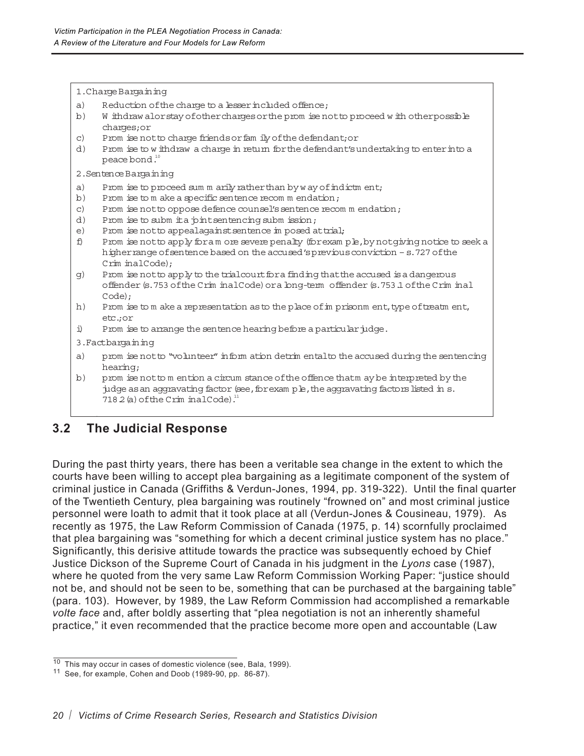1. Charge Bargaining

a) Reduction of the charge to a lesser included offence;
b) Withdrawal or stay of other charges or the promise not to proceed with other possible charges; or
c) Promise not to charge friends or family of the defendant; or
d) Promise to withdraw a charge in return for the defendant's undertaking to enter into a peace bond.[10]

2. Sentence Bargaining

a) Promise to proceed summarily rather than by way of indictment;
b) Promise to make a specific sentence recommendation;
c) Promise not to oppose defence counsel's sentence recommendation;
d) Promise to submit a joint sentencing submission;
e) Promise not to appeal against sentence imposed at trial;
f) Promise not to apply for a more severe penalty (for example, by not giving notice to seek a higher range of sentence based on the accused's previous conviction – s. 727 of the Criminal Code);
g) Promise not to apply to the trial court for a finding that the accused is a dangerous offender (s. 753 of the Criminal Code) or a long-term offender (s. 753.1 of the Criminal Code);
h) Promise to make a representation as to the place of imprisonment, type of treatment, etc.; or
i) Promise to arrange the sentence hearing before a particular judge.

3. Fact bargaining

a) promise not to "volunteer" information detrimental to the accused during the sentencing hearing;
b) promise not to mention a circumstance of the offence that may be interpreted by the judge as an aggravating factor (see, for example, the aggravating factors listed in s. 718.2 (a) of the Criminal Code).[11]

## 3.2 The Judicial Response

During the past thirty years, there has been a veritable sea change in the extent to which the courts have been willing to accept plea bargaining as a legitimate component of the system of criminal justice in Canada (Griffiths & Verdun-Jones, 1994, pp. 319-322). Until the final quarter of the Twentieth Century, plea bargaining was routinely "frowned on" and most criminal justice personnel were loath to admit that it took place at all (Verdun-Jones & Cousineau, 1979). As recently as 1975, the Law Reform Commission of Canada (1975, p. 14) scornfully proclaimed that plea bargaining was "something for which a decent criminal justice system has no place." Significantly, this derisive attitude towards the practice was subsequently echoed by Chief Justice Dickson of the Supreme Court of Canada in his judgment in the *Lyons* case (1987), where he quoted from the very same Law Reform Commission Working Paper: "justice should not be, and should not be seen to be, something that can be purchased at the bargaining table" (para. 103). However, by 1989, the Law Reform Commission had accomplished a remarkable *volte face* and, after boldly asserting that "plea negotiation is not an inherently shameful practice," it even recommended that the practice become more open and accountable (Law

---

[10] This may occur in cases of domestic violence (see, Bala, 1999).

[11] See, for example, Cohen and Doob (1989-90, pp. 86-87).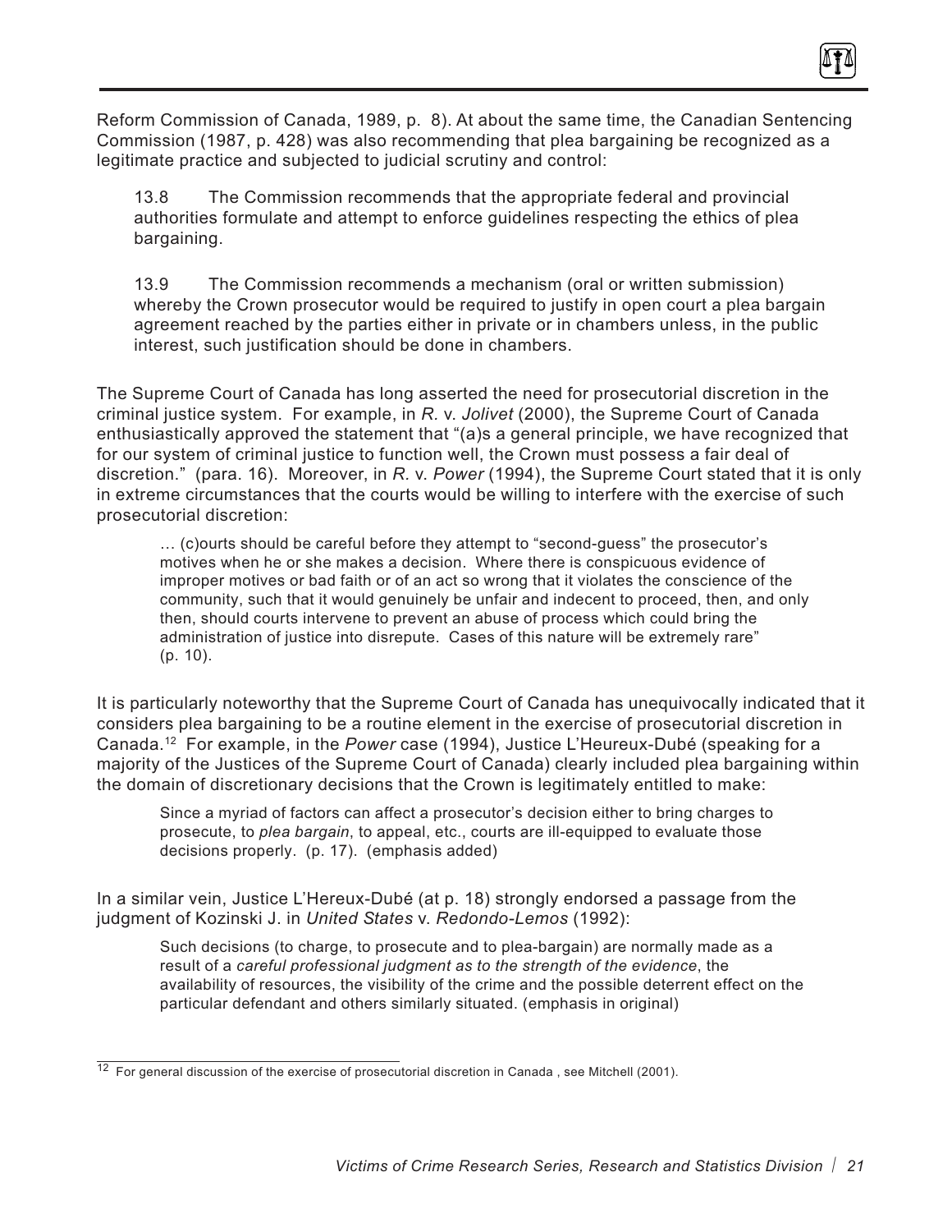Reform Commission of Canada, 1989, p. 8). At about the same time, the Canadian Sentencing Commission (1987, p. 428) was also recommending that plea bargaining be recognized as a legitimate practice and subjected to judicial scrutiny and control:

> 13.8 The Commission recommends that the appropriate federal and provincial authorities formulate and attempt to enforce guidelines respecting the ethics of plea bargaining.
>
> 13.9 The Commission recommends a mechanism (oral or written submission) whereby the Crown prosecutor would be required to justify in open court a plea bargain agreement reached by the parties either in private or in chambers unless, in the public interest, such justification should be done in chambers.

The Supreme Court of Canada has long asserted the need for prosecutorial discretion in the criminal justice system. For example, in *R.* v. *Jolivet* (2000), the Supreme Court of Canada enthusiastically approved the statement that "(a)s a general principle, we have recognized that for our system of criminal justice to function well, the Crown must possess a fair deal of discretion." (para. 16). Moreover, in *R.* v. *Power* (1994), the Supreme Court stated that it is only in extreme circumstances that the courts would be willing to interfere with the exercise of such prosecutorial discretion:

> … (c)ourts should be careful before they attempt to "second-guess" the prosecutor's motives when he or she makes a decision. Where there is conspicuous evidence of improper motives or bad faith or of an act so wrong that it violates the conscience of the community, such that it would genuinely be unfair and indecent to proceed, then, and only then, should courts intervene to prevent an abuse of process which could bring the administration of justice into disrepute. Cases of this nature will be extremely rare" (p. 10).

It is particularly noteworthy that the Supreme Court of Canada has unequivocally indicated that it considers plea bargaining to be a routine element in the exercise of prosecutorial discretion in Canada.[12] For example, in the *Power* case (1994), Justice L'Heureux-Dubé (speaking for a majority of the Justices of the Supreme Court of Canada) clearly included plea bargaining within the domain of discretionary decisions that the Crown is legitimately entitled to make:

> Since a myriad of factors can affect a prosecutor's decision either to bring charges to prosecute, to *plea bargain*, to appeal, etc., courts are ill-equipped to evaluate those decisions properly. (p. 17). (emphasis added)

In a similar vein, Justice L'Hereux-Dubé (at p. 18) strongly endorsed a passage from the judgment of Kozinski J. in *United States* v. *Redondo-Lemos* (1992):

> Such decisions (to charge, to prosecute and to plea-bargain) are normally made as a result of a *careful professional judgment as to the strength of the evidence*, the availability of resources, the visibility of the crime and the possible deterrent effect on the particular defendant and others similarly situated. (emphasis in original)

---

[12] For general discussion of the exercise of prosecutorial discretion in Canada , see Mitchell (2001).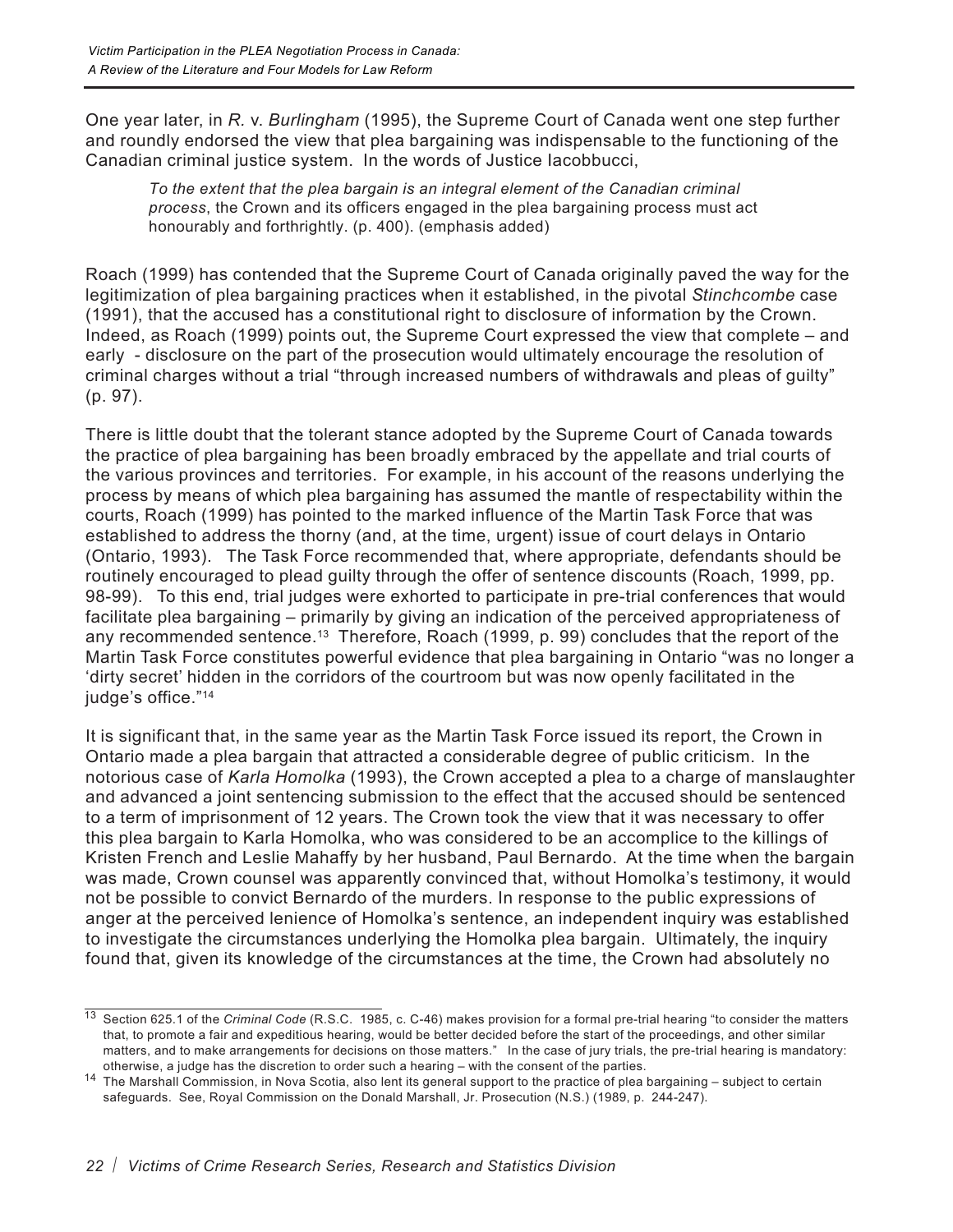One year later, in *R.* v. *Burlingham* (1995), the Supreme Court of Canada went one step further and roundly endorsed the view that plea bargaining was indispensable to the functioning of the Canadian criminal justice system. In the words of Justice Iacobbucci,

> *To the extent that the plea bargain is an integral element of the Canadian criminal process*, the Crown and its officers engaged in the plea bargaining process must act honourably and forthrightly. (p. 400). (emphasis added)

Roach (1999) has contended that the Supreme Court of Canada originally paved the way for the legitimization of plea bargaining practices when it established, in the pivotal *Stinchcombe* case (1991), that the accused has a constitutional right to disclosure of information by the Crown. Indeed, as Roach (1999) points out, the Supreme Court expressed the view that complete – and early - disclosure on the part of the prosecution would ultimately encourage the resolution of criminal charges without a trial "through increased numbers of withdrawals and pleas of guilty" (p. 97).

There is little doubt that the tolerant stance adopted by the Supreme Court of Canada towards the practice of plea bargaining has been broadly embraced by the appellate and trial courts of the various provinces and territories. For example, in his account of the reasons underlying the process by means of which plea bargaining has assumed the mantle of respectability within the courts, Roach (1999) has pointed to the marked influence of the Martin Task Force that was established to address the thorny (and, at the time, urgent) issue of court delays in Ontario (Ontario, 1993). The Task Force recommended that, where appropriate, defendants should be routinely encouraged to plead guilty through the offer of sentence discounts (Roach, 1999, pp. 98-99). To this end, trial judges were exhorted to participate in pre-trial conferences that would facilitate plea bargaining – primarily by giving an indication of the perceived appropriateness of any recommended sentence.[13] Therefore, Roach (1999, p. 99) concludes that the report of the Martin Task Force constitutes powerful evidence that plea bargaining in Ontario "was no longer a 'dirty secret' hidden in the corridors of the courtroom but was now openly facilitated in the judge's office."[14]

It is significant that, in the same year as the Martin Task Force issued its report, the Crown in Ontario made a plea bargain that attracted a considerable degree of public criticism. In the notorious case of *Karla Homolka* (1993), the Crown accepted a plea to a charge of manslaughter and advanced a joint sentencing submission to the effect that the accused should be sentenced to a term of imprisonment of 12 years. The Crown took the view that it was necessary to offer this plea bargain to Karla Homolka, who was considered to be an accomplice to the killings of Kristen French and Leslie Mahaffy by her husband, Paul Bernardo. At the time when the bargain was made, Crown counsel was apparently convinced that, without Homolka's testimony, it would not be possible to convict Bernardo of the murders. In response to the public expressions of anger at the perceived lenience of Homolka's sentence, an independent inquiry was established to investigate the circumstances underlying the Homolka plea bargain. Ultimately, the inquiry found that, given its knowledge of the circumstances at the time, the Crown had absolutely no

---

[13] Section 625.1 of the *Criminal Code* (R.S.C. 1985, c. C-46) makes provision for a formal pre-trial hearing "to consider the matters that, to promote a fair and expeditious hearing, would be better decided before the start of the proceedings, and other similar matters, and to make arrangements for decisions on those matters." In the case of jury trials, the pre-trial hearing is mandatory: otherwise, a judge has the discretion to order such a hearing – with the consent of the parties.

[14] The Marshall Commission, in Nova Scotia, also lent its general support to the practice of plea bargaining – subject to certain safeguards. See, Royal Commission on the Donald Marshall, Jr. Prosecution (N.S.) (1989, p. 244-247).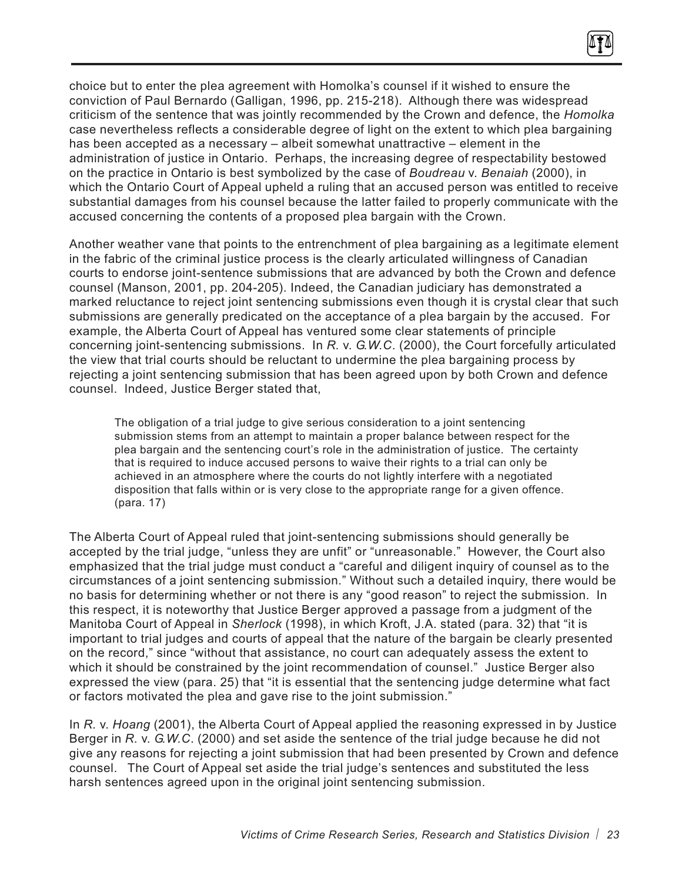choice but to enter the plea agreement with Homolka's counsel if it wished to ensure the conviction of Paul Bernardo (Galligan, 1996, pp. 215-218). Although there was widespread criticism of the sentence that was jointly recommended by the Crown and defence, the *Homolka* case nevertheless reflects a considerable degree of light on the extent to which plea bargaining has been accepted as a necessary – albeit somewhat unattractive – element in the administration of justice in Ontario. Perhaps, the increasing degree of respectability bestowed on the practice in Ontario is best symbolized by the case of *Boudreau* v. *Benaiah* (2000), in which the Ontario Court of Appeal upheld a ruling that an accused person was entitled to receive substantial damages from his counsel because the latter failed to properly communicate with the accused concerning the contents of a proposed plea bargain with the Crown.

Another weather vane that points to the entrenchment of plea bargaining as a legitimate element in the fabric of the criminal justice process is the clearly articulated willingness of Canadian courts to endorse joint-sentence submissions that are advanced by both the Crown and defence counsel (Manson, 2001, pp. 204-205). Indeed, the Canadian judiciary has demonstrated a marked reluctance to reject joint sentencing submissions even though it is crystal clear that such submissions are generally predicated on the acceptance of a plea bargain by the accused. For example, the Alberta Court of Appeal has ventured some clear statements of principle concerning joint-sentencing submissions. In *R.* v. *G.W.C.* (2000), the Court forcefully articulated the view that trial courts should be reluctant to undermine the plea bargaining process by rejecting a joint sentencing submission that has been agreed upon by both Crown and defence counsel. Indeed, Justice Berger stated that,

> The obligation of a trial judge to give serious consideration to a joint sentencing submission stems from an attempt to maintain a proper balance between respect for the plea bargain and the sentencing court's role in the administration of justice. The certainty that is required to induce accused persons to waive their rights to a trial can only be achieved in an atmosphere where the courts do not lightly interfere with a negotiated disposition that falls within or is very close to the appropriate range for a given offence. (para. 17)

The Alberta Court of Appeal ruled that joint-sentencing submissions should generally be accepted by the trial judge, "unless they are unfit" or "unreasonable." However, the Court also emphasized that the trial judge must conduct a "careful and diligent inquiry of counsel as to the circumstances of a joint sentencing submission." Without such a detailed inquiry, there would be no basis for determining whether or not there is any "good reason" to reject the submission. In this respect, it is noteworthy that Justice Berger approved a passage from a judgment of the Manitoba Court of Appeal in *Sherlock* (1998), in which Kroft, J.A. stated (para. 32) that "it is important to trial judges and courts of appeal that the nature of the bargain be clearly presented on the record," since "without that assistance, no court can adequately assess the extent to which it should be constrained by the joint recommendation of counsel." Justice Berger also expressed the view (para. 25) that "it is essential that the sentencing judge determine what fact or factors motivated the plea and gave rise to the joint submission."

In *R.* v. *Hoang* (2001), the Alberta Court of Appeal applied the reasoning expressed in by Justice Berger in *R.* v. *G.W.C.* (2000) and set aside the sentence of the trial judge because he did not give any reasons for rejecting a joint submission that had been presented by Crown and defence counsel. The Court of Appeal set aside the trial judge's sentences and substituted the less harsh sentences agreed upon in the original joint sentencing submission.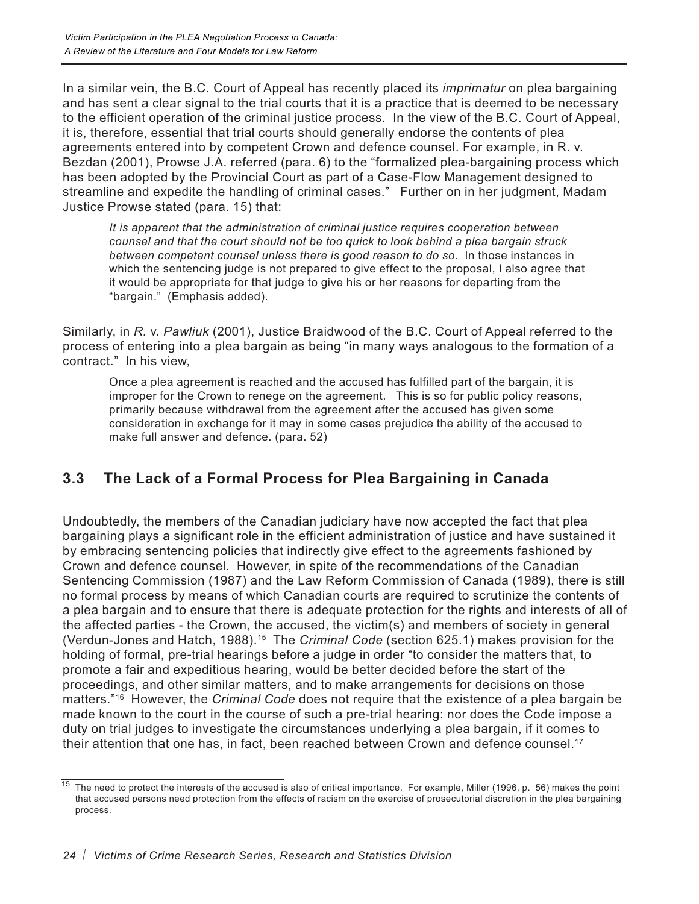In a similar vein, the B.C. Court of Appeal has recently placed its *imprimatur* on plea bargaining and has sent a clear signal to the trial courts that it is a practice that is deemed to be necessary to the efficient operation of the criminal justice process. In the view of the B.C. Court of Appeal, it is, therefore, essential that trial courts should generally endorse the contents of plea agreements entered into by competent Crown and defence counsel. For example, in R. v. Bezdan (2001), Prowse J.A. referred (para. 6) to the "formalized plea-bargaining process which has been adopted by the Provincial Court as part of a Case-Flow Management designed to streamline and expedite the handling of criminal cases." Further on in her judgment, Madam Justice Prowse stated (para. 15) that:

> *It is apparent that the administration of criminal justice requires cooperation between counsel and that the court should not be too quick to look behind a plea bargain struck between competent counsel unless there is good reason to do so.* In those instances in which the sentencing judge is not prepared to give effect to the proposal, I also agree that it would be appropriate for that judge to give his or her reasons for departing from the "bargain." (Emphasis added).

Similarly, in *R.* v. *Pawliuk* (2001), Justice Braidwood of the B.C. Court of Appeal referred to the process of entering into a plea bargain as being "in many ways analogous to the formation of a contract." In his view,

> Once a plea agreement is reached and the accused has fulfilled part of the bargain, it is improper for the Crown to renege on the agreement. This is so for public policy reasons, primarily because withdrawal from the agreement after the accused has given some consideration in exchange for it may in some cases prejudice the ability of the accused to make full answer and defence. (para. 52)

## 3.3 The Lack of a Formal Process for Plea Bargaining in Canada

Undoubtedly, the members of the Canadian judiciary have now accepted the fact that plea bargaining plays a significant role in the efficient administration of justice and have sustained it by embracing sentencing policies that indirectly give effect to the agreements fashioned by Crown and defence counsel. However, in spite of the recommendations of the Canadian Sentencing Commission (1987) and the Law Reform Commission of Canada (1989), there is still no formal process by means of which Canadian courts are required to scrutinize the contents of a plea bargain and to ensure that there is adequate protection for the rights and interests of all of the affected parties - the Crown, the accused, the victim(s) and members of society in general (Verdun-Jones and Hatch, 1988).[15] The *Criminal Code* (section 625.1) makes provision for the holding of formal, pre-trial hearings before a judge in order "to consider the matters that, to promote a fair and expeditious hearing, would be better decided before the start of the proceedings, and other similar matters, and to make arrangements for decisions on those matters."[16] However, the *Criminal Code* does not require that the existence of a plea bargain be made known to the court in the course of such a pre-trial hearing: nor does the Code impose a duty on trial judges to investigate the circumstances underlying a plea bargain, if it comes to their attention that one has, in fact, been reached between Crown and defence counsel.[17]

---

[15] The need to protect the interests of the accused is also of critical importance. For example, Miller (1996, p. 56) makes the point that accused persons need protection from the effects of racism on the exercise of prosecutorial discretion in the plea bargaining process.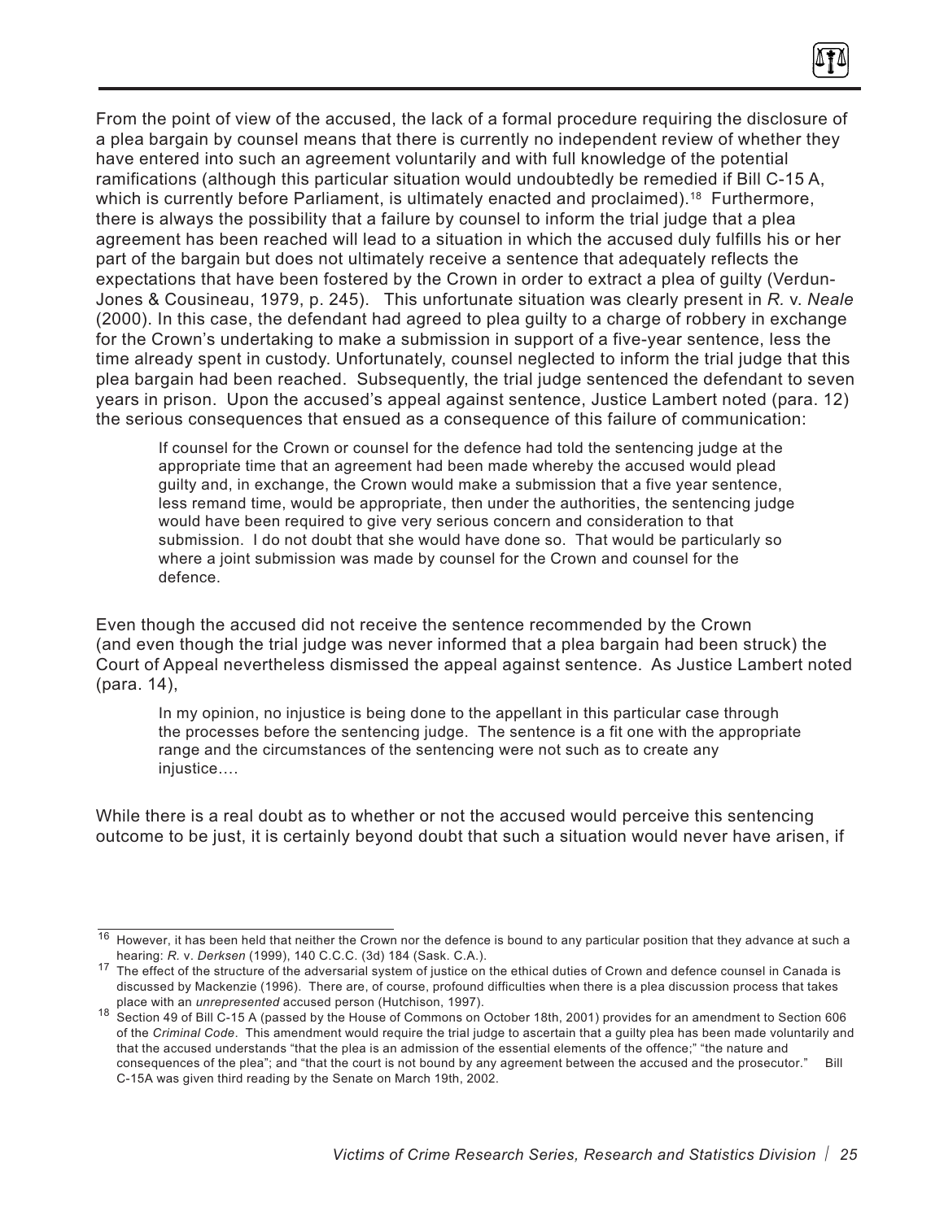From the point of view of the accused, the lack of a formal procedure requiring the disclosure of a plea bargain by counsel means that there is currently no independent review of whether they have entered into such an agreement voluntarily and with full knowledge of the potential ramifications (although this particular situation would undoubtedly be remedied if Bill C-15 A, which is currently before Parliament, is ultimately enacted and proclaimed).[18] Furthermore, there is always the possibility that a failure by counsel to inform the trial judge that a plea agreement has been reached will lead to a situation in which the accused duly fulfills his or her part of the bargain but does not ultimately receive a sentence that adequately reflects the expectations that have been fostered by the Crown in order to extract a plea of guilty (Verdun-Jones & Cousineau, 1979, p. 245). This unfortunate situation was clearly present in *R.* v. *Neale* (2000). In this case, the defendant had agreed to plea guilty to a charge of robbery in exchange for the Crown's undertaking to make a submission in support of a five-year sentence, less the time already spent in custody. Unfortunately, counsel neglected to inform the trial judge that this plea bargain had been reached. Subsequently, the trial judge sentenced the defendant to seven years in prison. Upon the accused's appeal against sentence, Justice Lambert noted (para. 12) the serious consequences that ensued as a consequence of this failure of communication:

> If counsel for the Crown or counsel for the defence had told the sentencing judge at the appropriate time that an agreement had been made whereby the accused would plead guilty and, in exchange, the Crown would make a submission that a five year sentence, less remand time, would be appropriate, then under the authorities, the sentencing judge would have been required to give very serious concern and consideration to that submission. I do not doubt that she would have done so. That would be particularly so where a joint submission was made by counsel for the Crown and counsel for the defence.

Even though the accused did not receive the sentence recommended by the Crown (and even though the trial judge was never informed that a plea bargain had been struck) the Court of Appeal nevertheless dismissed the appeal against sentence. As Justice Lambert noted (para. 14),

> In my opinion, no injustice is being done to the appellant in this particular case through the processes before the sentencing judge. The sentence is a fit one with the appropriate range and the circumstances of the sentencing were not such as to create any injustice….

While there is a real doubt as to whether or not the accused would perceive this sentencing outcome to be just, it is certainly beyond doubt that such a situation would never have arisen, if

---

[16] However, it has been held that neither the Crown nor the defence is bound to any particular position that they advance at such a hearing: *R.* v. *Derksen* (1999), 140 C.C.C. (3d) 184 (Sask. C.A.).

[17] The effect of the structure of the adversarial system of justice on the ethical duties of Crown and defence counsel in Canada is discussed by Mackenzie (1996). There are, of course, profound difficulties when there is a plea discussion process that takes place with an *unrepresented* accused person (Hutchison, 1997).

[18] Section 49 of Bill C-15 A (passed by the House of Commons on October 18th, 2001) provides for an amendment to Section 606 of the *Criminal Code*. This amendment would require the trial judge to ascertain that a guilty plea has been made voluntarily and that the accused understands "that the plea is an admission of the essential elements of the offence;" "the nature and consequences of the plea"; and "that the court is not bound by any agreement between the accused and the prosecutor." Bill C-15A was given third reading by the Senate on March 19th, 2002.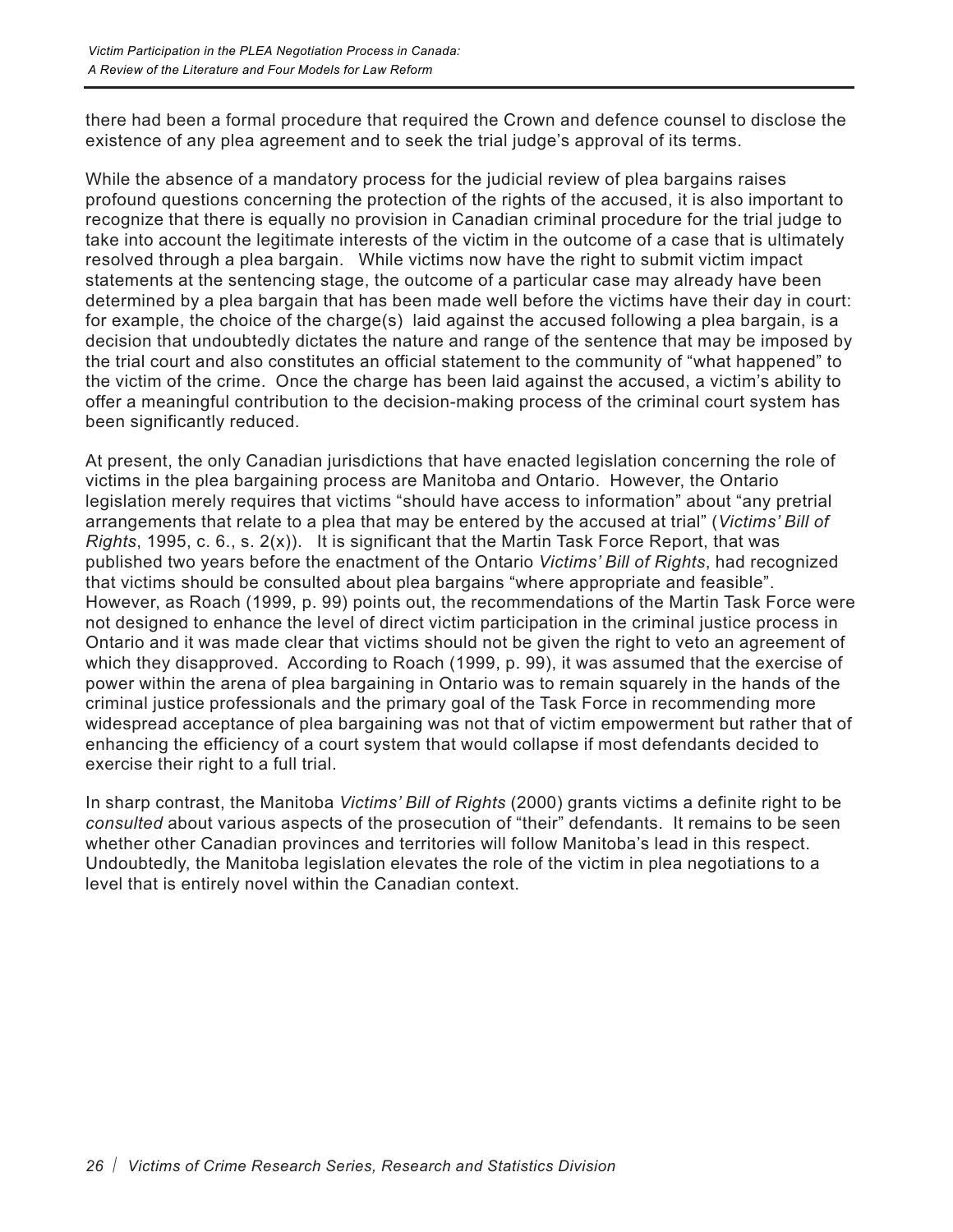there had been a formal procedure that required the Crown and defence counsel to disclose the existence of any plea agreement and to seek the trial judge's approval of its terms.

While the absence of a mandatory process for the judicial review of plea bargains raises profound questions concerning the protection of the rights of the accused, it is also important to recognize that there is equally no provision in Canadian criminal procedure for the trial judge to take into account the legitimate interests of the victim in the outcome of a case that is ultimately resolved through a plea bargain. While victims now have the right to submit victim impact statements at the sentencing stage, the outcome of a particular case may already have been determined by a plea bargain that has been made well before the victims have their day in court: for example, the choice of the charge(s) laid against the accused following a plea bargain, is a decision that undoubtedly dictates the nature and range of the sentence that may be imposed by the trial court and also constitutes an official statement to the community of "what happened" to the victim of the crime. Once the charge has been laid against the accused, a victim's ability to offer a meaningful contribution to the decision-making process of the criminal court system has been significantly reduced.

At present, the only Canadian jurisdictions that have enacted legislation concerning the role of victims in the plea bargaining process are Manitoba and Ontario. However, the Ontario legislation merely requires that victims "should have access to information" about "any pretrial arrangements that relate to a plea that may be entered by the accused at trial" (*Victims' Bill of Rights*, 1995, c. 6., s. 2(x)). It is significant that the Martin Task Force Report, that was published two years before the enactment of the Ontario *Victims' Bill of Rights*, had recognized that victims should be consulted about plea bargains "where appropriate and feasible". However, as Roach (1999, p. 99) points out, the recommendations of the Martin Task Force were not designed to enhance the level of direct victim participation in the criminal justice process in Ontario and it was made clear that victims should not be given the right to veto an agreement of which they disapproved. According to Roach (1999, p. 99), it was assumed that the exercise of power within the arena of plea bargaining in Ontario was to remain squarely in the hands of the criminal justice professionals and the primary goal of the Task Force in recommending more widespread acceptance of plea bargaining was not that of victim empowerment but rather that of enhancing the efficiency of a court system that would collapse if most defendants decided to exercise their right to a full trial.

In sharp contrast, the Manitoba *Victims' Bill of Rights* (2000) grants victims a definite right to be *consulted* about various aspects of the prosecution of "their" defendants. It remains to be seen whether other Canadian provinces and territories will follow Manitoba's lead in this respect. Undoubtedly, the Manitoba legislation elevates the role of the victim in plea negotiations to a level that is entirely novel within the Canadian context.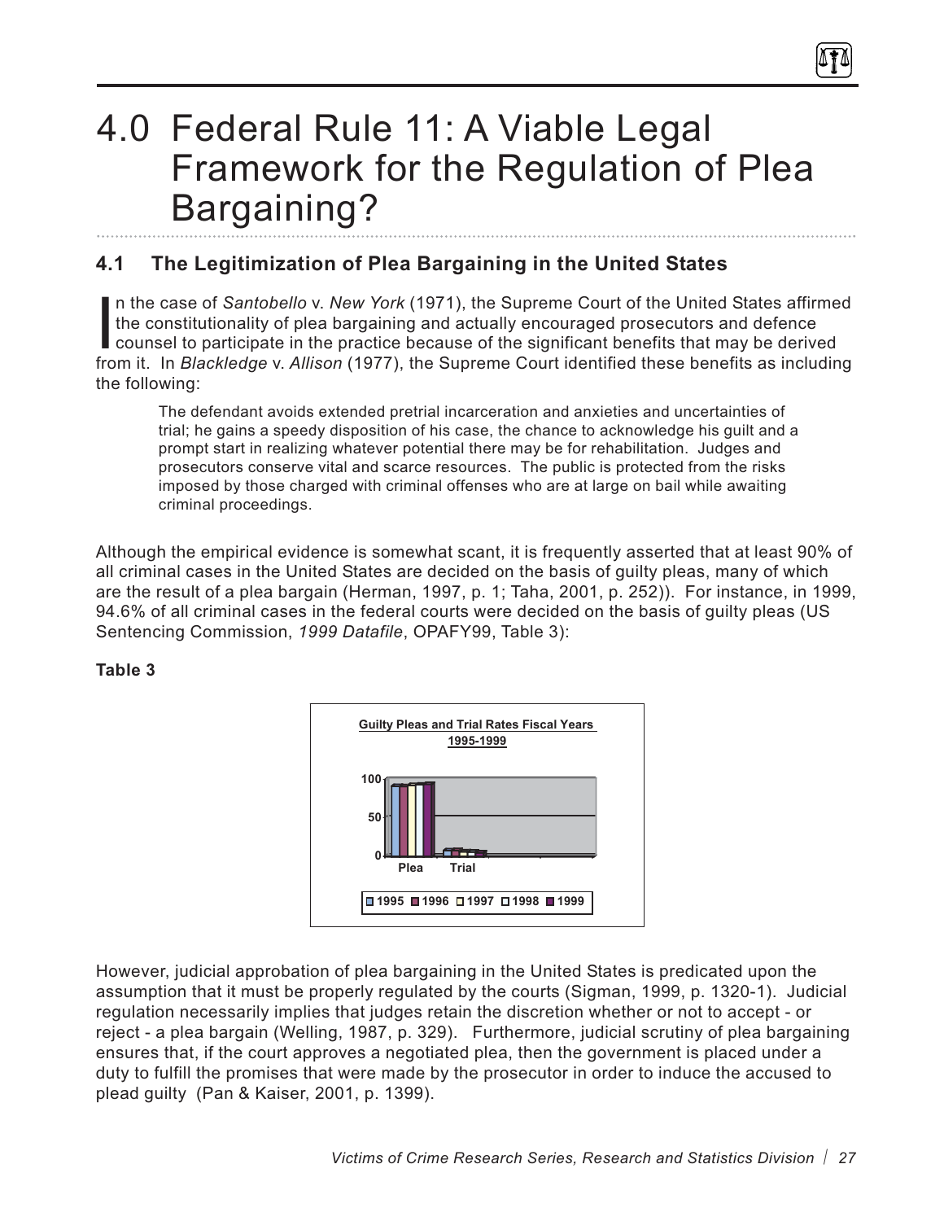# 4.0 Federal Rule 11: A Viable Legal Framework for the Regulation of Plea Bargaining?

## 4.1 The Legitimization of Plea Bargaining in the United States

In the case of *Santobello* v. *New York* (1971), the Supreme Court of the United States affirmed the constitutionality of plea bargaining and actually encouraged prosecutors and defence counsel to participate in the practice because of the significant benefits that may be derived from it. In *Blackledge* v. *Allison* (1977), the Supreme Court identified these benefits as including the following:

> The defendant avoids extended pretrial incarceration and anxieties and uncertainties of trial; he gains a speedy disposition of his case, the chance to acknowledge his guilt and a prompt start in realizing whatever potential there may be for rehabilitation. Judges and prosecutors conserve vital and scarce resources. The public is protected from the risks imposed by those charged with criminal offenses who are at large on bail while awaiting criminal proceedings.

Although the empirical evidence is somewhat scant, it is frequently asserted that at least 90% of all criminal cases in the United States are decided on the basis of guilty pleas, many of which are the result of a plea bargain (Herman, 1997, p. 1; Taha, 2001, p. 252)). For instance, in 1999, 94.6% of all criminal cases in the federal courts were decided on the basis of guilty pleas (US Sentencing Commission, *1999 Datafile*, OPAFY99, Table 3):

**Table 3**

Guilty Pleas and Trial Rates Fiscal Years 1995-1999

However, judicial approbation of plea bargaining in the United States is predicated upon the assumption that it must be properly regulated by the courts (Sigman, 1999, p. 1320-1). Judicial regulation necessarily implies that judges retain the discretion whether or not to accept - or reject - a plea bargain (Welling, 1987, p. 329). Furthermore, judicial scrutiny of plea bargaining ensures that, if the court approves a negotiated plea, then the government is placed under a duty to fulfill the promises that were made by the prosecutor in order to induce the accused to plead guilty (Pan & Kaiser, 2001, p. 1399).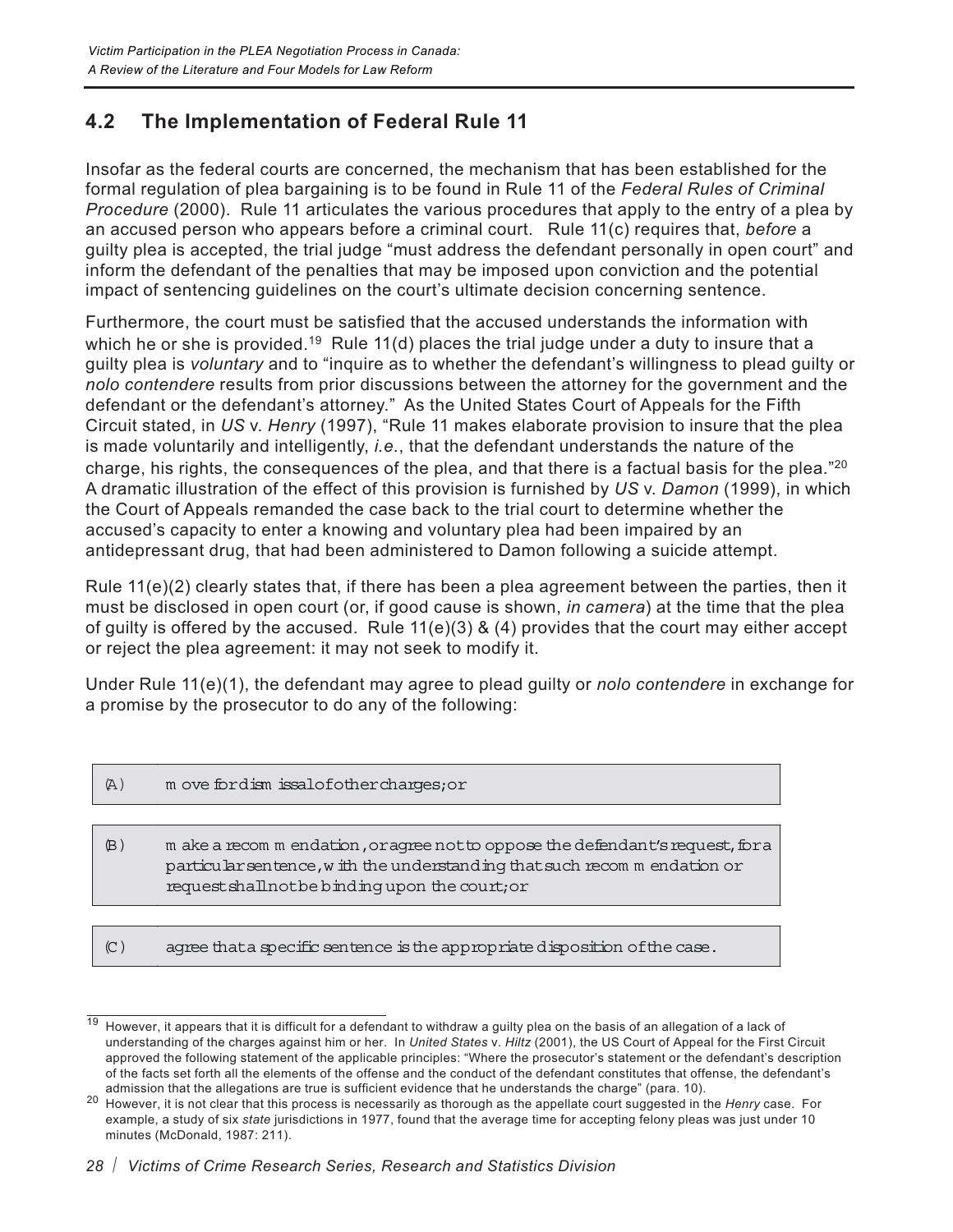## 4.2 The Implementation of Federal Rule 11

Insofar as the federal courts are concerned, the mechanism that has been established for the formal regulation of plea bargaining is to be found in Rule 11 of the *Federal Rules of Criminal Procedure* (2000). Rule 11 articulates the various procedures that apply to the entry of a plea by an accused person who appears before a criminal court. Rule 11(c) requires that, *before* a guilty plea is accepted, the trial judge "must address the defendant personally in open court" and inform the defendant of the penalties that may be imposed upon conviction and the potential impact of sentencing guidelines on the court's ultimate decision concerning sentence.

Furthermore, the court must be satisfied that the accused understands the information with which he or she is provided.[19] Rule 11(d) places the trial judge under a duty to insure that a guilty plea is *voluntary* and to "inquire as to whether the defendant's willingness to plead guilty or *nolo contendere* results from prior discussions between the attorney for the government and the defendant or the defendant's attorney." As the United States Court of Appeals for the Fifth Circuit stated, in *US* v. *Henry* (1997), "Rule 11 makes elaborate provision to insure that the plea is made voluntarily and intelligently, *i.e.*, that the defendant understands the nature of the charge, his rights, the consequences of the plea, and that there is a factual basis for the plea."[20] A dramatic illustration of the effect of this provision is furnished by *US* v. *Damon* (1999), in which the Court of Appeals remanded the case back to the trial court to determine whether the accused's capacity to enter a knowing and voluntary plea had been impaired by an antidepressant drug, that had been administered to Damon following a suicide attempt.

Rule 11(e)(2) clearly states that, if there has been a plea agreement between the parties, then it must be disclosed in open court (or, if good cause is shown, *in camera*) at the time that the plea of guilty is offered by the accused. Rule 11(e)(3) & (4) provides that the court may either accept or reject the plea agreement: it may not seek to modify it.

Under Rule 11(e)(1), the defendant may agree to plead guilty or *nolo contendere* in exchange for a promise by the prosecutor to do any of the following:

> (A) move for dismissal of other charges; or

> (B) make a recommendation, or agree not to oppose the defendant's request, for a particular sentence, with the understanding that such recommendation or request shall not be binding upon the court; or

> (C) agree that a specific sentence is the appropriate disposition of the case.

---

[19] However, it appears that it is difficult for a defendant to withdraw a guilty plea on the basis of an allegation of a lack of understanding of the charges against him or her. In *United States* v. *Hiltz* (2001), the US Court of Appeal for the First Circuit approved the following statement of the applicable principles: "Where the prosecutor's statement or the defendant's description of the facts set forth all the elements of the offense and the conduct of the defendant constitutes that offense, the defendant's admission that the allegations are true is sufficient evidence that he understands the charge" (para. 10).

[20] However, it is not clear that this process is necessarily as thorough as the appellate court suggested in the *Henry* case. For example, a study of six *state* jurisdictions in 1977, found that the average time for accepting felony pleas was just under 10 minutes (McDonald, 1987: 211).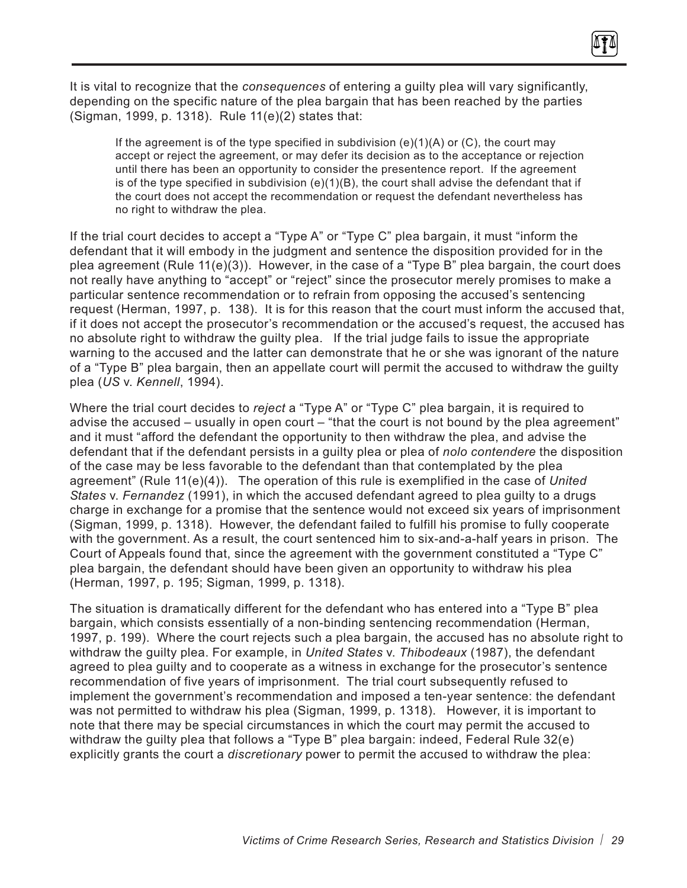It is vital to recognize that the *consequences* of entering a guilty plea will vary significantly, depending on the specific nature of the plea bargain that has been reached by the parties (Sigman, 1999, p. 1318). Rule 11(e)(2) states that:

> If the agreement is of the type specified in subdivision (e)(1)(A) or (C), the court may accept or reject the agreement, or may defer its decision as to the acceptance or rejection until there has been an opportunity to consider the presentence report. If the agreement is of the type specified in subdivision (e)(1)(B), the court shall advise the defendant that if the court does not accept the recommendation or request the defendant nevertheless has no right to withdraw the plea.

If the trial court decides to accept a "Type A" or "Type C" plea bargain, it must "inform the defendant that it will embody in the judgment and sentence the disposition provided for in the plea agreement (Rule 11(e)(3)). However, in the case of a "Type B" plea bargain, the court does not really have anything to "accept" or "reject" since the prosecutor merely promises to make a particular sentence recommendation or to refrain from opposing the accused's sentencing request (Herman, 1997, p. 138). It is for this reason that the court must inform the accused that, if it does not accept the prosecutor's recommendation or the accused's request, the accused has no absolute right to withdraw the guilty plea. If the trial judge fails to issue the appropriate warning to the accused and the latter can demonstrate that he or she was ignorant of the nature of a "Type B" plea bargain, then an appellate court will permit the accused to withdraw the guilty plea (*US* v. *Kennell*, 1994).

Where the trial court decides to *reject* a "Type A" or "Type C" plea bargain, it is required to advise the accused – usually in open court – "that the court is not bound by the plea agreement" and it must "afford the defendant the opportunity to then withdraw the plea, and advise the defendant that if the defendant persists in a guilty plea or plea of *nolo contendere* the disposition of the case may be less favorable to the defendant than that contemplated by the plea agreement" (Rule 11(e)(4)). The operation of this rule is exemplified in the case of *United States* v. *Fernandez* (1991), in which the accused defendant agreed to plea guilty to a drugs charge in exchange for a promise that the sentence would not exceed six years of imprisonment (Sigman, 1999, p. 1318). However, the defendant failed to fulfill his promise to fully cooperate with the government. As a result, the court sentenced him to six-and-a-half years in prison. The Court of Appeals found that, since the agreement with the government constituted a "Type C" plea bargain, the defendant should have been given an opportunity to withdraw his plea (Herman, 1997, p. 195; Sigman, 1999, p. 1318).

The situation is dramatically different for the defendant who has entered into a "Type B" plea bargain, which consists essentially of a non-binding sentencing recommendation (Herman, 1997, p. 199). Where the court rejects such a plea bargain, the accused has no absolute right to withdraw the guilty plea. For example, in *United States* v. *Thibodeaux* (1987), the defendant agreed to plea guilty and to cooperate as a witness in exchange for the prosecutor's sentence recommendation of five years of imprisonment. The trial court subsequently refused to implement the government's recommendation and imposed a ten-year sentence: the defendant was not permitted to withdraw his plea (Sigman, 1999, p. 1318). However, it is important to note that there may be special circumstances in which the court may permit the accused to withdraw the guilty plea that follows a "Type B" plea bargain: indeed, Federal Rule 32(e) explicitly grants the court a *discretionary* power to permit the accused to withdraw the plea: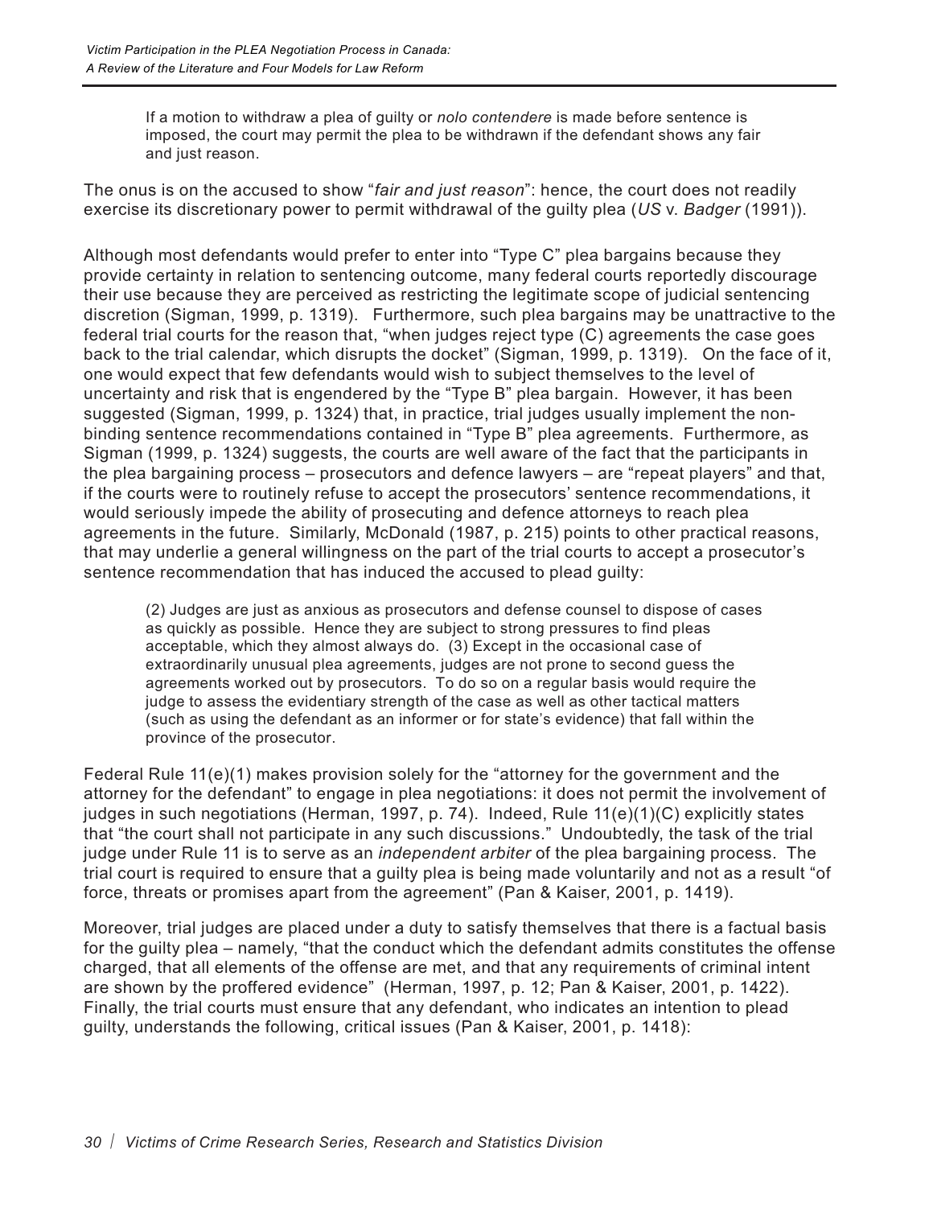> If a motion to withdraw a plea of guilty or *nolo contendere* is made before sentence is imposed, the court may permit the plea to be withdrawn if the defendant shows any fair and just reason.

The onus is on the accused to show "*fair and just reason*": hence, the court does not readily exercise its discretionary power to permit withdrawal of the guilty plea (*US* v. *Badger* (1991)).

Although most defendants would prefer to enter into "Type C" plea bargains because they provide certainty in relation to sentencing outcome, many federal courts reportedly discourage their use because they are perceived as restricting the legitimate scope of judicial sentencing discretion (Sigman, 1999, p. 1319). Furthermore, such plea bargains may be unattractive to the federal trial courts for the reason that, "when judges reject type (C) agreements the case goes back to the trial calendar, which disrupts the docket" (Sigman, 1999, p. 1319). On the face of it, one would expect that few defendants would wish to subject themselves to the level of uncertainty and risk that is engendered by the "Type B" plea bargain. However, it has been suggested (Sigman, 1999, p. 1324) that, in practice, trial judges usually implement the non-binding sentence recommendations contained in "Type B" plea agreements. Furthermore, as Sigman (1999, p. 1324) suggests, the courts are well aware of the fact that the participants in the plea bargaining process – prosecutors and defence lawyers – are "repeat players" and that, if the courts were to routinely refuse to accept the prosecutors' sentence recommendations, it would seriously impede the ability of prosecuting and defence attorneys to reach plea agreements in the future. Similarly, McDonald (1987, p. 215) points to other practical reasons, that may underlie a general willingness on the part of the trial courts to accept a prosecutor's sentence recommendation that has induced the accused to plead guilty:

> (2) Judges are just as anxious as prosecutors and defense counsel to dispose of cases as quickly as possible. Hence they are subject to strong pressures to find pleas acceptable, which they almost always do. (3) Except in the occasional case of extraordinarily unusual plea agreements, judges are not prone to second guess the agreements worked out by prosecutors. To do so on a regular basis would require the judge to assess the evidentiary strength of the case as well as other tactical matters (such as using the defendant as an informer or for state's evidence) that fall within the province of the prosecutor.

Federal Rule 11(e)(1) makes provision solely for the "attorney for the government and the attorney for the defendant" to engage in plea negotiations: it does not permit the involvement of judges in such negotiations (Herman, 1997, p. 74). Indeed, Rule 11(e)(1)(C) explicitly states that "the court shall not participate in any such discussions." Undoubtedly, the task of the trial judge under Rule 11 is to serve as an *independent arbiter* of the plea bargaining process. The trial court is required to ensure that a guilty plea is being made voluntarily and not as a result "of force, threats or promises apart from the agreement" (Pan & Kaiser, 2001, p. 1419).

Moreover, trial judges are placed under a duty to satisfy themselves that there is a factual basis for the guilty plea – namely, "that the conduct which the defendant admits constitutes the offense charged, that all elements of the offense are met, and that any requirements of criminal intent are shown by the proffered evidence" (Herman, 1997, p. 12; Pan & Kaiser, 2001, p. 1422). Finally, the trial courts must ensure that any defendant, who indicates an intention to plead guilty, understands the following, critical issues (Pan & Kaiser, 2001, p. 1418):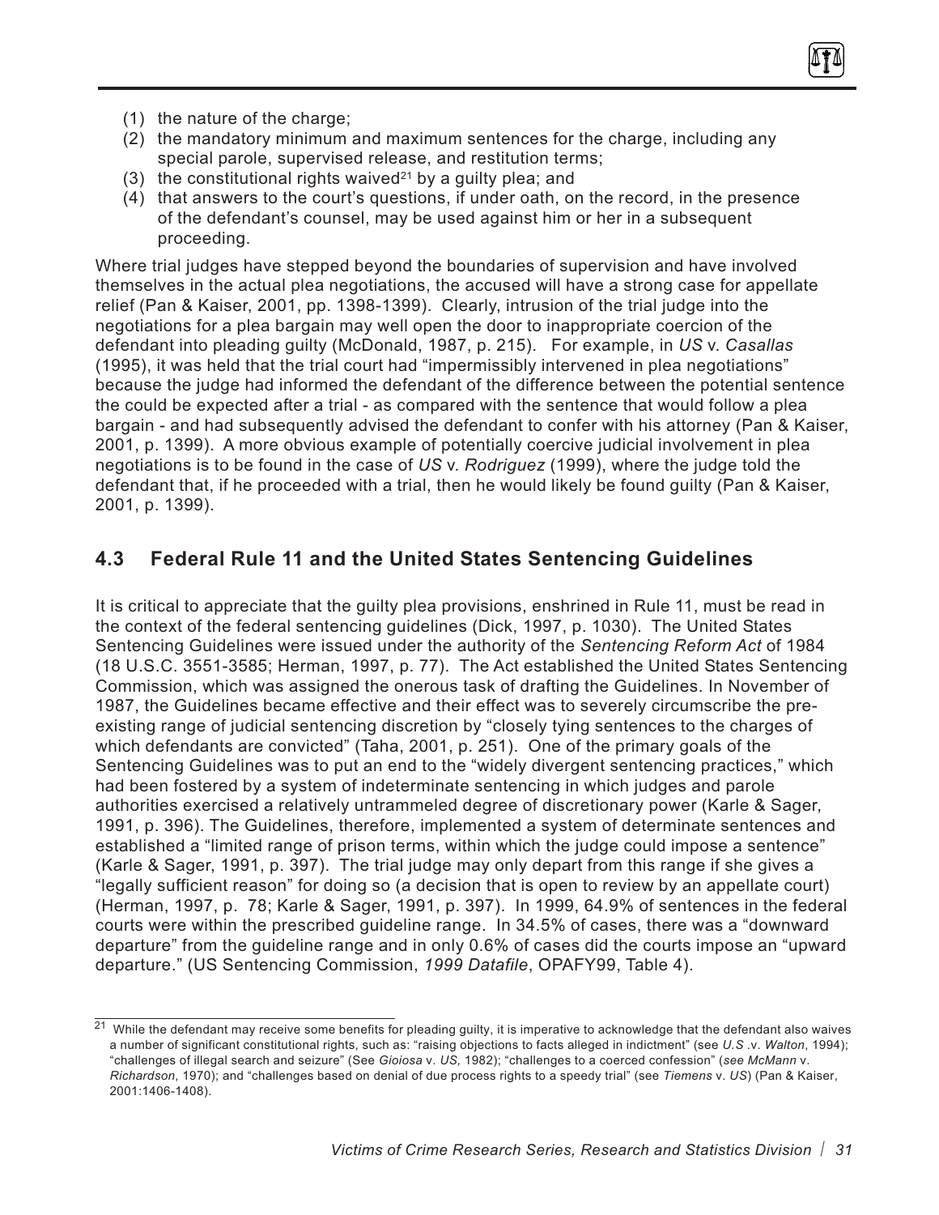(1) the nature of the charge;
(2) the mandatory minimum and maximum sentences for the charge, including any special parole, supervised release, and restitution terms;
(3) the constitutional rights waived[21] by a guilty plea; and
(4) that answers to the court's questions, if under oath, on the record, in the presence of the defendant's counsel, may be used against him or her in a subsequent proceeding.

Where trial judges have stepped beyond the boundaries of supervision and have involved themselves in the actual plea negotiations, the accused will have a strong case for appellate relief (Pan & Kaiser, 2001, pp. 1398-1399). Clearly, intrusion of the trial judge into the negotiations for a plea bargain may well open the door to inappropriate coercion of the defendant into pleading guilty (McDonald, 1987, p. 215). For example, in *US* v. *Casallas* (1995), it was held that the trial court had "impermissibly intervened in plea negotiations" because the judge had informed the defendant of the difference between the potential sentence the could be expected after a trial - as compared with the sentence that would follow a plea bargain - and had subsequently advised the defendant to confer with his attorney (Pan & Kaiser, 2001, p. 1399). A more obvious example of potentially coercive judicial involvement in plea negotiations is to be found in the case of *US* v. *Rodriguez* (1999), where the judge told the defendant that, if he proceeded with a trial, then he would likely be found guilty (Pan & Kaiser, 2001, p. 1399).

## 4.3 Federal Rule 11 and the United States Sentencing Guidelines

It is critical to appreciate that the guilty plea provisions, enshrined in Rule 11, must be read in the context of the federal sentencing guidelines (Dick, 1997, p. 1030). The United States Sentencing Guidelines were issued under the authority of the *Sentencing Reform Act* of 1984 (18 U.S.C. 3551-3585; Herman, 1997, p. 77). The Act established the United States Sentencing Commission, which was assigned the onerous task of drafting the Guidelines. In November of 1987, the Guidelines became effective and their effect was to severely circumscribe the pre-existing range of judicial sentencing discretion by "closely tying sentences to the charges of which defendants are convicted" (Taha, 2001, p. 251). One of the primary goals of the Sentencing Guidelines was to put an end to the "widely divergent sentencing practices," which had been fostered by a system of indeterminate sentencing in which judges and parole authorities exercised a relatively untrammeled degree of discretionary power (Karle & Sager, 1991, p. 396). The Guidelines, therefore, implemented a system of determinate sentences and established a "limited range of prison terms, within which the judge could impose a sentence" (Karle & Sager, 1991, p. 397). The trial judge may only depart from this range if she gives a "legally sufficient reason" for doing so (a decision that is open to review by an appellate court) (Herman, 1997, p. 78; Karle & Sager, 1991, p. 397). In 1999, 64.9% of sentences in the federal courts were within the prescribed guideline range. In 34.5% of cases, there was a "downward departure" from the guideline range and in only 0.6% of cases did the courts impose an "upward departure." (US Sentencing Commission, *1999 Datafile*, OPAFY99, Table 4).

---

[21] While the defendant may receive some benefits for pleading guilty, it is imperative to acknowledge that the defendant also waives a number of significant constitutional rights, such as: "raising objections to facts alleged in indictment" (see *U.S* .v. *Walton*, 1994); "challenges of illegal search and seizure" (See *Gioiosa* v. *US,* 1982); "challenges to a coerced confession" (*see McMann* v. *Richardson*, 1970); and "challenges based on denial of due process rights to a speedy trial" (see *Tiemens* v. *US*) (Pan & Kaiser, 2001:1406-1408).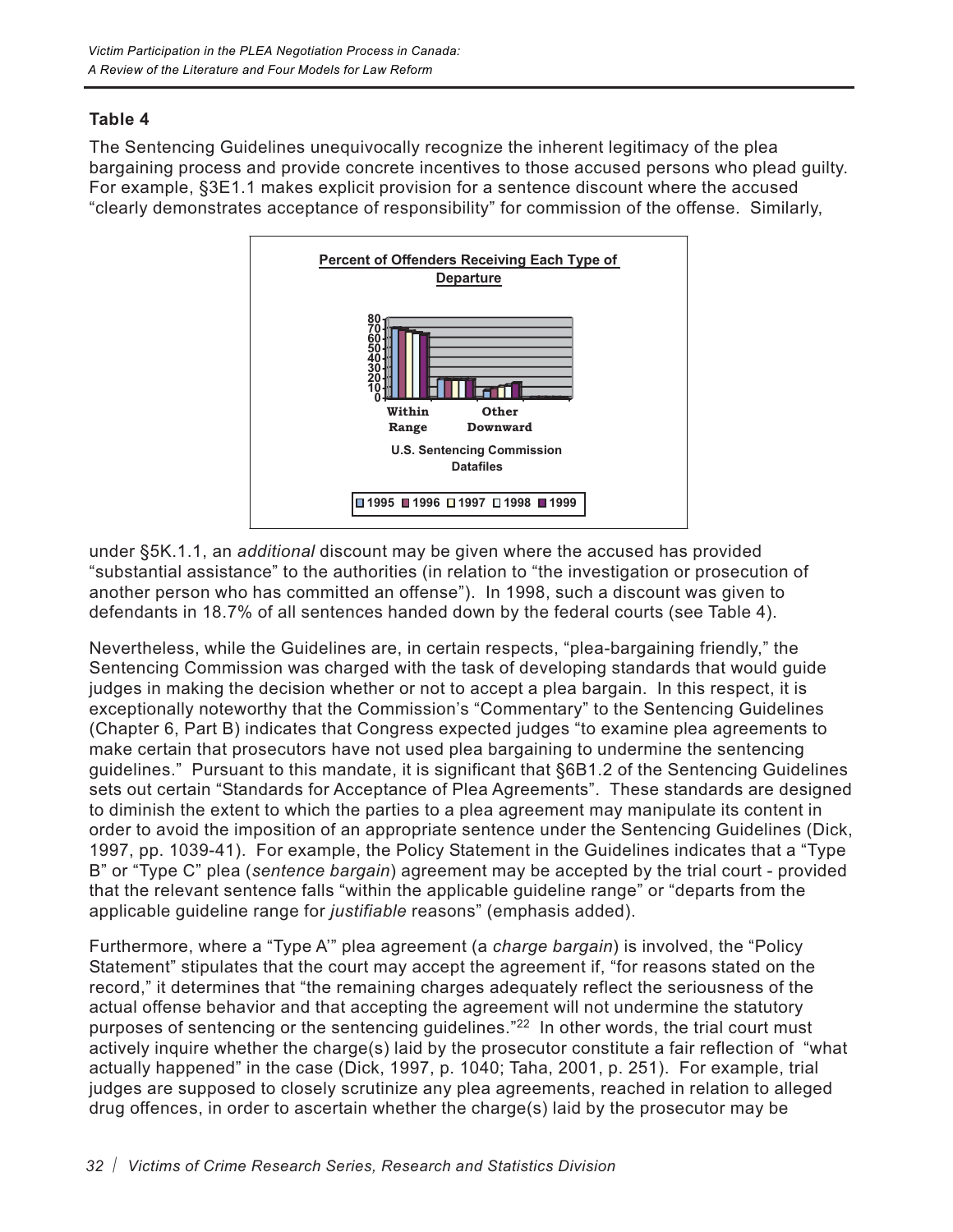**Table 4**

The Sentencing Guidelines unequivocally recognize the inherent legitimacy of the plea bargaining process and provide concrete incentives to those accused persons who plead guilty. For example, §3E1.1 makes explicit provision for a sentence discount where the accused "clearly demonstrates acceptance of responsibility" for commission of the offense. Similarly,

**Percent of Offenders Receiving Each Type of Departure**

U.S. Sentencing Commission Datafiles

1995 1996 1997 1998 1999

under §5K.1.1, an *additional* discount may be given where the accused has provided "substantial assistance" to the authorities (in relation to "the investigation or prosecution of another person who has committed an offense"). In 1998, such a discount was given to defendants in 18.7% of all sentences handed down by the federal courts (see Table 4).

Nevertheless, while the Guidelines are, in certain respects, "plea-bargaining friendly," the Sentencing Commission was charged with the task of developing standards that would guide judges in making the decision whether or not to accept a plea bargain. In this respect, it is exceptionally noteworthy that the Commission's "Commentary" to the Sentencing Guidelines (Chapter 6, Part B) indicates that Congress expected judges "to examine plea agreements to make certain that prosecutors have not used plea bargaining to undermine the sentencing guidelines." Pursuant to this mandate, it is significant that §6B1.2 of the Sentencing Guidelines sets out certain "Standards for Acceptance of Plea Agreements". These standards are designed to diminish the extent to which the parties to a plea agreement may manipulate its content in order to avoid the imposition of an appropriate sentence under the Sentencing Guidelines (Dick, 1997, pp. 1039-41). For example, the Policy Statement in the Guidelines indicates that a "Type B" or "Type C" plea (*sentence bargain*) agreement may be accepted by the trial court - provided that the relevant sentence falls "within the applicable guideline range" or "departs from the applicable guideline range for *justifiable* reasons" (emphasis added).

Furthermore, where a "Type A'" plea agreement (a *charge bargain*) is involved, the "Policy Statement" stipulates that the court may accept the agreement if, "for reasons stated on the record," it determines that "the remaining charges adequately reflect the seriousness of the actual offense behavior and that accepting the agreement will not undermine the statutory purposes of sentencing or the sentencing guidelines."[22] In other words, the trial court must actively inquire whether the charge(s) laid by the prosecutor constitute a fair reflection of "what actually happened" in the case (Dick, 1997, p. 1040; Taha, 2001, p. 251). For example, trial judges are supposed to closely scrutinize any plea agreements, reached in relation to alleged drug offences, in order to ascertain whether the charge(s) laid by the prosecutor may be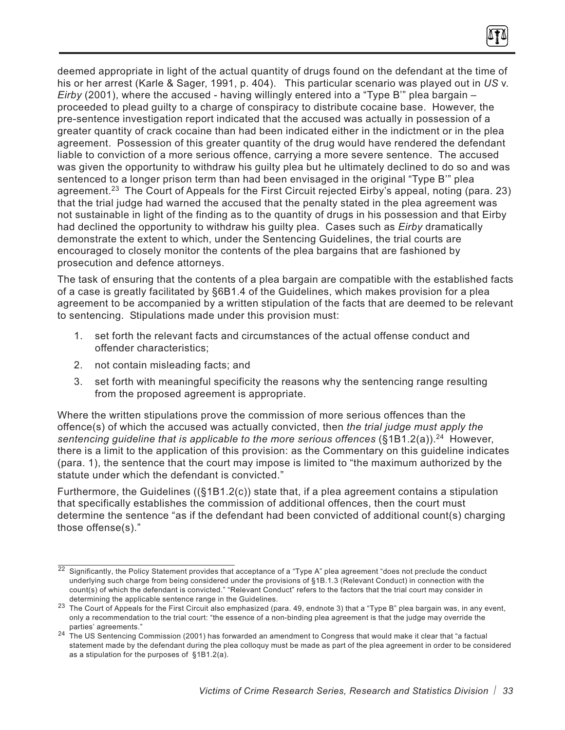deemed appropriate in light of the actual quantity of drugs found on the defendant at the time of his or her arrest (Karle & Sager, 1991, p. 404). This particular scenario was played out in *US* v. *Eirby* (2001), where the accused - having willingly entered into a "Type B'" plea bargain – proceeded to plead guilty to a charge of conspiracy to distribute cocaine base. However, the pre-sentence investigation report indicated that the accused was actually in possession of a greater quantity of crack cocaine than had been indicated either in the indictment or in the plea agreement. Possession of this greater quantity of the drug would have rendered the defendant liable to conviction of a more serious offence, carrying a more severe sentence. The accused was given the opportunity to withdraw his guilty plea but he ultimately declined to do so and was sentenced to a longer prison term than had been envisaged in the original "Type B'" plea agreement.[23] The Court of Appeals for the First Circuit rejected Eirby's appeal, noting (para. 23) that the trial judge had warned the accused that the penalty stated in the plea agreement was not sustainable in light of the finding as to the quantity of drugs in his possession and that Eirby had declined the opportunity to withdraw his guilty plea. Cases such as *Eirby* dramatically demonstrate the extent to which, under the Sentencing Guidelines, the trial courts are encouraged to closely monitor the contents of the plea bargains that are fashioned by prosecution and defence attorneys.

The task of ensuring that the contents of a plea bargain are compatible with the established facts of a case is greatly facilitated by §6B1.4 of the Guidelines, which makes provision for a plea agreement to be accompanied by a written stipulation of the facts that are deemed to be relevant to sentencing. Stipulations made under this provision must:

1. set forth the relevant facts and circumstances of the actual offense conduct and offender characteristics;
2. not contain misleading facts; and
3. set forth with meaningful specificity the reasons why the sentencing range resulting from the proposed agreement is appropriate.

Where the written stipulations prove the commission of more serious offences than the offence(s) of which the accused was actually convicted, then *the trial judge must apply the sentencing guideline that is applicable to the more serious offences* (§1B1.2(a)).[24] However, there is a limit to the application of this provision: as the Commentary on this guideline indicates (para. 1), the sentence that the court may impose is limited to "the maximum authorized by the statute under which the defendant is convicted."

Furthermore, the Guidelines ((§1B1.2(c)) state that, if a plea agreement contains a stipulation that specifically establishes the commission of additional offences, then the court must determine the sentence "as if the defendant had been convicted of additional count(s) charging those offense(s)."

---

[22] Significantly, the Policy Statement provides that acceptance of a "Type A" plea agreement "does not preclude the conduct underlying such charge from being considered under the provisions of §1B.1.3 (Relevant Conduct) in connection with the count(s) of which the defendant is convicted." "Relevant Conduct" refers to the factors that the trial court may consider in determining the applicable sentence range in the Guidelines.

[23] The Court of Appeals for the First Circuit also emphasized (para. 49, endnote 3) that a "Type B" plea bargain was, in any event, only a recommendation to the trial court: "the essence of a non-binding plea agreement is that the judge may override the parties' agreements."

[24] The US Sentencing Commission (2001) has forwarded an amendment to Congress that would make it clear that "a factual statement made by the defendant during the plea colloquy must be made as part of the plea agreement in order to be considered as a stipulation for the purposes of §1B1.2(a).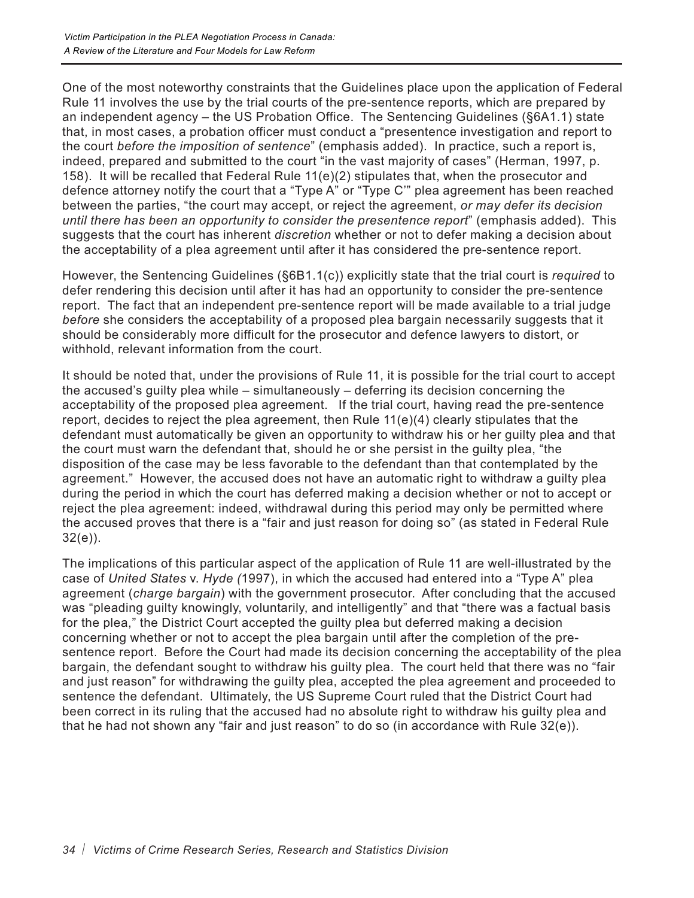One of the most noteworthy constraints that the Guidelines place upon the application of Federal Rule 11 involves the use by the trial courts of the pre-sentence reports, which are prepared by an independent agency – the US Probation Office. The Sentencing Guidelines (§6A1.1) state that, in most cases, a probation officer must conduct a "presentence investigation and report to the court *before the imposition of sentence*" (emphasis added). In practice, such a report is, indeed, prepared and submitted to the court "in the vast majority of cases" (Herman, 1997, p. 158). It will be recalled that Federal Rule 11(e)(2) stipulates that, when the prosecutor and defence attorney notify the court that a "Type A" or "Type C'" plea agreement has been reached between the parties, "the court may accept, or reject the agreement, *or may defer its decision until there has been an opportunity to consider the presentence report*" (emphasis added). This suggests that the court has inherent *discretion* whether or not to defer making a decision about the acceptability of a plea agreement until after it has considered the pre-sentence report.

However, the Sentencing Guidelines (§6B1.1(c)) explicitly state that the trial court is *required* to defer rendering this decision until after it has had an opportunity to consider the pre-sentence report. The fact that an independent pre-sentence report will be made available to a trial judge *before* she considers the acceptability of a proposed plea bargain necessarily suggests that it should be considerably more difficult for the prosecutor and defence lawyers to distort, or withhold, relevant information from the court.

It should be noted that, under the provisions of Rule 11, it is possible for the trial court to accept the accused's guilty plea while – simultaneously – deferring its decision concerning the acceptability of the proposed plea agreement. If the trial court, having read the pre-sentence report, decides to reject the plea agreement, then Rule 11(e)(4) clearly stipulates that the defendant must automatically be given an opportunity to withdraw his or her guilty plea and that the court must warn the defendant that, should he or she persist in the guilty plea, "the disposition of the case may be less favorable to the defendant than that contemplated by the agreement." However, the accused does not have an automatic right to withdraw a guilty plea during the period in which the court has deferred making a decision whether or not to accept or reject the plea agreement: indeed, withdrawal during this period may only be permitted where the accused proves that there is a "fair and just reason for doing so" (as stated in Federal Rule 32(e)).

The implications of this particular aspect of the application of Rule 11 are well-illustrated by the case of *United States* v. *Hyde (*1997), in which the accused had entered into a "Type A" plea agreement (*charge bargain*) with the government prosecutor. After concluding that the accused was "pleading guilty knowingly, voluntarily, and intelligently" and that "there was a factual basis for the plea," the District Court accepted the guilty plea but deferred making a decision concerning whether or not to accept the plea bargain until after the completion of the pre-sentence report. Before the Court had made its decision concerning the acceptability of the plea bargain, the defendant sought to withdraw his guilty plea. The court held that there was no "fair and just reason" for withdrawing the guilty plea, accepted the plea agreement and proceeded to sentence the defendant. Ultimately, the US Supreme Court ruled that the District Court had been correct in its ruling that the accused had no absolute right to withdraw his guilty plea and that he had not shown any "fair and just reason" to do so (in accordance with Rule 32(e)).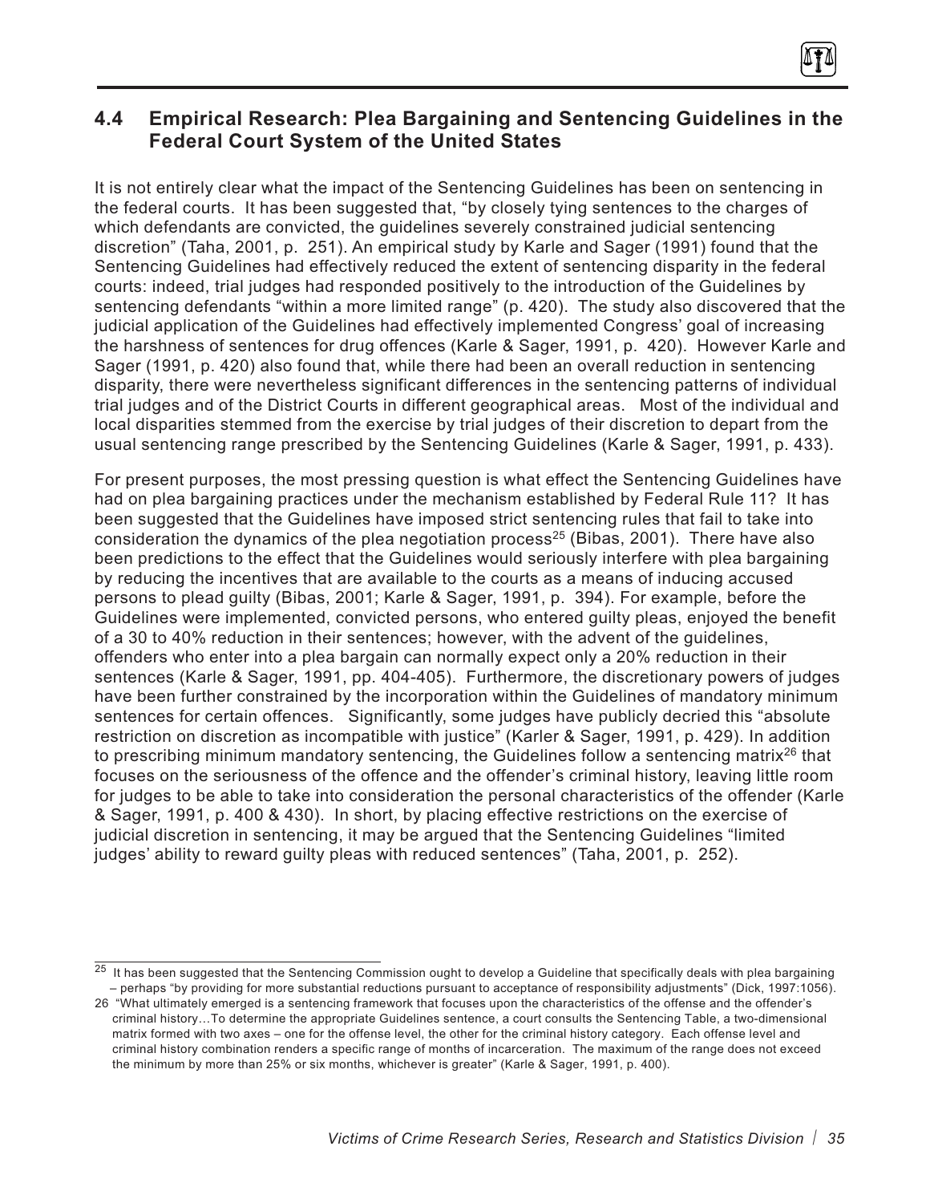## 4.4 Empirical Research: Plea Bargaining and Sentencing Guidelines in the Federal Court System of the United States

It is not entirely clear what the impact of the Sentencing Guidelines has been on sentencing in the federal courts. It has been suggested that, "by closely tying sentences to the charges of which defendants are convicted, the guidelines severely constrained judicial sentencing discretion" (Taha, 2001, p. 251). An empirical study by Karle and Sager (1991) found that the Sentencing Guidelines had effectively reduced the extent of sentencing disparity in the federal courts: indeed, trial judges had responded positively to the introduction of the Guidelines by sentencing defendants "within a more limited range" (p. 420). The study also discovered that the judicial application of the Guidelines had effectively implemented Congress' goal of increasing the harshness of sentences for drug offences (Karle & Sager, 1991, p. 420). However Karle and Sager (1991, p. 420) also found that, while there had been an overall reduction in sentencing disparity, there were nevertheless significant differences in the sentencing patterns of individual trial judges and of the District Courts in different geographical areas. Most of the individual and local disparities stemmed from the exercise by trial judges of their discretion to depart from the usual sentencing range prescribed by the Sentencing Guidelines (Karle & Sager, 1991, p. 433).

For present purposes, the most pressing question is what effect the Sentencing Guidelines have had on plea bargaining practices under the mechanism established by Federal Rule 11? It has been suggested that the Guidelines have imposed strict sentencing rules that fail to take into consideration the dynamics of the plea negotiation process[25] (Bibas, 2001). There have also been predictions to the effect that the Guidelines would seriously interfere with plea bargaining by reducing the incentives that are available to the courts as a means of inducing accused persons to plead guilty (Bibas, 2001; Karle & Sager, 1991, p. 394). For example, before the Guidelines were implemented, convicted persons, who entered guilty pleas, enjoyed the benefit of a 30 to 40% reduction in their sentences; however, with the advent of the guidelines, offenders who enter into a plea bargain can normally expect only a 20% reduction in their sentences (Karle & Sager, 1991, pp. 404-405). Furthermore, the discretionary powers of judges have been further constrained by the incorporation within the Guidelines of mandatory minimum sentences for certain offences. Significantly, some judges have publicly decried this "absolute restriction on discretion as incompatible with justice" (Karler & Sager, 1991, p. 429). In addition to prescribing minimum mandatory sentencing, the Guidelines follow a sentencing matrix[26] that focuses on the seriousness of the offence and the offender's criminal history, leaving little room for judges to be able to take into consideration the personal characteristics of the offender (Karle & Sager, 1991, p. 400 & 430). In short, by placing effective restrictions on the exercise of judicial discretion in sentencing, it may be argued that the Sentencing Guidelines "limited judges' ability to reward guilty pleas with reduced sentences" (Taha, 2001, p. 252).

---

[25] It has been suggested that the Sentencing Commission ought to develop a Guideline that specifically deals with plea bargaining – perhaps "by providing for more substantial reductions pursuant to acceptance of responsibility adjustments" (Dick, 1997:1056).

[26] "What ultimately emerged is a sentencing framework that focuses upon the characteristics of the offense and the offender's criminal history…To determine the appropriate Guidelines sentence, a court consults the Sentencing Table, a two-dimensional matrix formed with two axes – one for the offense level, the other for the criminal history category. Each offense level and criminal history combination renders a specific range of months of incarceration. The maximum of the range does not exceed the minimum by more than 25% or six months, whichever is greater" (Karle & Sager, 1991, p. 400).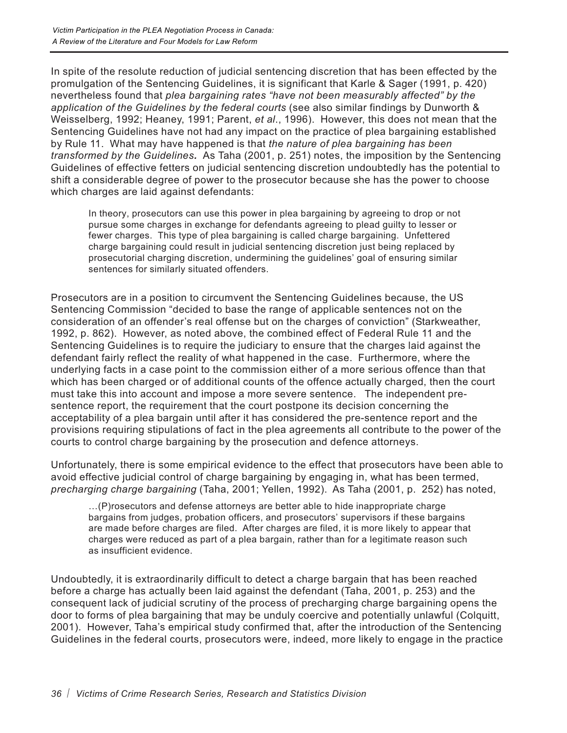In spite of the resolute reduction of judicial sentencing discretion that has been effected by the promulgation of the Sentencing Guidelines, it is significant that Karle & Sager (1991, p. 420) nevertheless found that *plea bargaining rates "have not been measurably affected" by the application of the Guidelines by the federal courts* (see also similar findings by Dunworth & Weisselberg, 1992; Heaney, 1991; Parent, *et al*., 1996). However, this does not mean that the Sentencing Guidelines have not had any impact on the practice of plea bargaining established by Rule 11. What may have happened is that *the nature of plea bargaining has been transformed by the Guidelines.* As Taha (2001, p. 251) notes, the imposition by the Sentencing Guidelines of effective fetters on judicial sentencing discretion undoubtedly has the potential to shift a considerable degree of power to the prosecutor because she has the power to choose which charges are laid against defendants:

> In theory, prosecutors can use this power in plea bargaining by agreeing to drop or not pursue some charges in exchange for defendants agreeing to plead guilty to lesser or fewer charges. This type of plea bargaining is called charge bargaining. Unfettered charge bargaining could result in judicial sentencing discretion just being replaced by prosecutorial charging discretion, undermining the guidelines' goal of ensuring similar sentences for similarly situated offenders.

Prosecutors are in a position to circumvent the Sentencing Guidelines because, the US Sentencing Commission "decided to base the range of applicable sentences not on the consideration of an offender's real offense but on the charges of conviction" (Starkweather, 1992, p. 862). However, as noted above, the combined effect of Federal Rule 11 and the Sentencing Guidelines is to require the judiciary to ensure that the charges laid against the defendant fairly reflect the reality of what happened in the case. Furthermore, where the underlying facts in a case point to the commission either of a more serious offence than that which has been charged or of additional counts of the offence actually charged, then the court must take this into account and impose a more severe sentence. The independent pre-sentence report, the requirement that the court postpone its decision concerning the acceptability of a plea bargain until after it has considered the pre-sentence report and the provisions requiring stipulations of fact in the plea agreements all contribute to the power of the courts to control charge bargaining by the prosecution and defence attorneys.

Unfortunately, there is some empirical evidence to the effect that prosecutors have been able to avoid effective judicial control of charge bargaining by engaging in, what has been termed, *precharging charge bargaining* (Taha, 2001; Yellen, 1992). As Taha (2001, p. 252) has noted,

> …(P)rosecutors and defense attorneys are better able to hide inappropriate charge bargains from judges, probation officers, and prosecutors' supervisors if these bargains are made before charges are filed. After charges are filed, it is more likely to appear that charges were reduced as part of a plea bargain, rather than for a legitimate reason such as insufficient evidence.

Undoubtedly, it is extraordinarily difficult to detect a charge bargain that has been reached before a charge has actually been laid against the defendant (Taha, 2001, p. 253) and the consequent lack of judicial scrutiny of the process of precharging charge bargaining opens the door to forms of plea bargaining that may be unduly coercive and potentially unlawful (Colquitt, 2001). However, Taha's empirical study confirmed that, after the introduction of the Sentencing Guidelines in the federal courts, prosecutors were, indeed, more likely to engage in the practice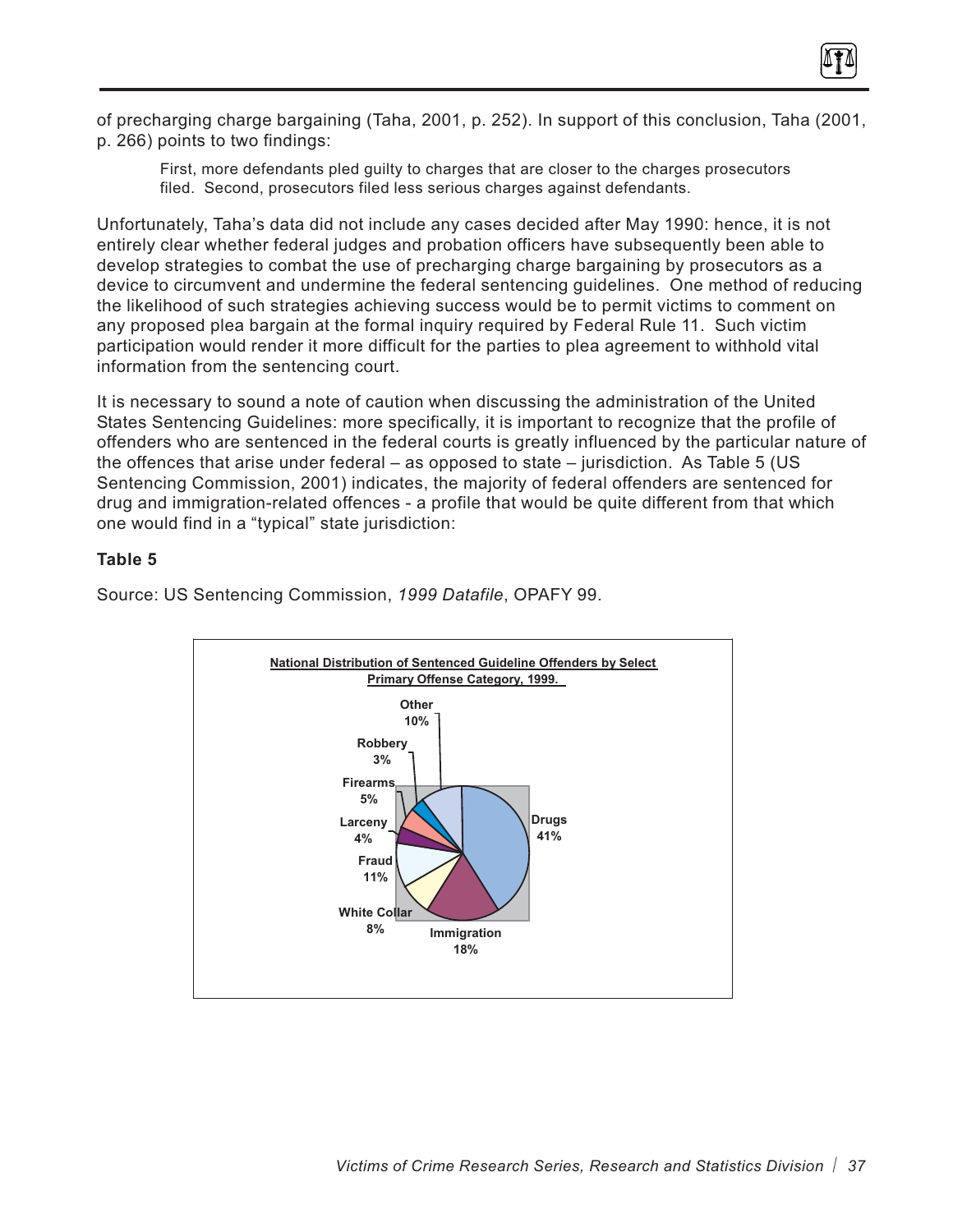of precharging charge bargaining (Taha, 2001, p. 252). In support of this conclusion, Taha (2001, p. 266) points to two findings:

> First, more defendants pled guilty to charges that are closer to the charges prosecutors filed. Second, prosecutors filed less serious charges against defendants.

Unfortunately, Taha's data did not include any cases decided after May 1990: hence, it is not entirely clear whether federal judges and probation officers have subsequently been able to develop strategies to combat the use of precharging charge bargaining by prosecutors as a device to circumvent and undermine the federal sentencing guidelines. One method of reducing the likelihood of such strategies achieving success would be to permit victims to comment on any proposed plea bargain at the formal inquiry required by Federal Rule 11. Such victim participation would render it more difficult for the parties to plea agreement to withhold vital information from the sentencing court.

It is necessary to sound a note of caution when discussing the administration of the United States Sentencing Guidelines: more specifically, it is important to recognize that the profile of offenders who are sentenced in the federal courts is greatly influenced by the particular nature of the offences that arise under federal – as opposed to state – jurisdiction. As Table 5 (US Sentencing Commission, 2001) indicates, the majority of federal offenders are sentenced for drug and immigration-related offences - a profile that would be quite different from that which one would find in a "typical" state jurisdiction:

**Table 5**

Source: US Sentencing Commission, *1999 Datafile*, OPAFY 99.

**National Distribution of Sentenced Guideline Offenders by Select Primary Offense Category, 1999.**

| Offense Category | Percent |
|---|---|
| Drugs | 41% |
| Immigration | 18% |
| White Collar | 8% |
| Fraud | 11% |
| Larceny | 4% |
| Firearms | 5% |
| Robbery | 3% |
| Other | 10% |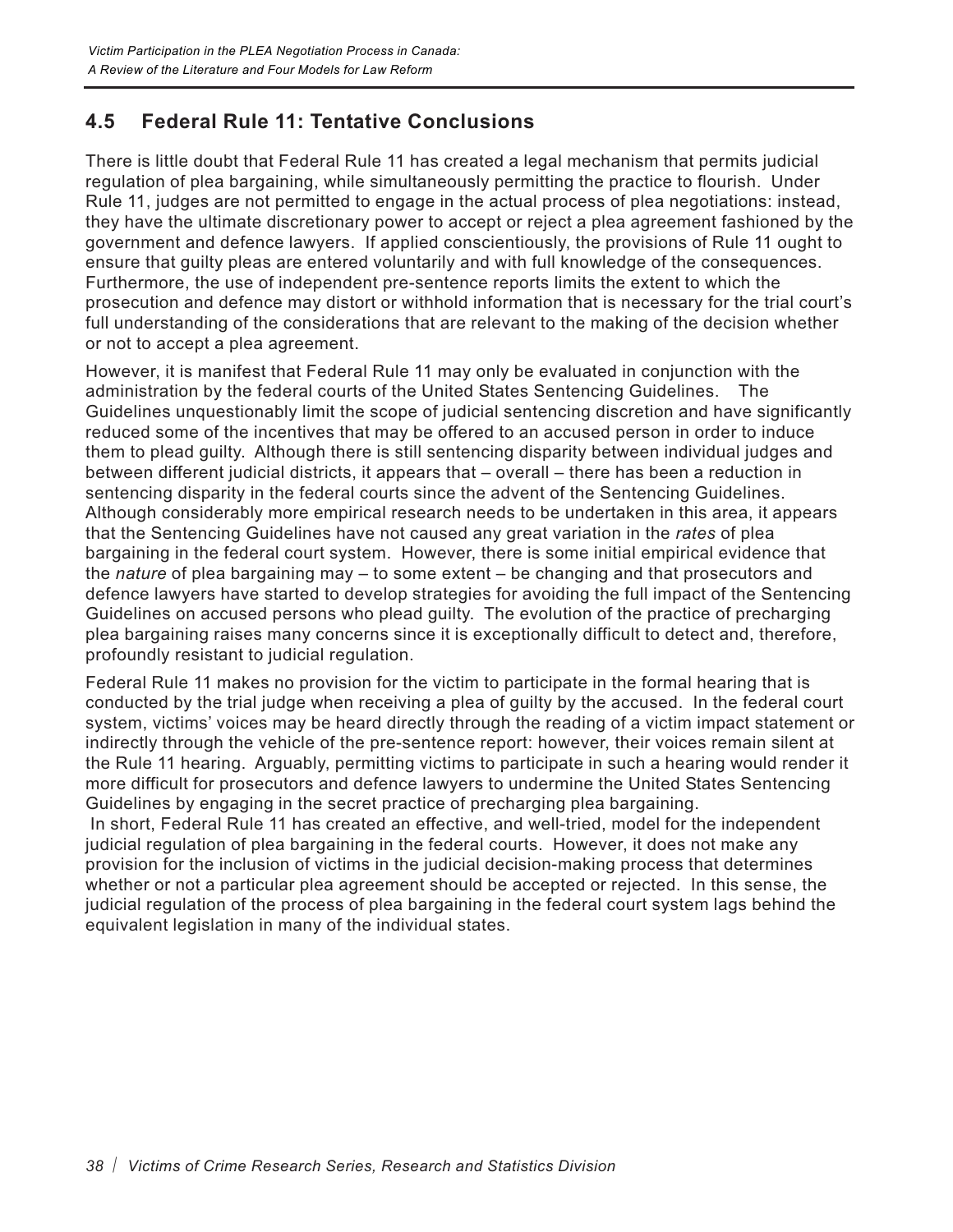## 4.5 Federal Rule 11: Tentative Conclusions

There is little doubt that Federal Rule 11 has created a legal mechanism that permits judicial regulation of plea bargaining, while simultaneously permitting the practice to flourish. Under Rule 11, judges are not permitted to engage in the actual process of plea negotiations: instead, they have the ultimate discretionary power to accept or reject a plea agreement fashioned by the government and defence lawyers. If applied conscientiously, the provisions of Rule 11 ought to ensure that guilty pleas are entered voluntarily and with full knowledge of the consequences. Furthermore, the use of independent pre-sentence reports limits the extent to which the prosecution and defence may distort or withhold information that is necessary for the trial court's full understanding of the considerations that are relevant to the making of the decision whether or not to accept a plea agreement.

However, it is manifest that Federal Rule 11 may only be evaluated in conjunction with the administration by the federal courts of the United States Sentencing Guidelines. The Guidelines unquestionably limit the scope of judicial sentencing discretion and have significantly reduced some of the incentives that may be offered to an accused person in order to induce them to plead guilty. Although there is still sentencing disparity between individual judges and between different judicial districts, it appears that – overall – there has been a reduction in sentencing disparity in the federal courts since the advent of the Sentencing Guidelines. Although considerably more empirical research needs to be undertaken in this area, it appears that the Sentencing Guidelines have not caused any great variation in the *rates* of plea bargaining in the federal court system. However, there is some initial empirical evidence that the *nature* of plea bargaining may – to some extent – be changing and that prosecutors and defence lawyers have started to develop strategies for avoiding the full impact of the Sentencing Guidelines on accused persons who plead guilty. The evolution of the practice of precharging plea bargaining raises many concerns since it is exceptionally difficult to detect and, therefore, profoundly resistant to judicial regulation.

Federal Rule 11 makes no provision for the victim to participate in the formal hearing that is conducted by the trial judge when receiving a plea of guilty by the accused. In the federal court system, victims' voices may be heard directly through the reading of a victim impact statement or indirectly through the vehicle of the pre-sentence report: however, their voices remain silent at the Rule 11 hearing. Arguably, permitting victims to participate in such a hearing would render it more difficult for prosecutors and defence lawyers to undermine the United States Sentencing Guidelines by engaging in the secret practice of precharging plea bargaining.

In short, Federal Rule 11 has created an effective, and well-tried, model for the independent judicial regulation of plea bargaining in the federal courts. However, it does not make any provision for the inclusion of victims in the judicial decision-making process that determines whether or not a particular plea agreement should be accepted or rejected. In this sense, the judicial regulation of the process of plea bargaining in the federal court system lags behind the equivalent legislation in many of the individual states.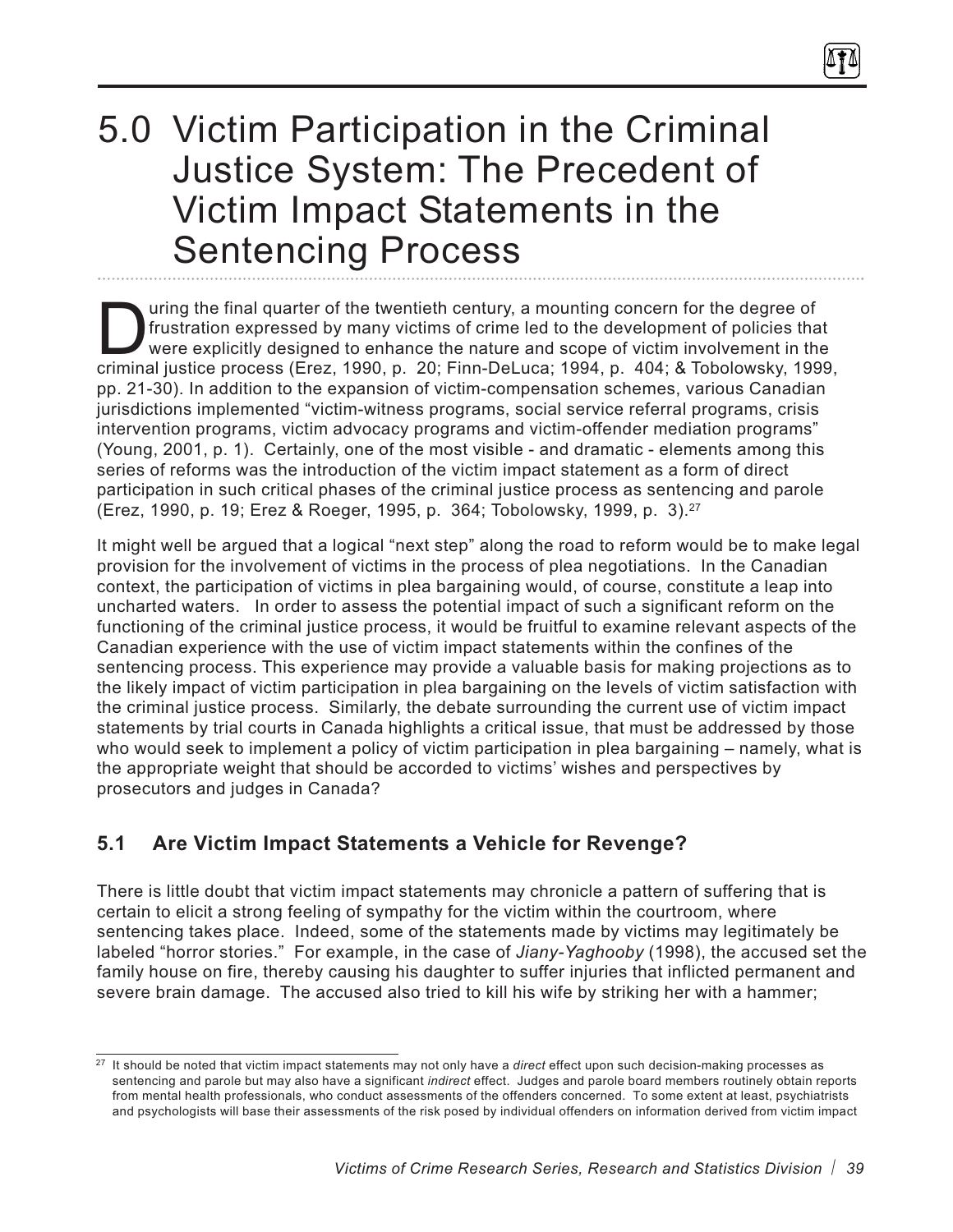# 5.0 Victim Participation in the Criminal Justice System: The Precedent of Victim Impact Statements in the Sentencing Process

During the final quarter of the twentieth century, a mounting concern for the degree of frustration expressed by many victims of crime led to the development of policies that were explicitly designed to enhance the nature and scope of victim involvement in the criminal justice process (Erez, 1990, p. 20; Finn-DeLuca; 1994, p. 404; & Tobolowsky, 1999, pp. 21-30). In addition to the expansion of victim-compensation schemes, various Canadian jurisdictions implemented "victim-witness programs, social service referral programs, crisis intervention programs, victim advocacy programs and victim-offender mediation programs" (Young, 2001, p. 1). Certainly, one of the most visible - and dramatic - elements among this series of reforms was the introduction of the victim impact statement as a form of direct participation in such critical phases of the criminal justice process as sentencing and parole (Erez, 1990, p. 19; Erez & Roeger, 1995, p. 364; Tobolowsky, 1999, p. 3).[27]

It might well be argued that a logical "next step" along the road to reform would be to make legal provision for the involvement of victims in the process of plea negotiations. In the Canadian context, the participation of victims in plea bargaining would, of course, constitute a leap into uncharted waters. In order to assess the potential impact of such a significant reform on the functioning of the criminal justice process, it would be fruitful to examine relevant aspects of the Canadian experience with the use of victim impact statements within the confines of the sentencing process. This experience may provide a valuable basis for making projections as to the likely impact of victim participation in plea bargaining on the levels of victim satisfaction with the criminal justice process. Similarly, the debate surrounding the current use of victim impact statements by trial courts in Canada highlights a critical issue, that must be addressed by those who would seek to implement a policy of victim participation in plea bargaining – namely, what is the appropriate weight that should be accorded to victims' wishes and perspectives by prosecutors and judges in Canada?

### 5.1 Are Victim Impact Statements a Vehicle for Revenge?

There is little doubt that victim impact statements may chronicle a pattern of suffering that is certain to elicit a strong feeling of sympathy for the victim within the courtroom, where sentencing takes place. Indeed, some of the statements made by victims may legitimately be labeled "horror stories." For example, in the case of *Jiany-Yaghooby* (1998), the accused set the family house on fire, thereby causing his daughter to suffer injuries that inflicted permanent and severe brain damage. The accused also tried to kill his wife by striking her with a hammer;

---

[27] It should be noted that victim impact statements may not only have a *direct* effect upon such decision-making processes as sentencing and parole but may also have a significant *indirect* effect. Judges and parole board members routinely obtain reports from mental health professionals, who conduct assessments of the offenders concerned. To some extent at least, psychiatrists and psychologists will base their assessments of the risk posed by individual offenders on information derived from victim impact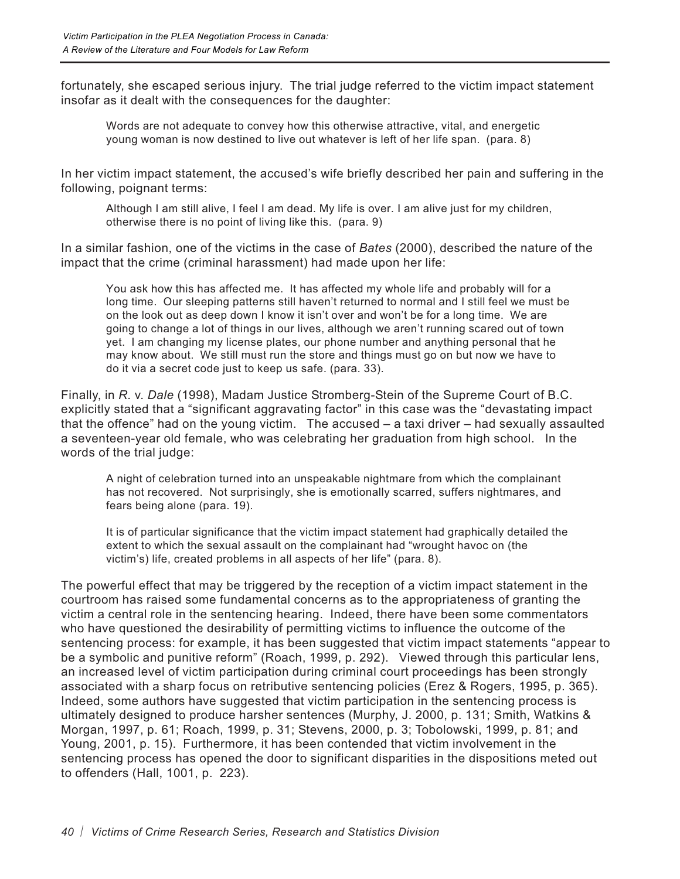fortunately, she escaped serious injury. The trial judge referred to the victim impact statement insofar as it dealt with the consequences for the daughter:

> Words are not adequate to convey how this otherwise attractive, vital, and energetic young woman is now destined to live out whatever is left of her life span. (para. 8)

In her victim impact statement, the accused's wife briefly described her pain and suffering in the following, poignant terms:

> Although I am still alive, I feel I am dead. My life is over. I am alive just for my children, otherwise there is no point of living like this. (para. 9)

In a similar fashion, one of the victims in the case of *Bates* (2000), described the nature of the impact that the crime (criminal harassment) had made upon her life:

> You ask how this has affected me. It has affected my whole life and probably will for a long time. Our sleeping patterns still haven't returned to normal and I still feel we must be on the look out as deep down I know it isn't over and won't be for a long time. We are going to change a lot of things in our lives, although we aren't running scared out of town yet. I am changing my license plates, our phone number and anything personal that he may know about. We still must run the store and things must go on but now we have to do it via a secret code just to keep us safe. (para. 33).

Finally, in *R.* v. *Dale* (1998), Madam Justice Stromberg-Stein of the Supreme Court of B.C. explicitly stated that a "significant aggravating factor" in this case was the "devastating impact that the offence" had on the young victim. The accused – a taxi driver – had sexually assaulted a seventeen-year old female, who was celebrating her graduation from high school. In the words of the trial judge:

> A night of celebration turned into an unspeakable nightmare from which the complainant has not recovered. Not surprisingly, she is emotionally scarred, suffers nightmares, and fears being alone (para. 19).
>
> It is of particular significance that the victim impact statement had graphically detailed the extent to which the sexual assault on the complainant had "wrought havoc on (the victim's) life, created problems in all aspects of her life" (para. 8).

The powerful effect that may be triggered by the reception of a victim impact statement in the courtroom has raised some fundamental concerns as to the appropriateness of granting the victim a central role in the sentencing hearing. Indeed, there have been some commentators who have questioned the desirability of permitting victims to influence the outcome of the sentencing process: for example, it has been suggested that victim impact statements "appear to be a symbolic and punitive reform" (Roach, 1999, p. 292). Viewed through this particular lens, an increased level of victim participation during criminal court proceedings has been strongly associated with a sharp focus on retributive sentencing policies (Erez & Rogers, 1995, p. 365). Indeed, some authors have suggested that victim participation in the sentencing process is ultimately designed to produce harsher sentences (Murphy, J. 2000, p. 131; Smith, Watkins & Morgan, 1997, p. 61; Roach, 1999, p. 31; Stevens, 2000, p. 3; Tobolowski, 1999, p. 81; and Young, 2001, p. 15). Furthermore, it has been contended that victim involvement in the sentencing process has opened the door to significant disparities in the dispositions meted out to offenders (Hall, 1001, p. 223).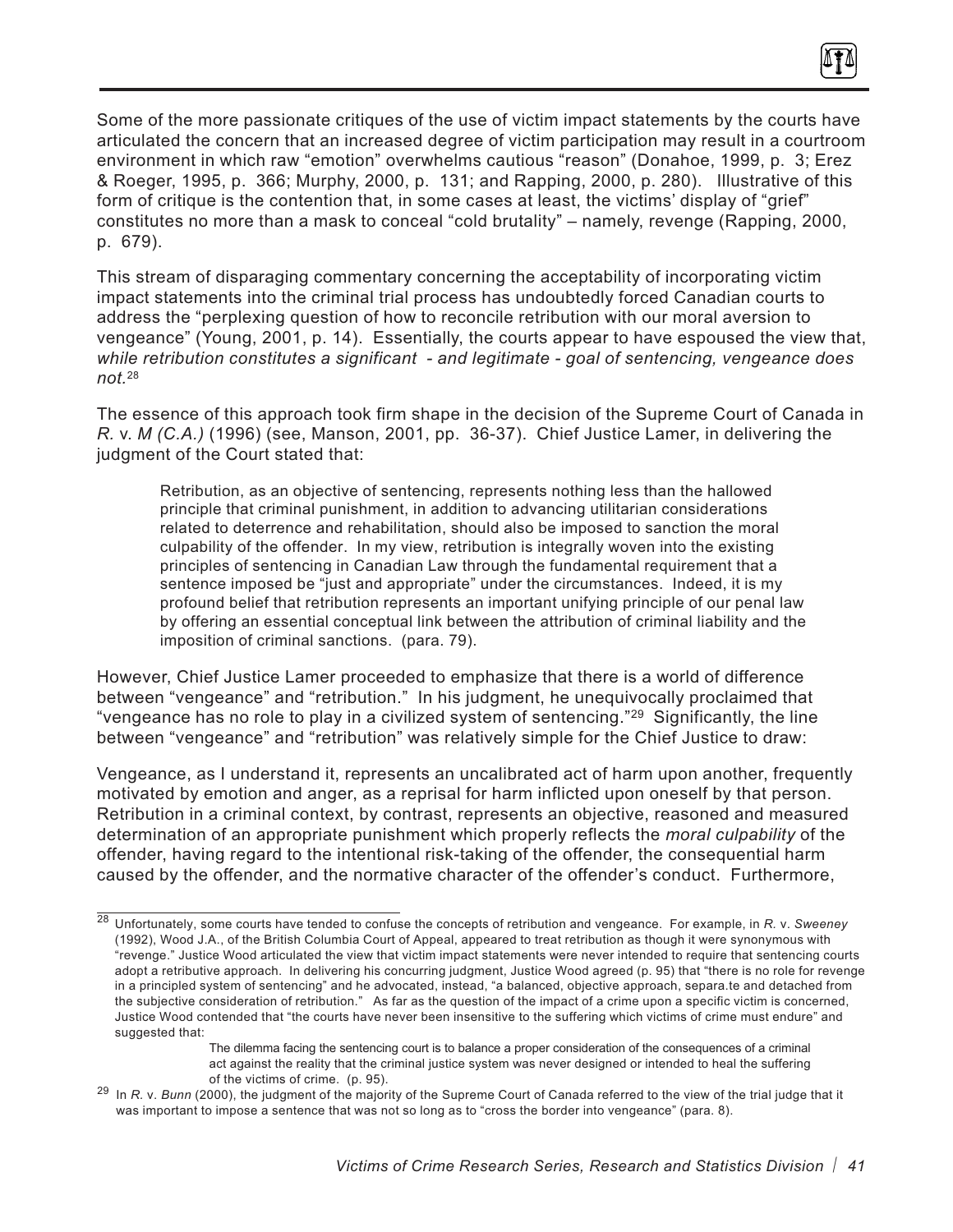Some of the more passionate critiques of the use of victim impact statements by the courts have articulated the concern that an increased degree of victim participation may result in a courtroom environment in which raw "emotion" overwhelms cautious "reason" (Donahoe, 1999, p. 3; Erez & Roeger, 1995, p. 366; Murphy, 2000, p. 131; and Rapping, 2000, p. 280). Illustrative of this form of critique is the contention that, in some cases at least, the victims' display of "grief" constitutes no more than a mask to conceal "cold brutality" – namely, revenge (Rapping, 2000, p. 679).

This stream of disparaging commentary concerning the acceptability of incorporating victim impact statements into the criminal trial process has undoubtedly forced Canadian courts to address the "perplexing question of how to reconcile retribution with our moral aversion to vengeance" (Young, 2001, p. 14). Essentially, the courts appear to have espoused the view that, *while retribution constitutes a significant - and legitimate - goal of sentencing, vengeance does not.*[28]

The essence of this approach took firm shape in the decision of the Supreme Court of Canada in *R.* v. *M (C.A.)* (1996) (see, Manson, 2001, pp. 36-37). Chief Justice Lamer, in delivering the judgment of the Court stated that:

> Retribution, as an objective of sentencing, represents nothing less than the hallowed principle that criminal punishment, in addition to advancing utilitarian considerations related to deterrence and rehabilitation, should also be imposed to sanction the moral culpability of the offender. In my view, retribution is integrally woven into the existing principles of sentencing in Canadian Law through the fundamental requirement that a sentence imposed be "just and appropriate" under the circumstances. Indeed, it is my profound belief that retribution represents an important unifying principle of our penal law by offering an essential conceptual link between the attribution of criminal liability and the imposition of criminal sanctions. (para. 79).

However, Chief Justice Lamer proceeded to emphasize that there is a world of difference between "vengeance" and "retribution." In his judgment, he unequivocally proclaimed that "vengeance has no role to play in a civilized system of sentencing."[29] Significantly, the line between "vengeance" and "retribution" was relatively simple for the Chief Justice to draw:

Vengeance, as I understand it, represents an uncalibrated act of harm upon another, frequently motivated by emotion and anger, as a reprisal for harm inflicted upon oneself by that person. Retribution in a criminal context, by contrast, represents an objective, reasoned and measured determination of an appropriate punishment which properly reflects the *moral culpability* of the offender, having regard to the intentional risk-taking of the offender, the consequential harm caused by the offender, and the normative character of the offender's conduct. Furthermore,

---

[28] Unfortunately, some courts have tended to confuse the concepts of retribution and vengeance. For example, in *R.* v. *Sweeney* (1992), Wood J.A., of the British Columbia Court of Appeal, appeared to treat retribution as though it were synonymous with "revenge." Justice Wood articulated the view that victim impact statements were never intended to require that sentencing courts adopt a retributive approach. In delivering his concurring judgment, Justice Wood agreed (p. 95) that "there is no role for revenge in a principled system of sentencing" and he advocated, instead, "a balanced, objective approach, separa.te and detached from the subjective consideration of retribution." As far as the question of the impact of a crime upon a specific victim is concerned, Justice Wood contended that "the courts have never been insensitive to the suffering which victims of crime must endure" and suggested that:

> The dilemma facing the sentencing court is to balance a proper consideration of the consequences of a criminal act against the reality that the criminal justice system was never designed or intended to heal the suffering of the victims of crime. (p. 95).

[29] In *R.* v. *Bunn* (2000), the judgment of the majority of the Supreme Court of Canada referred to the view of the trial judge that it was important to impose a sentence that was not so long as to "cross the border into vengeance" (para. 8).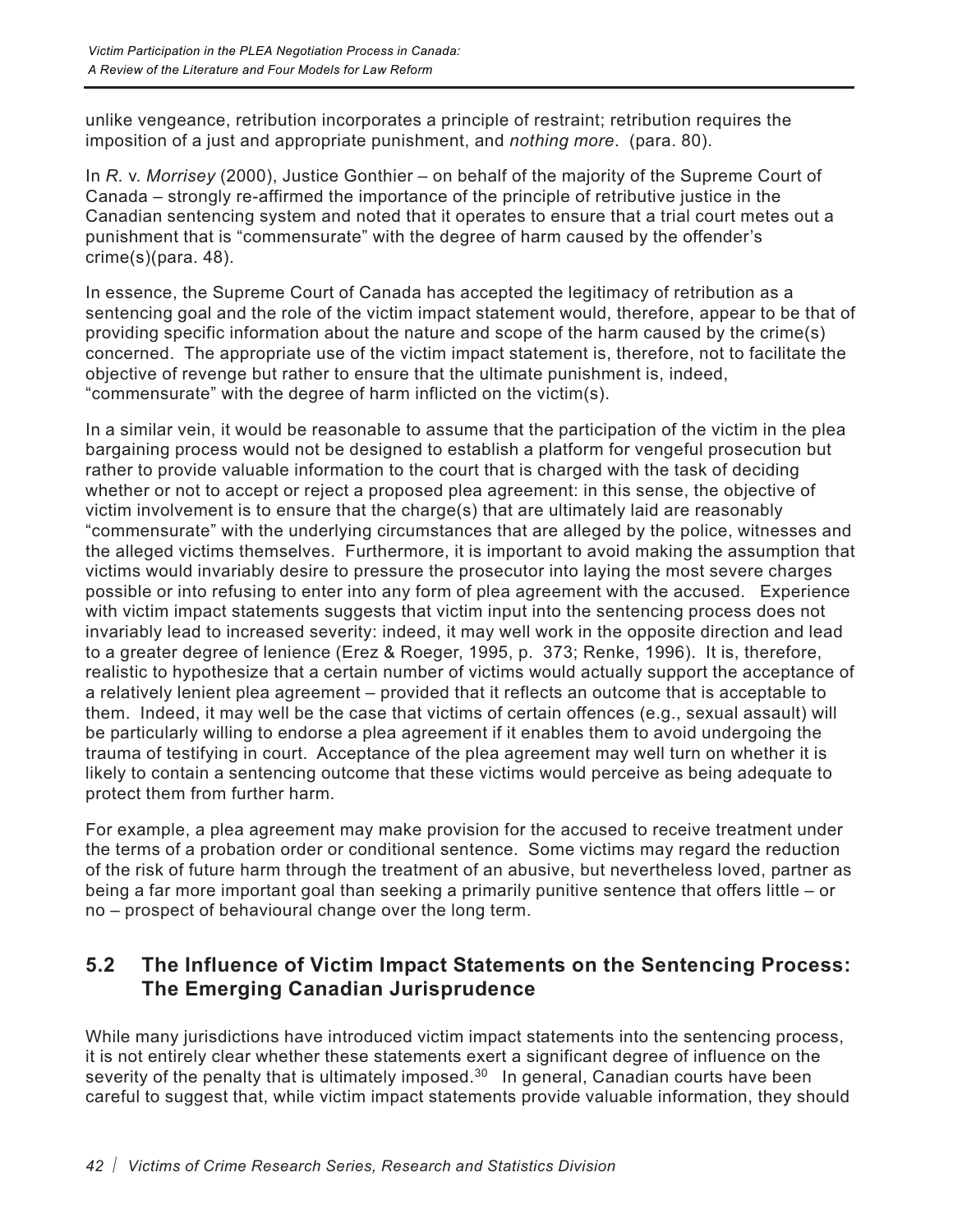unlike vengeance, retribution incorporates a principle of restraint; retribution requires the imposition of a just and appropriate punishment, and *nothing more*. (para. 80).

In *R.* v. *Morrisey* (2000), Justice Gonthier – on behalf of the majority of the Supreme Court of Canada – strongly re-affirmed the importance of the principle of retributive justice in the Canadian sentencing system and noted that it operates to ensure that a trial court metes out a punishment that is "commensurate" with the degree of harm caused by the offender's crime(s)(para. 48).

In essence, the Supreme Court of Canada has accepted the legitimacy of retribution as a sentencing goal and the role of the victim impact statement would, therefore, appear to be that of providing specific information about the nature and scope of the harm caused by the crime(s) concerned. The appropriate use of the victim impact statement is, therefore, not to facilitate the objective of revenge but rather to ensure that the ultimate punishment is, indeed, "commensurate" with the degree of harm inflicted on the victim(s).

In a similar vein, it would be reasonable to assume that the participation of the victim in the plea bargaining process would not be designed to establish a platform for vengeful prosecution but rather to provide valuable information to the court that is charged with the task of deciding whether or not to accept or reject a proposed plea agreement: in this sense, the objective of victim involvement is to ensure that the charge(s) that are ultimately laid are reasonably "commensurate" with the underlying circumstances that are alleged by the police, witnesses and the alleged victims themselves. Furthermore, it is important to avoid making the assumption that victims would invariably desire to pressure the prosecutor into laying the most severe charges possible or into refusing to enter into any form of plea agreement with the accused. Experience with victim impact statements suggests that victim input into the sentencing process does not invariably lead to increased severity: indeed, it may well work in the opposite direction and lead to a greater degree of lenience (Erez & Roeger, 1995, p. 373; Renke, 1996). It is, therefore, realistic to hypothesize that a certain number of victims would actually support the acceptance of a relatively lenient plea agreement – provided that it reflects an outcome that is acceptable to them. Indeed, it may well be the case that victims of certain offences (e.g., sexual assault) will be particularly willing to endorse a plea agreement if it enables them to avoid undergoing the trauma of testifying in court. Acceptance of the plea agreement may well turn on whether it is likely to contain a sentencing outcome that these victims would perceive as being adequate to protect them from further harm.

For example, a plea agreement may make provision for the accused to receive treatment under the terms of a probation order or conditional sentence. Some victims may regard the reduction of the risk of future harm through the treatment of an abusive, but nevertheless loved, partner as being a far more important goal than seeking a primarily punitive sentence that offers little – or no – prospect of behavioural change over the long term.

## 5.2 The Influence of Victim Impact Statements on the Sentencing Process: The Emerging Canadian Jurisprudence

While many jurisdictions have introduced victim impact statements into the sentencing process, it is not entirely clear whether these statements exert a significant degree of influence on the severity of the penalty that is ultimately imposed.[30] In general, Canadian courts have been careful to suggest that, while victim impact statements provide valuable information, they should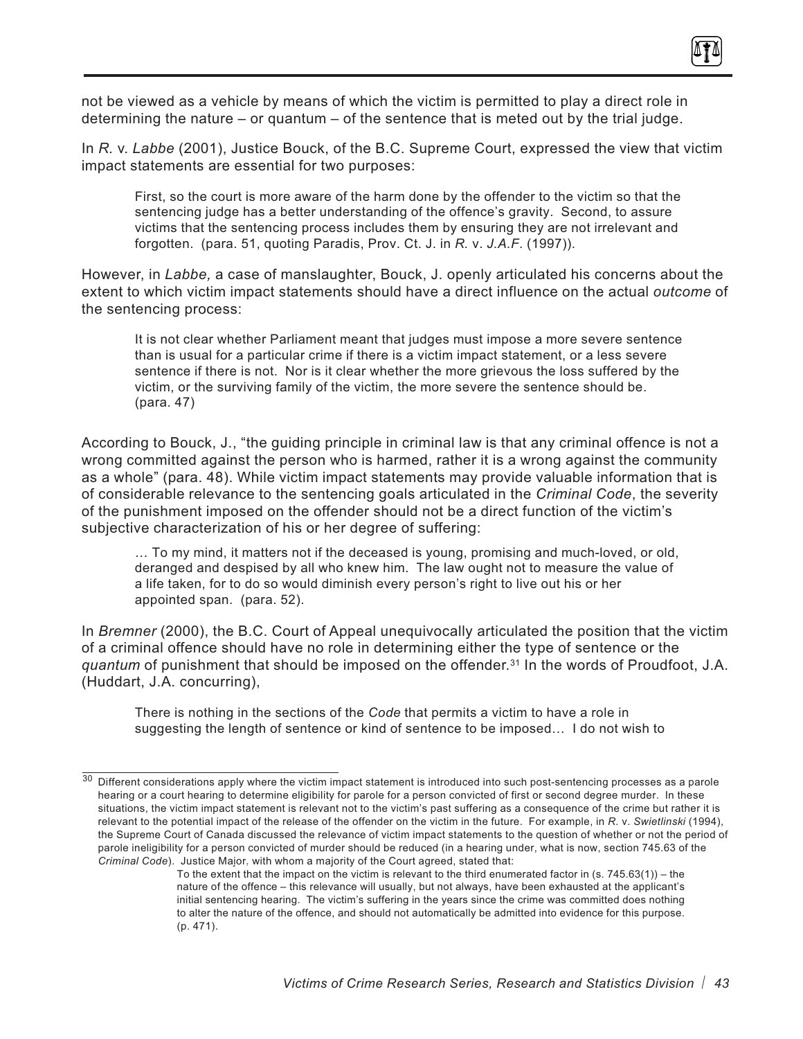not be viewed as a vehicle by means of which the victim is permitted to play a direct role in determining the nature – or quantum – of the sentence that is meted out by the trial judge.

In *R.* v. *Labbe* (2001), Justice Bouck, of the B.C. Supreme Court, expressed the view that victim impact statements are essential for two purposes:

> First, so the court is more aware of the harm done by the offender to the victim so that the sentencing judge has a better understanding of the offence's gravity. Second, to assure victims that the sentencing process includes them by ensuring they are not irrelevant and forgotten. (para. 51, quoting Paradis, Prov. Ct. J. in *R.* v. *J.A.F*. (1997)).

However, in *Labbe,* a case of manslaughter, Bouck, J. openly articulated his concerns about the extent to which victim impact statements should have a direct influence on the actual *outcome* of the sentencing process:

> It is not clear whether Parliament meant that judges must impose a more severe sentence than is usual for a particular crime if there is a victim impact statement, or a less severe sentence if there is not. Nor is it clear whether the more grievous the loss suffered by the victim, or the surviving family of the victim, the more severe the sentence should be. (para. 47)

According to Bouck, J., "the guiding principle in criminal law is that any criminal offence is not a wrong committed against the person who is harmed, rather it is a wrong against the community as a whole" (para. 48). While victim impact statements may provide valuable information that is of considerable relevance to the sentencing goals articulated in the *Criminal Code*, the severity of the punishment imposed on the offender should not be a direct function of the victim's subjective characterization of his or her degree of suffering:

> … To my mind, it matters not if the deceased is young, promising and much-loved, or old, deranged and despised by all who knew him. The law ought not to measure the value of a life taken, for to do so would diminish every person's right to live out his or her appointed span. (para. 52).

In *Bremner* (2000), the B.C. Court of Appeal unequivocally articulated the position that the victim of a criminal offence should have no role in determining either the type of sentence or the *quantum* of punishment that should be imposed on the offender.[31] In the words of Proudfoot, J.A. (Huddart, J.A. concurring),

> There is nothing in the sections of the *Code* that permits a victim to have a role in suggesting the length of sentence or kind of sentence to be imposed… I do not wish to

---

[30] Different considerations apply where the victim impact statement is introduced into such post-sentencing processes as a parole hearing or a court hearing to determine eligibility for parole for a person convicted of first or second degree murder. In these situations, the victim impact statement is relevant not to the victim's past suffering as a consequence of the crime but rather it is relevant to the potential impact of the release of the offender on the victim in the future. For example, in *R.* v. *Swietlinski* (1994), the Supreme Court of Canada discussed the relevance of victim impact statements to the question of whether or not the period of parole ineligibility for a person convicted of murder should be reduced (in a hearing under, what is now, section 745.63 of the *Criminal Code*). Justice Major, with whom a majority of the Court agreed, stated that:

> To the extent that the impact on the victim is relevant to the third enumerated factor in (s. 745.63(1)) – the nature of the offence – this relevance will usually, but not always, have been exhausted at the applicant's initial sentencing hearing. The victim's suffering in the years since the crime was committed does nothing to alter the nature of the offence, and should not automatically be admitted into evidence for this purpose. (p. 471).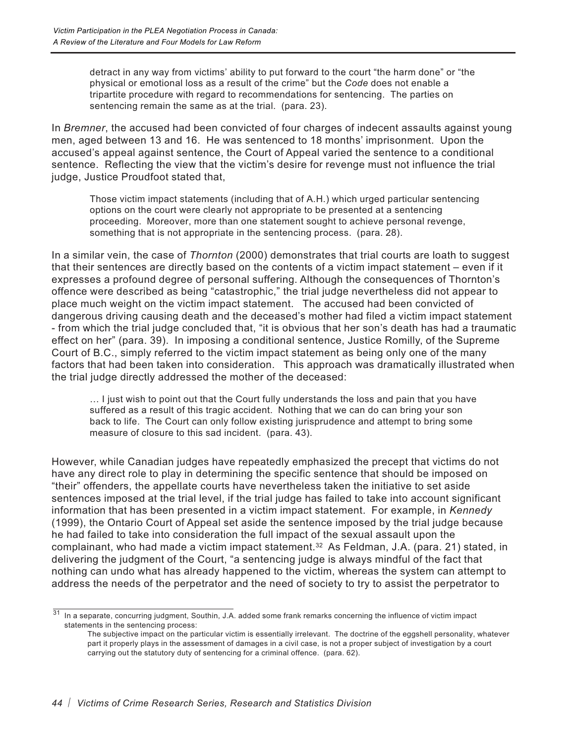> detract in any way from victims' ability to put forward to the court "the harm done" or "the physical or emotional loss as a result of the crime" but the *Code* does not enable a tripartite procedure with regard to recommendations for sentencing. The parties on sentencing remain the same as at the trial. (para. 23).

In *Bremner*, the accused had been convicted of four charges of indecent assaults against young men, aged between 13 and 16. He was sentenced to 18 months' imprisonment. Upon the accused's appeal against sentence, the Court of Appeal varied the sentence to a conditional sentence. Reflecting the view that the victim's desire for revenge must not influence the trial judge, Justice Proudfoot stated that,

> Those victim impact statements (including that of A.H.) which urged particular sentencing options on the court were clearly not appropriate to be presented at a sentencing proceeding. Moreover, more than one statement sought to achieve personal revenge, something that is not appropriate in the sentencing process. (para. 28).

In a similar vein, the case of *Thornton* (2000) demonstrates that trial courts are loath to suggest that their sentences are directly based on the contents of a victim impact statement – even if it expresses a profound degree of personal suffering. Although the consequences of Thornton's offence were described as being "catastrophic," the trial judge nevertheless did not appear to place much weight on the victim impact statement. The accused had been convicted of dangerous driving causing death and the deceased's mother had filed a victim impact statement - from which the trial judge concluded that, "it is obvious that her son's death has had a traumatic effect on her" (para. 39). In imposing a conditional sentence, Justice Romilly, of the Supreme Court of B.C., simply referred to the victim impact statement as being only one of the many factors that had been taken into consideration. This approach was dramatically illustrated when the trial judge directly addressed the mother of the deceased:

> … I just wish to point out that the Court fully understands the loss and pain that you have suffered as a result of this tragic accident. Nothing that we can do can bring your son back to life. The Court can only follow existing jurisprudence and attempt to bring some measure of closure to this sad incident. (para. 43).

However, while Canadian judges have repeatedly emphasized the precept that victims do not have any direct role to play in determining the specific sentence that should be imposed on "their" offenders, the appellate courts have nevertheless taken the initiative to set aside sentences imposed at the trial level, if the trial judge has failed to take into account significant information that has been presented in a victim impact statement. For example, in *Kennedy* (1999), the Ontario Court of Appeal set aside the sentence imposed by the trial judge because he had failed to take into consideration the full impact of the sexual assault upon the complainant, who had made a victim impact statement.[32] As Feldman, J.A. (para. 21) stated, in delivering the judgment of the Court, "a sentencing judge is always mindful of the fact that nothing can undo what has already happened to the victim, whereas the system can attempt to address the needs of the perpetrator and the need of society to try to assist the perpetrator to

---

[31] In a separate, concurring judgment, Southin, J.A. added some frank remarks concerning the influence of victim impact statements in the sentencing process:

> The subjective impact on the particular victim is essentially irrelevant. The doctrine of the eggshell personality, whatever part it properly plays in the assessment of damages in a civil case, is not a proper subject of investigation by a court carrying out the statutory duty of sentencing for a criminal offence. (para. 62).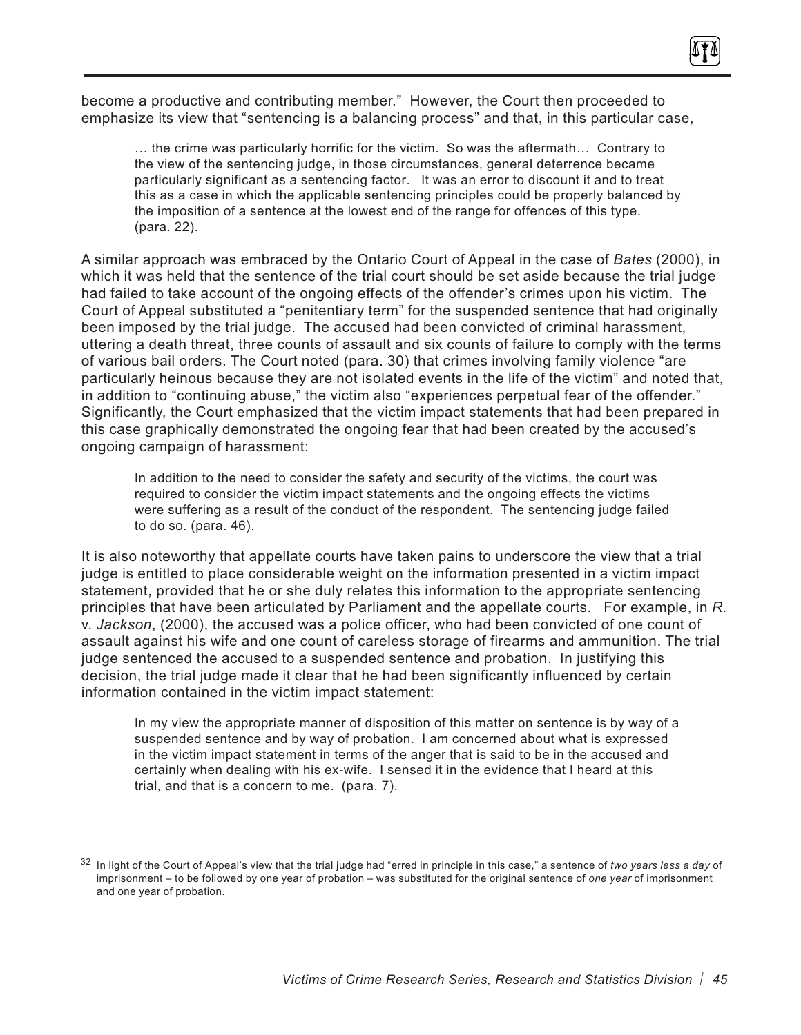become a productive and contributing member." However, the Court then proceeded to emphasize its view that "sentencing is a balancing process" and that, in this particular case,

> … the crime was particularly horrific for the victim. So was the aftermath… Contrary to the view of the sentencing judge, in those circumstances, general deterrence became particularly significant as a sentencing factor. It was an error to discount it and to treat this as a case in which the applicable sentencing principles could be properly balanced by the imposition of a sentence at the lowest end of the range for offences of this type. (para. 22).

A similar approach was embraced by the Ontario Court of Appeal in the case of *Bates* (2000), in which it was held that the sentence of the trial court should be set aside because the trial judge had failed to take account of the ongoing effects of the offender's crimes upon his victim. The Court of Appeal substituted a "penitentiary term" for the suspended sentence that had originally been imposed by the trial judge. The accused had been convicted of criminal harassment, uttering a death threat, three counts of assault and six counts of failure to comply with the terms of various bail orders. The Court noted (para. 30) that crimes involving family violence "are particularly heinous because they are not isolated events in the life of the victim" and noted that, in addition to "continuing abuse," the victim also "experiences perpetual fear of the offender." Significantly, the Court emphasized that the victim impact statements that had been prepared in this case graphically demonstrated the ongoing fear that had been created by the accused's ongoing campaign of harassment:

> In addition to the need to consider the safety and security of the victims, the court was required to consider the victim impact statements and the ongoing effects the victims were suffering as a result of the conduct of the respondent. The sentencing judge failed to do so. (para. 46).

It is also noteworthy that appellate courts have taken pains to underscore the view that a trial judge is entitled to place considerable weight on the information presented in a victim impact statement, provided that he or she duly relates this information to the appropriate sentencing principles that have been articulated by Parliament and the appellate courts. For example, in *R.* v. *Jackson*, (2000), the accused was a police officer, who had been convicted of one count of assault against his wife and one count of careless storage of firearms and ammunition. The trial judge sentenced the accused to a suspended sentence and probation. In justifying this decision, the trial judge made it clear that he had been significantly influenced by certain information contained in the victim impact statement:

> In my view the appropriate manner of disposition of this matter on sentence is by way of a suspended sentence and by way of probation. I am concerned about what is expressed in the victim impact statement in terms of the anger that is said to be in the accused and certainly when dealing with his ex-wife. I sensed it in the evidence that I heard at this trial, and that is a concern to me. (para. 7).

---

[32] In light of the Court of Appeal's view that the trial judge had "erred in principle in this case," a sentence of *two years less a day* of imprisonment – to be followed by one year of probation – was substituted for the original sentence of *one year* of imprisonment and one year of probation.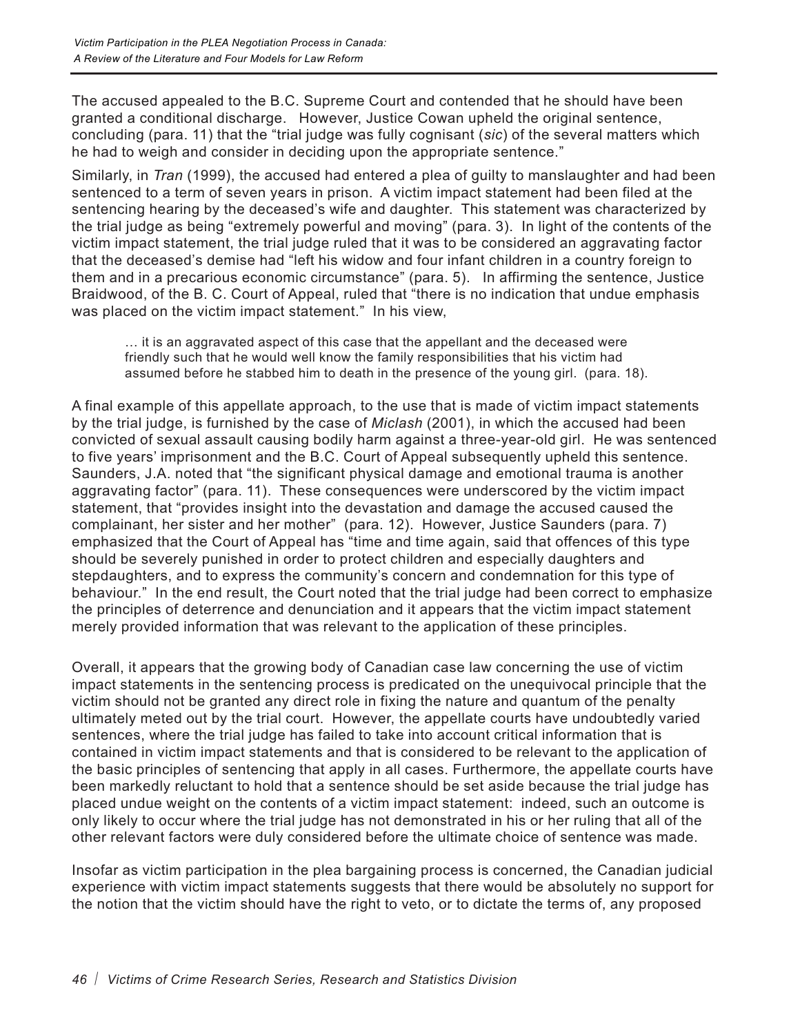The accused appealed to the B.C. Supreme Court and contended that he should have been granted a conditional discharge. However, Justice Cowan upheld the original sentence, concluding (para. 11) that the "trial judge was fully cognisant (*sic*) of the several matters which he had to weigh and consider in deciding upon the appropriate sentence."

Similarly, in *Tran* (1999), the accused had entered a plea of guilty to manslaughter and had been sentenced to a term of seven years in prison. A victim impact statement had been filed at the sentencing hearing by the deceased's wife and daughter. This statement was characterized by the trial judge as being "extremely powerful and moving" (para. 3). In light of the contents of the victim impact statement, the trial judge ruled that it was to be considered an aggravating factor that the deceased's demise had "left his widow and four infant children in a country foreign to them and in a precarious economic circumstance" (para. 5). In affirming the sentence, Justice Braidwood, of the B. C. Court of Appeal, ruled that "there is no indication that undue emphasis was placed on the victim impact statement." In his view,

> … it is an aggravated aspect of this case that the appellant and the deceased were friendly such that he would well know the family responsibilities that his victim had assumed before he stabbed him to death in the presence of the young girl. (para. 18).

A final example of this appellate approach, to the use that is made of victim impact statements by the trial judge, is furnished by the case of *Miclash* (2001), in which the accused had been convicted of sexual assault causing bodily harm against a three-year-old girl. He was sentenced to five years' imprisonment and the B.C. Court of Appeal subsequently upheld this sentence. Saunders, J.A. noted that "the significant physical damage and emotional trauma is another aggravating factor" (para. 11). These consequences were underscored by the victim impact statement, that "provides insight into the devastation and damage the accused caused the complainant, her sister and her mother" (para. 12). However, Justice Saunders (para. 7) emphasized that the Court of Appeal has "time and time again, said that offences of this type should be severely punished in order to protect children and especially daughters and stepdaughters, and to express the community's concern and condemnation for this type of behaviour." In the end result, the Court noted that the trial judge had been correct to emphasize the principles of deterrence and denunciation and it appears that the victim impact statement merely provided information that was relevant to the application of these principles.

Overall, it appears that the growing body of Canadian case law concerning the use of victim impact statements in the sentencing process is predicated on the unequivocal principle that the victim should not be granted any direct role in fixing the nature and quantum of the penalty ultimately meted out by the trial court. However, the appellate courts have undoubtedly varied sentences, where the trial judge has failed to take into account critical information that is contained in victim impact statements and that is considered to be relevant to the application of the basic principles of sentencing that apply in all cases. Furthermore, the appellate courts have been markedly reluctant to hold that a sentence should be set aside because the trial judge has placed undue weight on the contents of a victim impact statement: indeed, such an outcome is only likely to occur where the trial judge has not demonstrated in his or her ruling that all of the other relevant factors were duly considered before the ultimate choice of sentence was made.

Insofar as victim participation in the plea bargaining process is concerned, the Canadian judicial experience with victim impact statements suggests that there would be absolutely no support for the notion that the victim should have the right to veto, or to dictate the terms of, any proposed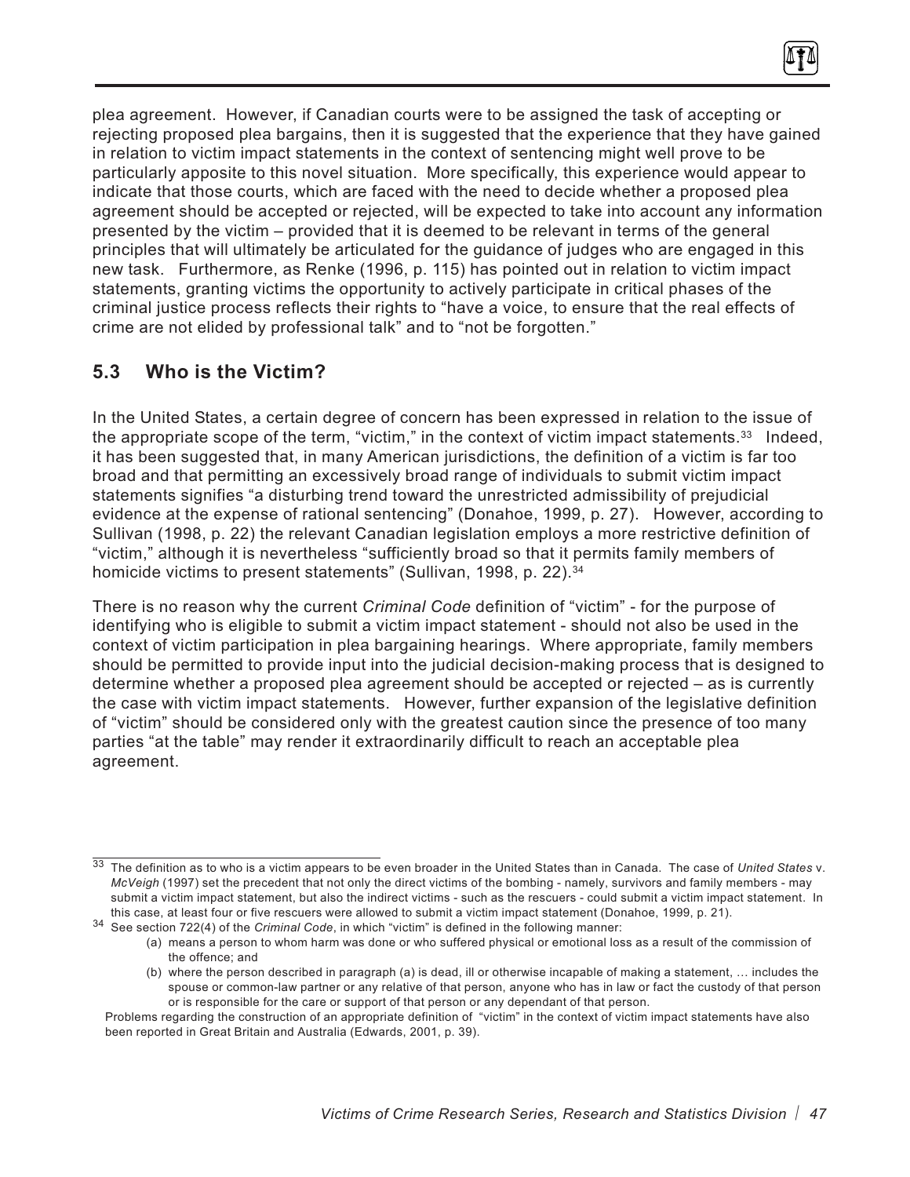plea agreement. However, if Canadian courts were to be assigned the task of accepting or rejecting proposed plea bargains, then it is suggested that the experience that they have gained in relation to victim impact statements in the context of sentencing might well prove to be particularly apposite to this novel situation. More specifically, this experience would appear to indicate that those courts, which are faced with the need to decide whether a proposed plea agreement should be accepted or rejected, will be expected to take into account any information presented by the victim – provided that it is deemed to be relevant in terms of the general principles that will ultimately be articulated for the guidance of judges who are engaged in this new task. Furthermore, as Renke (1996, p. 115) has pointed out in relation to victim impact statements, granting victims the opportunity to actively participate in critical phases of the criminal justice process reflects their rights to "have a voice, to ensure that the real effects of crime are not elided by professional talk" and to "not be forgotten."

## 5.3 Who is the Victim?

In the United States, a certain degree of concern has been expressed in relation to the issue of the appropriate scope of the term, "victim," in the context of victim impact statements.[33] Indeed, it has been suggested that, in many American jurisdictions, the definition of a victim is far too broad and that permitting an excessively broad range of individuals to submit victim impact statements signifies "a disturbing trend toward the unrestricted admissibility of prejudicial evidence at the expense of rational sentencing" (Donahoe, 1999, p. 27). However, according to Sullivan (1998, p. 22) the relevant Canadian legislation employs a more restrictive definition of "victim," although it is nevertheless "sufficiently broad so that it permits family members of homicide victims to present statements" (Sullivan, 1998, p. 22).[34]

There is no reason why the current *Criminal Code* definition of "victim" - for the purpose of identifying who is eligible to submit a victim impact statement - should not also be used in the context of victim participation in plea bargaining hearings. Where appropriate, family members should be permitted to provide input into the judicial decision-making process that is designed to determine whether a proposed plea agreement should be accepted or rejected – as is currently the case with victim impact statements. However, further expansion of the legislative definition of "victim" should be considered only with the greatest caution since the presence of too many parties "at the table" may render it extraordinarily difficult to reach an acceptable plea agreement.

---

[33] The definition as to who is a victim appears to be even broader in the United States than in Canada. The case of *United States* v. *McVeigh* (1997) set the precedent that not only the direct victims of the bombing - namely, survivors and family members - may submit a victim impact statement, but also the indirect victims - such as the rescuers - could submit a victim impact statement. In this case, at least four or five rescuers were allowed to submit a victim impact statement (Donahoe, 1999, p. 21).

[34] See section 722(4) of the *Criminal Code*, in which "victim" is defined in the following manner:

> (a) means a person to whom harm was done or who suffered physical or emotional loss as a result of the commission of the offence; and
>
> (b) where the person described in paragraph (a) is dead, ill or otherwise incapable of making a statement, … includes the spouse or common-law partner or any relative of that person, anyone who has in law or fact the custody of that person or is responsible for the care or support of that person or any dependant of that person.

Problems regarding the construction of an appropriate definition of "victim" in the context of victim impact statements have also been reported in Great Britain and Australia (Edwards, 2001, p. 39).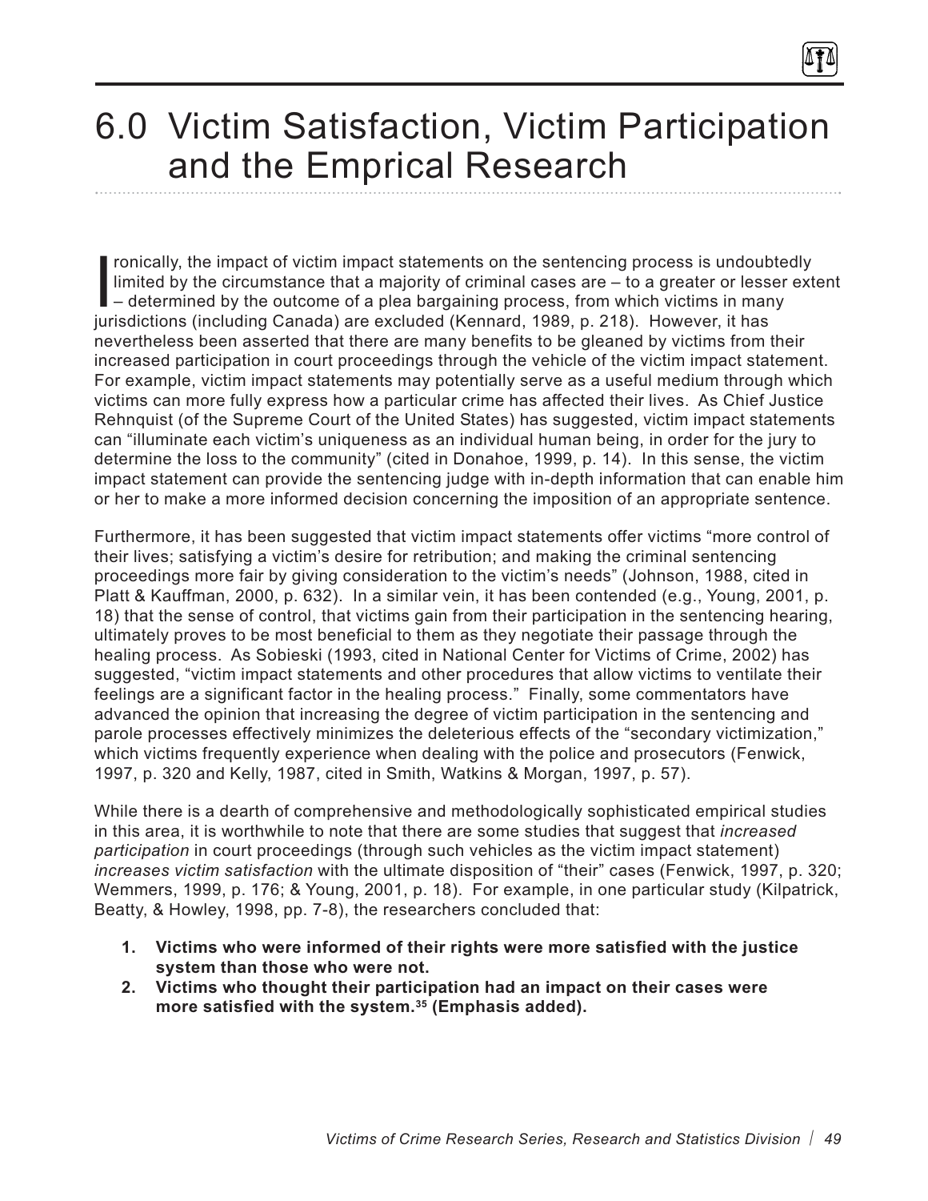# 6.0 Victim Satisfaction, Victim Participation and the Emprical Research

Ironically, the impact of victim impact statements on the sentencing process is undoubtedly limited by the circumstance that a majority of criminal cases are – to a greater or lesser extent – determined by the outcome of a plea bargaining process, from which victims in many jurisdictions (including Canada) are excluded (Kennard, 1989, p. 218). However, it has nevertheless been asserted that there are many benefits to be gleaned by victims from their increased participation in court proceedings through the vehicle of the victim impact statement. For example, victim impact statements may potentially serve as a useful medium through which victims can more fully express how a particular crime has affected their lives. As Chief Justice Rehnquist (of the Supreme Court of the United States) has suggested, victim impact statements can "illuminate each victim's uniqueness as an individual human being, in order for the jury to determine the loss to the community" (cited in Donahoe, 1999, p. 14). In this sense, the victim impact statement can provide the sentencing judge with in-depth information that can enable him or her to make a more informed decision concerning the imposition of an appropriate sentence.

Furthermore, it has been suggested that victim impact statements offer victims "more control of their lives; satisfying a victim's desire for retribution; and making the criminal sentencing proceedings more fair by giving consideration to the victim's needs" (Johnson, 1988, cited in Platt & Kauffman, 2000, p. 632). In a similar vein, it has been contended (e.g., Young, 2001, p. 18) that the sense of control, that victims gain from their participation in the sentencing hearing, ultimately proves to be most beneficial to them as they negotiate their passage through the healing process. As Sobieski (1993, cited in National Center for Victims of Crime, 2002) has suggested, "victim impact statements and other procedures that allow victims to ventilate their feelings are a significant factor in the healing process." Finally, some commentators have advanced the opinion that increasing the degree of victim participation in the sentencing and parole processes effectively minimizes the deleterious effects of the "secondary victimization," which victims frequently experience when dealing with the police and prosecutors (Fenwick, 1997, p. 320 and Kelly, 1987, cited in Smith, Watkins & Morgan, 1997, p. 57).

While there is a dearth of comprehensive and methodologically sophisticated empirical studies in this area, it is worthwhile to note that there are some studies that suggest that *increased participation* in court proceedings (through such vehicles as the victim impact statement) *increases victim satisfaction* with the ultimate disposition of "their" cases (Fenwick, 1997, p. 320; Wemmers, 1999, p. 176; & Young, 2001, p. 18). For example, in one particular study (Kilpatrick, Beatty, & Howley, 1998, pp. 7-8), the researchers concluded that:

1. **Victims who were informed of their rights were more satisfied with the justice system than those who were not.**
2. **Victims who thought their participation had an impact on their cases were more satisfied with the system.[35] (Emphasis added).**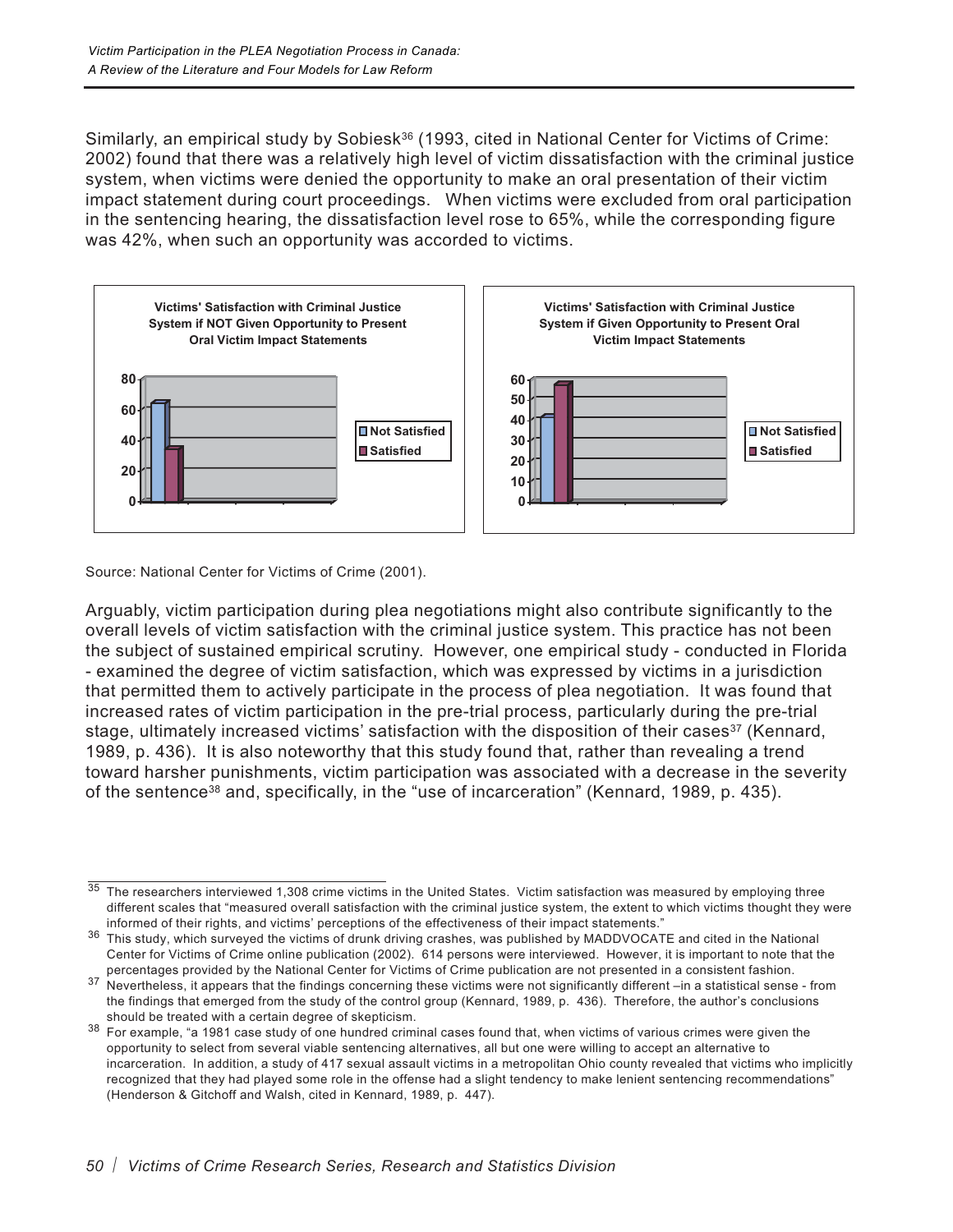Similarly, an empirical study by Sobiesk[36] (1993, cited in National Center for Victims of Crime: 2002) found that there was a relatively high level of victim dissatisfaction with the criminal justice system, when victims were denied the opportunity to make an oral presentation of their victim impact statement during court proceedings. When victims were excluded from oral participation in the sentencing hearing, the dissatisfaction level rose to 65%, while the corresponding figure was 42%, when such an opportunity was accorded to victims.

**Victims' Satisfaction with Criminal Justice System if NOT Given Opportunity to Present Oral Victim Impact Statements**

**Victims' Satisfaction with Criminal Justice System if Given Opportunity to Present Oral Victim Impact Statements**

Source: National Center for Victims of Crime (2001).

Arguably, victim participation during plea negotiations might also contribute significantly to the overall levels of victim satisfaction with the criminal justice system. This practice has not been the subject of sustained empirical scrutiny. However, one empirical study - conducted in Florida - examined the degree of victim satisfaction, which was expressed by victims in a jurisdiction that permitted them to actively participate in the process of plea negotiation. It was found that increased rates of victim participation in the pre-trial process, particularly during the pre-trial stage, ultimately increased victims' satisfaction with the disposition of their cases[37] (Kennard, 1989, p. 436). It is also noteworthy that this study found that, rather than revealing a trend toward harsher punishments, victim participation was associated with a decrease in the severity of the sentence[38] and, specifically, in the "use of incarceration" (Kennard, 1989, p. 435).

---

[35] The researchers interviewed 1,308 crime victims in the United States. Victim satisfaction was measured by employing three different scales that "measured overall satisfaction with the criminal justice system, the extent to which victims thought they were informed of their rights, and victims' perceptions of the effectiveness of their impact statements."

[36] This study, which surveyed the victims of drunk driving crashes, was published by MADDVOCATE and cited in the National Center for Victims of Crime online publication (2002). 614 persons were interviewed. However, it is important to note that the percentages provided by the National Center for Victims of Crime publication are not presented in a consistent fashion.

[37] Nevertheless, it appears that the findings concerning these victims were not significantly different –in a statistical sense - from the findings that emerged from the study of the control group (Kennard, 1989, p. 436). Therefore, the author's conclusions should be treated with a certain degree of skepticism.

[38] For example, "a 1981 case study of one hundred criminal cases found that, when victims of various crimes were given the opportunity to select from several viable sentencing alternatives, all but one were willing to accept an alternative to incarceration. In addition, a study of 417 sexual assault victims in a metropolitan Ohio county revealed that victims who implicitly recognized that they had played some role in the offense had a slight tendency to make lenient sentencing recommendations" (Henderson & Gitchoff and Walsh, cited in Kennard, 1989, p. 447).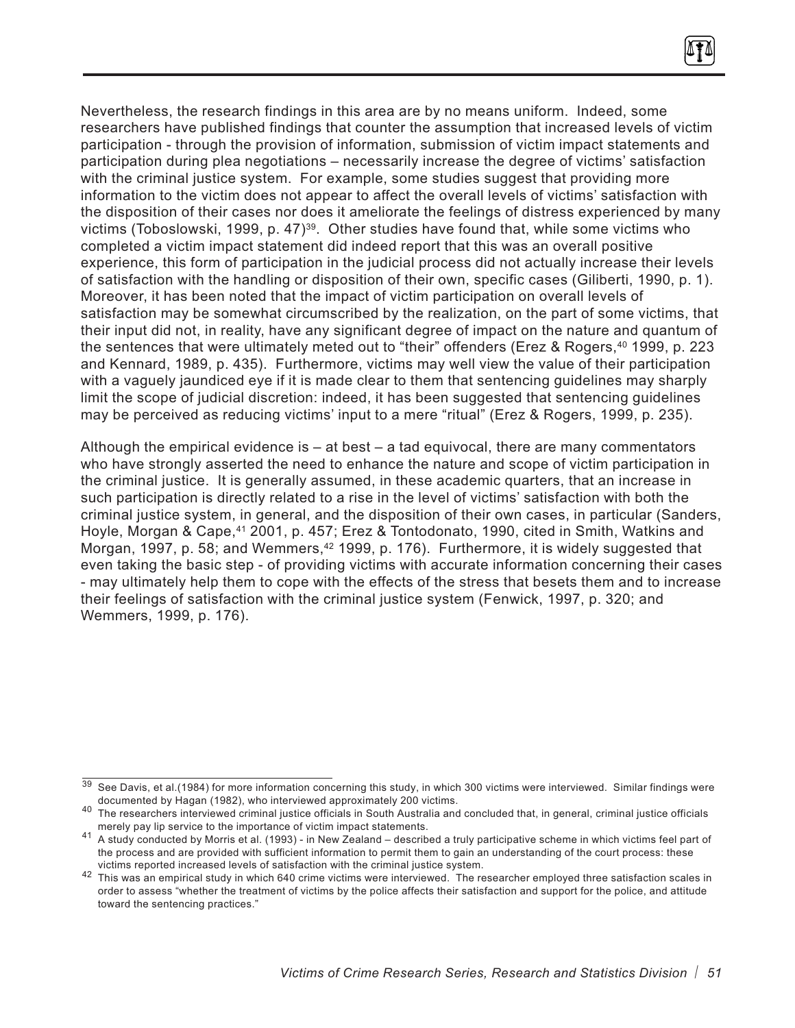Nevertheless, the research findings in this area are by no means uniform. Indeed, some researchers have published findings that counter the assumption that increased levels of victim participation - through the provision of information, submission of victim impact statements and participation during plea negotiations – necessarily increase the degree of victims' satisfaction with the criminal justice system. For example, some studies suggest that providing more information to the victim does not appear to affect the overall levels of victims' satisfaction with the disposition of their cases nor does it ameliorate the feelings of distress experienced by many victims (Toboslowski, 1999, p. 47)[39]. Other studies have found that, while some victims who completed a victim impact statement did indeed report that this was an overall positive experience, this form of participation in the judicial process did not actually increase their levels of satisfaction with the handling or disposition of their own, specific cases (Giliberti, 1990, p. 1). Moreover, it has been noted that the impact of victim participation on overall levels of satisfaction may be somewhat circumscribed by the realization, on the part of some victims, that their input did not, in reality, have any significant degree of impact on the nature and quantum of the sentences that were ultimately meted out to "their" offenders (Erez & Rogers,[40] 1999, p. 223 and Kennard, 1989, p. 435). Furthermore, victims may well view the value of their participation with a vaguely jaundiced eye if it is made clear to them that sentencing guidelines may sharply limit the scope of judicial discretion: indeed, it has been suggested that sentencing guidelines may be perceived as reducing victims' input to a mere "ritual" (Erez & Rogers, 1999, p. 235).

Although the empirical evidence is – at best – a tad equivocal, there are many commentators who have strongly asserted the need to enhance the nature and scope of victim participation in the criminal justice. It is generally assumed, in these academic quarters, that an increase in such participation is directly related to a rise in the level of victims' satisfaction with both the criminal justice system, in general, and the disposition of their own cases, in particular (Sanders, Hoyle, Morgan & Cape,[41] 2001, p. 457; Erez & Tontodonato, 1990, cited in Smith, Watkins and Morgan, 1997, p. 58; and Wemmers,[42] 1999, p. 176). Furthermore, it is widely suggested that even taking the basic step - of providing victims with accurate information concerning their cases - may ultimately help them to cope with the effects of the stress that besets them and to increase their feelings of satisfaction with the criminal justice system (Fenwick, 1997, p. 320; and Wemmers, 1999, p. 176).

---

[39] See Davis, et al.(1984) for more information concerning this study, in which 300 victims were interviewed. Similar findings were documented by Hagan (1982), who interviewed approximately 200 victims.

[40] The researchers interviewed criminal justice officials in South Australia and concluded that, in general, criminal justice officials merely pay lip service to the importance of victim impact statements.

[41] A study conducted by Morris et al. (1993) - in New Zealand – described a truly participative scheme in which victims feel part of the process and are provided with sufficient information to permit them to gain an understanding of the court process: these victims reported increased levels of satisfaction with the criminal justice system.

[42] This was an empirical study in which 640 crime victims were interviewed. The researcher employed three satisfaction scales in order to assess "whether the treatment of victims by the police affects their satisfaction and support for the police, and attitude toward the sentencing practices."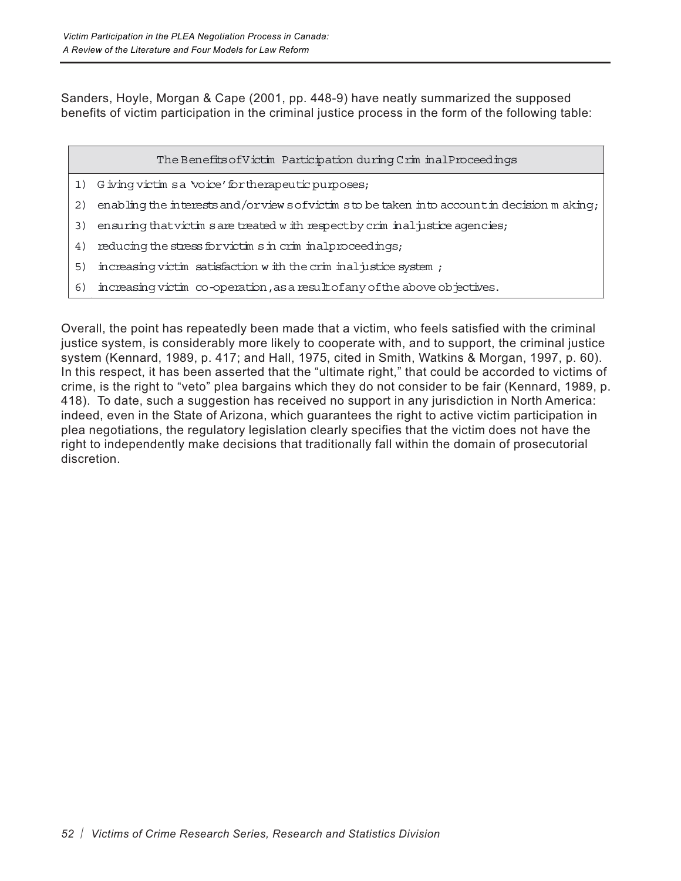Sanders, Hoyle, Morgan & Cape (2001, pp. 448-9) have neatly summarized the supposed benefits of victim participation in the criminal justice process in the form of the following table:

| The Benefits of Victim Participation during Criminal Proceedings |
|---|
| 1) Giving victims a 'voice' for therapeutic purposes; |
| 2) enabling the interests and/or views of victims to be taken into account in decision making; |
| 3) ensuring that victims are treated with respect by criminal justice agencies; |
| 4) reducing the stress for victims in criminal proceedings; |
| 5) increasing victim satisfaction with the criminal justice system; |
| 6) increasing victim co-operation, as a result of any of the above objectives. |

Overall, the point has repeatedly been made that a victim, who feels satisfied with the criminal justice system, is considerably more likely to cooperate with, and to support, the criminal justice system (Kennard, 1989, p. 417; and Hall, 1975, cited in Smith, Watkins & Morgan, 1997, p. 60). In this respect, it has been asserted that the "ultimate right," that could be accorded to victims of crime, is the right to "veto" plea bargains which they do not consider to be fair (Kennard, 1989, p. 418). To date, such a suggestion has received no support in any jurisdiction in North America: indeed, even in the State of Arizona, which guarantees the right to active victim participation in plea negotiations, the regulatory legislation clearly specifies that the victim does not have the right to independently make decisions that traditionally fall within the domain of prosecutorial discretion.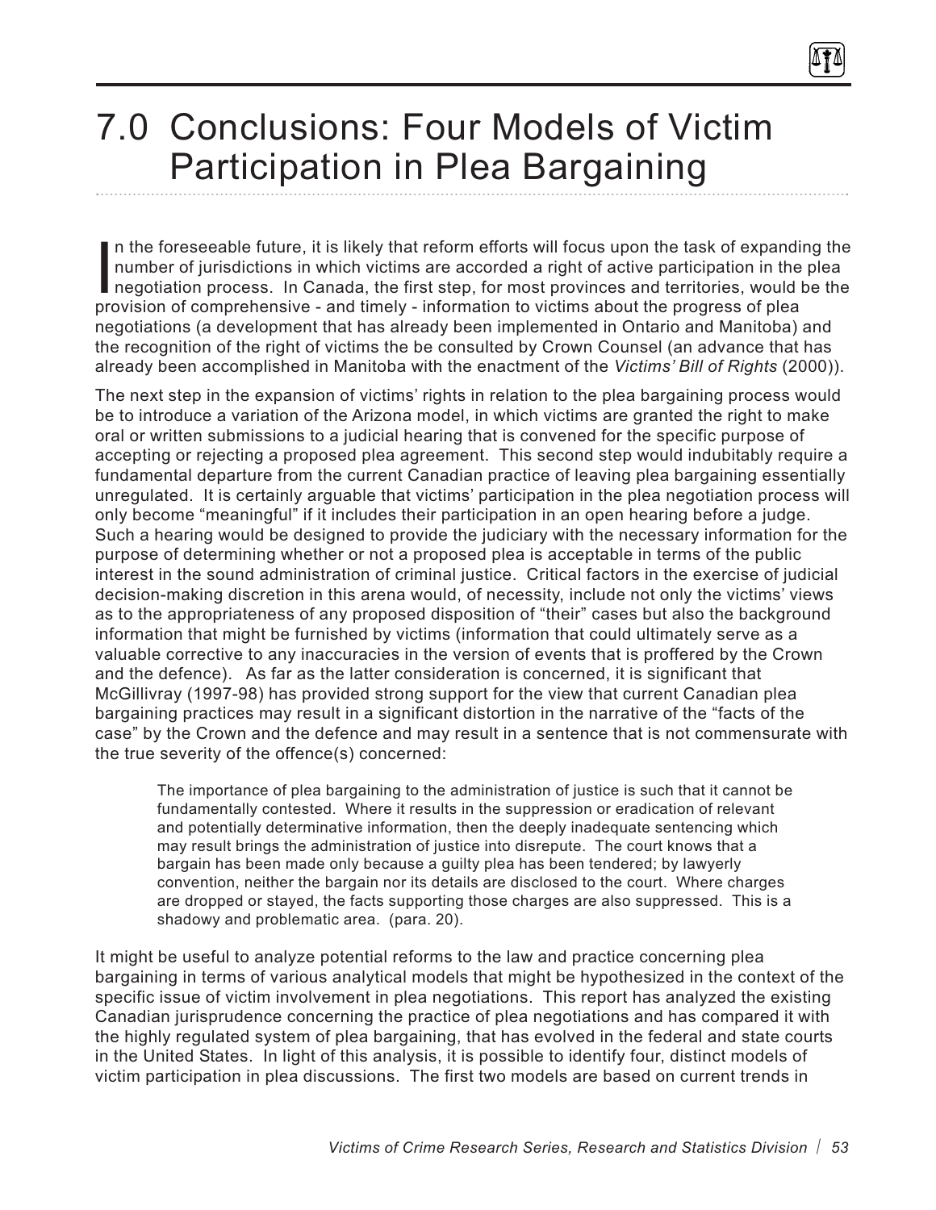# 7.0 Conclusions: Four Models of Victim Participation in Plea Bargaining

In the foreseeable future, it is likely that reform efforts will focus upon the task of expanding the number of jurisdictions in which victims are accorded a right of active participation in the plea negotiation process. In Canada, the first step, for most provinces and territories, would be the provision of comprehensive - and timely - information to victims about the progress of plea negotiations (a development that has already been implemented in Ontario and Manitoba) and the recognition of the right of victims the be consulted by Crown Counsel (an advance that has already been accomplished in Manitoba with the enactment of the *Victims' Bill of Rights* (2000)).

The next step in the expansion of victims' rights in relation to the plea bargaining process would be to introduce a variation of the Arizona model, in which victims are granted the right to make oral or written submissions to a judicial hearing that is convened for the specific purpose of accepting or rejecting a proposed plea agreement. This second step would indubitably require a fundamental departure from the current Canadian practice of leaving plea bargaining essentially unregulated. It is certainly arguable that victims' participation in the plea negotiation process will only become "meaningful" if it includes their participation in an open hearing before a judge. Such a hearing would be designed to provide the judiciary with the necessary information for the purpose of determining whether or not a proposed plea is acceptable in terms of the public interest in the sound administration of criminal justice. Critical factors in the exercise of judicial decision-making discretion in this arena would, of necessity, include not only the victims' views as to the appropriateness of any proposed disposition of "their" cases but also the background information that might be furnished by victims (information that could ultimately serve as a valuable corrective to any inaccuracies in the version of events that is proffered by the Crown and the defence). As far as the latter consideration is concerned, it is significant that McGillivray (1997-98) has provided strong support for the view that current Canadian plea bargaining practices may result in a significant distortion in the narrative of the "facts of the case" by the Crown and the defence and may result in a sentence that is not commensurate with the true severity of the offence(s) concerned:

> The importance of plea bargaining to the administration of justice is such that it cannot be fundamentally contested. Where it results in the suppression or eradication of relevant and potentially determinative information, then the deeply inadequate sentencing which may result brings the administration of justice into disrepute. The court knows that a bargain has been made only because a guilty plea has been tendered; by lawyerly convention, neither the bargain nor its details are disclosed to the court. Where charges are dropped or stayed, the facts supporting those charges are also suppressed. This is a shadowy and problematic area. (para. 20).

It might be useful to analyze potential reforms to the law and practice concerning plea bargaining in terms of various analytical models that might be hypothesized in the context of the specific issue of victim involvement in plea negotiations. This report has analyzed the existing Canadian jurisprudence concerning the practice of plea negotiations and has compared it with the highly regulated system of plea bargaining, that has evolved in the federal and state courts in the United States. In light of this analysis, it is possible to identify four, distinct models of victim participation in plea discussions. The first two models are based on current trends in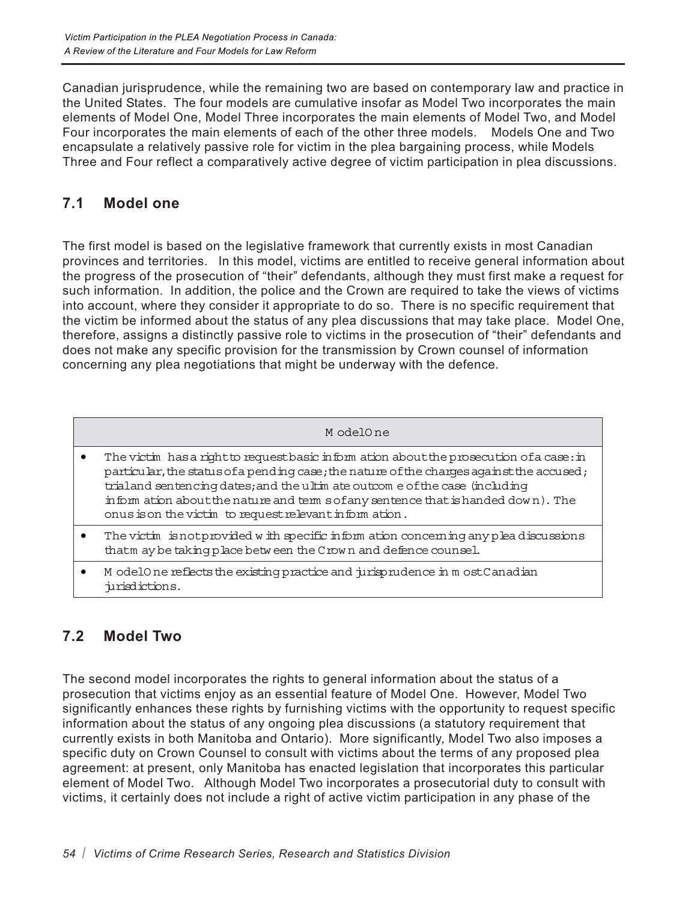Canadian jurisprudence, while the remaining two are based on contemporary law and practice in the United States. The four models are cumulative insofar as Model Two incorporates the main elements of Model One, Model Three incorporates the main elements of Model Two, and Model Four incorporates the main elements of each of the other three models. Models One and Two encapsulate a relatively passive role for victim in the plea bargaining process, while Models Three and Four reflect a comparatively active degree of victim participation in plea discussions.

## 7.1 Model one

The first model is based on the legislative framework that currently exists in most Canadian provinces and territories. In this model, victims are entitled to receive general information about the progress of the prosecution of "their" defendants, although they must first make a request for such information. In addition, the police and the Crown are required to take the views of victims into account, where they consider it appropriate to do so. There is no specific requirement that the victim be informed about the status of any plea discussions that may take place. Model One, therefore, assigns a distinctly passive role to victims in the prosecution of "their" defendants and does not make any specific provision for the transmission by Crown counsel of information concerning any plea negotiations that might be underway with the defence.

| Model One |
|---|
| • The victim has a right to request basic information about the prosecution of a case: in particular, the status of a pending case; the nature of the charges against the accused; trial and sentencing dates; and the ultimate outcome of the case (including information about the nature and terms of any sentence that is handed down). The onus is on the victim to request relevant information. |
| • The victim is not provided with specific information concerning any plea discussions that may be taking place between the Crown and defence counsel. |
| • Model One reflects the existing practice and jurisprudence in most Canadian jurisdictions. |

## 7.2 Model Two

The second model incorporates the rights to general information about the status of a prosecution that victims enjoy as an essential feature of Model One. However, Model Two significantly enhances these rights by furnishing victims with the opportunity to request specific information about the status of any ongoing plea discussions (a statutory requirement that currently exists in both Manitoba and Ontario). More significantly, Model Two also imposes a specific duty on Crown Counsel to consult with victims about the terms of any proposed plea agreement: at present, only Manitoba has enacted legislation that incorporates this particular element of Model Two. Although Model Two incorporates a prosecutorial duty to consult with victims, it certainly does not include a right of active victim participation in any phase of the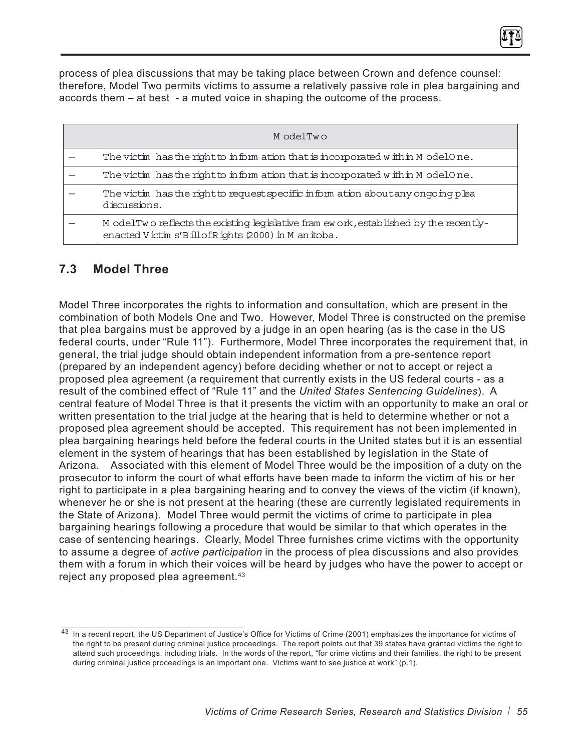process of plea discussions that may be taking place between Crown and defence counsel: therefore, Model Two permits victims to assume a relatively passive role in plea bargaining and accords them – at best - a muted voice in shaping the outcome of the process.

| | Model Two |
|---|---|
| – | The victim has the right to information that is incorporated within Model One. |
| – | The victim has the right to information that is incorporated within Model One. |
| – | The victim has the right to request specific information about any ongoing plea discussions. |
| – | Model Two reflects the existing legislative framework, established by the recently-enacted Victims' Bill of Rights (2000) in Manitoba. |

## 7.3 Model Three

Model Three incorporates the rights to information and consultation, which are present in the combination of both Models One and Two. However, Model Three is constructed on the premise that plea bargains must be approved by a judge in an open hearing (as is the case in the US federal courts, under "Rule 11"). Furthermore, Model Three incorporates the requirement that, in general, the trial judge should obtain independent information from a pre-sentence report (prepared by an independent agency) before deciding whether or not to accept or reject a proposed plea agreement (a requirement that currently exists in the US federal courts - as a result of the combined effect of "Rule 11" and the *United States Sentencing Guidelines*). A central feature of Model Three is that it presents the victim with an opportunity to make an oral or written presentation to the trial judge at the hearing that is held to determine whether or not a proposed plea agreement should be accepted. This requirement has not been implemented in plea bargaining hearings held before the federal courts in the United states but it is an essential element in the system of hearings that has been established by legislation in the State of Arizona. Associated with this element of Model Three would be the imposition of a duty on the prosecutor to inform the court of what efforts have been made to inform the victim of his or her right to participate in a plea bargaining hearing and to convey the views of the victim (if known), whenever he or she is not present at the hearing (these are currently legislated requirements in the State of Arizona). Model Three would permit the victims of crime to participate in plea bargaining hearings following a procedure that would be similar to that which operates in the case of sentencing hearings. Clearly, Model Three furnishes crime victims with the opportunity to assume a degree of *active participation* in the process of plea discussions and also provides them with a forum in which their voices will be heard by judges who have the power to accept or reject any proposed plea agreement.[43]

[43] In a recent report, the US Department of Justice's Office for Victims of Crime (2001) emphasizes the importance for victims of the right to be present during criminal justice proceedings. The report points out that 39 states have granted victims the right to attend such proceedings, including trials. In the words of the report, "for crime victims and their families, the right to be present during criminal justice proceedings is an important one. Victims want to see justice at work" (p.1).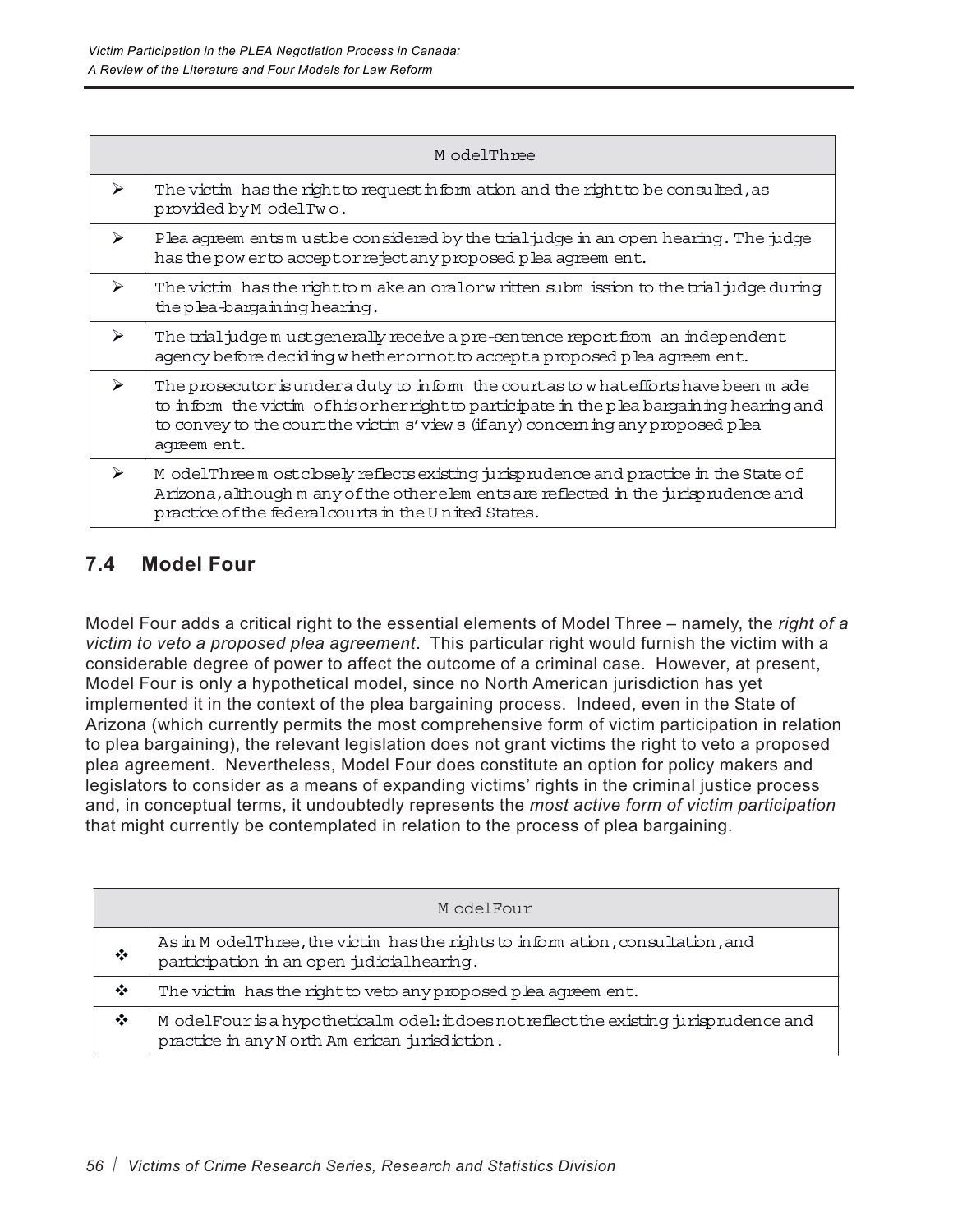| Model Three |
|---|
| ➢ The victim has the right to request information and the right to be consulted, as provided by Model Two. |
| ➢ Plea agreements must be considered by the trial judge in an open hearing. The judge has the power to accept or reject any proposed plea agreement. |
| ➢ The victim has the right to make an oral or written submission to the trial judge during the plea-bargaining hearing. |
| ➢ The trial judge must generally receive a pre-sentence report from an independent agency before deciding whether or not to accept a proposed plea agreement. |
| ➢ The prosecutor is under a duty to inform the court as to what efforts have been made to inform the victim of his or her right to participate in the plea bargaining hearing and to convey to the court the victim's views (if any) concerning any proposed plea agreement. |
| ➢ Model Three most closely reflects existing jurisprudence and practice in the State of Arizona, although many of the other elements are reflected in the jurisprudence and practice of the federal courts in the United States. |

## 7.4 Model Four

Model Four adds a critical right to the essential elements of Model Three – namely, the *right of a victim to veto a proposed plea agreement*. This particular right would furnish the victim with a considerable degree of power to affect the outcome of a criminal case. However, at present, Model Four is only a hypothetical model, since no North American jurisdiction has yet implemented it in the context of the plea bargaining process. Indeed, even in the State of Arizona (which currently permits the most comprehensive form of victim participation in relation to plea bargaining), the relevant legislation does not grant victims the right to veto a proposed plea agreement. Nevertheless, Model Four does constitute an option for policy makers and legislators to consider as a means of expanding victims' rights in the criminal justice process and, in conceptual terms, it undoubtedly represents the *most active form of victim participation* that might currently be contemplated in relation to the process of plea bargaining.

| Model Four |
|---|
| ❖ As in Model Three, the victim has the rights to information, consultation, and participation in an open judicial hearing. |
| ❖ The victim has the right to veto any proposed plea agreement. |
| ❖ Model Four is a hypothetical model: it does not reflect the existing jurisprudence and practice in any North American jurisdiction. |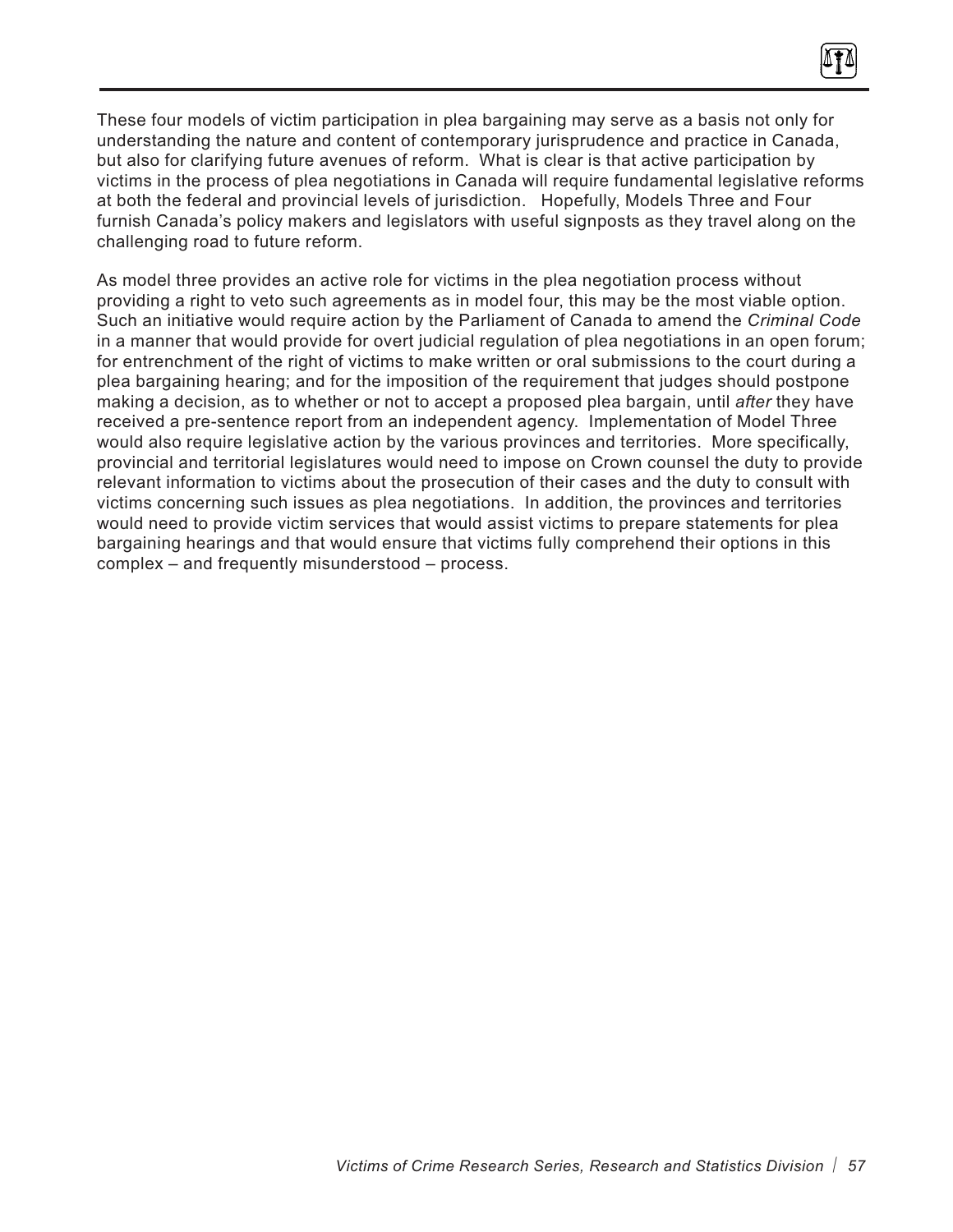These four models of victim participation in plea bargaining may serve as a basis not only for understanding the nature and content of contemporary jurisprudence and practice in Canada, but also for clarifying future avenues of reform. What is clear is that active participation by victims in the process of plea negotiations in Canada will require fundamental legislative reforms at both the federal and provincial levels of jurisdiction. Hopefully, Models Three and Four furnish Canada's policy makers and legislators with useful signposts as they travel along on the challenging road to future reform.

As model three provides an active role for victims in the plea negotiation process without providing a right to veto such agreements as in model four, this may be the most viable option. Such an initiative would require action by the Parliament of Canada to amend the *Criminal Code* in a manner that would provide for overt judicial regulation of plea negotiations in an open forum; for entrenchment of the right of victims to make written or oral submissions to the court during a plea bargaining hearing; and for the imposition of the requirement that judges should postpone making a decision, as to whether or not to accept a proposed plea bargain, until *after* they have received a pre-sentence report from an independent agency. Implementation of Model Three would also require legislative action by the various provinces and territories. More specifically, provincial and territorial legislatures would need to impose on Crown counsel the duty to provide relevant information to victims about the prosecution of their cases and the duty to consult with victims concerning such issues as plea negotiations. In addition, the provinces and territories would need to provide victim services that would assist victims to prepare statements for plea bargaining hearings and that would ensure that victims fully comprehend their options in this complex – and frequently misunderstood – process.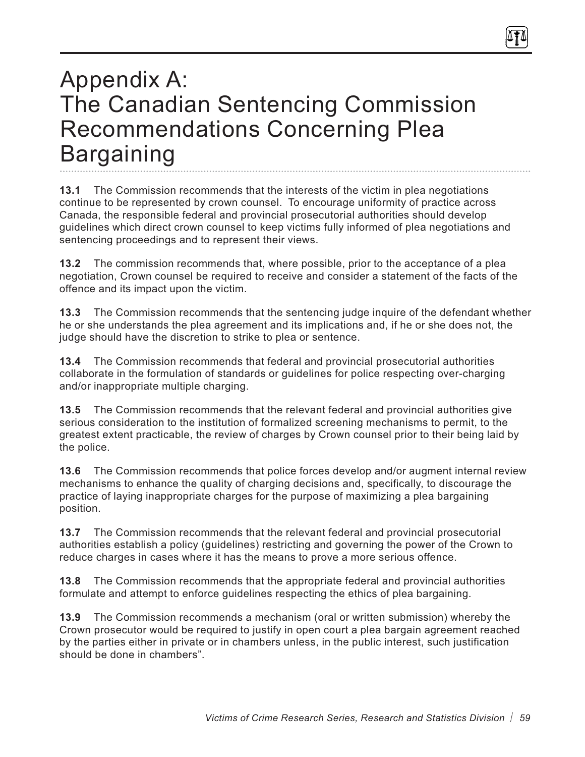# Appendix A: The Canadian Sentencing Commission Recommendations Concerning Plea Bargaining

**13.1** The Commission recommends that the interests of the victim in plea negotiations continue to be represented by crown counsel. To encourage uniformity of practice across Canada, the responsible federal and provincial prosecutorial authorities should develop guidelines which direct crown counsel to keep victims fully informed of plea negotiations and sentencing proceedings and to represent their views.

**13.2** The commission recommends that, where possible, prior to the acceptance of a plea negotiation, Crown counsel be required to receive and consider a statement of the facts of the offence and its impact upon the victim.

**13.3** The Commission recommends that the sentencing judge inquire of the defendant whether he or she understands the plea agreement and its implications and, if he or she does not, the judge should have the discretion to strike to plea or sentence.

**13.4** The Commission recommends that federal and provincial prosecutorial authorities collaborate in the formulation of standards or guidelines for police respecting over-charging and/or inappropriate multiple charging.

**13.5** The Commission recommends that the relevant federal and provincial authorities give serious consideration to the institution of formalized screening mechanisms to permit, to the greatest extent practicable, the review of charges by Crown counsel prior to their being laid by the police.

**13.6** The Commission recommends that police forces develop and/or augment internal review mechanisms to enhance the quality of charging decisions and, specifically, to discourage the practice of laying inappropriate charges for the purpose of maximizing a plea bargaining position.

**13.7** The Commission recommends that the relevant federal and provincial prosecutorial authorities establish a policy (guidelines) restricting and governing the power of the Crown to reduce charges in cases where it has the means to prove a more serious offence.

**13.8** The Commission recommends that the appropriate federal and provincial authorities formulate and attempt to enforce guidelines respecting the ethics of plea bargaining.

**13.9** The Commission recommends a mechanism (oral or written submission) whereby the Crown prosecutor would be required to justify in open court a plea bargain agreement reached by the parties either in private or in chambers unless, in the public interest, such justification should be done in chambers".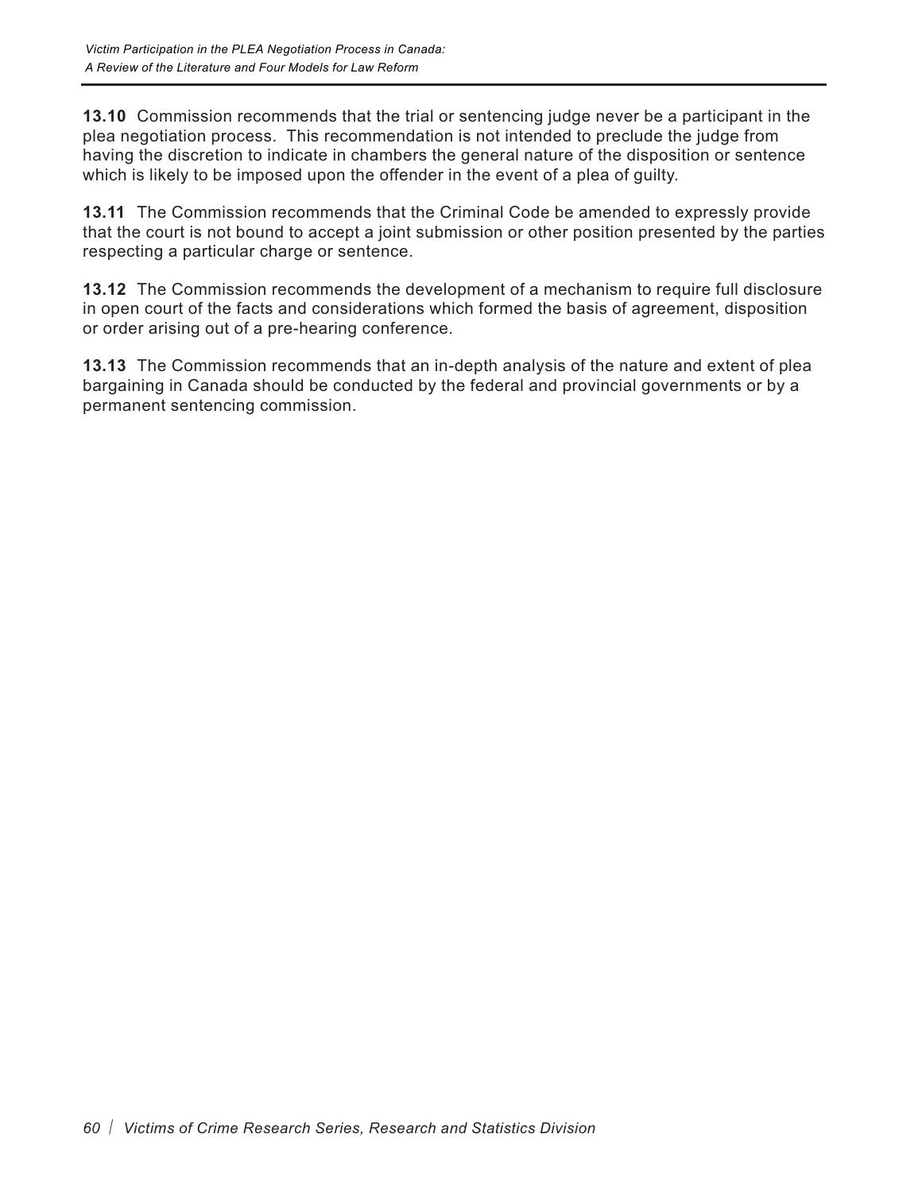**13.10** Commission recommends that the trial or sentencing judge never be a participant in the plea negotiation process. This recommendation is not intended to preclude the judge from having the discretion to indicate in chambers the general nature of the disposition or sentence which is likely to be imposed upon the offender in the event of a plea of guilty.

**13.11** The Commission recommends that the Criminal Code be amended to expressly provide that the court is not bound to accept a joint submission or other position presented by the parties respecting a particular charge or sentence.

**13.12** The Commission recommends the development of a mechanism to require full disclosure in open court of the facts and considerations which formed the basis of agreement, disposition or order arising out of a pre-hearing conference.

**13.13** The Commission recommends that an in-depth analysis of the nature and extent of plea bargaining in Canada should be conducted by the federal and provincial governments or by a permanent sentencing commission.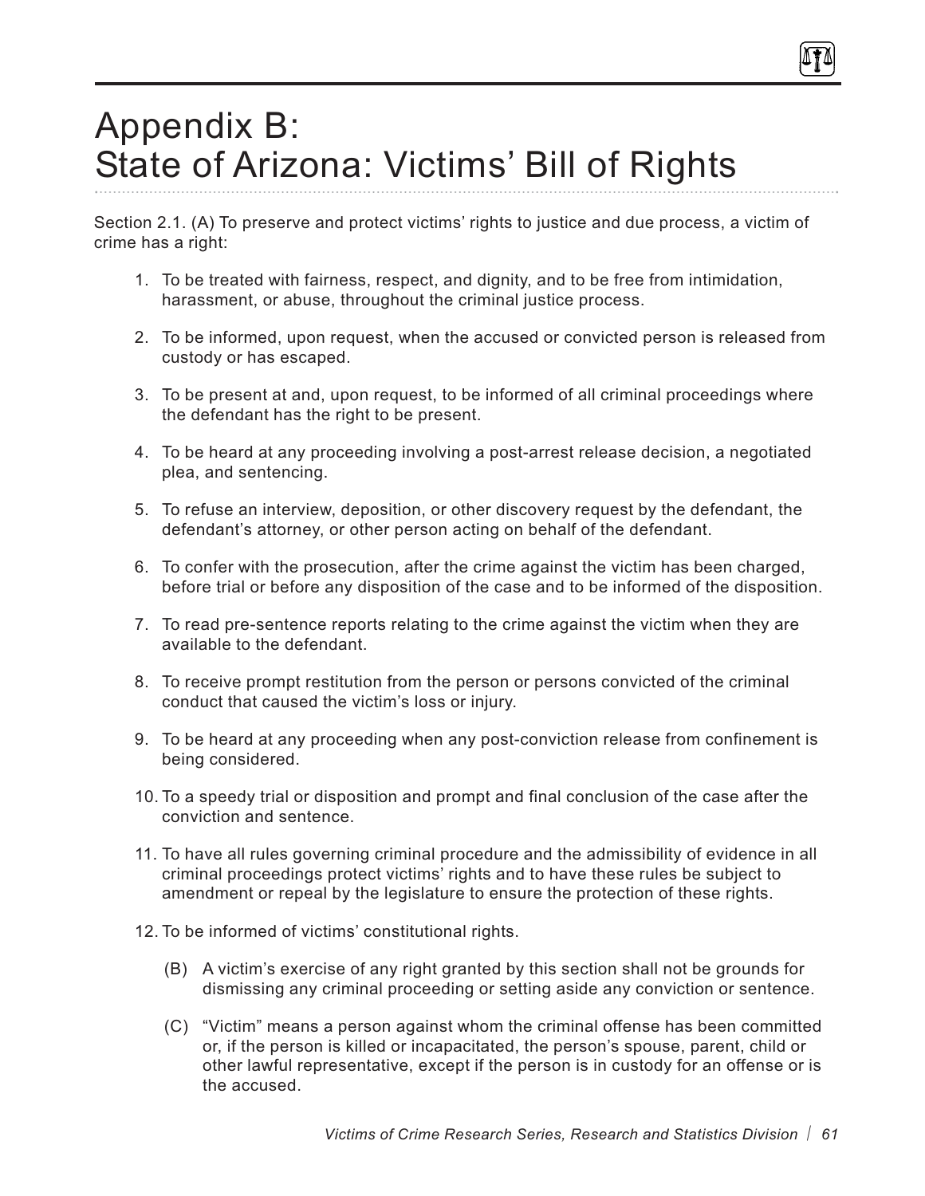# Appendix B: State of Arizona: Victims' Bill of Rights

Section 2.1. (A) To preserve and protect victims' rights to justice and due process, a victim of crime has a right:

1. To be treated with fairness, respect, and dignity, and to be free from intimidation, harassment, or abuse, throughout the criminal justice process.
2. To be informed, upon request, when the accused or convicted person is released from custody or has escaped.
3. To be present at and, upon request, to be informed of all criminal proceedings where the defendant has the right to be present.
4. To be heard at any proceeding involving a post-arrest release decision, a negotiated plea, and sentencing.
5. To refuse an interview, deposition, or other discovery request by the defendant, the defendant's attorney, or other person acting on behalf of the defendant.
6. To confer with the prosecution, after the crime against the victim has been charged, before trial or before any disposition of the case and to be informed of the disposition.
7. To read pre-sentence reports relating to the crime against the victim when they are available to the defendant.
8. To receive prompt restitution from the person or persons convicted of the criminal conduct that caused the victim's loss or injury.
9. To be heard at any proceeding when any post-conviction release from confinement is being considered.
10. To a speedy trial or disposition and prompt and final conclusion of the case after the conviction and sentence.
11. To have all rules governing criminal procedure and the admissibility of evidence in all criminal proceedings protect victims' rights and to have these rules be subject to amendment or repeal by the legislature to ensure the protection of these rights.
12. To be informed of victims' constitutional rights.

(B) A victim's exercise of any right granted by this section shall not be grounds for dismissing any criminal proceeding or setting aside any conviction or sentence.

(C) "Victim" means a person against whom the criminal offense has been committed or, if the person is killed or incapacitated, the person's spouse, parent, child or other lawful representative, except if the person is in custody for an offense or is the accused.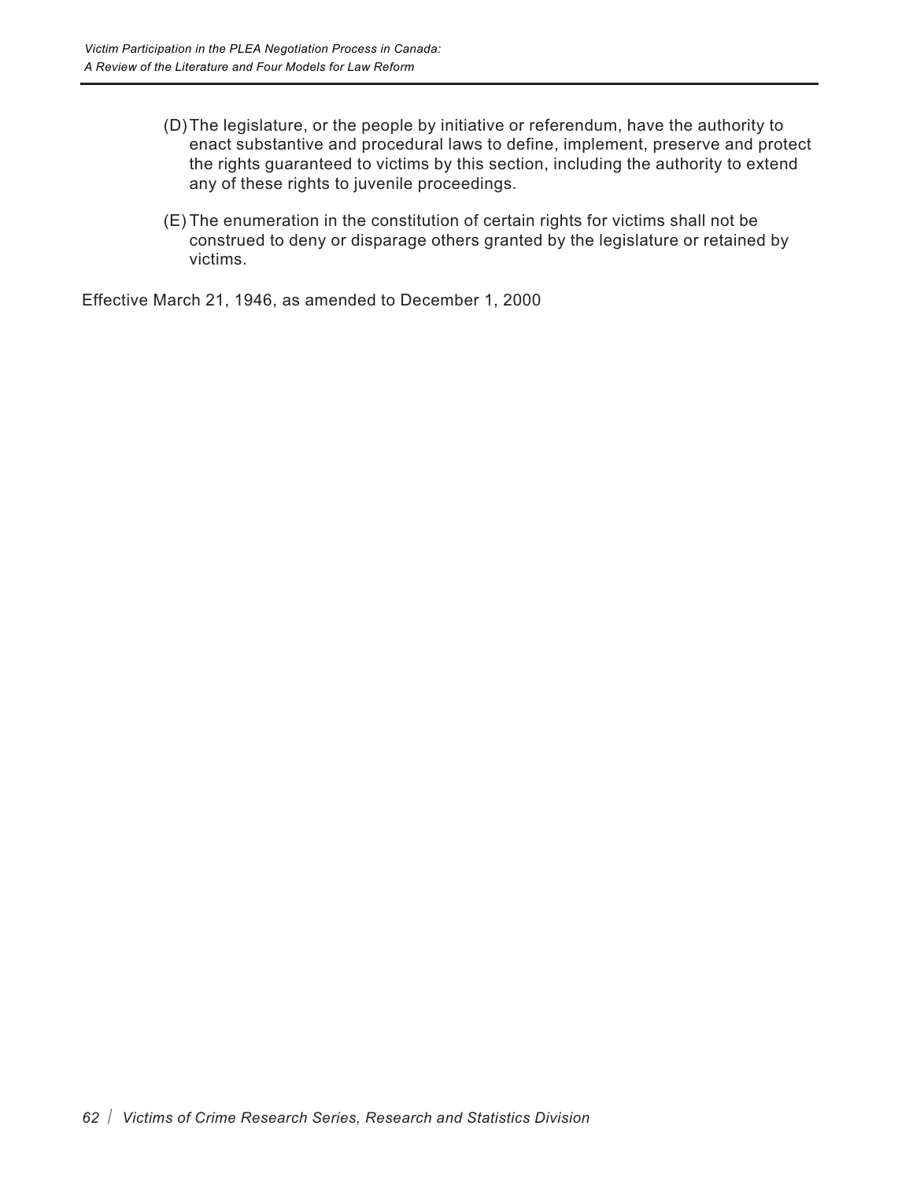(D) The legislature, or the people by initiative or referendum, have the authority to enact substantive and procedural laws to define, implement, preserve and protect the rights guaranteed to victims by this section, including the authority to extend any of these rights to juvenile proceedings.

(E) The enumeration in the constitution of certain rights for victims shall not be construed to deny or disparage others granted by the legislature or retained by victims.

Effective March 21, 1946, as amended to December 1, 2000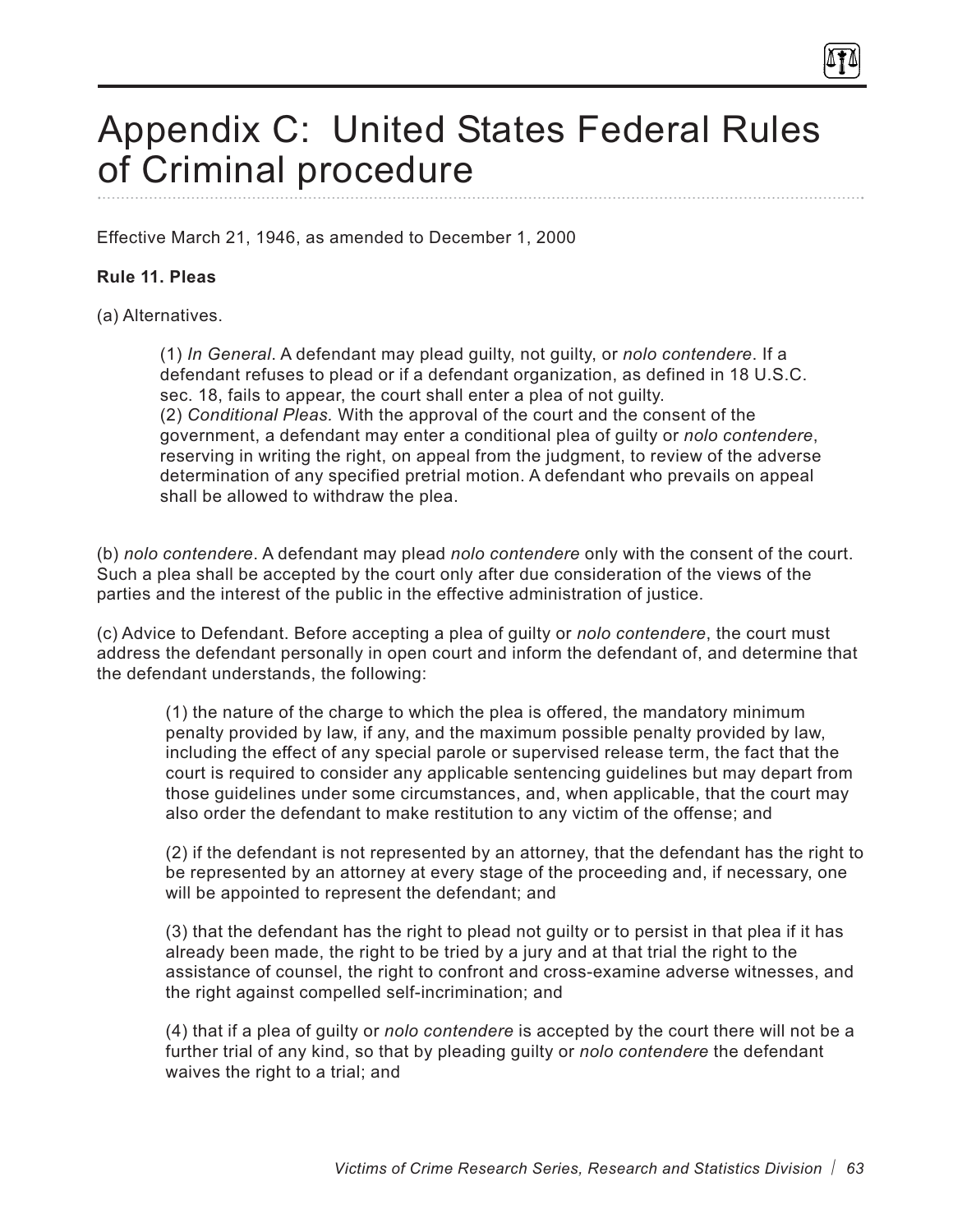# Appendix C: United States Federal Rules of Criminal procedure

Effective March 21, 1946, as amended to December 1, 2000

**Rule 11. Pleas**

(a) Alternatives.

> (1) *In General*. A defendant may plead guilty, not guilty, or *nolo contendere*. If a defendant refuses to plead or if a defendant organization, as defined in 18 U.S.C. sec. 18, fails to appear, the court shall enter a plea of not guilty.
> (2) *Conditional Pleas.* With the approval of the court and the consent of the government, a defendant may enter a conditional plea of guilty or *nolo contendere*, reserving in writing the right, on appeal from the judgment, to review of the adverse determination of any specified pretrial motion. A defendant who prevails on appeal shall be allowed to withdraw the plea.

(b) *nolo contendere*. A defendant may plead *nolo contendere* only with the consent of the court. Such a plea shall be accepted by the court only after due consideration of the views of the parties and the interest of the public in the effective administration of justice.

(c) Advice to Defendant. Before accepting a plea of guilty or *nolo contendere*, the court must address the defendant personally in open court and inform the defendant of, and determine that the defendant understands, the following:

> (1) the nature of the charge to which the plea is offered, the mandatory minimum penalty provided by law, if any, and the maximum possible penalty provided by law, including the effect of any special parole or supervised release term, the fact that the court is required to consider any applicable sentencing guidelines but may depart from those guidelines under some circumstances, and, when applicable, that the court may also order the defendant to make restitution to any victim of the offense; and
>
> (2) if the defendant is not represented by an attorney, that the defendant has the right to be represented by an attorney at every stage of the proceeding and, if necessary, one will be appointed to represent the defendant; and
>
> (3) that the defendant has the right to plead not guilty or to persist in that plea if it has already been made, the right to be tried by a jury and at that trial the right to the assistance of counsel, the right to confront and cross-examine adverse witnesses, and the right against compelled self-incrimination; and
>
> (4) that if a plea of guilty or *nolo contendere* is accepted by the court there will not be a further trial of any kind, so that by pleading guilty or *nolo contendere* the defendant waives the right to a trial; and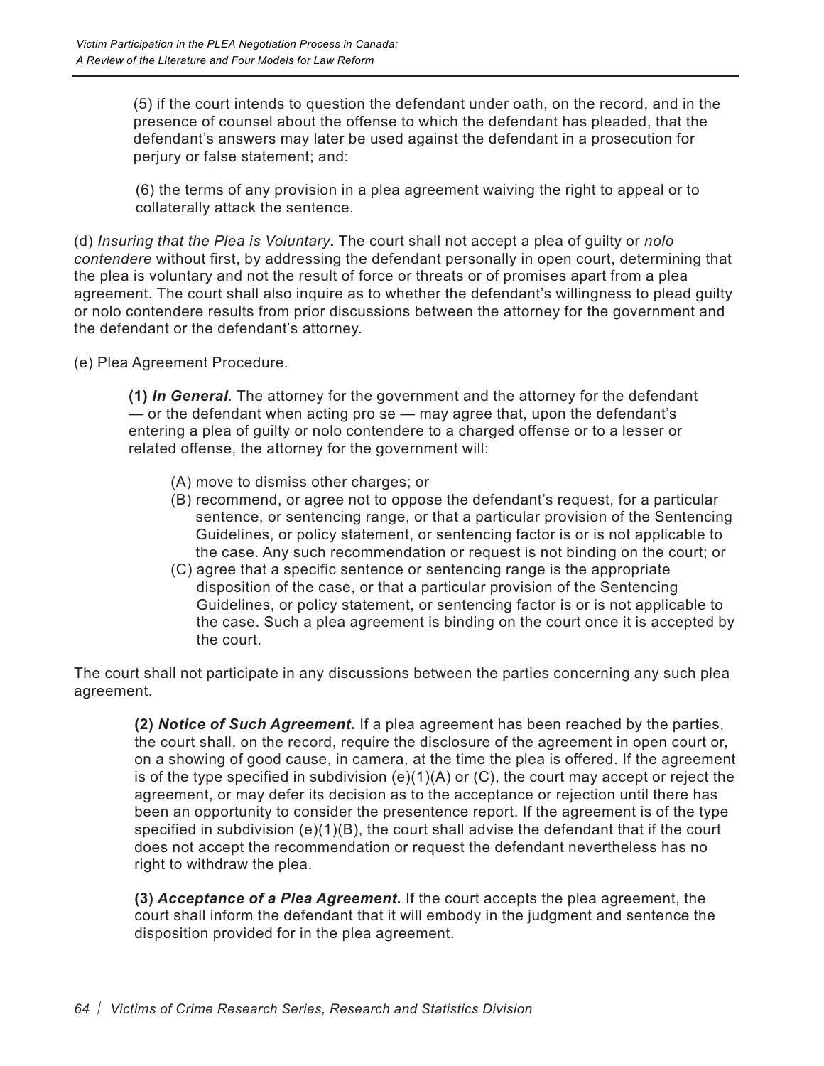(5) if the court intends to question the defendant under oath, on the record, and in the presence of counsel about the offense to which the defendant has pleaded, that the defendant's answers may later be used against the defendant in a prosecution for perjury or false statement; and:

(6) the terms of any provision in a plea agreement waiving the right to appeal or to collaterally attack the sentence.

(d) *Insuring that the Plea is Voluntary.* The court shall not accept a plea of guilty or *nolo contendere* without first, by addressing the defendant personally in open court, determining that the plea is voluntary and not the result of force or threats or of promises apart from a plea agreement. The court shall also inquire as to whether the defendant's willingness to plead guilty or nolo contendere results from prior discussions between the attorney for the government and the defendant or the defendant's attorney.

(e) Plea Agreement Procedure.

**(1)** ***In General***. The attorney for the government and the attorney for the defendant — or the defendant when acting pro se — may agree that, upon the defendant's entering a plea of guilty or nolo contendere to a charged offense or to a lesser or related offense, the attorney for the government will:

(A) move to dismiss other charges; or
(B) recommend, or agree not to oppose the defendant's request, for a particular sentence, or sentencing range, or that a particular provision of the Sentencing Guidelines, or policy statement, or sentencing factor is or is not applicable to the case. Any such recommendation or request is not binding on the court; or
(C) agree that a specific sentence or sentencing range is the appropriate disposition of the case, or that a particular provision of the Sentencing Guidelines, or policy statement, or sentencing factor is or is not applicable to the case. Such a plea agreement is binding on the court once it is accepted by the court.

The court shall not participate in any discussions between the parties concerning any such plea agreement.

**(2)** ***Notice of Such Agreement.*** If a plea agreement has been reached by the parties, the court shall, on the record, require the disclosure of the agreement in open court or, on a showing of good cause, in camera, at the time the plea is offered. If the agreement is of the type specified in subdivision (e)(1)(A) or (C), the court may accept or reject the agreement, or may defer its decision as to the acceptance or rejection until there has been an opportunity to consider the presentence report. If the agreement is of the type specified in subdivision (e)(1)(B), the court shall advise the defendant that if the court does not accept the recommendation or request the defendant nevertheless has no right to withdraw the plea.

**(3)** ***Acceptance of a Plea Agreement.*** If the court accepts the plea agreement, the court shall inform the defendant that it will embody in the judgment and sentence the disposition provided for in the plea agreement.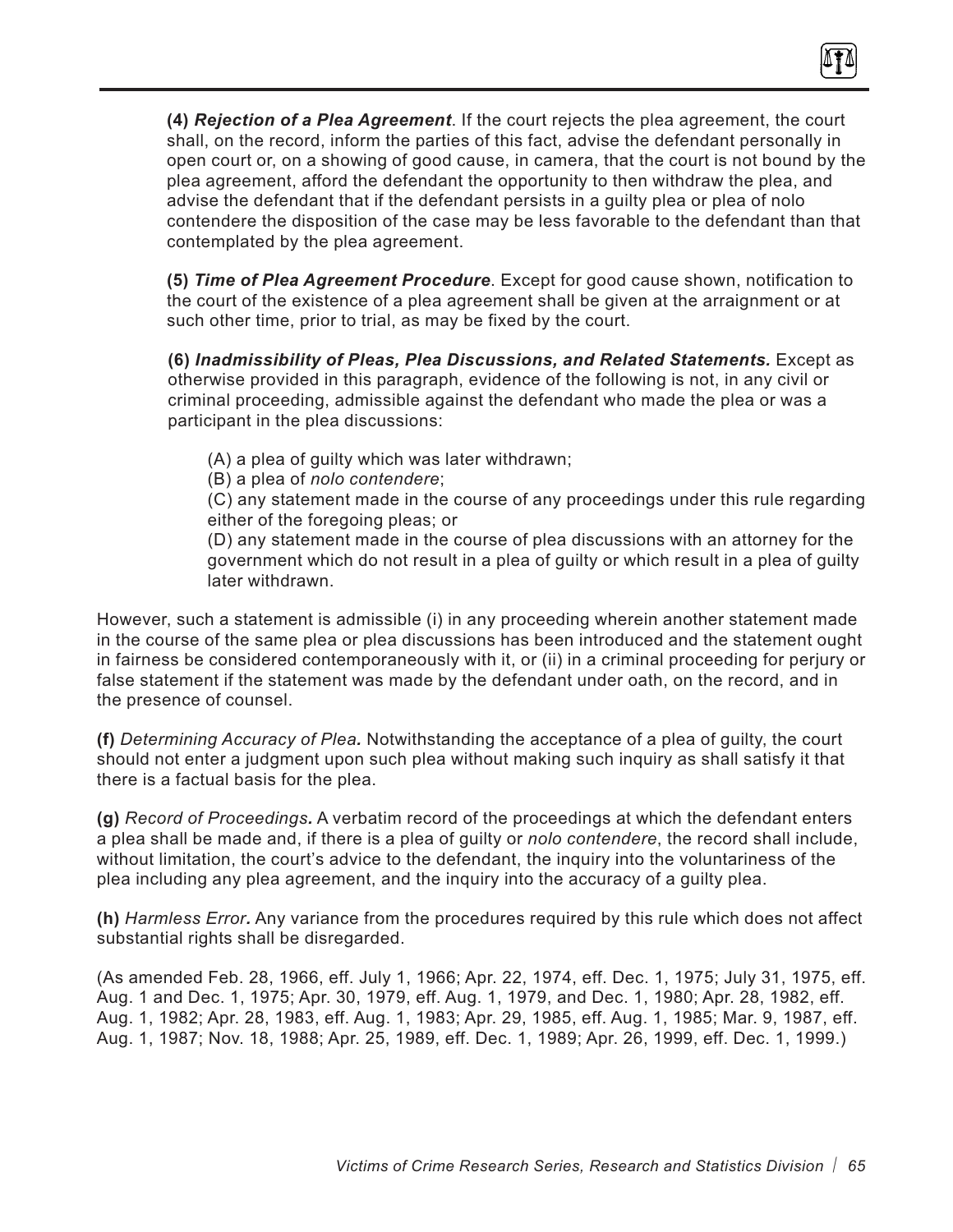**(4)** ***Rejection of a Plea Agreement***. If the court rejects the plea agreement, the court shall, on the record, inform the parties of this fact, advise the defendant personally in open court or, on a showing of good cause, in camera, that the court is not bound by the plea agreement, afford the defendant the opportunity to then withdraw the plea, and advise the defendant that if the defendant persists in a guilty plea or plea of nolo contendere the disposition of the case may be less favorable to the defendant than that contemplated by the plea agreement.

**(5)** ***Time of Plea Agreement Procedure***. Except for good cause shown, notification to the court of the existence of a plea agreement shall be given at the arraignment or at such other time, prior to trial, as may be fixed by the court.

**(6)** ***Inadmissibility of Pleas, Plea Discussions, and Related Statements.*** Except as otherwise provided in this paragraph, evidence of the following is not, in any civil or criminal proceeding, admissible against the defendant who made the plea or was a participant in the plea discussions:

(A) a plea of guilty which was later withdrawn;
(B) a plea of *nolo contendere*;
(C) any statement made in the course of any proceedings under this rule regarding either of the foregoing pleas; or
(D) any statement made in the course of plea discussions with an attorney for the government which do not result in a plea of guilty or which result in a plea of guilty later withdrawn.

However, such a statement is admissible (i) in any proceeding wherein another statement made in the course of the same plea or plea discussions has been introduced and the statement ought in fairness be considered contemporaneously with it, or (ii) in a criminal proceeding for perjury or false statement if the statement was made by the defendant under oath, on the record, and in the presence of counsel.

**(f)** *Determining Accuracy of Plea.* Notwithstanding the acceptance of a plea of guilty, the court should not enter a judgment upon such plea without making such inquiry as shall satisfy it that there is a factual basis for the plea.

**(g)** *Record of Proceedings.* A verbatim record of the proceedings at which the defendant enters a plea shall be made and, if there is a plea of guilty or *nolo contendere*, the record shall include, without limitation, the court's advice to the defendant, the inquiry into the voluntariness of the plea including any plea agreement, and the inquiry into the accuracy of a guilty plea.

**(h)** *Harmless Error.* Any variance from the procedures required by this rule which does not affect substantial rights shall be disregarded.

(As amended Feb. 28, 1966, eff. July 1, 1966; Apr. 22, 1974, eff. Dec. 1, 1975; July 31, 1975, eff. Aug. 1 and Dec. 1, 1975; Apr. 30, 1979, eff. Aug. 1, 1979, and Dec. 1, 1980; Apr. 28, 1982, eff. Aug. 1, 1982; Apr. 28, 1983, eff. Aug. 1, 1983; Apr. 29, 1985, eff. Aug. 1, 1985; Mar. 9, 1987, eff. Aug. 1, 1987; Nov. 18, 1988; Apr. 25, 1989, eff. Dec. 1, 1989; Apr. 26, 1999, eff. Dec. 1, 1999.)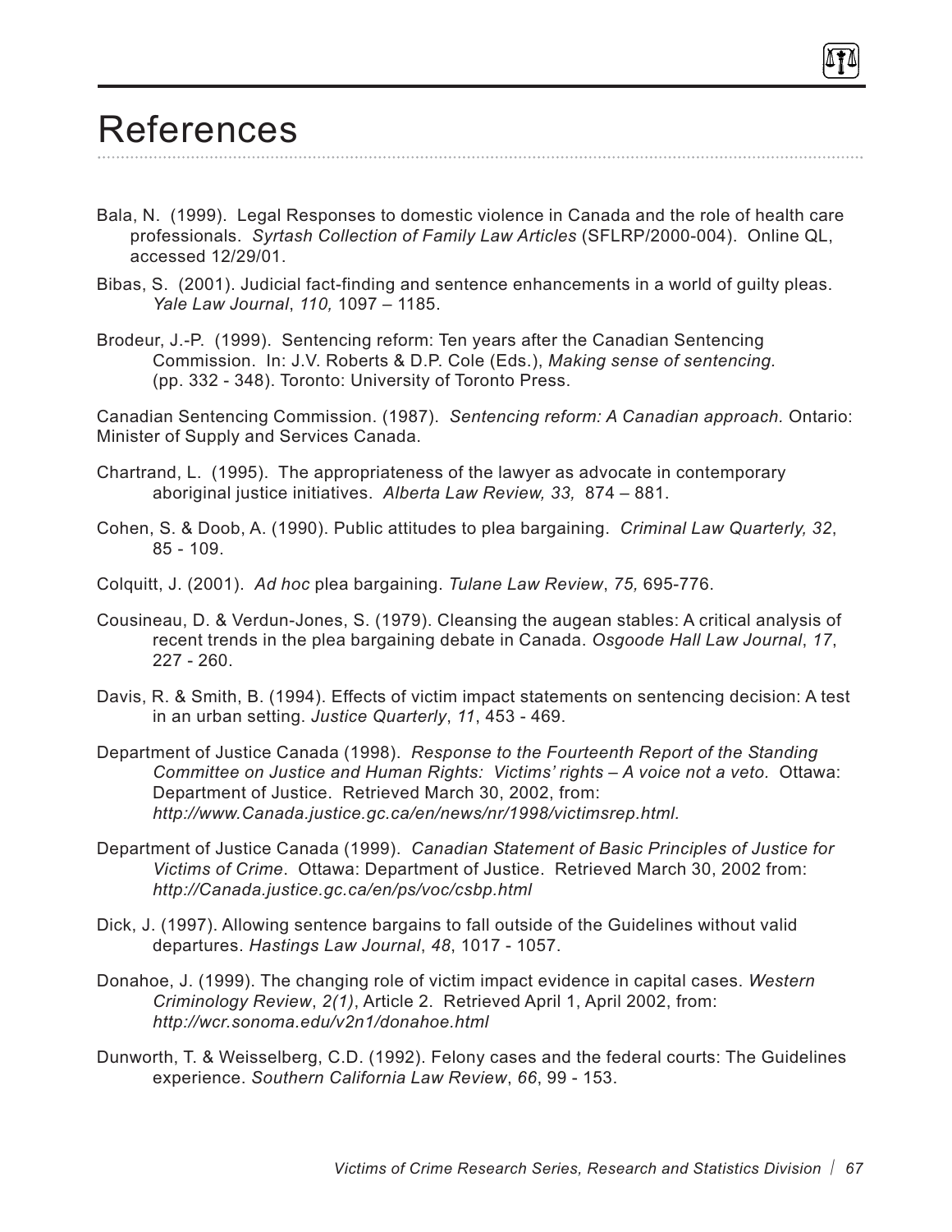# References

Bala, N. (1999). Legal Responses to domestic violence in Canada and the role of health care professionals. *Syrtash Collection of Family Law Articles* (SFLRP/2000-004). Online QL, accessed 12/29/01.

Bibas, S. (2001). Judicial fact-finding and sentence enhancements in a world of guilty pleas. *Yale Law Journal*, *110,* 1097 – 1185.

Brodeur, J.-P. (1999). Sentencing reform: Ten years after the Canadian Sentencing Commission. In: J.V. Roberts & D.P. Cole (Eds.), *Making sense of sentencing.* (pp. 332 - 348). Toronto: University of Toronto Press.

Canadian Sentencing Commission. (1987). *Sentencing reform: A Canadian approach.* Ontario: Minister of Supply and Services Canada.

Chartrand, L. (1995). The appropriateness of the lawyer as advocate in contemporary aboriginal justice initiatives. *Alberta Law Review, 33,* 874 – 881.

Cohen, S. & Doob, A. (1990). Public attitudes to plea bargaining. *Criminal Law Quarterly, 32*, 85 - 109.

Colquitt, J. (2001). *Ad hoc* plea bargaining. *Tulane Law Review*, *75,* 695-776.

Cousineau, D. & Verdun-Jones, S. (1979). Cleansing the augean stables: A critical analysis of recent trends in the plea bargaining debate in Canada. *Osgoode Hall Law Journal*, *17*, 227 - 260.

Davis, R. & Smith, B. (1994). Effects of victim impact statements on sentencing decision: A test in an urban setting. *Justice Quarterly*, *11*, 453 - 469.

Department of Justice Canada (1998). *Response to the Fourteenth Report of the Standing Committee on Justice and Human Rights: Victims' rights – A voice not a veto.* Ottawa: Department of Justice. Retrieved March 30, 2002, from: *http://www.Canada.justice.gc.ca/en/news/nr/1998/victimsrep.html.*

Department of Justice Canada (1999). *Canadian Statement of Basic Principles of Justice for Victims of Crime*. Ottawa: Department of Justice. Retrieved March 30, 2002 from: *http://Canada.justice.gc.ca/en/ps/voc/csbp.html*

Dick, J. (1997). Allowing sentence bargains to fall outside of the Guidelines without valid departures. *Hastings Law Journal*, *48*, 1017 - 1057.

Donahoe, J. (1999). The changing role of victim impact evidence in capital cases. *Western Criminology Review*, *2(1)*, Article 2. Retrieved April 1, April 2002, from: *http://wcr.sonoma.edu/v2n1/donahoe.html*

Dunworth, T. & Weisselberg, C.D. (1992). Felony cases and the federal courts: The Guidelines experience. *Southern California Law Review*, *66*, 99 - 153.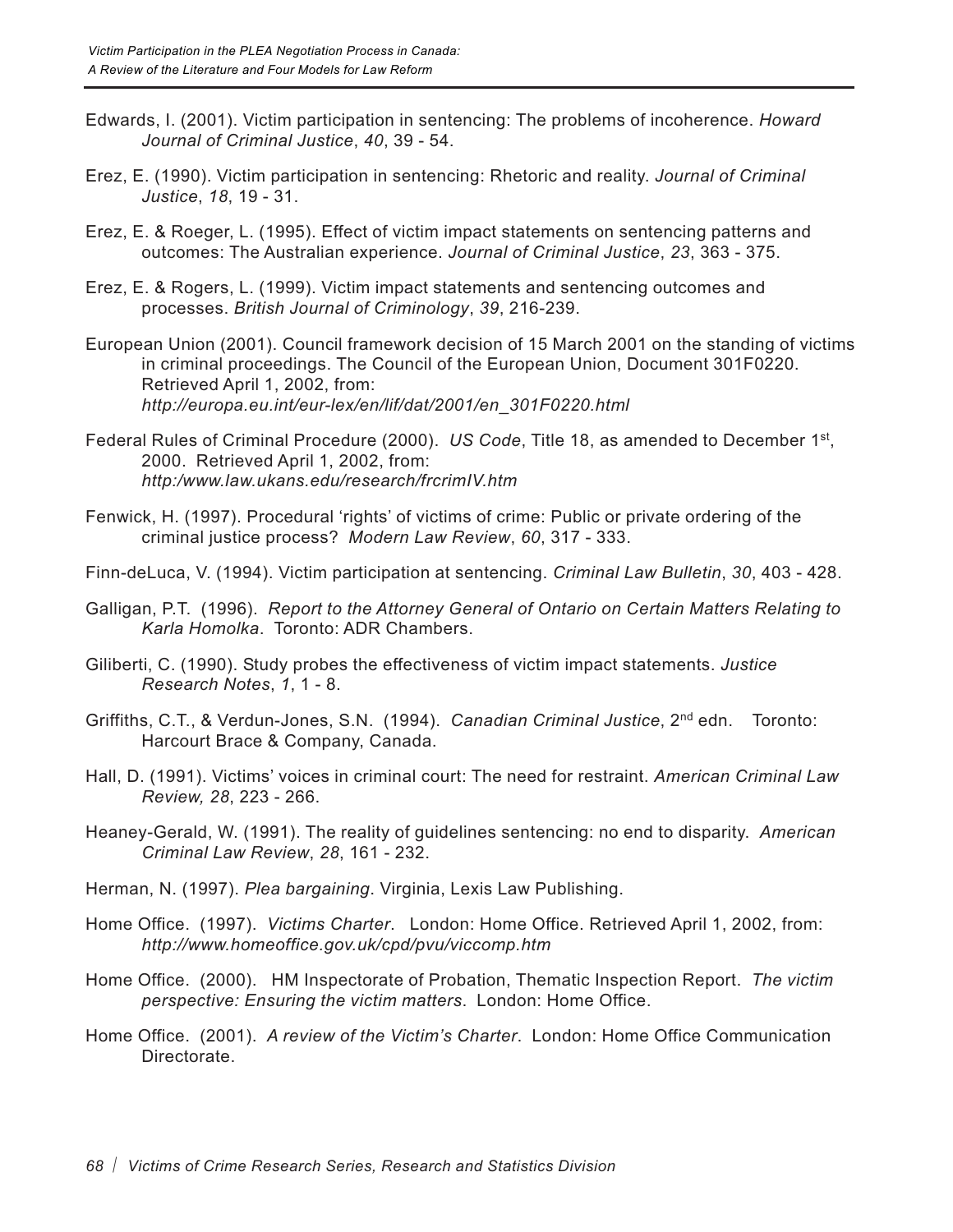Edwards, I. (2001). Victim participation in sentencing: The problems of incoherence. *Howard Journal of Criminal Justice*, *40*, 39 - 54.

Erez, E. (1990). Victim participation in sentencing: Rhetoric and reality. *Journal of Criminal Justice*, *18*, 19 - 31.

Erez, E. & Roeger, L. (1995). Effect of victim impact statements on sentencing patterns and outcomes: The Australian experience. *Journal of Criminal Justice*, *23*, 363 - 375.

Erez, E. & Rogers, L. (1999). Victim impact statements and sentencing outcomes and processes. *British Journal of Criminology*, *39*, 216-239.

European Union (2001). Council framework decision of 15 March 2001 on the standing of victims in criminal proceedings. The Council of the European Union, Document 301F0220. Retrieved April 1, 2002, from: *http://europa.eu.int/eur-lex/en/lif/dat/2001/en_301F0220.html*

Federal Rules of Criminal Procedure (2000). *US Code*, Title 18, as amended to December 1st, 2000. Retrieved April 1, 2002, from: *http:/www.law.ukans.edu/research/frcrimIV.htm*

Fenwick, H. (1997). Procedural 'rights' of victims of crime: Public or private ordering of the criminal justice process? *Modern Law Review*, *60*, 317 - 333.

Finn-deLuca, V. (1994). Victim participation at sentencing. *Criminal Law Bulletin*, *30*, 403 - 428.

Galligan, P.T. (1996). *Report to the Attorney General of Ontario on Certain Matters Relating to Karla Homolka*. Toronto: ADR Chambers.

Giliberti, C. (1990). Study probes the effectiveness of victim impact statements. *Justice Research Notes*, *1*, 1 - 8.

Griffiths, C.T., & Verdun-Jones, S.N. (1994). *Canadian Criminal Justice*, 2nd edn. Toronto: Harcourt Brace & Company, Canada.

Hall, D. (1991). Victims' voices in criminal court: The need for restraint. *American Criminal Law Review, 28*, 223 - 266.

Heaney-Gerald, W. (1991). The reality of guidelines sentencing: no end to disparity. *American Criminal Law Review*, *28*, 161 - 232.

Herman, N. (1997). *Plea bargaining*. Virginia, Lexis Law Publishing.

Home Office. (1997). *Victims Charter*. London: Home Office. Retrieved April 1, 2002, from: *http://www.homeoffice.gov.uk/cpd/pvu/viccomp.htm*

Home Office. (2000). HM Inspectorate of Probation, Thematic Inspection Report. *The victim perspective: Ensuring the victim matters*. London: Home Office.

Home Office. (2001). *A review of the Victim's Charter*. London: Home Office Communication Directorate.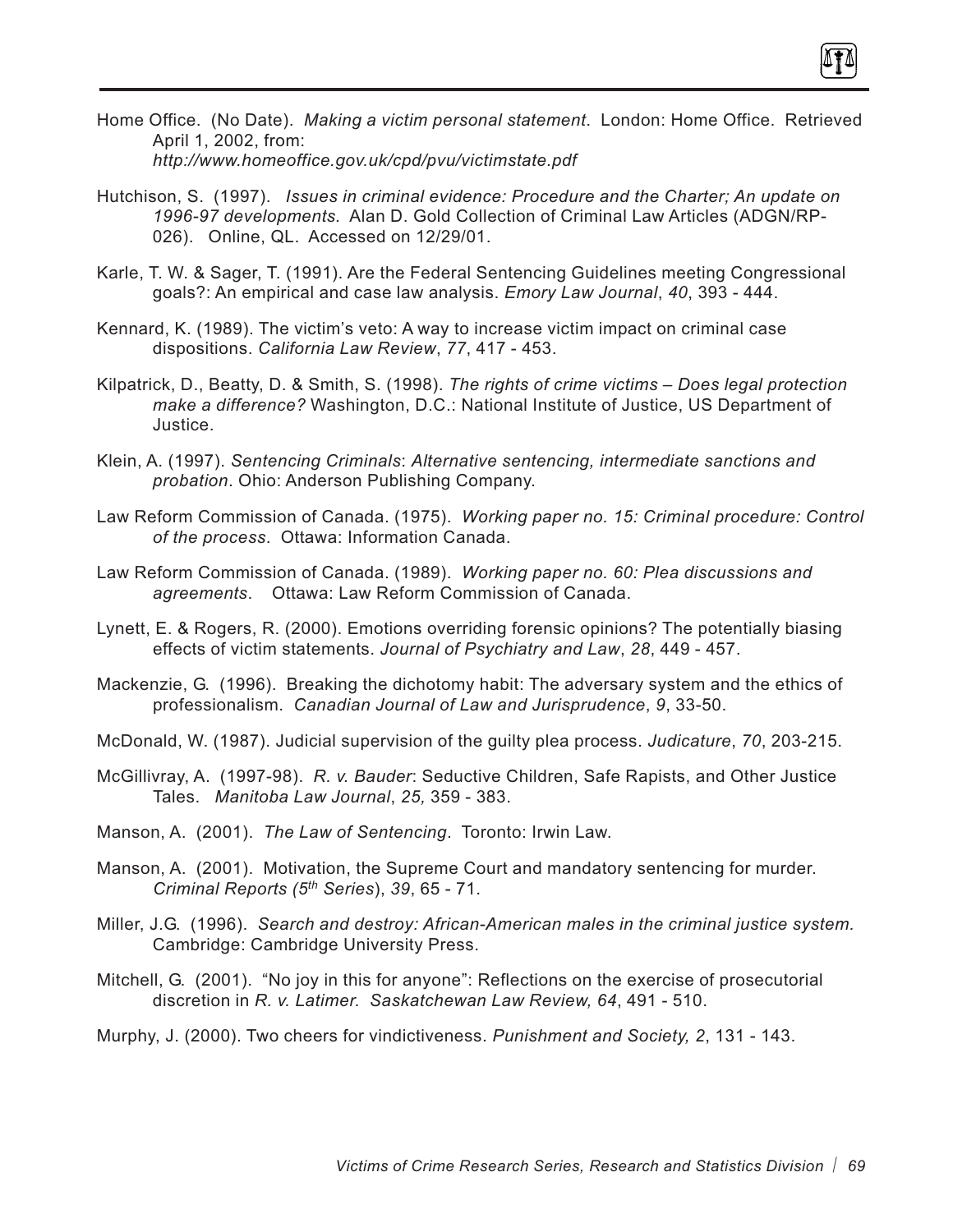Home Office. (No Date). *Making a victim personal statement*. London: Home Office. Retrieved April 1, 2002, from: *http://www.homeoffice.gov.uk/cpd/pvu/victimstate.pdf*

Hutchison, S. (1997). *Issues in criminal evidence: Procedure and the Charter; An update on 1996-97 developments*. Alan D. Gold Collection of Criminal Law Articles (ADGN/RP-026). Online, QL. Accessed on 12/29/01.

Karle, T. W. & Sager, T. (1991). Are the Federal Sentencing Guidelines meeting Congressional goals?: An empirical and case law analysis. *Emory Law Journal*, *40*, 393 - 444.

Kennard, K. (1989). The victim's veto: A way to increase victim impact on criminal case dispositions. *California Law Review*, *77*, 417 - 453.

Kilpatrick, D., Beatty, D. & Smith, S. (1998). *The rights of crime victims – Does legal protection make a difference?* Washington, D.C.: National Institute of Justice, US Department of Justice.

Klein, A. (1997). *Sentencing Criminals*: *Alternative sentencing, intermediate sanctions and probation*. Ohio: Anderson Publishing Company.

Law Reform Commission of Canada. (1975). *Working paper no. 15: Criminal procedure: Control of the process*. Ottawa: Information Canada.

Law Reform Commission of Canada. (1989). *Working paper no. 60: Plea discussions and agreements*. Ottawa: Law Reform Commission of Canada.

Lynett, E. & Rogers, R. (2000). Emotions overriding forensic opinions? The potentially biasing effects of victim statements. *Journal of Psychiatry and Law*, *28*, 449 - 457.

Mackenzie, G. (1996). Breaking the dichotomy habit: The adversary system and the ethics of professionalism. *Canadian Journal of Law and Jurisprudence*, *9*, 33-50.

McDonald, W. (1987). Judicial supervision of the guilty plea process. *Judicature*, *70*, 203-215.

McGillivray, A. (1997-98). *R. v. Bauder*: Seductive Children, Safe Rapists, and Other Justice Tales. *Manitoba Law Journal*, *25,* 359 - 383.

Manson, A. (2001). *The Law of Sentencing*. Toronto: Irwin Law.

Manson, A. (2001). Motivation, the Supreme Court and mandatory sentencing for murder. *Criminal Reports (5th Series)*, *39*, 65 - 71.

Miller, J.G. (1996). *Search and destroy: African-American males in the criminal justice system.* Cambridge: Cambridge University Press.

Mitchell, G. (2001). "No joy in this for anyone": Reflections on the exercise of prosecutorial discretion in *R. v. Latimer. Saskatchewan Law Review, 64*, 491 - 510.

Murphy, J. (2000). Two cheers for vindictiveness. *Punishment and Society, 2*, 131 - 143.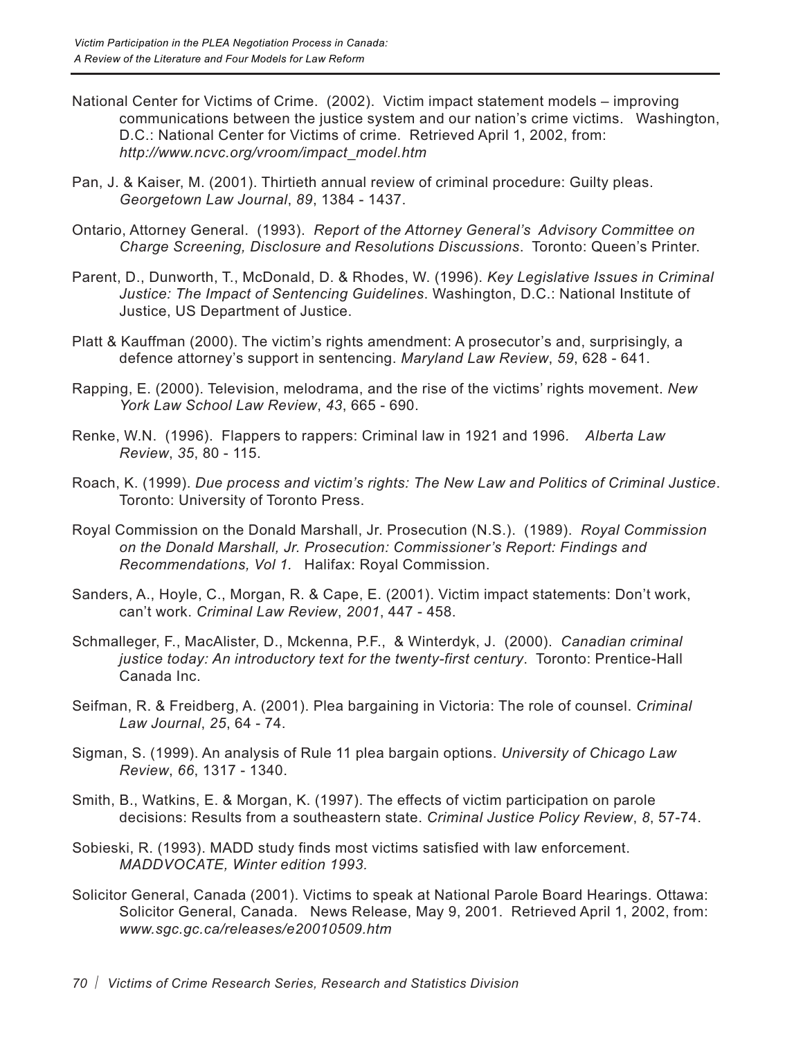National Center for Victims of Crime. (2002). Victim impact statement models – improving communications between the justice system and our nation's crime victims. Washington, D.C.: National Center for Victims of crime. Retrieved April 1, 2002, from: *http://www.ncvc.org/vroom/impact_model.htm*

Pan, J. & Kaiser, M. (2001). Thirtieth annual review of criminal procedure: Guilty pleas. *Georgetown Law Journal*, *89*, 1384 - 1437.

Ontario, Attorney General. (1993). *Report of the Attorney General's Advisory Committee on Charge Screening, Disclosure and Resolutions Discussions*. Toronto: Queen's Printer.

Parent, D., Dunworth, T., McDonald, D. & Rhodes, W. (1996). *Key Legislative Issues in Criminal Justice: The Impact of Sentencing Guidelines*. Washington, D.C.: National Institute of Justice, US Department of Justice.

Platt & Kauffman (2000). The victim's rights amendment: A prosecutor's and, surprisingly, a defence attorney's support in sentencing. *Maryland Law Review*, *59*, 628 - 641.

Rapping, E. (2000). Television, melodrama, and the rise of the victims' rights movement. *New York Law School Law Review*, *43*, 665 - 690.

Renke, W.N. (1996). Flappers to rappers: Criminal law in 1921 and 1996. *Alberta Law Review*, *35*, 80 - 115.

Roach, K. (1999). *Due process and victim's rights: The New Law and Politics of Criminal Justice*. Toronto: University of Toronto Press.

Royal Commission on the Donald Marshall, Jr. Prosecution (N.S.). (1989). *Royal Commission on the Donald Marshall, Jr. Prosecution: Commissioner's Report: Findings and Recommendations, Vol 1.* Halifax: Royal Commission.

Sanders, A., Hoyle, C., Morgan, R. & Cape, E. (2001). Victim impact statements: Don't work, can't work. *Criminal Law Review*, *2001*, 447 - 458.

Schmalleger, F., MacAlister, D., Mckenna, P.F., & Winterdyk, J. (2000). *Canadian criminal justice today: An introductory text for the twenty-first century*. Toronto: Prentice-Hall Canada Inc.

Seifman, R. & Freidberg, A. (2001). Plea bargaining in Victoria: The role of counsel. *Criminal Law Journal*, *25*, 64 - 74.

Sigman, S. (1999). An analysis of Rule 11 plea bargain options. *University of Chicago Law Review*, *66*, 1317 - 1340.

Smith, B., Watkins, E. & Morgan, K. (1997). The effects of victim participation on parole decisions: Results from a southeastern state. *Criminal Justice Policy Review*, *8*, 57-74.

Sobieski, R. (1993). MADD study finds most victims satisfied with law enforcement. *MADDVOCATE, Winter edition 1993.*

Solicitor General, Canada (2001). Victims to speak at National Parole Board Hearings. Ottawa: Solicitor General, Canada. News Release, May 9, 2001. Retrieved April 1, 2002, from: *www.sgc.gc.ca/releases/e20010509.htm*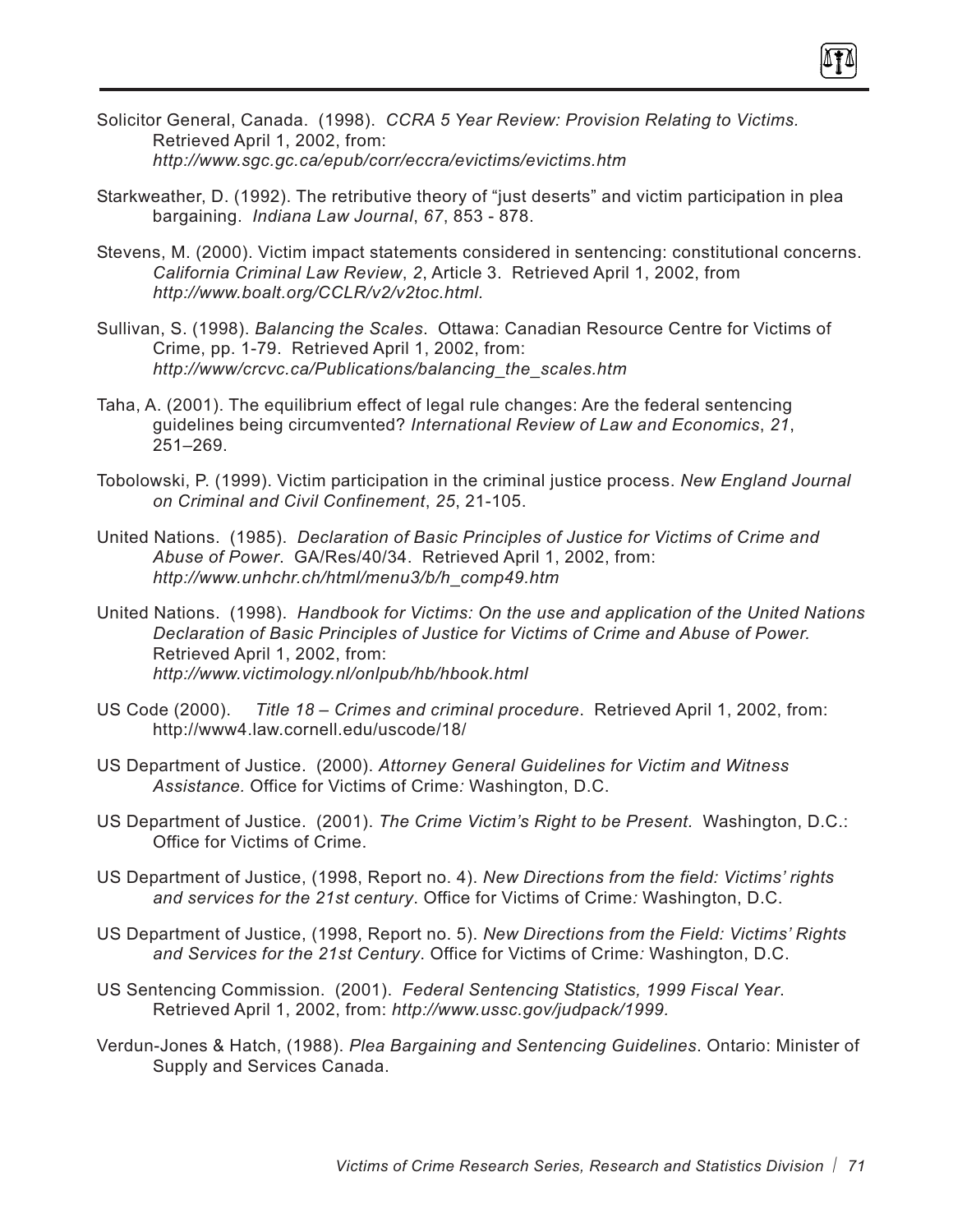Solicitor General, Canada. (1998). *CCRA 5 Year Review: Provision Relating to Victims.* Retrieved April 1, 2002, from: *http://www.sgc.gc.ca/epub/corr/eccra/evictims/evictims.htm*

Starkweather, D. (1992). The retributive theory of "just deserts" and victim participation in plea bargaining. *Indiana Law Journal*, *67*, 853 - 878.

Stevens, M. (2000). Victim impact statements considered in sentencing: constitutional concerns. *California Criminal Law Review*, *2*, Article 3. Retrieved April 1, 2002, from *http://www.boalt.org/CCLR/v2/v2toc.html.*

Sullivan, S. (1998). *Balancing the Scales*. Ottawa: Canadian Resource Centre for Victims of Crime, pp. 1-79. Retrieved April 1, 2002, from: *http://www/crcvc.ca/Publications/balancing_the_scales.htm*

Taha, A. (2001). The equilibrium effect of legal rule changes: Are the federal sentencing guidelines being circumvented? *International Review of Law and Economics*, *21*, 251–269.

Tobolowski, P. (1999). Victim participation in the criminal justice process. *New England Journal on Criminal and Civil Confinement*, *25*, 21-105.

United Nations. (1985). *Declaration of Basic Principles of Justice for Victims of Crime and Abuse of Power*. GA/Res/40/34. Retrieved April 1, 2002, from: *http://www.unhchr.ch/html/menu3/b/h_comp49.htm*

United Nations. (1998). *Handbook for Victims: On the use and application of the United Nations Declaration of Basic Principles of Justice for Victims of Crime and Abuse of Power.* Retrieved April 1, 2002, from: *http://www.victimology.nl/onlpub/hb/hbook.html*

US Code (2000). *Title 18 – Crimes and criminal procedure*. Retrieved April 1, 2002, from: http://www4.law.cornell.edu/uscode/18/

US Department of Justice. (2000). *Attorney General Guidelines for Victim and Witness Assistance.* Office for Victims of Crime*:* Washington, D.C.

US Department of Justice. (2001). *The Crime Victim's Right to be Present.* Washington, D.C.: Office for Victims of Crime.

US Department of Justice, (1998, Report no. 4). *New Directions from the field: Victims' rights and services for the 21st century*. Office for Victims of Crime*:* Washington, D.C.

US Department of Justice, (1998, Report no. 5). *New Directions from the Field: Victims' Rights and Services for the 21st Century*. Office for Victims of Crime*:* Washington, D.C.

US Sentencing Commission. (2001). *Federal Sentencing Statistics, 1999 Fiscal Year*. Retrieved April 1, 2002, from: *http://www.ussc.gov/judpack/1999.*

Verdun-Jones & Hatch, (1988). *Plea Bargaining and Sentencing Guidelines*. Ontario: Minister of Supply and Services Canada.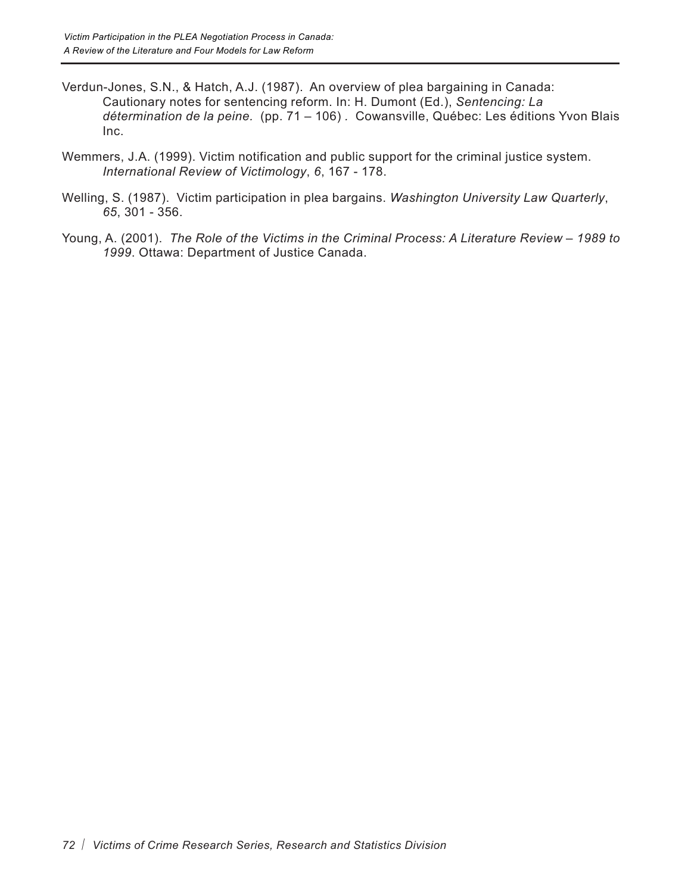Verdun-Jones, S.N., & Hatch, A.J. (1987). An overview of plea bargaining in Canada: Cautionary notes for sentencing reform. In: H. Dumont (Ed.), *Sentencing: La détermination de la peine.* (pp. 71 – 106) . Cowansville, Québec: Les éditions Yvon Blais Inc.

Wemmers, J.A. (1999). Victim notification and public support for the criminal justice system. *International Review of Victimology*, *6*, 167 - 178.

Welling, S. (1987). Victim participation in plea bargains. *Washington University Law Quarterly*, *65*, 301 - 356.

Young, A. (2001). *The Role of the Victims in the Criminal Process: A Literature Review – 1989 to 1999*. Ottawa: Department of Justice Canada.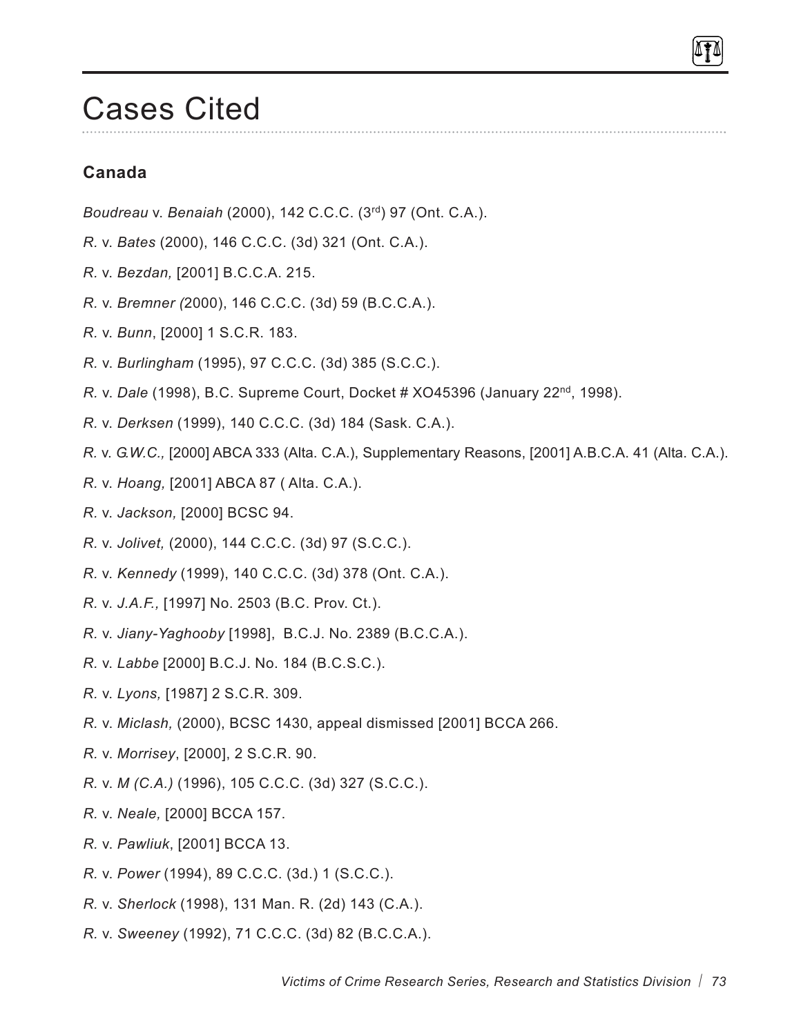# Cases Cited

## Canada

*Boudreau* v. *Benaiah* (2000), 142 C.C.C. (3rd) 97 (Ont. C.A.).

*R.* v. *Bates* (2000), 146 C.C.C. (3d) 321 (Ont. C.A.).

*R.* v. *Bezdan,* [2001] B.C.C.A. 215.

*R.* v. *Bremner (*2000), 146 C.C.C. (3d) 59 (B.C.C.A.).

*R.* v. *Bunn*, [2000] 1 S.C.R. 183.

*R.* v. *Burlingham* (1995), 97 C.C.C. (3d) 385 (S.C.C.).

*R.* v. *Dale* (1998), B.C. Supreme Court, Docket # XO45396 (January 22nd, 1998).

*R.* v. *Derksen* (1999), 140 C.C.C. (3d) 184 (Sask. C.A.).

*R.* v. *G.W.C.,* [2000] ABCA 333 (Alta. C.A.), Supplementary Reasons, [2001] A.B.C.A. 41 (Alta. C.A.).

*R.* v. *Hoang,* [2001] ABCA 87 ( Alta. C.A.).

*R.* v. *Jackson,* [2000] BCSC 94.

*R.* v. *Jolivet,* (2000), 144 C.C.C. (3d) 97 (S.C.C.).

*R.* v. *Kennedy* (1999), 140 C.C.C. (3d) 378 (Ont. C.A.).

*R.* v. *J.A.F.,* [1997] No. 2503 (B.C. Prov. Ct.).

*R.* v. *Jiany-Yaghooby* [1998], B.C.J. No. 2389 (B.C.C.A.).

*R.* v. *Labbe* [2000] B.C.J. No. 184 (B.C.S.C.).

*R.* v. *Lyons,* [1987] 2 S.C.R. 309.

*R.* v. *Miclash,* (2000), BCSC 1430, appeal dismissed [2001] BCCA 266.

*R.* v. *Morrisey*, [2000], 2 S.C.R. 90.

*R.* v. *M (C.A.)* (1996), 105 C.C.C. (3d) 327 (S.C.C.).

*R.* v. *Neale,* [2000] BCCA 157.

*R.* v. *Pawliuk*, [2001] BCCA 13.

*R.* v. *Power* (1994), 89 C.C.C. (3d.) 1 (S.C.C.).

*R.* v. *Sherlock* (1998), 131 Man. R. (2d) 143 (C.A.).

*R.* v. *Sweeney* (1992), 71 C.C.C. (3d) 82 (B.C.C.A.).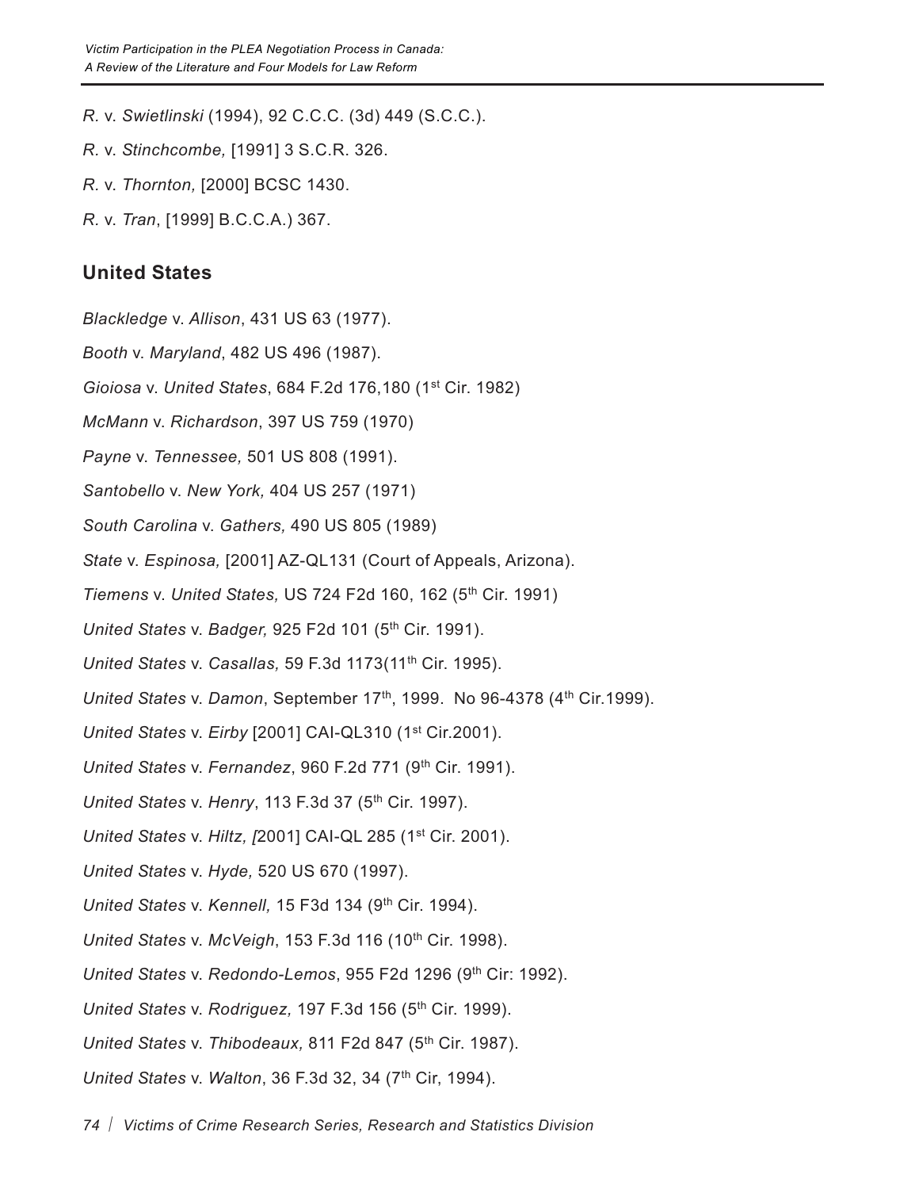*R.* v. *Swietlinski* (1994), 92 C.C.C. (3d) 449 (S.C.C.).

*R.* v. *Stinchcombe,* [1991] 3 S.C.R. 326.

*R.* v. *Thornton,* [2000] BCSC 1430.

*R.* v. *Tran*, [1999] B.C.C.A.) 367.

## United States

*Blackledge* v. *Allison*, 431 US 63 (1977).

*Booth* v. *Maryland*, 482 US 496 (1987).

*Gioiosa* v. *United States*, 684 F.2d 176,180 (1st Cir. 1982)

*McMann* v. *Richardson*, 397 US 759 (1970)

*Payne* v. *Tennessee,* 501 US 808 (1991).

*Santobello* v. *New York,* 404 US 257 (1971)

*South Carolina* v. *Gathers,* 490 US 805 (1989)

*State* v. *Espinosa,* [2001] AZ-QL131 (Court of Appeals, Arizona).

*Tiemens* v. *United States,* US 724 F2d 160, 162 (5th Cir. 1991)

*United States* v. *Badger,* 925 F2d 101 (5th Cir. 1991).

*United States* v. *Casallas,* 59 F.3d 1173(11th Cir. 1995).

*United States* v. *Damon*, September 17th, 1999. No 96-4378 (4th Cir.1999).

*United States* v. *Eirby* [2001] CAI-QL310 (1st Cir.2001).

*United States* v. *Fernandez*, 960 F.2d 771 (9th Cir. 1991).

*United States* v. *Henry*, 113 F.3d 37 (5th Cir. 1997).

*United States* v. *Hiltz, [*2001] CAI-QL 285 (1st Cir. 2001).

*United States* v. *Hyde,* 520 US 670 (1997).

*United States* v. *Kennell,* 15 F3d 134 (9th Cir. 1994).

*United States* v. *McVeigh*, 153 F.3d 116 (10th Cir. 1998).

*United States* v. *Redondo-Lemos*, 955 F2d 1296 (9th Cir: 1992).

*United States* v. *Rodriguez,* 197 F.3d 156 (5th Cir. 1999).

*United States* v. *Thibodeaux,* 811 F2d 847 (5th Cir. 1987).

*United States* v. *Walton*, 36 F.3d 32, 34 (7th Cir, 1994).